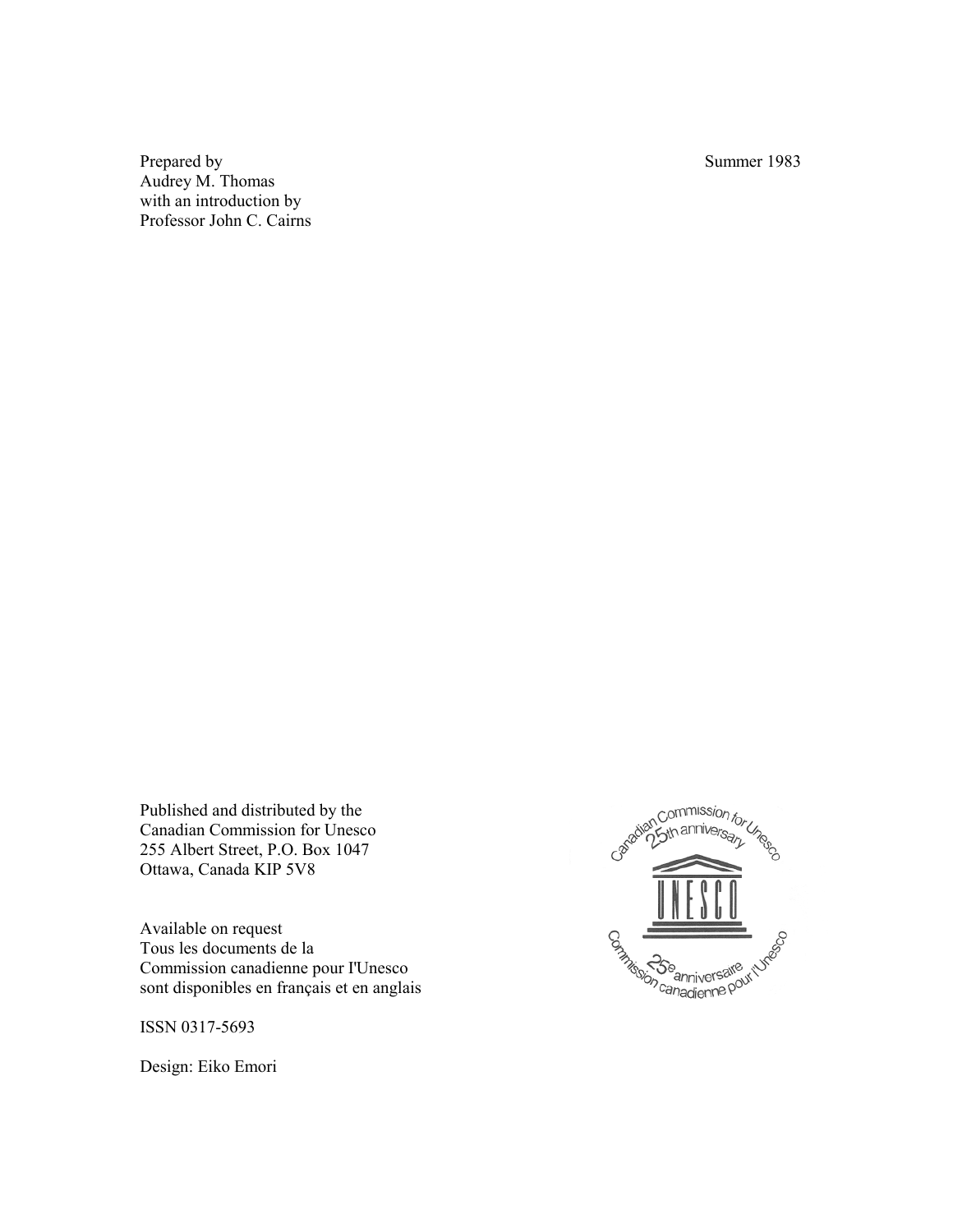Prepared by
Audrey M. Thomas
with an introduction by
Professor John C. Cairns

Summer 1983

Published and distributed by the
Canadian Commission for Unesco
255 Albert Street, P.O. Box 1047
Ottawa, Canada KIP 5V8

Available on request
Tous les documents de la
Commission canadienne pour l'Unesco
sont disponibles en français et en anglais

ISSN 0317-5693

Design: Eiko Emori

Canadian Commission for Unesco
25th anniversary
UNESCO
Commission canadienne pour l'Unesco
25e anniversaire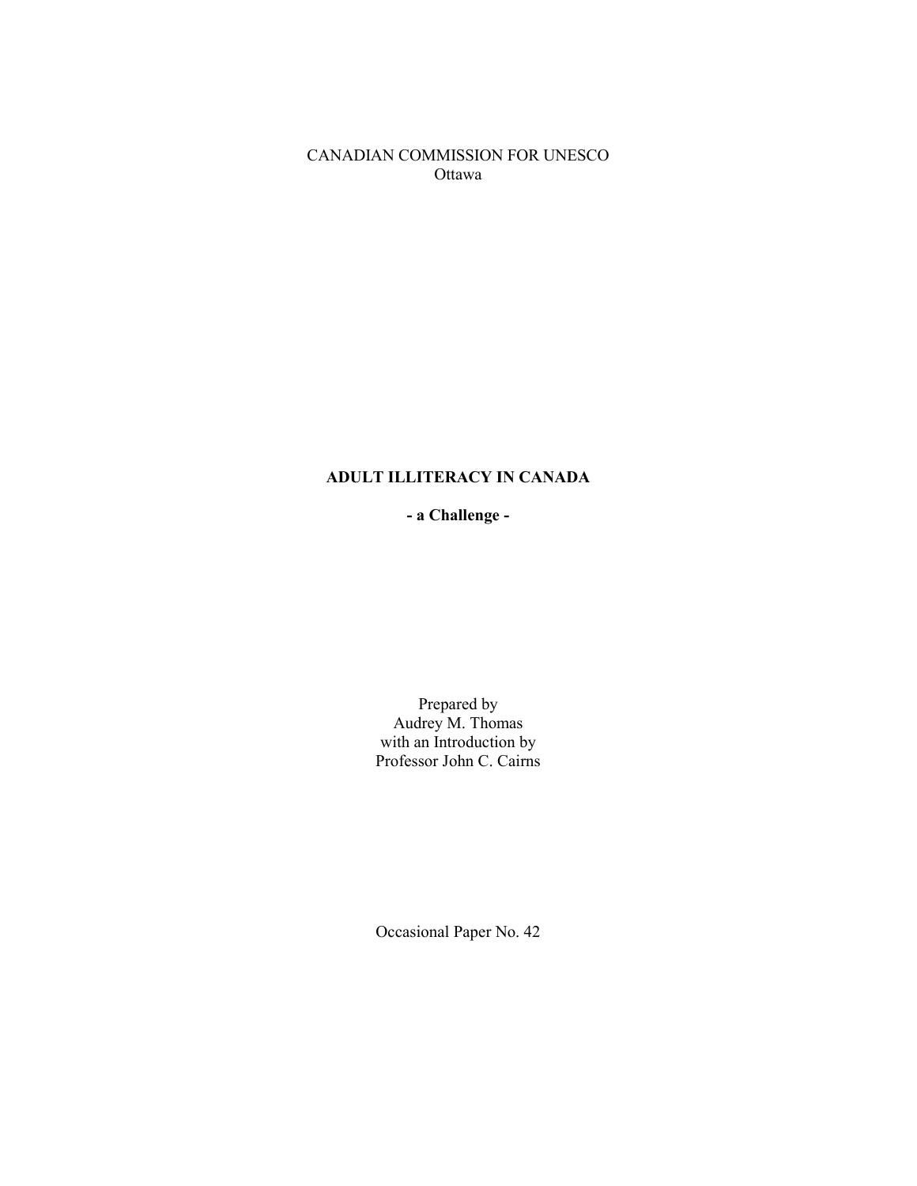CANADIAN COMMISSION FOR UNESCO
Ottawa

# ADULT ILLITERACY IN CANADA

## - a Challenge -

Prepared by
Audrey M. Thomas
with an Introduction by
Professor John C. Cairns

Occasional Paper No. 42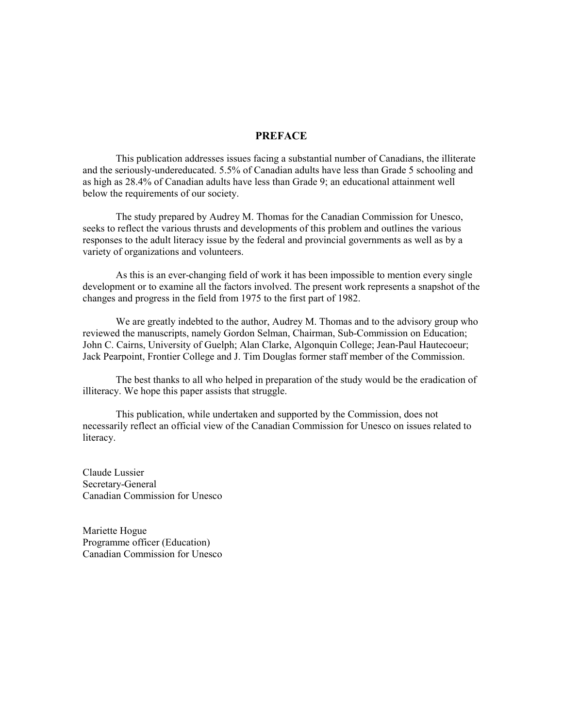## PREFACE

This publication addresses issues facing a substantial number of Canadians, the illiterate and the seriously-undereducated. 5.5% of Canadian adults have less than Grade 5 schooling and as high as 28.4% of Canadian adults have less than Grade 9; an educational attainment well below the requirements of our society.

The study prepared by Audrey M. Thomas for the Canadian Commission for Unesco, seeks to reflect the various thrusts and developments of this problem and outlines the various responses to the adult literacy issue by the federal and provincial governments as well as by a variety of organizations and volunteers.

As this is an ever-changing field of work it has been impossible to mention every single development or to examine all the factors involved. The present work represents a snapshot of the changes and progress in the field from 1975 to the first part of 1982.

We are greatly indebted to the author, Audrey M. Thomas and to the advisory group who reviewed the manuscripts, namely Gordon Selman, Chairman, Sub-Commission on Education; John C. Cairns, University of Guelph; Alan Clarke, Algonquin College; Jean-Paul Hautecoeur; Jack Pearpoint, Frontier College and J. Tim Douglas former staff member of the Commission.

The best thanks to all who helped in preparation of the study would be the eradication of illiteracy. We hope this paper assists that struggle.

This publication, while undertaken and supported by the Commission, does not necessarily reflect an official view of the Canadian Commission for Unesco on issues related to literacy.

Claude Lussier
Secretary-General
Canadian Commission for Unesco

Mariette Hogue
Programme officer (Education)
Canadian Commission for Unesco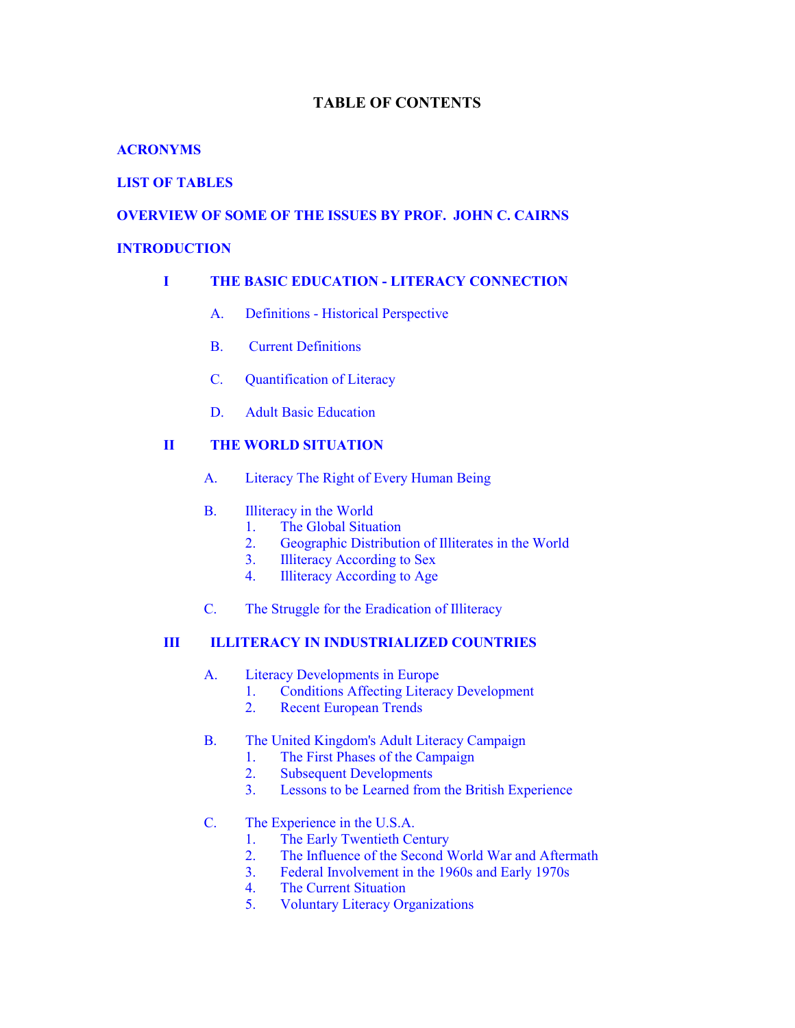# TABLE OF CONTENTS

**ACRONYMS**

**LIST OF TABLES**

**OVERVIEW OF SOME OF THE ISSUES BY PROF. JOHN C. CAIRNS**

**INTRODUCTION**

**I THE BASIC EDUCATION - LITERACY CONNECTION**

- A. Definitions - Historical Perspective
- B. Current Definitions
- C. Quantification of Literacy
- D. Adult Basic Education

**II THE WORLD SITUATION**

- A. Literacy The Right of Every Human Being
- B. Illiteracy in the World
  1. The Global Situation
  2. Geographic Distribution of Illiterates in the World
  3. Illiteracy According to Sex
  4. Illiteracy According to Age
- C. The Struggle for the Eradication of Illiteracy

**III ILLITERACY IN INDUSTRIALIZED COUNTRIES**

- A. Literacy Developments in Europe
  1. Conditions Affecting Literacy Development
  2. Recent European Trends
- B. The United Kingdom's Adult Literacy Campaign
  1. The First Phases of the Campaign
  2. Subsequent Developments
  3. Lessons to be Learned from the British Experience
- C. The Experience in the U.S.A.
  1. The Early Twentieth Century
  2. The Influence of the Second World War and Aftermath
  3. Federal Involvement in the 1960s and Early 1970s
  4. The Current Situation
  5. Voluntary Literacy Organizations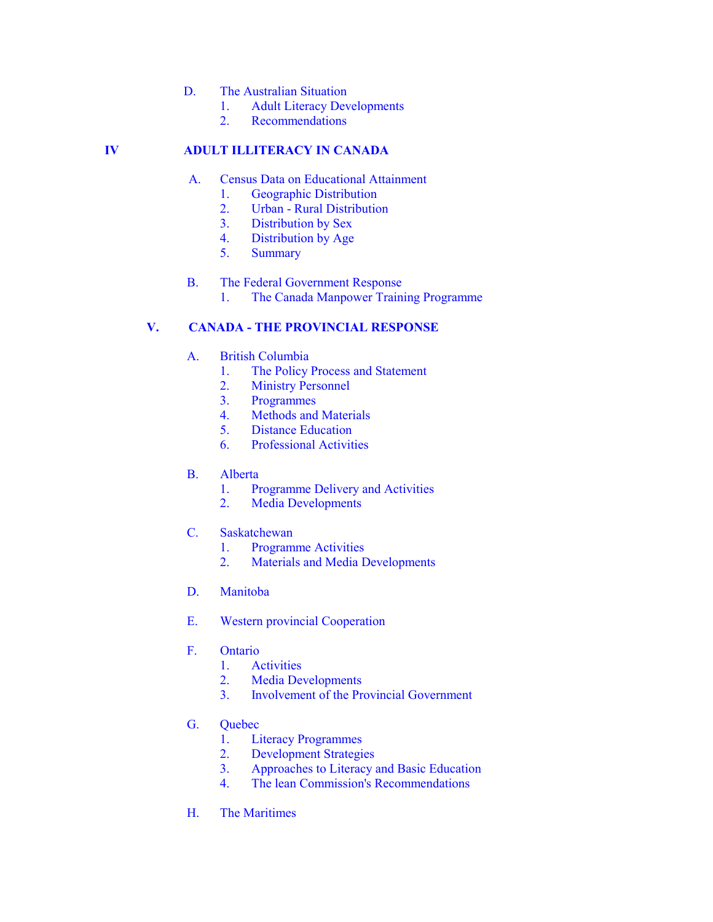D. The Australian Situation
   1. Adult Literacy Developments
   2. Recommendations

**IV ADULT ILLITERACY IN CANADA**

A. Census Data on Educational Attainment
   1. Geographic Distribution
   2. Urban - Rural Distribution
   3. Distribution by Sex
   4. Distribution by Age
   5. Summary

B. The Federal Government Response
   1. The Canada Manpower Training Programme

**V. CANADA - THE PROVINCIAL RESPONSE**

A. British Columbia
   1. The Policy Process and Statement
   2. Ministry Personnel
   3. Programmes
   4. Methods and Materials
   5. Distance Education
   6. Professional Activities

B. Alberta
   1. Programme Delivery and Activities
   2. Media Developments

C. Saskatchewan
   1. Programme Activities
   2. Materials and Media Developments

D. Manitoba

E. Western provincial Cooperation

F. Ontario
   1. Activities
   2. Media Developments
   3. Involvement of the Provincial Government

G. Quebec
   1. Literacy Programmes
   2. Development Strategies
   3. Approaches to Literacy and Basic Education
   4. The lean Commission's Recommendations

H. The Maritimes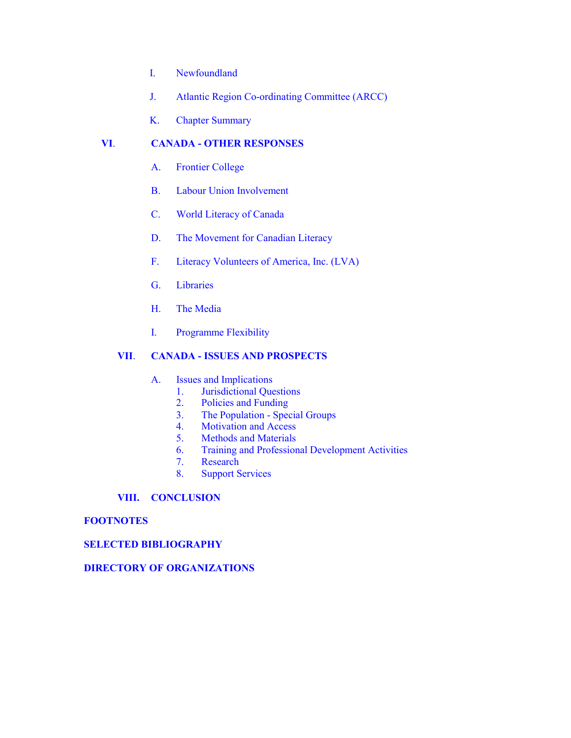- I. Newfoundland
- J. Atlantic Region Co-ordinating Committee (ARCC)
- K. Chapter Summary

**VI. CANADA - OTHER RESPONSES**

- A. Frontier College
- B. Labour Union Involvement
- C. World Literacy of Canada
- D. The Movement for Canadian Literacy
- F. Literacy Volunteers of America, Inc. (LVA)
- G. Libraries
- H. The Media
- I. Programme Flexibility

**VII. CANADA - ISSUES AND PROSPECTS**

- A. Issues and Implications
  1. Jurisdictional Questions
  2. Policies and Funding
  3. The Population - Special Groups
  4. Motivation and Access
  5. Methods and Materials
  6. Training and Professional Development Activities
  7. Research
  8. Support Services

**VIII. CONCLUSION**

**FOOTNOTES**

**SELECTED BIBLIOGRAPHY**

**DIRECTORY OF ORGANIZATIONS**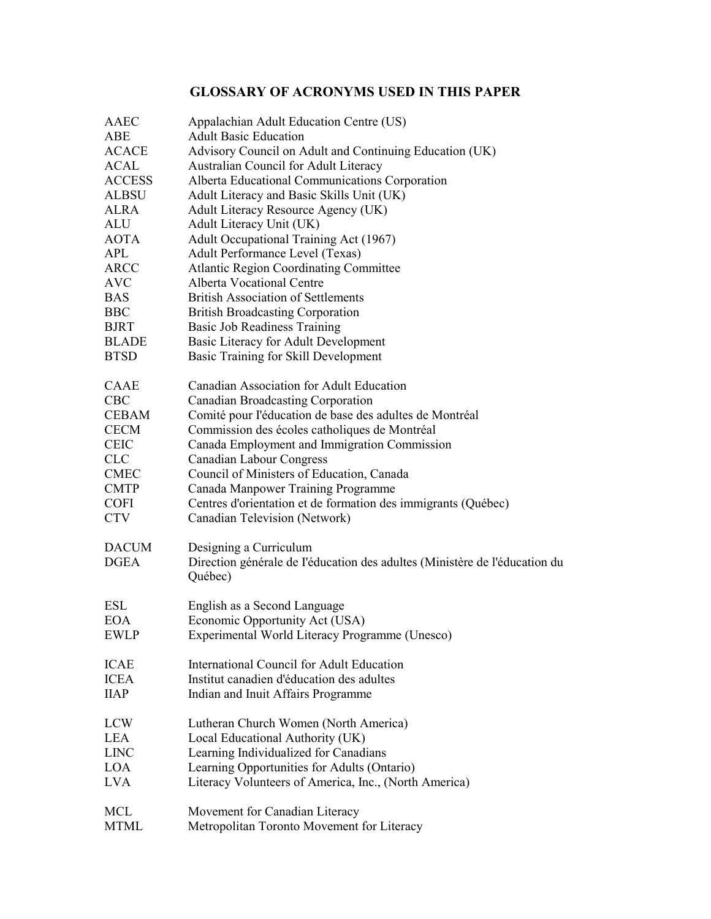## GLOSSARY OF ACRONYMS USED IN THIS PAPER

| | |
|---|---|
| AAEC | Appalachian Adult Education Centre (US) |
| ABE | Adult Basic Education |
| ACACE | Advisory Council on Adult and Continuing Education (UK) |
| ACAL | Australian Council for Adult Literacy |
| ACCESS | Alberta Educational Communications Corporation |
| ALBSU | Adult Literacy and Basic Skills Unit (UK) |
| ALRA | Adult Literacy Resource Agency (UK) |
| ALU | Adult Literacy Unit (UK) |
| AOTA | Adult Occupational Training Act (1967) |
| APL | Adult Performance Level (Texas) |
| ARCC | Atlantic Region Coordinating Committee |
| AVC | Alberta Vocational Centre |
| BAS | British Association of Settlements |
| BBC | British Broadcasting Corporation |
| BJRT | Basic Job Readiness Training |
| BLADE | Basic Literacy for Adult Development |
| BTSD | Basic Training for Skill Development |
| CAAE | Canadian Association for Adult Education |
| CBC | Canadian Broadcasting Corporation |
| CEBAM | Comité pour l'éducation de base des adultes de Montréal |
| CECM | Commission des écoles catholiques de Montréal |
| CEIC | Canada Employment and Immigration Commission |
| CLC | Canadian Labour Congress |
| CMEC | Council of Ministers of Education, Canada |
| CMTP | Canada Manpower Training Programme |
| COFI | Centres d'orientation et de formation des immigrants (Québec) |
| CTV | Canadian Television (Network) |
| DACUM | Designing a Curriculum |
| DGEA | Direction générale de l'éducation des adultes (Ministère de l'éducation du Québec) |
| ESL | English as a Second Language |
| EOA | Economic Opportunity Act (USA) |
| EWLP | Experimental World Literacy Programme (Unesco) |
| ICAE | International Council for Adult Education |
| ICEA | Institut canadien d'éducation des adultes |
| IIAP | Indian and Inuit Affairs Programme |
| LCW | Lutheran Church Women (North America) |
| LEA | Local Educational Authority (UK) |
| LINC | Learning Individualized for Canadians |
| LOA | Learning Opportunities for Adults (Ontario) |
| LVA | Literacy Volunteers of America, Inc., (North America) |
| MCL | Movement for Canadian Literacy |
| MTML | Metropolitan Toronto Movement for Literacy |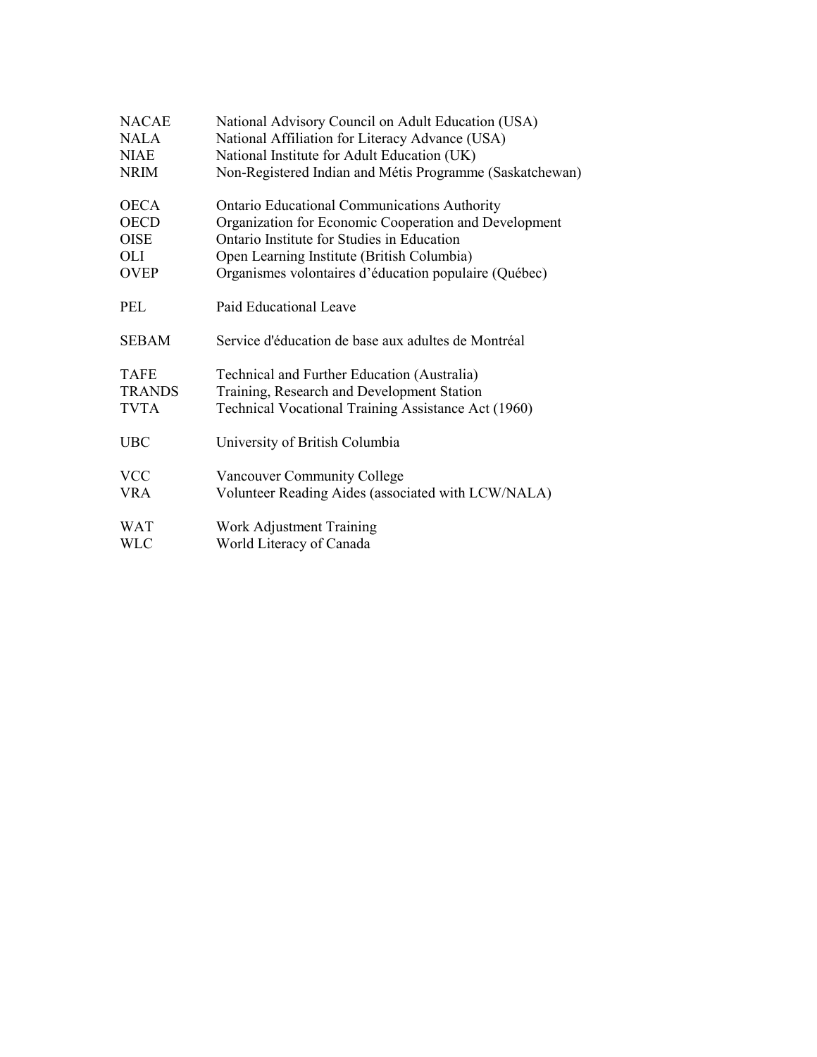| | |
|---|---|
| NACAE | National Advisory Council on Adult Education (USA) |
| NALA | National Affiliation for Literacy Advance (USA) |
| NIAE | National Institute for Adult Education (UK) |
| NRIM | Non-Registered Indian and Métis Programme (Saskatchewan) |
| OECA | Ontario Educational Communications Authority |
| OECD | Organization for Economic Cooperation and Development |
| OISE | Ontario Institute for Studies in Education |
| OLI | Open Learning Institute (British Columbia) |
| OVEP | Organismes volontaires d'éducation populaire (Québec) |
| PEL | Paid Educational Leave |
| SEBAM | Service d'éducation de base aux adultes de Montréal |
| TAFE | Technical and Further Education (Australia) |
| TRANDS | Training, Research and Development Station |
| TVTA | Technical Vocational Training Assistance Act (1960) |
| UBC | University of British Columbia |
| VCC | Vancouver Community College |
| VRA | Volunteer Reading Aides (associated with LCW/NALA) |
| WAT | Work Adjustment Training |
| WLC | World Literacy of Canada |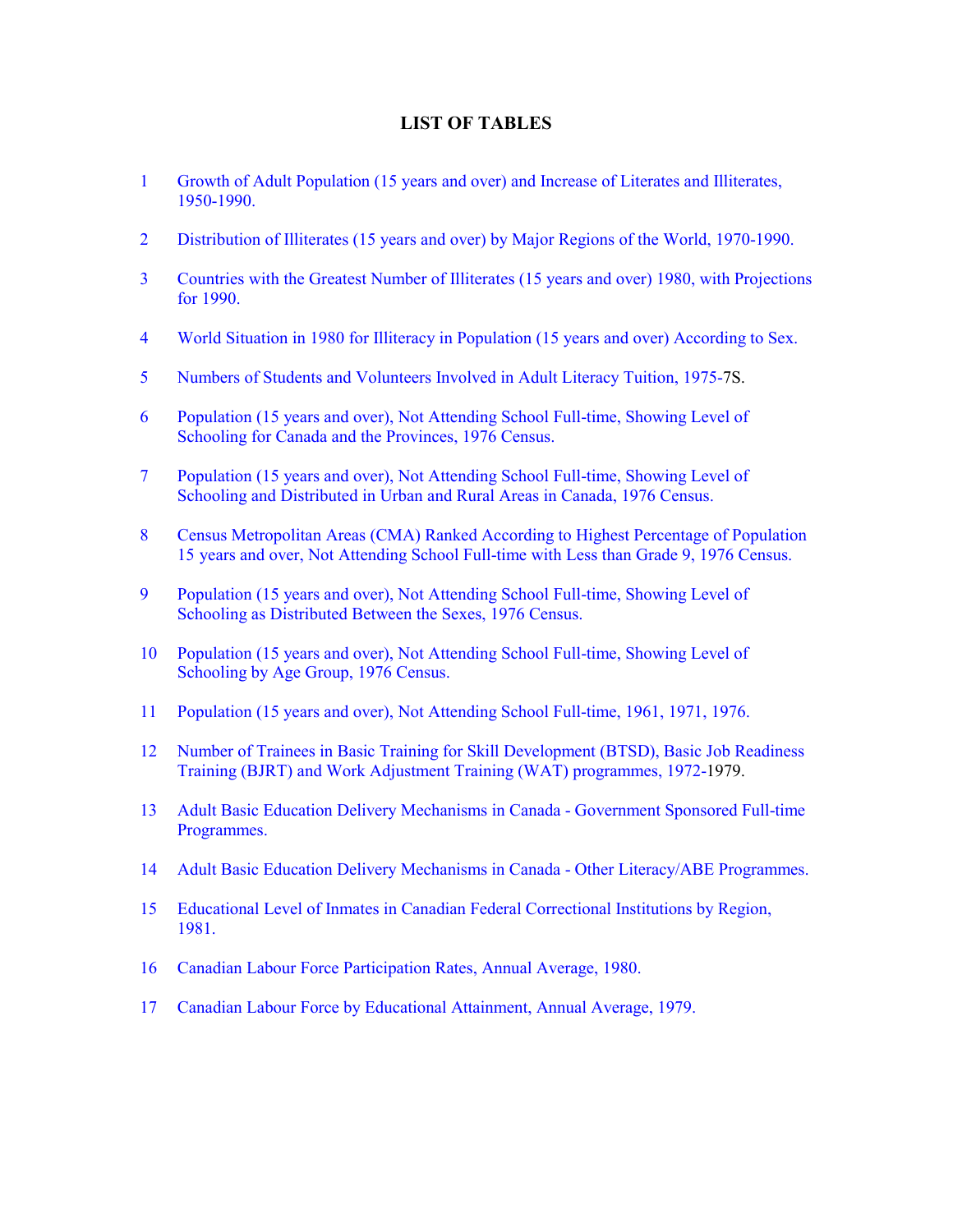# LIST OF TABLES

1. Growth of Adult Population (15 years and over) and Increase of Literates and Illiterates, 1950-1990.

2. Distribution of Illiterates (15 years and over) by Major Regions of the World, 1970-1990.

3. Countries with the Greatest Number of Illiterates (15 years and over) 1980, with Projections for 1990.

4. World Situation in 1980 for Illiteracy in Population (15 years and over) According to Sex.

5. Numbers of Students and Volunteers Involved in Adult Literacy Tuition, 1975-7S.

6. Population (15 years and over), Not Attending School Full-time, Showing Level of Schooling for Canada and the Provinces, 1976 Census.

7. Population (15 years and over), Not Attending School Full-time, Showing Level of Schooling and Distributed in Urban and Rural Areas in Canada, 1976 Census.

8. Census Metropolitan Areas (CMA) Ranked According to Highest Percentage of Population 15 years and over, Not Attending School Full-time with Less than Grade 9, 1976 Census.

9. Population (15 years and over), Not Attending School Full-time, Showing Level of Schooling as Distributed Between the Sexes, 1976 Census.

10. Population (15 years and over), Not Attending School Full-time, Showing Level of Schooling by Age Group, 1976 Census.

11. Population (15 years and over), Not Attending School Full-time, 1961, 1971, 1976.

12. Number of Trainees in Basic Training for Skill Development (BTSD), Basic Job Readiness Training (BJRT) and Work Adjustment Training (WAT) programmes, 1972-1979.

13. Adult Basic Education Delivery Mechanisms in Canada - Government Sponsored Full-time Programmes.

14. Adult Basic Education Delivery Mechanisms in Canada - Other Literacy/ABE Programmes.

15. Educational Level of Inmates in Canadian Federal Correctional Institutions by Region, 1981.

16. Canadian Labour Force Participation Rates, Annual Average, 1980.

17. Canadian Labour Force by Educational Attainment, Annual Average, 1979.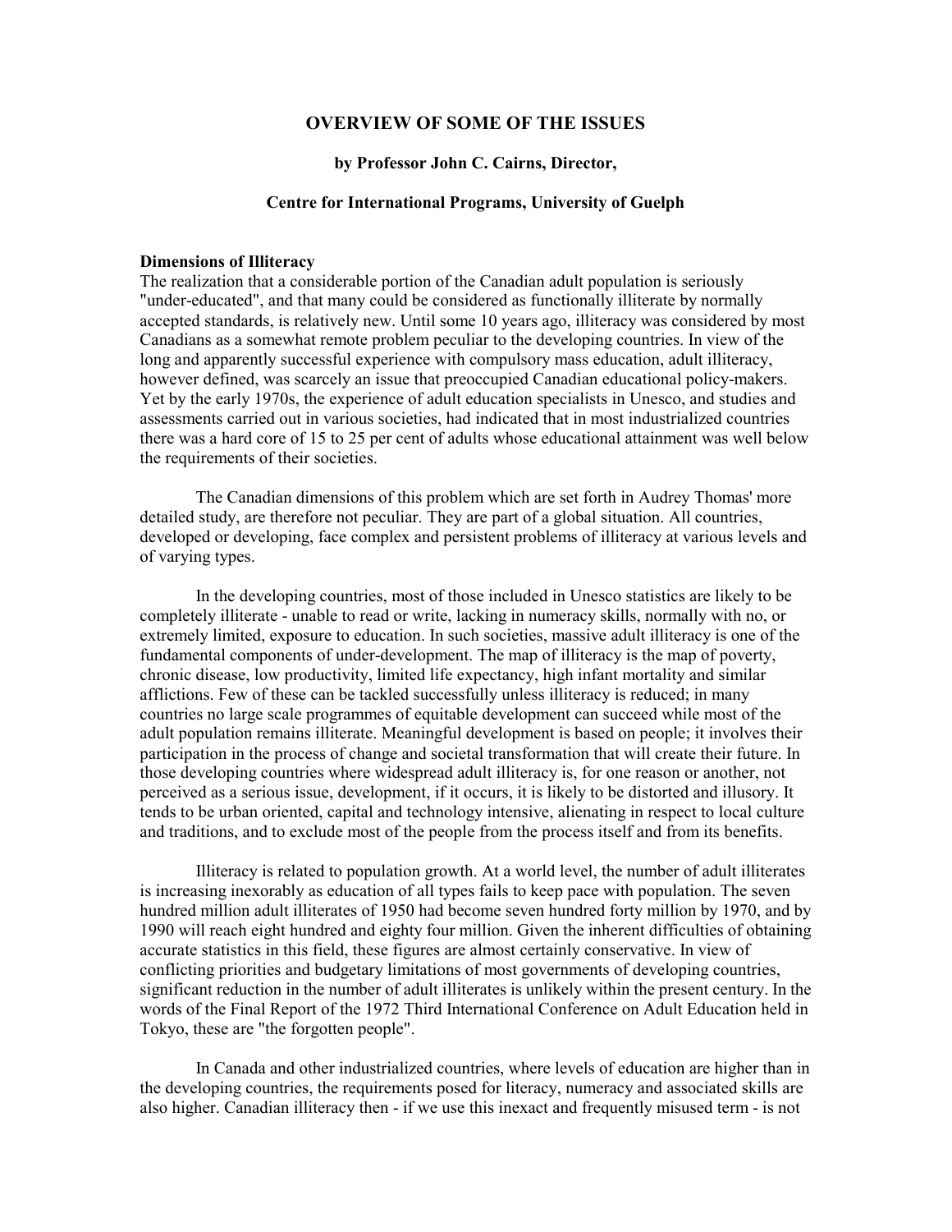# OVERVIEW OF SOME OF THE ISSUES

**by Professor John C. Cairns, Director,**

**Centre for International Programs, University of Guelph**

**Dimensions of Illiteracy**

The realization that a considerable portion of the Canadian adult population is seriously "under-educated", and that many could be considered as functionally illiterate by normally accepted standards, is relatively new. Until some 10 years ago, illiteracy was considered by most Canadians as a somewhat remote problem peculiar to the developing countries. In view of the long and apparently successful experience with compulsory mass education, adult illiteracy, however defined, was scarcely an issue that preoccupied Canadian educational policy-makers. Yet by the early 1970s, the experience of adult education specialists in Unesco, and studies and assessments carried out in various societies, had indicated that in most industrialized countries there was a hard core of 15 to 25 per cent of adults whose educational attainment was well below the requirements of their societies.

The Canadian dimensions of this problem which are set forth in Audrey Thomas' more detailed study, are therefore not peculiar. They are part of a global situation. All countries, developed or developing, face complex and persistent problems of illiteracy at various levels and of varying types.

In the developing countries, most of those included in Unesco statistics are likely to be completely illiterate - unable to read or write, lacking in numeracy skills, normally with no, or extremely limited, exposure to education. In such societies, massive adult illiteracy is one of the fundamental components of under-development. The map of illiteracy is the map of poverty, chronic disease, low productivity, limited life expectancy, high infant mortality and similar afflictions. Few of these can be tackled successfully unless illiteracy is reduced; in many countries no large scale programmes of equitable development can succeed while most of the adult population remains illiterate. Meaningful development is based on people; it involves their participation in the process of change and societal transformation that will create their future. In those developing countries where widespread adult illiteracy is, for one reason or another, not perceived as a serious issue, development, if it occurs, it is likely to be distorted and illusory. It tends to be urban oriented, capital and technology intensive, alienating in respect to local culture and traditions, and to exclude most of the people from the process itself and from its benefits.

Illiteracy is related to population growth. At a world level, the number of adult illiterates is increasing inexorably as education of all types fails to keep pace with population. The seven hundred million adult illiterates of 1950 had become seven hundred forty million by 1970, and by 1990 will reach eight hundred and eighty four million. Given the inherent difficulties of obtaining accurate statistics in this field, these figures are almost certainly conservative. In view of conflicting priorities and budgetary limitations of most governments of developing countries, significant reduction in the number of adult illiterates is unlikely within the present century. In the words of the Final Report of the 1972 Third International Conference on Adult Education held in Tokyo, these are "the forgotten people".

In Canada and other industrialized countries, where levels of education are higher than in the developing countries, the requirements posed for literacy, numeracy and associated skills are also higher. Canadian illiteracy then - if we use this inexact and frequently misused term - is not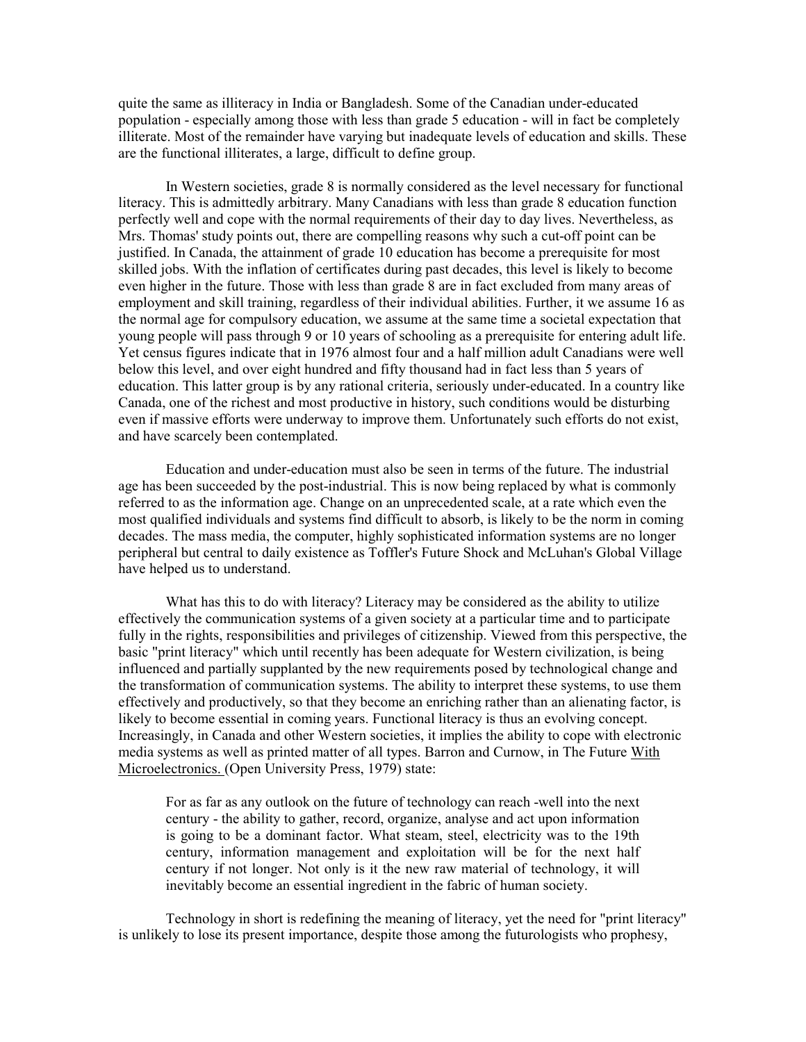quite the same as illiteracy in India or Bangladesh. Some of the Canadian under-educated population - especially among those with less than grade 5 education - will in fact be completely illiterate. Most of the remainder have varying but inadequate levels of education and skills. These are the functional illiterates, a large, difficult to define group.

In Western societies, grade 8 is normally considered as the level necessary for functional literacy. This is admittedly arbitrary. Many Canadians with less than grade 8 education function perfectly well and cope with the normal requirements of their day to day lives. Nevertheless, as Mrs. Thomas' study points out, there are compelling reasons why such a cut-off point can be justified. In Canada, the attainment of grade 10 education has become a prerequisite for most skilled jobs. With the inflation of certificates during past decades, this level is likely to become even higher in the future. Those with less than grade 8 are in fact excluded from many areas of employment and skill training, regardless of their individual abilities. Further, it we assume 16 as the normal age for compulsory education, we assume at the same time a societal expectation that young people will pass through 9 or 10 years of schooling as a prerequisite for entering adult life. Yet census figures indicate that in 1976 almost four and a half million adult Canadians were well below this level, and over eight hundred and fifty thousand had in fact less than 5 years of education. This latter group is by any rational criteria, seriously under-educated. In a country like Canada, one of the richest and most productive in history, such conditions would be disturbing even if massive efforts were underway to improve them. Unfortunately such efforts do not exist, and have scarcely been contemplated.

Education and under-education must also be seen in terms of the future. The industrial age has been succeeded by the post-industrial. This is now being replaced by what is commonly referred to as the information age. Change on an unprecedented scale, at a rate which even the most qualified individuals and systems find difficult to absorb, is likely to be the norm in coming decades. The mass media, the computer, highly sophisticated information systems are no longer peripheral but central to daily existence as Toffler's Future Shock and McLuhan's Global Village have helped us to understand.

What has this to do with literacy? Literacy may be considered as the ability to utilize effectively the communication systems of a given society at a particular time and to participate fully in the rights, responsibilities and privileges of citizenship. Viewed from this perspective, the basic "print literacy" which until recently has been adequate for Western civilization, is being influenced and partially supplanted by the new requirements posed by technological change and the transformation of communication systems. The ability to interpret these systems, to use them effectively and productively, so that they become an enriching rather than an alienating factor, is likely to become essential in coming years. Functional literacy is thus an evolving concept. Increasingly, in Canada and other Western societies, it implies the ability to cope with electronic media systems as well as printed matter of all types. Barron and Curnow, in The Future With Microelectronics. (Open University Press, 1979) state:

> For as far as any outlook on the future of technology can reach -well into the next century - the ability to gather, record, organize, analyse and act upon information is going to be a dominant factor. What steam, steel, electricity was to the 19th century, information management and exploitation will be for the next half century if not longer. Not only is it the new raw material of technology, it will inevitably become an essential ingredient in the fabric of human society.

Technology in short is redefining the meaning of literacy, yet the need for "print literacy" is unlikely to lose its present importance, despite those among the futurologists who prophesy,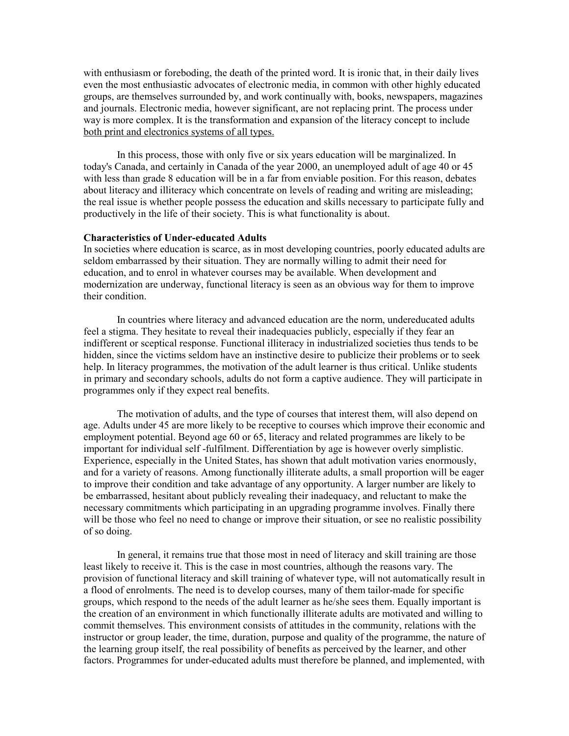with enthusiasm or foreboding, the death of the printed word. It is ironic that, in their daily lives even the most enthusiastic advocates of electronic media, in common with other highly educated groups, are themselves surrounded by, and work continually with, books, newspapers, magazines and journals. Electronic media, however significant, are not replacing print. The process under way is more complex. It is the transformation and expansion of the literacy concept to include <u>both print and electronics systems of all types.</u>

In this process, those with only five or six years education will be marginalized. In today's Canada, and certainly in Canada of the year 2000, an unemployed adult of age 40 or 45 with less than grade 8 education will be in a far from enviable position. For this reason, debates about literacy and illiteracy which concentrate on levels of reading and writing are misleading; the real issue is whether people possess the education and skills necessary to participate fully and productively in the life of their society. This is what functionality is about.

**Characteristics of Under-educated Adults**

In societies where education is scarce, as in most developing countries, poorly educated adults are seldom embarrassed by their situation. They are normally willing to admit their need for education, and to enrol in whatever courses may be available. When development and modernization are underway, functional literacy is seen as an obvious way for them to improve their condition.

In countries where literacy and advanced education are the norm, undereducated adults feel a stigma. They hesitate to reveal their inadequacies publicly, especially if they fear an indifferent or sceptical response. Functional illiteracy in industrialized societies thus tends to be hidden, since the victims seldom have an instinctive desire to publicize their problems or to seek help. In literacy programmes, the motivation of the adult learner is thus critical. Unlike students in primary and secondary schools, adults do not form a captive audience. They will participate in programmes only if they expect real benefits.

The motivation of adults, and the type of courses that interest them, will also depend on age. Adults under 45 are more likely to be receptive to courses which improve their economic and employment potential. Beyond age 60 or 65, literacy and related programmes are likely to be important for individual self -fulfilment. Differentiation by age is however overly simplistic. Experience, especially in the United States, has shown that adult motivation varies enormously, and for a variety of reasons. Among functionally illiterate adults, a small proportion will be eager to improve their condition and take advantage of any opportunity. A larger number are likely to be embarrassed, hesitant about publicly revealing their inadequacy, and reluctant to make the necessary commitments which participating in an upgrading programme involves. Finally there will be those who feel no need to change or improve their situation, or see no realistic possibility of so doing.

In general, it remains true that those most in need of literacy and skill training are those least likely to receive it. This is the case in most countries, although the reasons vary. The provision of functional literacy and skill training of whatever type, will not automatically result in a flood of enrolments. The need is to develop courses, many of them tailor-made for specific groups, which respond to the needs of the adult learner as he/she sees them. Equally important is the creation of an environment in which functionally illiterate adults are motivated and willing to commit themselves. This environment consists of attitudes in the community, relations with the instructor or group leader, the time, duration, purpose and quality of the programme, the nature of the learning group itself, the real possibility of benefits as perceived by the learner, and other factors. Programmes for under-educated adults must therefore be planned, and implemented, with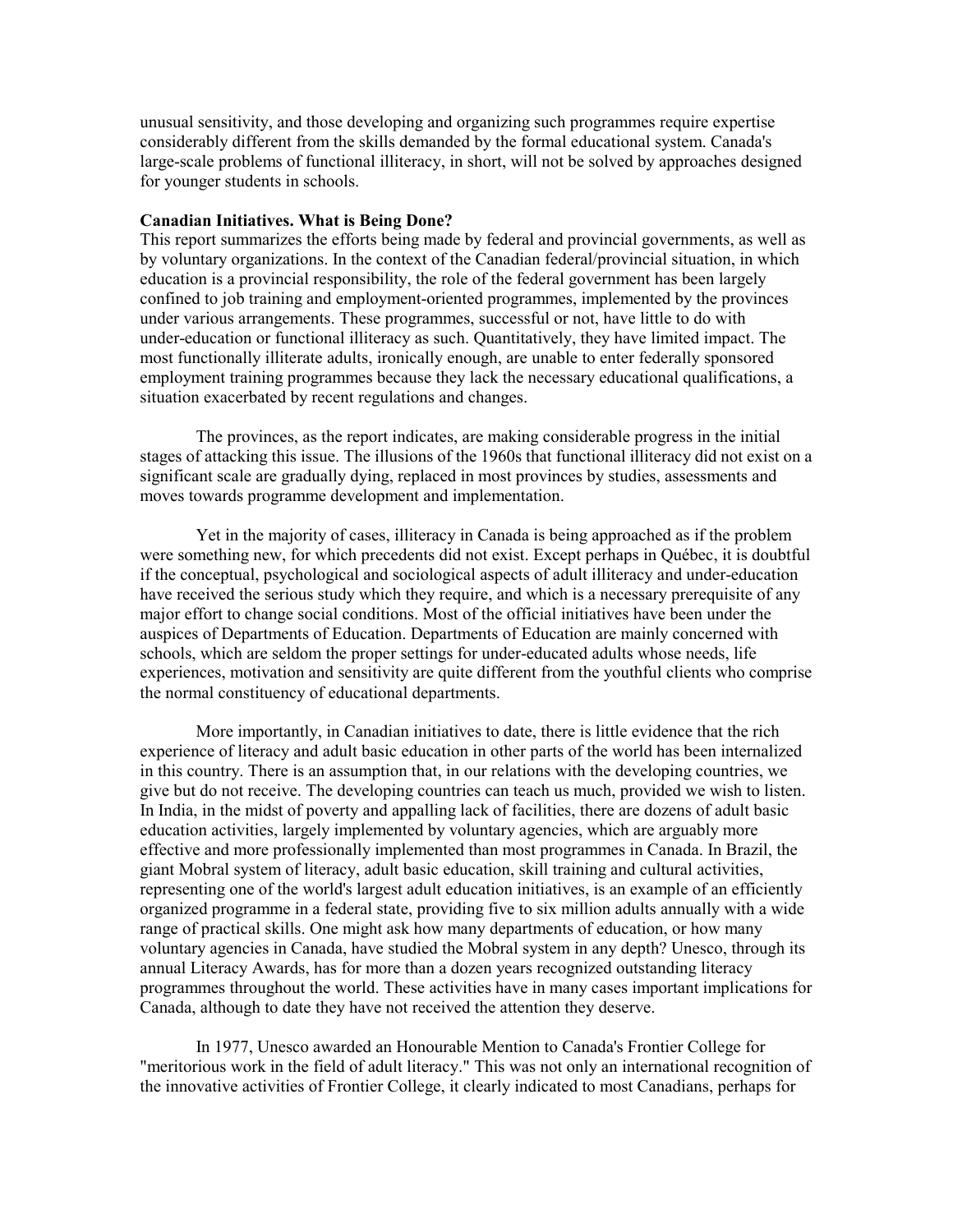unusual sensitivity, and those developing and organizing such programmes require expertise considerably different from the skills demanded by the formal educational system. Canada's large-scale problems of functional illiteracy, in short, will not be solved by approaches designed for younger students in schools.

**Canadian Initiatives. What is Being Done?**

This report summarizes the efforts being made by federal and provincial governments, as well as by voluntary organizations. In the context of the Canadian federal/provincial situation, in which education is a provincial responsibility, the role of the federal government has been largely confined to job training and employment-oriented programmes, implemented by the provinces under various arrangements. These programmes, successful or not, have little to do with under-education or functional illiteracy as such. Quantitatively, they have limited impact. The most functionally illiterate adults, ironically enough, are unable to enter federally sponsored employment training programmes because they lack the necessary educational qualifications, a situation exacerbated by recent regulations and changes.

The provinces, as the report indicates, are making considerable progress in the initial stages of attacking this issue. The illusions of the 1960s that functional illiteracy did not exist on a significant scale are gradually dying, replaced in most provinces by studies, assessments and moves towards programme development and implementation.

Yet in the majority of cases, illiteracy in Canada is being approached as if the problem were something new, for which precedents did not exist. Except perhaps in Québec, it is doubtful if the conceptual, psychological and sociological aspects of adult illiteracy and under-education have received the serious study which they require, and which is a necessary prerequisite of any major effort to change social conditions. Most of the official initiatives have been under the auspices of Departments of Education. Departments of Education are mainly concerned with schools, which are seldom the proper settings for under-educated adults whose needs, life experiences, motivation and sensitivity are quite different from the youthful clients who comprise the normal constituency of educational departments.

More importantly, in Canadian initiatives to date, there is little evidence that the rich experience of literacy and adult basic education in other parts of the world has been internalized in this country. There is an assumption that, in our relations with the developing countries, we give but do not receive. The developing countries can teach us much, provided we wish to listen. In India, in the midst of poverty and appalling lack of facilities, there are dozens of adult basic education activities, largely implemented by voluntary agencies, which are arguably more effective and more professionally implemented than most programmes in Canada. In Brazil, the giant Mobral system of literacy, adult basic education, skill training and cultural activities, representing one of the world's largest adult education initiatives, is an example of an efficiently organized programme in a federal state, providing five to six million adults annually with a wide range of practical skills. One might ask how many departments of education, or how many voluntary agencies in Canada, have studied the Mobral system in any depth? Unesco, through its annual Literacy Awards, has for more than a dozen years recognized outstanding literacy programmes throughout the world. These activities have in many cases important implications for Canada, although to date they have not received the attention they deserve.

In 1977, Unesco awarded an Honourable Mention to Canada's Frontier College for "meritorious work in the field of adult literacy." This was not only an international recognition of the innovative activities of Frontier College, it clearly indicated to most Canadians, perhaps for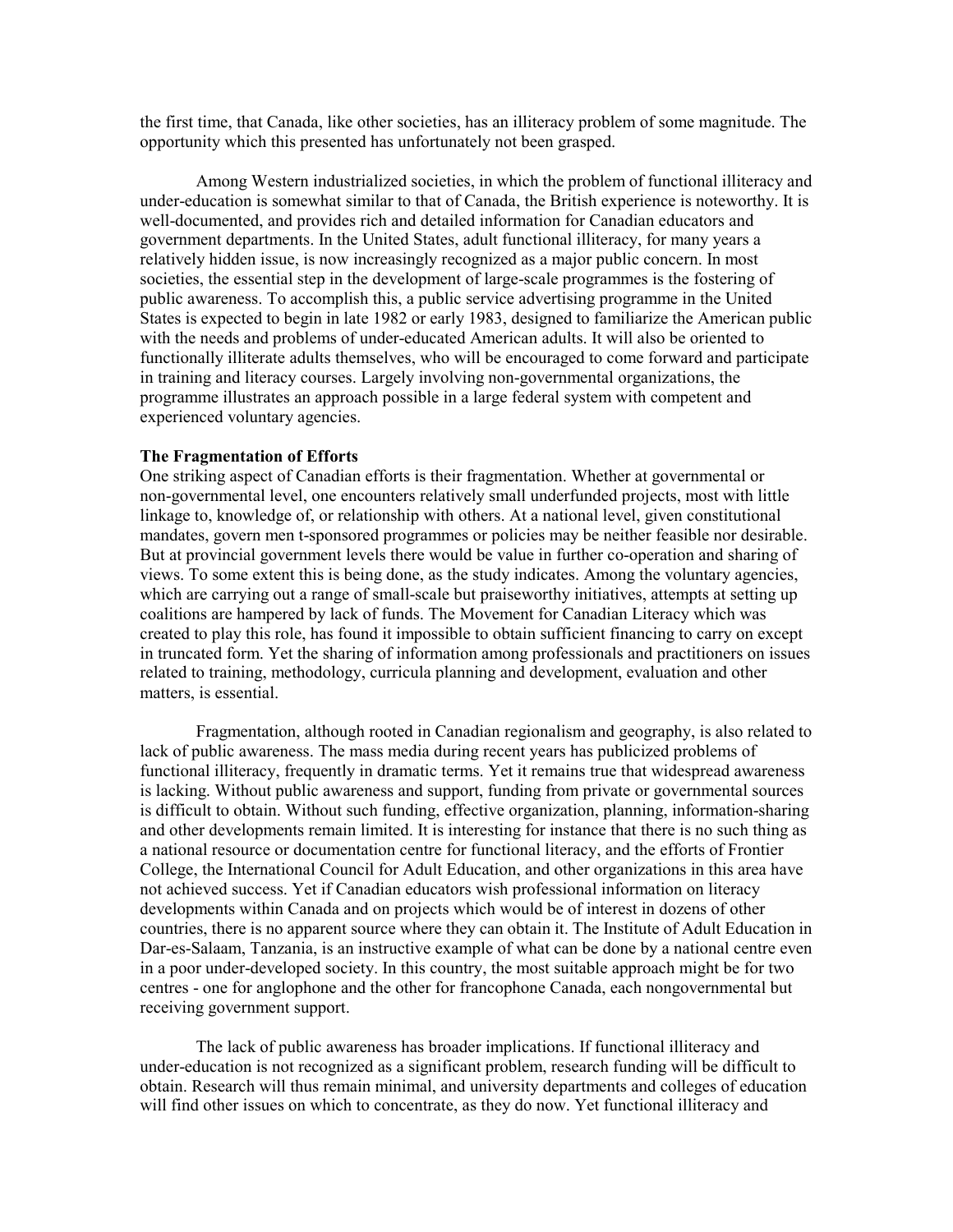the first time, that Canada, like other societies, has an illiteracy problem of some magnitude. The opportunity which this presented has unfortunately not been grasped.

Among Western industrialized societies, in which the problem of functional illiteracy and under-education is somewhat similar to that of Canada, the British experience is noteworthy. It is well-documented, and provides rich and detailed information for Canadian educators and government departments. In the United States, adult functional illiteracy, for many years a relatively hidden issue, is now increasingly recognized as a major public concern. In most societies, the essential step in the development of large-scale programmes is the fostering of public awareness. To accomplish this, a public service advertising programme in the United States is expected to begin in late 1982 or early 1983, designed to familiarize the American public with the needs and problems of under-educated American adults. It will also be oriented to functionally illiterate adults themselves, who will be encouraged to come forward and participate in training and literacy courses. Largely involving non-governmental organizations, the programme illustrates an approach possible in a large federal system with competent and experienced voluntary agencies.

**The Fragmentation of Efforts**

One striking aspect of Canadian efforts is their fragmentation. Whether at governmental or non-governmental level, one encounters relatively small underfunded projects, most with little linkage to, knowledge of, or relationship with others. At a national level, given constitutional mandates, govern men t-sponsored programmes or policies may be neither feasible nor desirable. But at provincial government levels there would be value in further co-operation and sharing of views. To some extent this is being done, as the study indicates. Among the voluntary agencies, which are carrying out a range of small-scale but praiseworthy initiatives, attempts at setting up coalitions are hampered by lack of funds. The Movement for Canadian Literacy which was created to play this role, has found it impossible to obtain sufficient financing to carry on except in truncated form. Yet the sharing of information among professionals and practitioners on issues related to training, methodology, curricula planning and development, evaluation and other matters, is essential.

Fragmentation, although rooted in Canadian regionalism and geography, is also related to lack of public awareness. The mass media during recent years has publicized problems of functional illiteracy, frequently in dramatic terms. Yet it remains true that widespread awareness is lacking. Without public awareness and support, funding from private or governmental sources is difficult to obtain. Without such funding, effective organization, planning, information-sharing and other developments remain limited. It is interesting for instance that there is no such thing as a national resource or documentation centre for functional literacy, and the efforts of Frontier College, the International Council for Adult Education, and other organizations in this area have not achieved success. Yet if Canadian educators wish professional information on literacy developments within Canada and on projects which would be of interest in dozens of other countries, there is no apparent source where they can obtain it. The Institute of Adult Education in Dar-es-Salaam, Tanzania, is an instructive example of what can be done by a national centre even in a poor under-developed society. In this country, the most suitable approach might be for two centres - one for anglophone and the other for francophone Canada, each nongovernmental but receiving government support.

The lack of public awareness has broader implications. If functional illiteracy and under-education is not recognized as a significant problem, research funding will be difficult to obtain. Research will thus remain minimal, and university departments and colleges of education will find other issues on which to concentrate, as they do now. Yet functional illiteracy and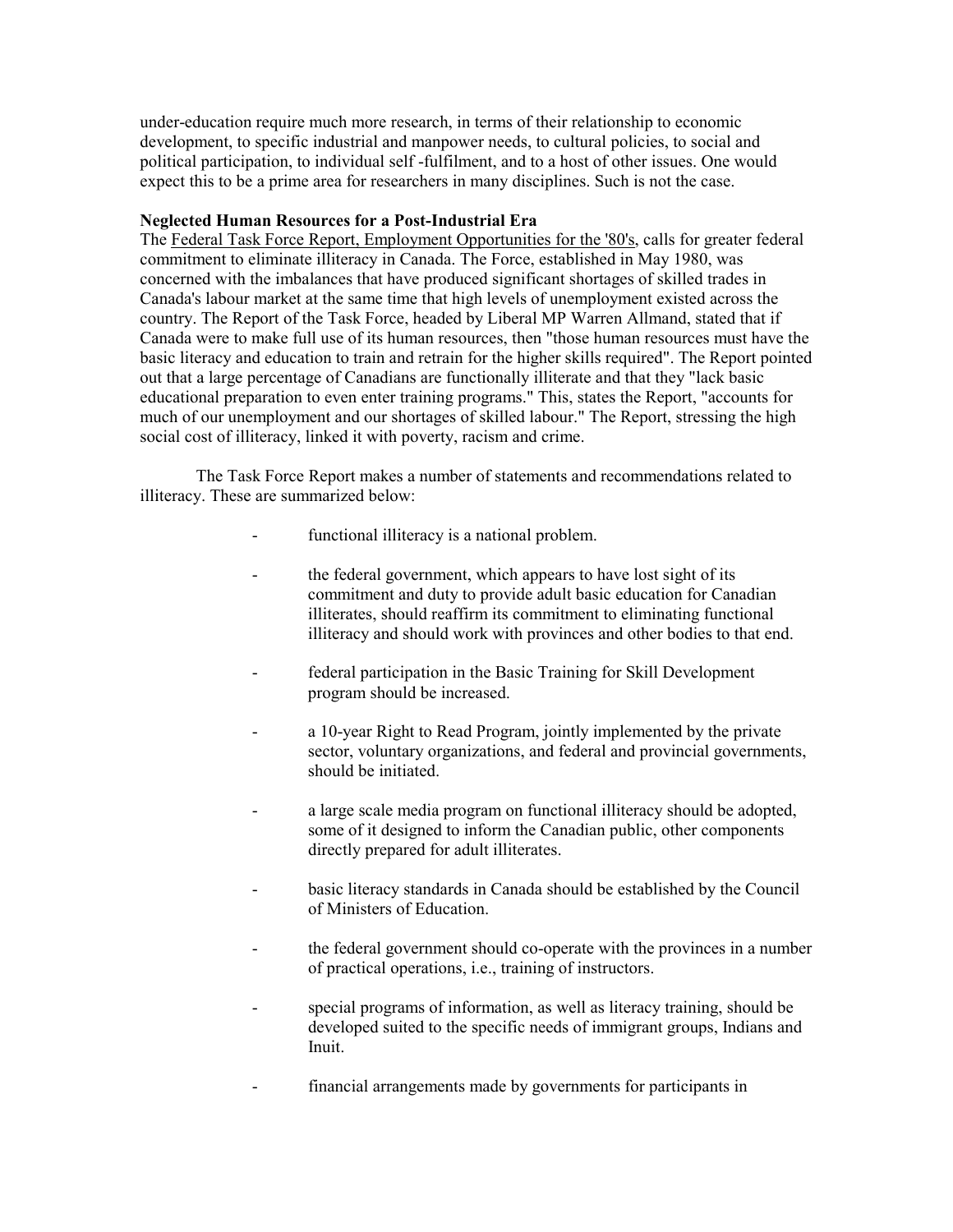under-education require much more research, in terms of their relationship to economic development, to specific industrial and manpower needs, to cultural policies, to social and political participation, to individual self -fulfilment, and to a host of other issues. One would expect this to be a prime area for researchers in many disciplines. Such is not the case.

**Neglected Human Resources for a Post-Industrial Era**

The Federal Task Force Report, Employment Opportunities for the '80's, calls for greater federal commitment to eliminate illiteracy in Canada. The Force, established in May 1980, was concerned with the imbalances that have produced significant shortages of skilled trades in Canada's labour market at the same time that high levels of unemployment existed across the country. The Report of the Task Force, headed by Liberal MP Warren Allmand, stated that if Canada were to make full use of its human resources, then "those human resources must have the basic literacy and education to train and retrain for the higher skills required". The Report pointed out that a large percentage of Canadians are functionally illiterate and that they "lack basic educational preparation to even enter training programs." This, states the Report, "accounts for much of our unemployment and our shortages of skilled labour." The Report, stressing the high social cost of illiteracy, linked it with poverty, racism and crime.

The Task Force Report makes a number of statements and recommendations related to illiteracy. These are summarized below:

- functional illiteracy is a national problem.
- the federal government, which appears to have lost sight of its commitment and duty to provide adult basic education for Canadian illiterates, should reaffirm its commitment to eliminating functional illiteracy and should work with provinces and other bodies to that end.
- federal participation in the Basic Training for Skill Development program should be increased.
- a 10-year Right to Read Program, jointly implemented by the private sector, voluntary organizations, and federal and provincial governments, should be initiated.
- a large scale media program on functional illiteracy should be adopted, some of it designed to inform the Canadian public, other components directly prepared for adult illiterates.
- basic literacy standards in Canada should be established by the Council of Ministers of Education.
- the federal government should co-operate with the provinces in a number of practical operations, i.e., training of instructors.
- special programs of information, as well as literacy training, should be developed suited to the specific needs of immigrant groups, Indians and Inuit.
- financial arrangements made by governments for participants in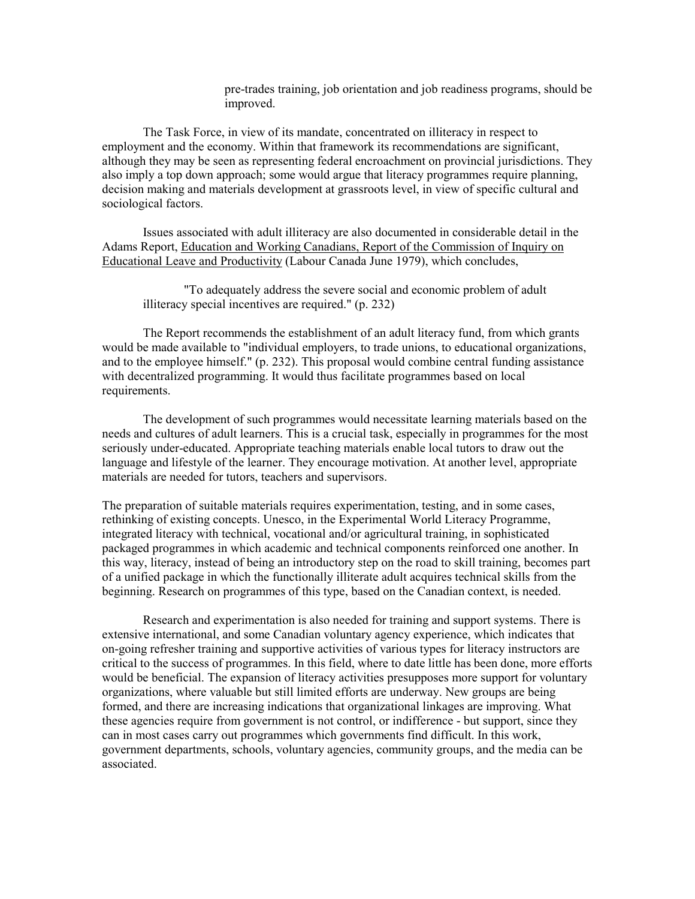pre-trades training, job orientation and job readiness programs, should be improved.

The Task Force, in view of its mandate, concentrated on illiteracy in respect to employment and the economy. Within that framework its recommendations are significant, although they may be seen as representing federal encroachment on provincial jurisdictions. They also imply a top down approach; some would argue that literacy programmes require planning, decision making and materials development at grassroots level, in view of specific cultural and sociological factors.

Issues associated with adult illiteracy are also documented in considerable detail in the Adams Report, Education and Working Canadians, Report of the Commission of Inquiry on Educational Leave and Productivity (Labour Canada June 1979), which concludes,

> "To adequately address the severe social and economic problem of adult illiteracy special incentives are required." (p. 232)

The Report recommends the establishment of an adult literacy fund, from which grants would be made available to "individual employers, to trade unions, to educational organizations, and to the employee himself." (p. 232). This proposal would combine central funding assistance with decentralized programming. It would thus facilitate programmes based on local requirements.

The development of such programmes would necessitate learning materials based on the needs and cultures of adult learners. This is a crucial task, especially in programmes for the most seriously under-educated. Appropriate teaching materials enable local tutors to draw out the language and lifestyle of the learner. They encourage motivation. At another level, appropriate materials are needed for tutors, teachers and supervisors.

The preparation of suitable materials requires experimentation, testing, and in some cases, rethinking of existing concepts. Unesco, in the Experimental World Literacy Programme, integrated literacy with technical, vocational and/or agricultural training, in sophisticated packaged programmes in which academic and technical components reinforced one another. In this way, literacy, instead of being an introductory step on the road to skill training, becomes part of a unified package in which the functionally illiterate adult acquires technical skills from the beginning. Research on programmes of this type, based on the Canadian context, is needed.

Research and experimentation is also needed for training and support systems. There is extensive international, and some Canadian voluntary agency experience, which indicates that on-going refresher training and supportive activities of various types for literacy instructors are critical to the success of programmes. In this field, where to date little has been done, more efforts would be beneficial. The expansion of literacy activities presupposes more support for voluntary organizations, where valuable but still limited efforts are underway. New groups are being formed, and there are increasing indications that organizational linkages are improving. What these agencies require from government is not control, or indifference - but support, since they can in most cases carry out programmes which governments find difficult. In this work, government departments, schools, voluntary agencies, community groups, and the media can be associated.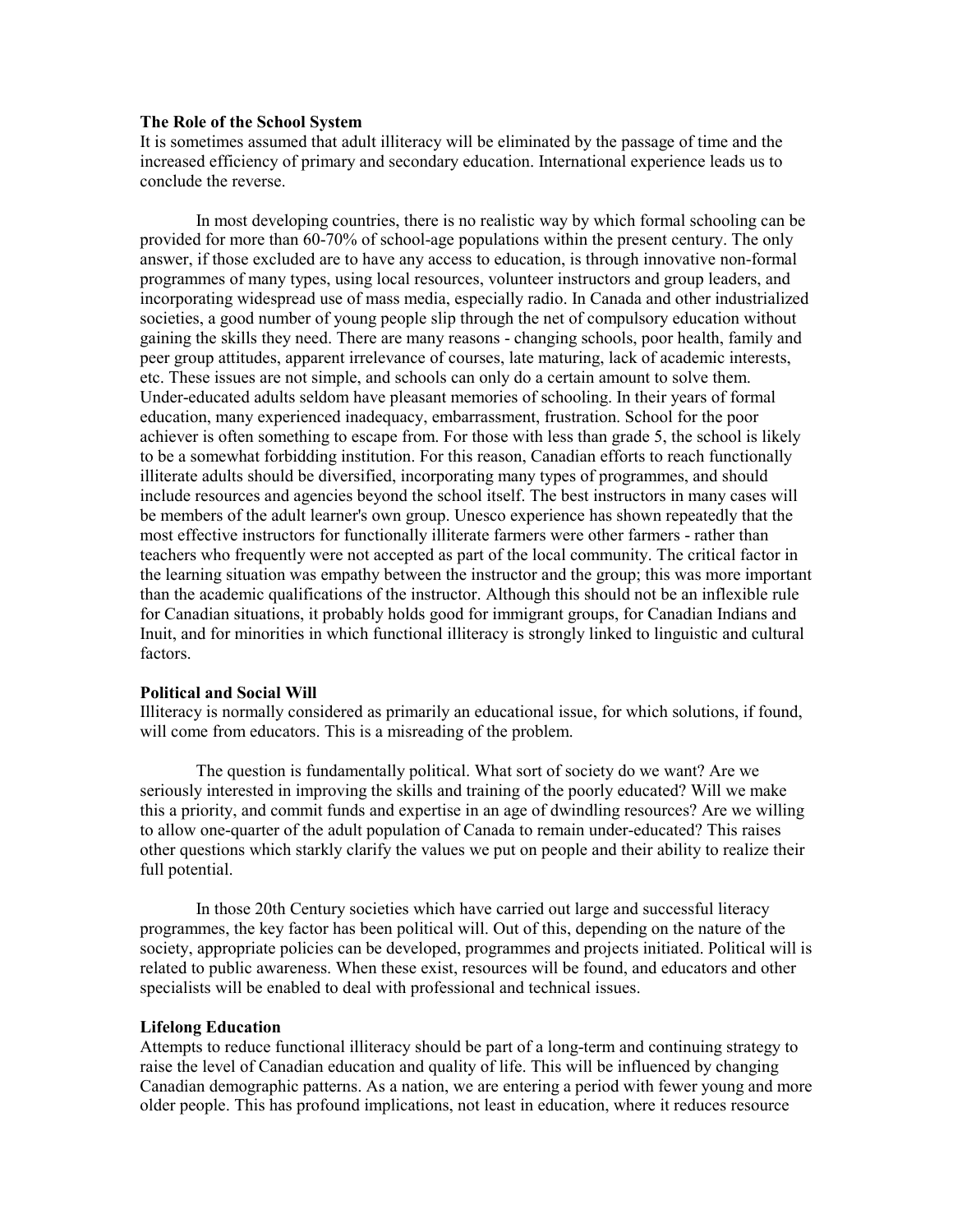**The Role of the School System**

It is sometimes assumed that adult illiteracy will be eliminated by the passage of time and the increased efficiency of primary and secondary education. International experience leads us to conclude the reverse.

In most developing countries, there is no realistic way by which formal schooling can be provided for more than 60-70% of school-age populations within the present century. The only answer, if those excluded are to have any access to education, is through innovative non-formal programmes of many types, using local resources, volunteer instructors and group leaders, and incorporating widespread use of mass media, especially radio. In Canada and other industrialized societies, a good number of young people slip through the net of compulsory education without gaining the skills they need. There are many reasons - changing schools, poor health, family and peer group attitudes, apparent irrelevance of courses, late maturing, lack of academic interests, etc. These issues are not simple, and schools can only do a certain amount to solve them. Under-educated adults seldom have pleasant memories of schooling. In their years of formal education, many experienced inadequacy, embarrassment, frustration. School for the poor achiever is often something to escape from. For those with less than grade 5, the school is likely to be a somewhat forbidding institution. For this reason, Canadian efforts to reach functionally illiterate adults should be diversified, incorporating many types of programmes, and should include resources and agencies beyond the school itself. The best instructors in many cases will be members of the adult learner's own group. Unesco experience has shown repeatedly that the most effective instructors for functionally illiterate farmers were other farmers - rather than teachers who frequently were not accepted as part of the local community. The critical factor in the learning situation was empathy between the instructor and the group; this was more important than the academic qualifications of the instructor. Although this should not be an inflexible rule for Canadian situations, it probably holds good for immigrant groups, for Canadian Indians and Inuit, and for minorities in which functional illiteracy is strongly linked to linguistic and cultural factors.

**Political and Social Will**

Illiteracy is normally considered as primarily an educational issue, for which solutions, if found, will come from educators. This is a misreading of the problem.

The question is fundamentally political. What sort of society do we want? Are we seriously interested in improving the skills and training of the poorly educated? Will we make this a priority, and commit funds and expertise in an age of dwindling resources? Are we willing to allow one-quarter of the adult population of Canada to remain under-educated? This raises other questions which starkly clarify the values we put on people and their ability to realize their full potential.

In those 20th Century societies which have carried out large and successful literacy programmes, the key factor has been political will. Out of this, depending on the nature of the society, appropriate policies can be developed, programmes and projects initiated. Political will is related to public awareness. When these exist, resources will be found, and educators and other specialists will be enabled to deal with professional and technical issues.

**Lifelong Education**

Attempts to reduce functional illiteracy should be part of a long-term and continuing strategy to raise the level of Canadian education and quality of life. This will be influenced by changing Canadian demographic patterns. As a nation, we are entering a period with fewer young and more older people. This has profound implications, not least in education, where it reduces resource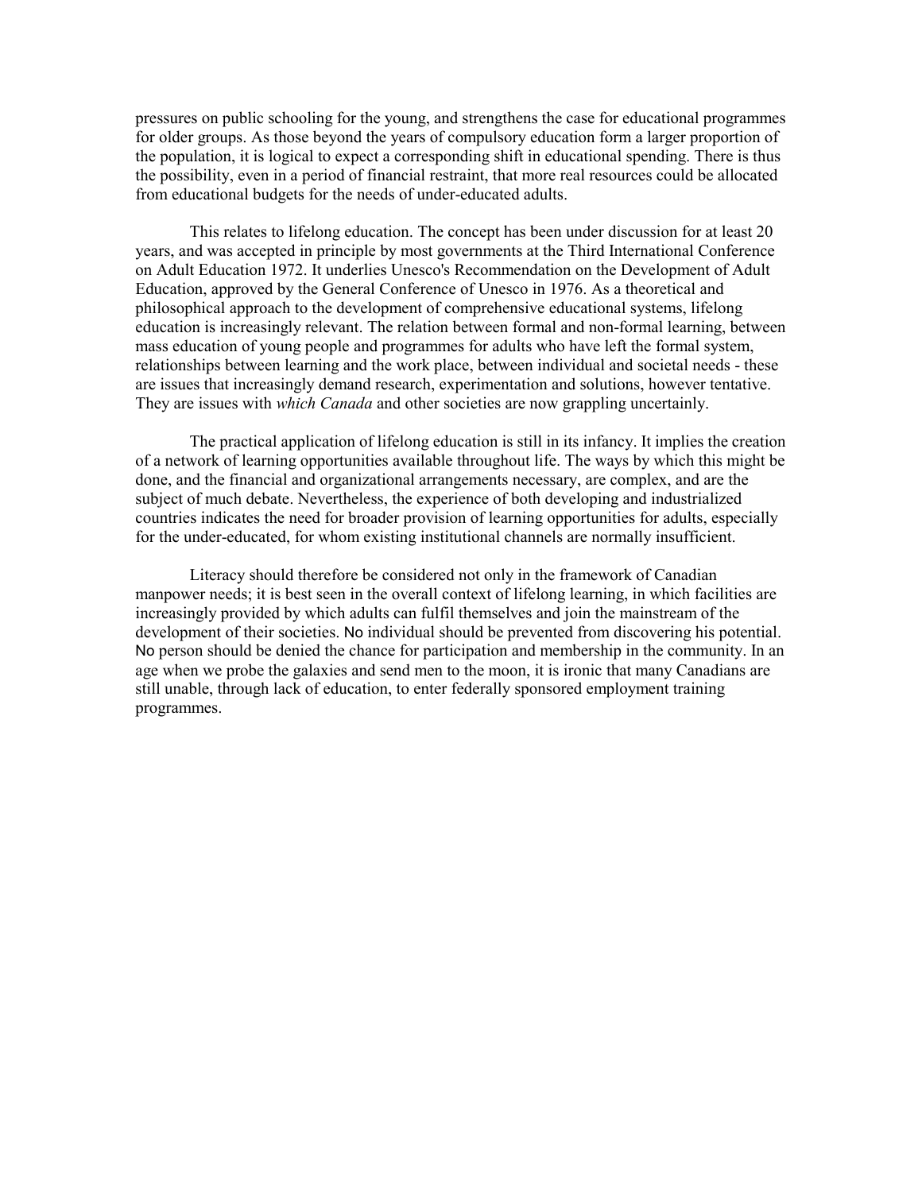pressures on public schooling for the young, and strengthens the case for educational programmes for older groups. As those beyond the years of compulsory education form a larger proportion of the population, it is logical to expect a corresponding shift in educational spending. There is thus the possibility, even in a period of financial restraint, that more real resources could be allocated from educational budgets for the needs of under-educated adults.

This relates to lifelong education. The concept has been under discussion for at least 20 years, and was accepted in principle by most governments at the Third International Conference on Adult Education 1972. It underlies Unesco's Recommendation on the Development of Adult Education, approved by the General Conference of Unesco in 1976. As a theoretical and philosophical approach to the development of comprehensive educational systems, lifelong education is increasingly relevant. The relation between formal and non-formal learning, between mass education of young people and programmes for adults who have left the formal system, relationships between learning and the work place, between individual and societal needs - these are issues that increasingly demand research, experimentation and solutions, however tentative. They are issues with *which Canada* and other societies are now grappling uncertainly.

The practical application of lifelong education is still in its infancy. It implies the creation of a network of learning opportunities available throughout life. The ways by which this might be done, and the financial and organizational arrangements necessary, are complex, and are the subject of much debate. Nevertheless, the experience of both developing and industrialized countries indicates the need for broader provision of learning opportunities for adults, especially for the under-educated, for whom existing institutional channels are normally insufficient.

Literacy should therefore be considered not only in the framework of Canadian manpower needs; it is best seen in the overall context of lifelong learning, in which facilities are increasingly provided by which adults can fulfil themselves and join the mainstream of the development of their societies. No individual should be prevented from discovering his potential. No person should be denied the chance for participation and membership in the community. In an age when we probe the galaxies and send men to the moon, it is ironic that many Canadians are still unable, through lack of education, to enter federally sponsored employment training programmes.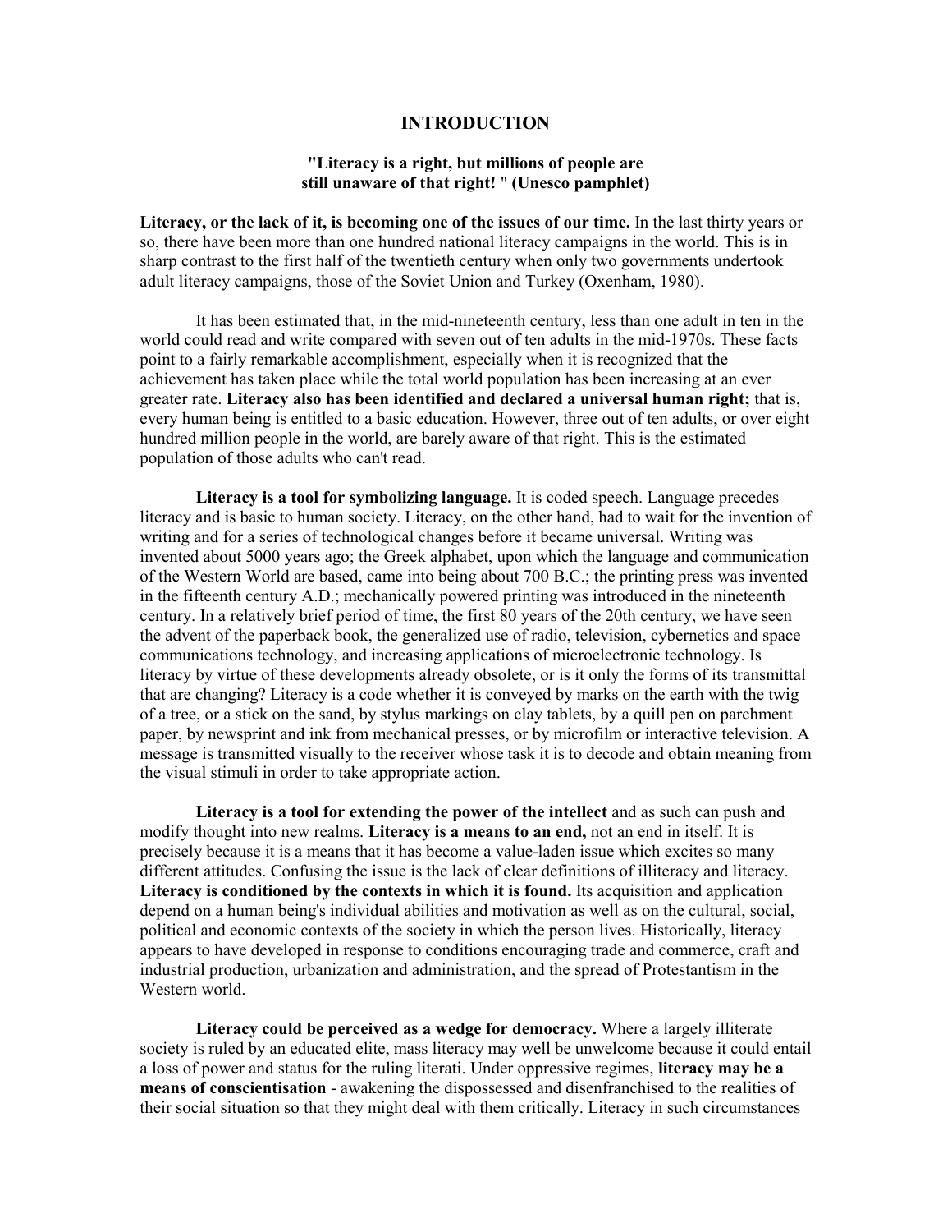# INTRODUCTION

**"Literacy is a right, but millions of people are still unaware of that right! " (Unesco pamphlet)**

**Literacy, or the lack of it, is becoming one of the issues of our time.** In the last thirty years or so, there have been more than one hundred national literacy campaigns in the world. This is in sharp contrast to the first half of the twentieth century when only two governments undertook adult literacy campaigns, those of the Soviet Union and Turkey (Oxenham, 1980).

It has been estimated that, in the mid-nineteenth century, less than one adult in ten in the world could read and write compared with seven out of ten adults in the mid-1970s. These facts point to a fairly remarkable accomplishment, especially when it is recognized that the achievement has taken place while the total world population has been increasing at an ever greater rate. **Literacy also has been identified and declared a universal human right;** that is, every human being is entitled to a basic education. However, three out of ten adults, or over eight hundred million people in the world, are barely aware of that right. This is the estimated population of those adults who can't read.

**Literacy is a tool for symbolizing language.** It is coded speech. Language precedes literacy and is basic to human society. Literacy, on the other hand, had to wait for the invention of writing and for a series of technological changes before it became universal. Writing was invented about 5000 years ago; the Greek alphabet, upon which the language and communication of the Western World are based, came into being about 700 B.C.; the printing press was invented in the fifteenth century A.D.; mechanically powered printing was introduced in the nineteenth century. In a relatively brief period of time, the first 80 years of the 20th century, we have seen the advent of the paperback book, the generalized use of radio, television, cybernetics and space communications technology, and increasing applications of microelectronic technology. Is literacy by virtue of these developments already obsolete, or is it only the forms of its transmittal that are changing? Literacy is a code whether it is conveyed by marks on the earth with the twig of a tree, or a stick on the sand, by stylus markings on clay tablets, by a quill pen on parchment paper, by newsprint and ink from mechanical presses, or by microfilm or interactive television. A message is transmitted visually to the receiver whose task it is to decode and obtain meaning from the visual stimuli in order to take appropriate action.

**Literacy is a tool for extending the power of the intellect** and as such can push and modify thought into new realms. **Literacy is a means to an end,** not an end in itself. It is precisely because it is a means that it has become a value-laden issue which excites so many different attitudes. Confusing the issue is the lack of clear definitions of illiteracy and literacy. **Literacy is conditioned by the contexts in which it is found.** Its acquisition and application depend on a human being's individual abilities and motivation as well as on the cultural, social, political and economic contexts of the society in which the person lives. Historically, literacy appears to have developed in response to conditions encouraging trade and commerce, craft and industrial production, urbanization and administration, and the spread of Protestantism in the Western world.

**Literacy could be perceived as a wedge for democracy.** Where a largely illiterate society is ruled by an educated elite, mass literacy may well be unwelcome because it could entail a loss of power and status for the ruling literati. Under oppressive regimes, **literacy may be a means of conscientisation** - awakening the dispossessed and disenfranchised to the realities of their social situation so that they might deal with them critically. Literacy in such circumstances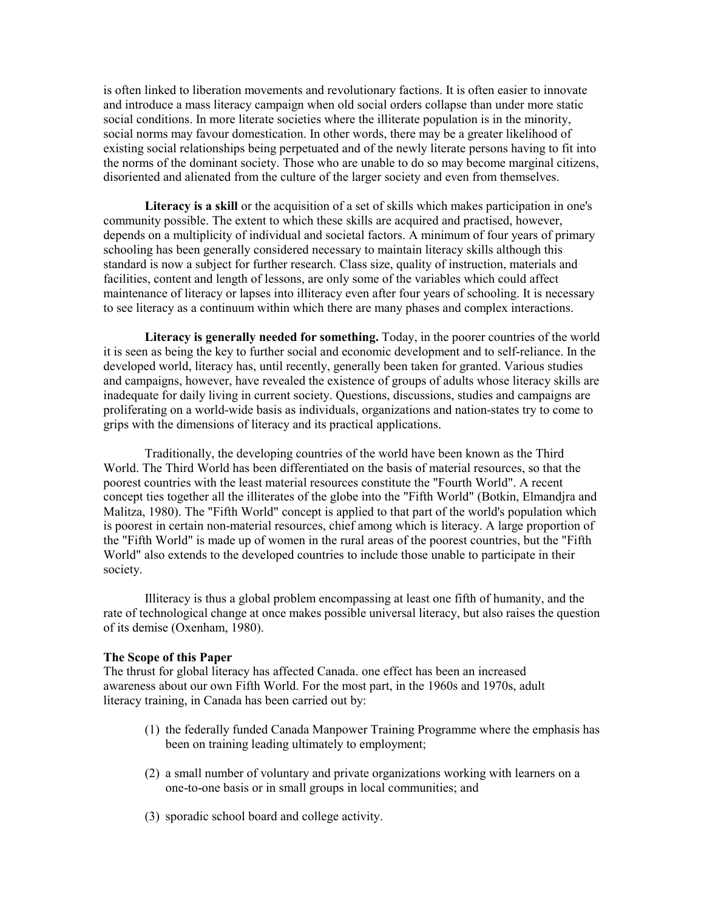is often linked to liberation movements and revolutionary factions. It is often easier to innovate and introduce a mass literacy campaign when old social orders collapse than under more static social conditions. In more literate societies where the illiterate population is in the minority, social norms may favour domestication. In other words, there may be a greater likelihood of existing social relationships being perpetuated and of the newly literate persons having to fit into the norms of the dominant society. Those who are unable to do so may become marginal citizens, disoriented and alienated from the culture of the larger society and even from themselves.

**Literacy is a skill** or the acquisition of a set of skills which makes participation in one's community possible. The extent to which these skills are acquired and practised, however, depends on a multiplicity of individual and societal factors. A minimum of four years of primary schooling has been generally considered necessary to maintain literacy skills although this standard is now a subject for further research. Class size, quality of instruction, materials and facilities, content and length of lessons, are only some of the variables which could affect maintenance of literacy or lapses into illiteracy even after four years of schooling. It is necessary to see literacy as a continuum within which there are many phases and complex interactions.

**Literacy is generally needed for something.** Today, in the poorer countries of the world it is seen as being the key to further social and economic development and to self-reliance. In the developed world, literacy has, until recently, generally been taken for granted. Various studies and campaigns, however, have revealed the existence of groups of adults whose literacy skills are inadequate for daily living in current society. Questions, discussions, studies and campaigns are proliferating on a world-wide basis as individuals, organizations and nation-states try to come to grips with the dimensions of literacy and its practical applications.

Traditionally, the developing countries of the world have been known as the Third World. The Third World has been differentiated on the basis of material resources, so that the poorest countries with the least material resources constitute the "Fourth World". A recent concept ties together all the illiterates of the globe into the "Fifth World" (Botkin, Elmandjra and Malitza, 1980). The "Fifth World" concept is applied to that part of the world's population which is poorest in certain non-material resources, chief among which is literacy. A large proportion of the "Fifth World" is made up of women in the rural areas of the poorest countries, but the "Fifth World" also extends to the developed countries to include those unable to participate in their society.

Illiteracy is thus a global problem encompassing at least one fifth of humanity, and the rate of technological change at once makes possible universal literacy, but also raises the question of its demise (Oxenham, 1980).

### The Scope of this Paper

The thrust for global literacy has affected Canada. one effect has been an increased awareness about our own Fifth World. For the most part, in the 1960s and 1970s, adult literacy training, in Canada has been carried out by:

(1) the federally funded Canada Manpower Training Programme where the emphasis has been on training leading ultimately to employment;

(2) a small number of voluntary and private organizations working with learners on a one-to-one basis or in small groups in local communities; and

(3) sporadic school board and college activity.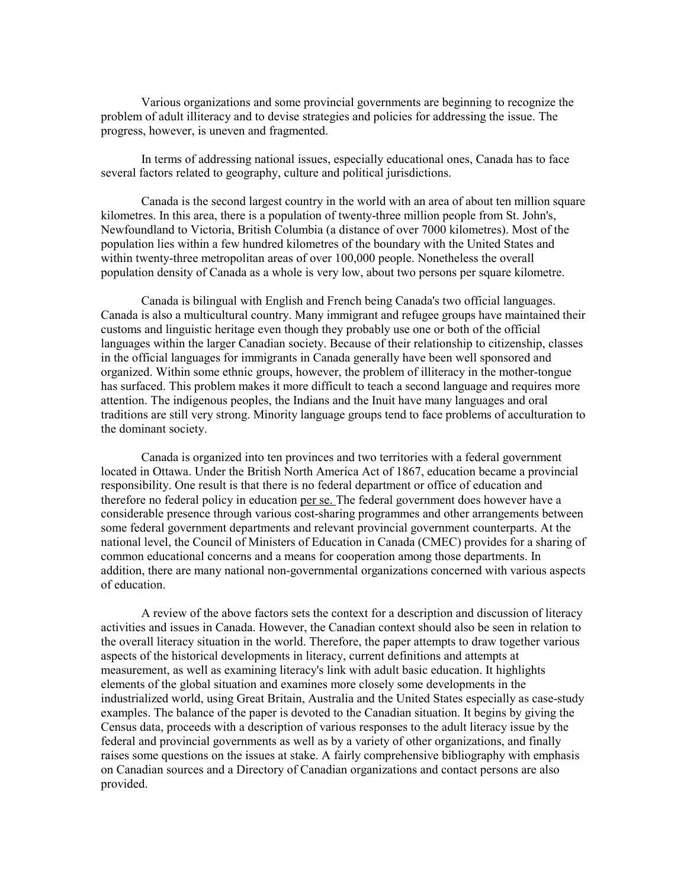Various organizations and some provincial governments are beginning to recognize the problem of adult illiteracy and to devise strategies and policies for addressing the issue. The progress, however, is uneven and fragmented.

In terms of addressing national issues, especially educational ones, Canada has to face several factors related to geography, culture and political jurisdictions.

Canada is the second largest country in the world with an area of about ten million square kilometres. In this area, there is a population of twenty-three million people from St. John's, Newfoundland to Victoria, British Columbia (a distance of over 7000 kilometres). Most of the population lies within a few hundred kilometres of the boundary with the United States and within twenty-three metropolitan areas of over 100,000 people. Nonetheless the overall population density of Canada as a whole is very low, about two persons per square kilometre.

Canada is bilingual with English and French being Canada's two official languages. Canada is also a multicultural country. Many immigrant and refugee groups have maintained their customs and linguistic heritage even though they probably use one or both of the official languages within the larger Canadian society. Because of their relationship to citizenship, classes in the official languages for immigrants in Canada generally have been well sponsored and organized. Within some ethnic groups, however, the problem of illiteracy in the mother-tongue has surfaced. This problem makes it more difficult to teach a second language and requires more attention. The indigenous peoples, the Indians and the Inuit have many languages and oral traditions are still very strong. Minority language groups tend to face problems of acculturation to the dominant society.

Canada is organized into ten provinces and two territories with a federal government located in Ottawa. Under the British North America Act of 1867, education became a provincial responsibility. One result is that there is no federal department or office of education and therefore no federal policy in education per se. The federal government does however have a considerable presence through various cost-sharing programmes and other arrangements between some federal government departments and relevant provincial government counterparts. At the national level, the Council of Ministers of Education in Canada (CMEC) provides for a sharing of common educational concerns and a means for cooperation among those departments. In addition, there are many national non-governmental organizations concerned with various aspects of education.

A review of the above factors sets the context for a description and discussion of literacy activities and issues in Canada. However, the Canadian context should also be seen in relation to the overall literacy situation in the world. Therefore, the paper attempts to draw together various aspects of the historical developments in literacy, current definitions and attempts at measurement, as well as examining literacy's link with adult basic education. It highlights elements of the global situation and examines more closely some developments in the industrialized world, using Great Britain, Australia and the United States especially as case-study examples. The balance of the paper is devoted to the Canadian situation. It begins by giving the Census data, proceeds with a description of various responses to the adult literacy issue by the federal and provincial governments as well as by a variety of other organizations, and finally raises some questions on the issues at stake. A fairly comprehensive bibliography with emphasis on Canadian sources and a Directory of Canadian organizations and contact persons are also provided.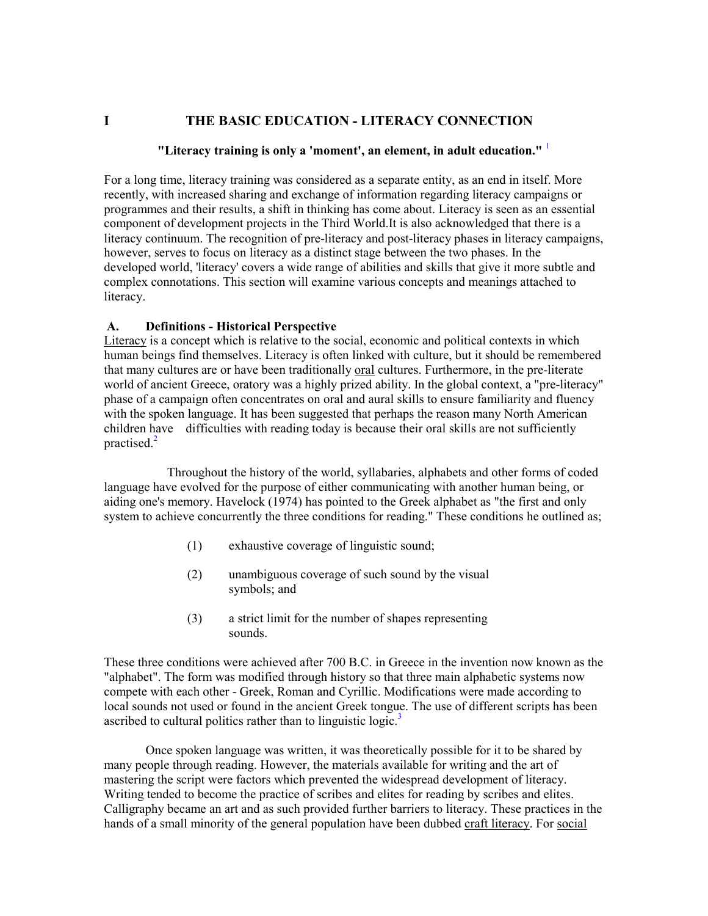# I THE BASIC EDUCATION - LITERACY CONNECTION

**"Literacy training is only a 'moment', an element, in adult education."** [1]

For a long time, literacy training was considered as a separate entity, as an end in itself. More recently, with increased sharing and exchange of information regarding literacy campaigns or programmes and their results, a shift in thinking has come about. Literacy is seen as an essential component of development projects in the Third World.It is also acknowledged that there is a literacy continuum. The recognition of pre-literacy and post-literacy phases in literacy campaigns, however, serves to focus on literacy as a distinct stage between the two phases. In the developed world, 'literacy' covers a wide range of abilities and skills that give it more subtle and complex connotations. This section will examine various concepts and meanings attached to literacy.

## A. Definitions - Historical Perspective

Literacy is a concept which is relative to the social, economic and political contexts in which human beings find themselves. Literacy is often linked with culture, but it should be remembered that many cultures are or have been traditionally oral cultures. Furthermore, in the pre-literate world of ancient Greece, oratory was a highly prized ability. In the global context, a "pre-literacy" phase of a campaign often concentrates on oral and aural skills to ensure familiarity and fluency with the spoken language. It has been suggested that perhaps the reason many North American children have difficulties with reading today is because their oral skills are not sufficiently practised.[2]

Throughout the history of the world, syllabaries, alphabets and other forms of coded language have evolved for the purpose of either communicating with another human being, or aiding one's memory. Havelock (1974) has pointed to the Greek alphabet as "the first and only system to achieve concurrently the three conditions for reading." These conditions he outlined as;

(1) exhaustive coverage of linguistic sound;

(2) unambiguous coverage of such sound by the visual symbols; and

(3) a strict limit for the number of shapes representing sounds.

These three conditions were achieved after 700 B.C. in Greece in the invention now known as the "alphabet". The form was modified through history so that three main alphabetic systems now compete with each other - Greek, Roman and Cyrillic. Modifications were made according to local sounds not used or found in the ancient Greek tongue. The use of different scripts has been ascribed to cultural politics rather than to linguistic logic.[3]

Once spoken language was written, it was theoretically possible for it to be shared by many people through reading. However, the materials available for writing and the art of mastering the script were factors which prevented the widespread development of literacy. Writing tended to become the practice of scribes and elites for reading by scribes and elites. Calligraphy became an art and as such provided further barriers to literacy. These practices in the hands of a small minority of the general population have been dubbed craft literacy. For social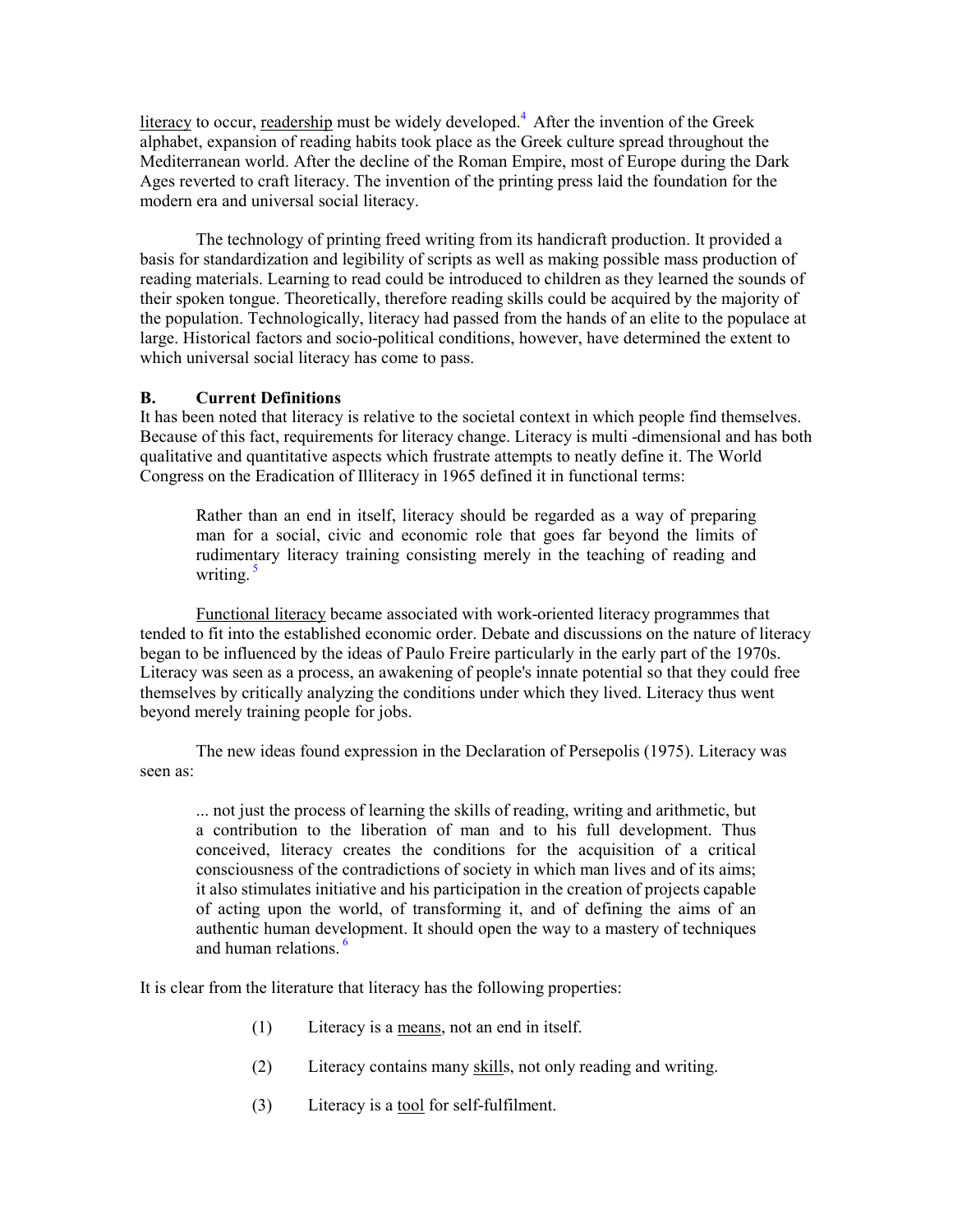literacy to occur, readership must be widely developed.[4] After the invention of the Greek alphabet, expansion of reading habits took place as the Greek culture spread throughout the Mediterranean world. After the decline of the Roman Empire, most of Europe during the Dark Ages reverted to craft literacy. The invention of the printing press laid the foundation for the modern era and universal social literacy.

The technology of printing freed writing from its handicraft production. It provided a basis for standardization and legibility of scripts as well as making possible mass production of reading materials. Learning to read could be introduced to children as they learned the sounds of their spoken tongue. Theoretically, therefore reading skills could be acquired by the majority of the population. Technologically, literacy had passed from the hands of an elite to the populace at large. Historical factors and socio-political conditions, however, have determined the extent to which universal social literacy has come to pass.

### B. Current Definitions

It has been noted that literacy is relative to the societal context in which people find themselves. Because of this fact, requirements for literacy change. Literacy is multi -dimensional and has both qualitative and quantitative aspects which frustrate attempts to neatly define it. The World Congress on the Eradication of Illiteracy in 1965 defined it in functional terms:

> Rather than an end in itself, literacy should be regarded as a way of preparing man for a social, civic and economic role that goes far beyond the limits of rudimentary literacy training consisting merely in the teaching of reading and writing. [5]

Functional literacy became associated with work-oriented literacy programmes that tended to fit into the established economic order. Debate and discussions on the nature of literacy began to be influenced by the ideas of Paulo Freire particularly in the early part of the 1970s. Literacy was seen as a process, an awakening of people's innate potential so that they could free themselves by critically analyzing the conditions under which they lived. Literacy thus went beyond merely training people for jobs.

The new ideas found expression in the Declaration of Persepolis (1975). Literacy was seen as:

> ... not just the process of learning the skills of reading, writing and arithmetic, but a contribution to the liberation of man and to his full development. Thus conceived, literacy creates the conditions for the acquisition of a critical consciousness of the contradictions of society in which man lives and of its aims; it also stimulates initiative and his participation in the creation of projects capable of acting upon the world, of transforming it, and of defining the aims of an authentic human development. It should open the way to a mastery of techniques and human relations. [6]

It is clear from the literature that literacy has the following properties:

(1) Literacy is a means, not an end in itself.

(2) Literacy contains many skills, not only reading and writing.

(3) Literacy is a tool for self-fulfilment.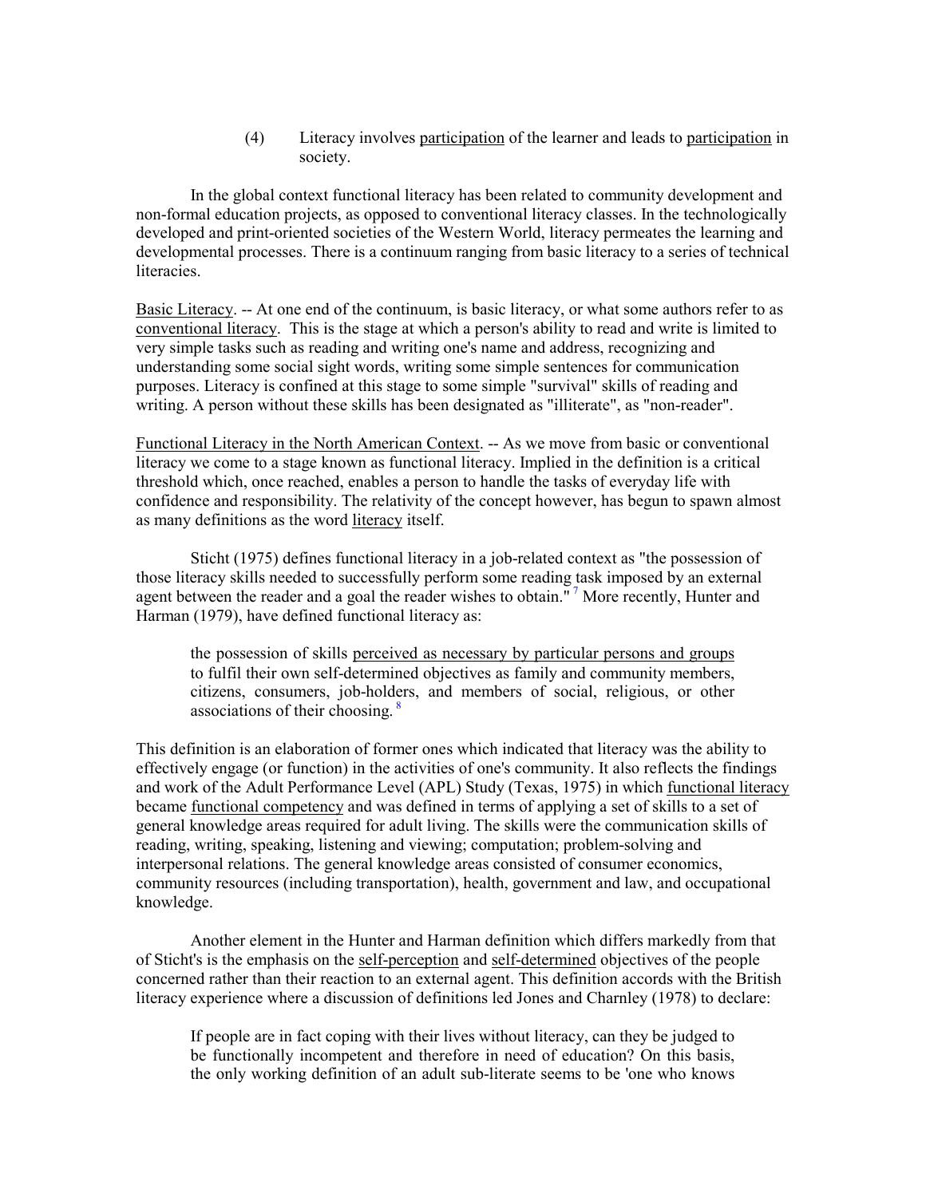(4) Literacy involves participation of the learner and leads to participation in society.

In the global context functional literacy has been related to community development and non-formal education projects, as opposed to conventional literacy classes. In the technologically developed and print-oriented societies of the Western World, literacy permeates the learning and developmental processes. There is a continuum ranging from basic literacy to a series of technical literacies.

Basic Literacy. -- At one end of the continuum, is basic literacy, or what some authors refer to as conventional literacy. This is the stage at which a person's ability to read and write is limited to very simple tasks such as reading and writing one's name and address, recognizing and understanding some social sight words, writing some simple sentences for communication purposes. Literacy is confined at this stage to some simple "survival" skills of reading and writing. A person without these skills has been designated as "illiterate", as "non-reader".

Functional Literacy in the North American Context. -- As we move from basic or conventional literacy we come to a stage known as functional literacy. Implied in the definition is a critical threshold which, once reached, enables a person to handle the tasks of everyday life with confidence and responsibility. The relativity of the concept however, has begun to spawn almost as many definitions as the word literacy itself.

Sticht (1975) defines functional literacy in a job-related context as "the possession of those literacy skills needed to successfully perform some reading task imposed by an external agent between the reader and a goal the reader wishes to obtain." [7] More recently, Hunter and Harman (1979), have defined functional literacy as:

> the possession of skills perceived as necessary by particular persons and groups to fulfil their own self-determined objectives as family and community members, citizens, consumers, job-holders, and members of social, religious, or other associations of their choosing. [8]

This definition is an elaboration of former ones which indicated that literacy was the ability to effectively engage (or function) in the activities of one's community. It also reflects the findings and work of the Adult Performance Level (APL) Study (Texas, 1975) in which functional literacy became functional competency and was defined in terms of applying a set of skills to a set of general knowledge areas required for adult living. The skills were the communication skills of reading, writing, speaking, listening and viewing; computation; problem-solving and interpersonal relations. The general knowledge areas consisted of consumer economics, community resources (including transportation), health, government and law, and occupational knowledge.

Another element in the Hunter and Harman definition which differs markedly from that of Sticht's is the emphasis on the self-perception and self-determined objectives of the people concerned rather than their reaction to an external agent. This definition accords with the British literacy experience where a discussion of definitions led Jones and Charnley (1978) to declare:

> If people are in fact coping with their lives without literacy, can they be judged to be functionally incompetent and therefore in need of education? On this basis, the only working definition of an adult sub-literate seems to be 'one who knows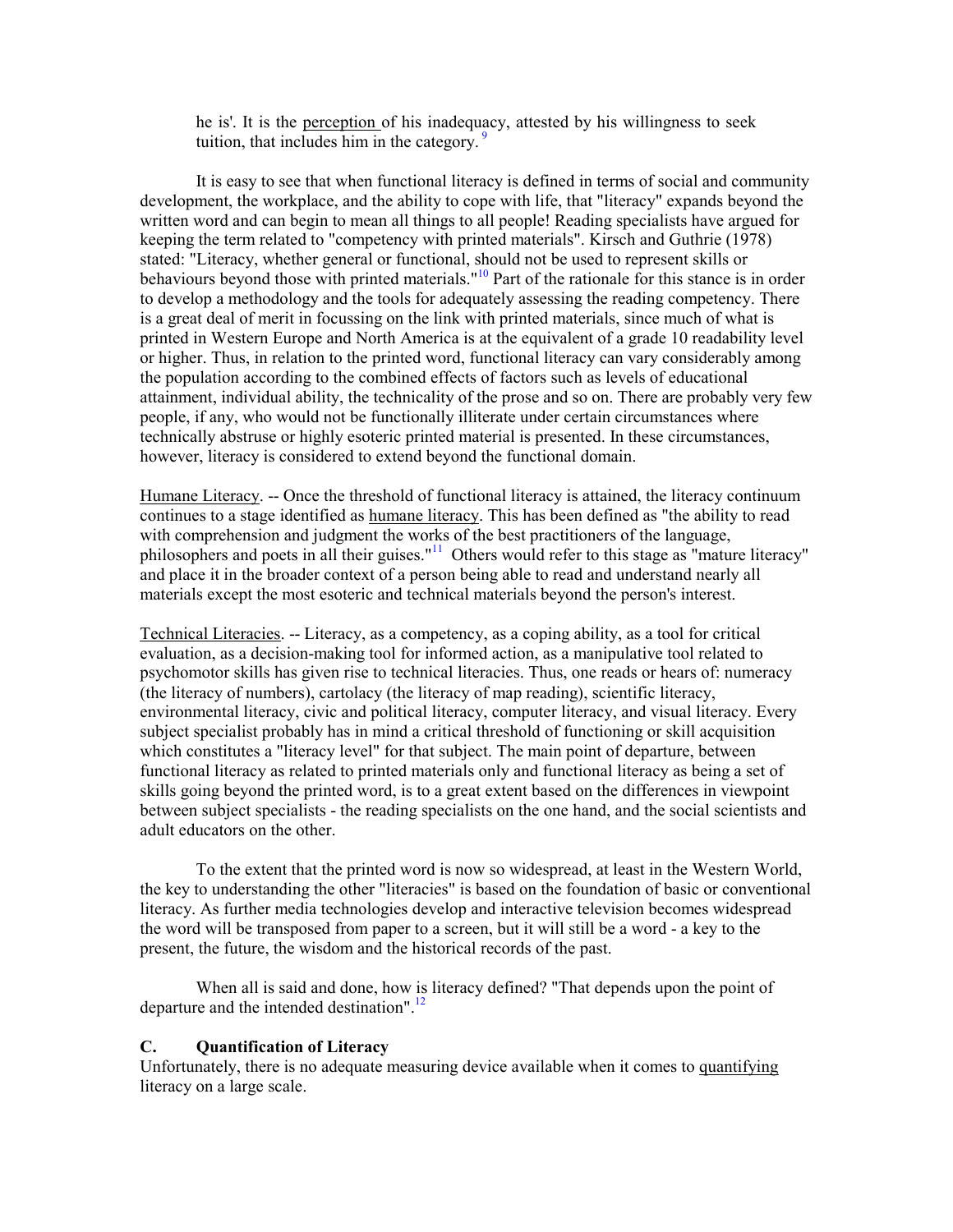he is'. It is the perception of his inadequacy, attested by his willingness to seek tuition, that includes him in the category.[9]

It is easy to see that when functional literacy is defined in terms of social and community development, the workplace, and the ability to cope with life, that "literacy" expands beyond the written word and can begin to mean all things to all people! Reading specialists have argued for keeping the term related to "competency with printed materials". Kirsch and Guthrie (1978) stated: "Literacy, whether general or functional, should not be used to represent skills or behaviours beyond those with printed materials."[10] Part of the rationale for this stance is in order to develop a methodology and the tools for adequately assessing the reading competency. There is a great deal of merit in focussing on the link with printed materials, since much of what is printed in Western Europe and North America is at the equivalent of a grade 10 readability level or higher. Thus, in relation to the printed word, functional literacy can vary considerably among the population according to the combined effects of factors such as levels of educational attainment, individual ability, the technicality of the prose and so on. There are probably very few people, if any, who would not be functionally illiterate under certain circumstances where technically abstruse or highly esoteric printed material is presented. In these circumstances, however, literacy is considered to extend beyond the functional domain.

Humane Literacy. -- Once the threshold of functional literacy is attained, the literacy continuum continues to a stage identified as humane literacy. This has been defined as "the ability to read with comprehension and judgment the works of the best practitioners of the language, philosophers and poets in all their guises."[11] Others would refer to this stage as "mature literacy" and place it in the broader context of a person being able to read and understand nearly all materials except the most esoteric and technical materials beyond the person's interest.

Technical Literacies. -- Literacy, as a competency, as a coping ability, as a tool for critical evaluation, as a decision-making tool for informed action, as a manipulative tool related to psychomotor skills has given rise to technical literacies. Thus, one reads or hears of: numeracy (the literacy of numbers), cartolacy (the literacy of map reading), scientific literacy, environmental literacy, civic and political literacy, computer literacy, and visual literacy. Every subject specialist probably has in mind a critical threshold of functioning or skill acquisition which constitutes a "literacy level" for that subject. The main point of departure, between functional literacy as related to printed materials only and functional literacy as being a set of skills going beyond the printed word, is to a great extent based on the differences in viewpoint between subject specialists - the reading specialists on the one hand, and the social scientists and adult educators on the other.

To the extent that the printed word is now so widespread, at least in the Western World, the key to understanding the other "literacies" is based on the foundation of basic or conventional literacy. As further media technologies develop and interactive television becomes widespread the word will be transposed from paper to a screen, but it will still be a word - a key to the present, the future, the wisdom and the historical records of the past.

When all is said and done, how is literacy defined? "That depends upon the point of departure and the intended destination".[12]

## C. Quantification of Literacy

Unfortunately, there is no adequate measuring device available when it comes to quantifying literacy on a large scale.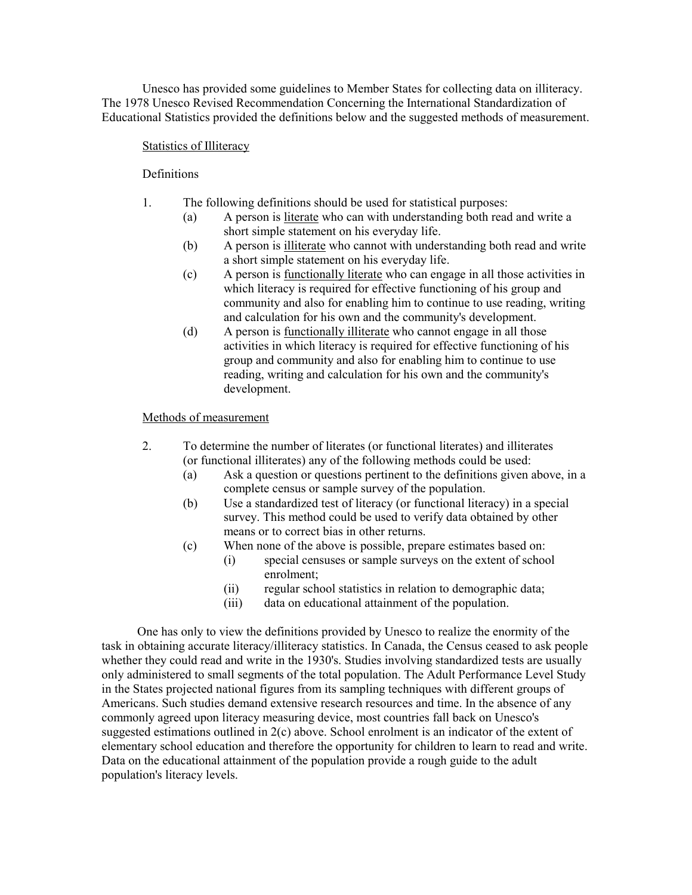Unesco has provided some guidelines to Member States for collecting data on illiteracy. The 1978 Unesco Revised Recommendation Concerning the International Standardization of Educational Statistics provided the definitions below and the suggested methods of measurement.

Statistics of Illiteracy

Definitions

1. The following definitions should be used for statistical purposes:
   - (a) A person is literate who can with understanding both read and write a short simple statement on his everyday life.
   - (b) A person is illiterate who cannot with understanding both read and write a short simple statement on his everyday life.
   - (c) A person is functionally literate who can engage in all those activities in which literacy is required for effective functioning of his group and community and also for enabling him to continue to use reading, writing and calculation for his own and the community's development.
   - (d) A person is functionally illiterate who cannot engage in all those activities in which literacy is required for effective functioning of his group and community and also for enabling him to continue to use reading, writing and calculation for his own and the community's development.

Methods of measurement

2. To determine the number of literates (or functional literates) and illiterates (or functional illiterates) any of the following methods could be used:
   - (a) Ask a question or questions pertinent to the definitions given above, in a complete census or sample survey of the population.
   - (b) Use a standardized test of literacy (or functional literacy) in a special survey. This method could be used to verify data obtained by other means or to correct bias in other returns.
   - (c) When none of the above is possible, prepare estimates based on:
     - (i) special censuses or sample surveys on the extent of school enrolment;
     - (ii) regular school statistics in relation to demographic data;
     - (iii) data on educational attainment of the population.

One has only to view the definitions provided by Unesco to realize the enormity of the task in obtaining accurate literacy/illiteracy statistics. In Canada, the Census ceased to ask people whether they could read and write in the 1930's. Studies involving standardized tests are usually only administered to small segments of the total population. The Adult Performance Level Study in the States projected national figures from its sampling techniques with different groups of Americans. Such studies demand extensive research resources and time. In the absence of any commonly agreed upon literacy measuring device, most countries fall back on Unesco's suggested estimations outlined in 2(c) above. School enrolment is an indicator of the extent of elementary school education and therefore the opportunity for children to learn to read and write. Data on the educational attainment of the population provide a rough guide to the adult population's literacy levels.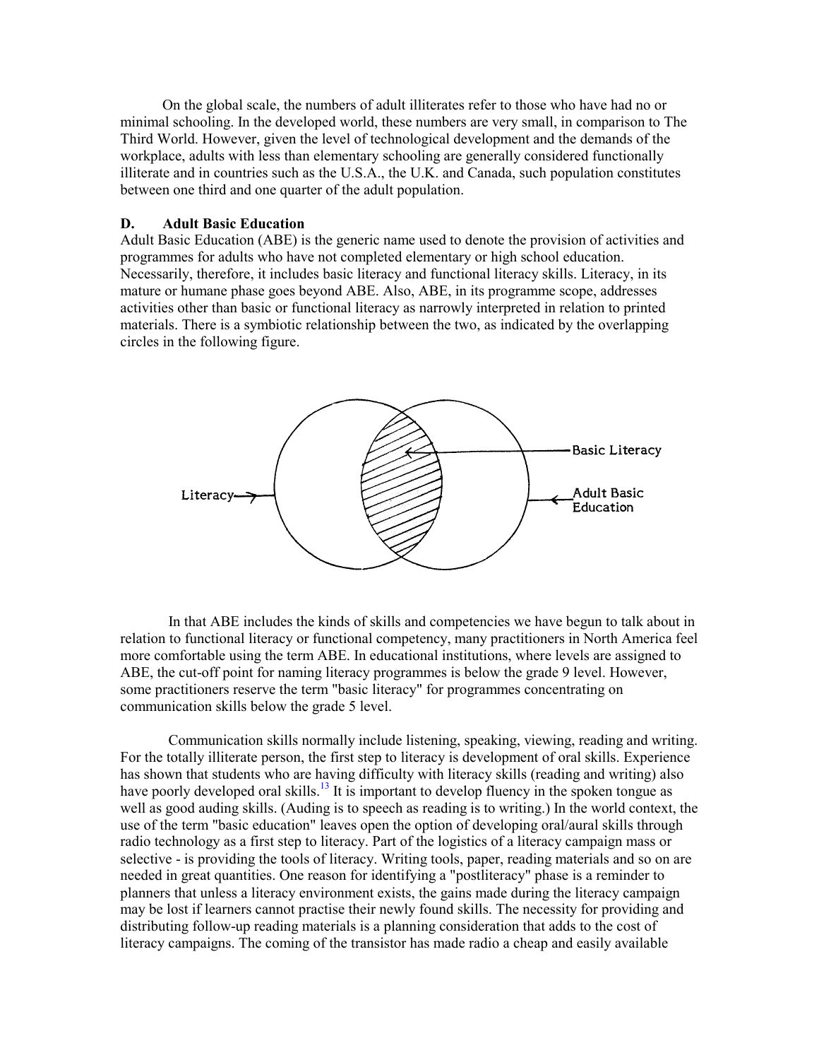On the global scale, the numbers of adult illiterates refer to those who have had no or minimal schooling. In the developed world, these numbers are very small, in comparison to The Third World. However, given the level of technological development and the demands of the workplace, adults with less than elementary schooling are generally considered functionally illiterate and in countries such as the U.S.A., the U.K. and Canada, such population constitutes between one third and one quarter of the adult population.

### D. Adult Basic Education

Adult Basic Education (ABE) is the generic name used to denote the provision of activities and programmes for adults who have not completed elementary or high school education. Necessarily, therefore, it includes basic literacy and functional literacy skills. Literacy, in its mature or humane phase goes beyond ABE. Also, ABE, in its programme scope, addresses activities other than basic or functional literacy as narrowly interpreted in relation to printed materials. There is a symbiotic relationship between the two, as indicated by the overlapping circles in the following figure.

Literacy — Basic Literacy — Adult Basic Education

In that ABE includes the kinds of skills and competencies we have begun to talk about in relation to functional literacy or functional competency, many practitioners in North America feel more comfortable using the term ABE. In educational institutions, where levels are assigned to ABE, the cut-off point for naming literacy programmes is below the grade 9 level. However, some practitioners reserve the term "basic literacy" for programmes concentrating on communication skills below the grade 5 level.

Communication skills normally include listening, speaking, viewing, reading and writing. For the totally illiterate person, the first step to literacy is development of oral skills. Experience has shown that students who are having difficulty with literacy skills (reading and writing) also have poorly developed oral skills.[13] It is important to develop fluency in the spoken tongue as well as good auding skills. (Auding is to speech as reading is to writing.) In the world context, the use of the term "basic education" leaves open the option of developing oral/aural skills through radio technology as a first step to literacy. Part of the logistics of a literacy campaign mass or selective - is providing the tools of literacy. Writing tools, paper, reading materials and so on are needed in great quantities. One reason for identifying a "postliteracy" phase is a reminder to planners that unless a literacy environment exists, the gains made during the literacy campaign may be lost if learners cannot practise their newly found skills. The necessity for providing and distributing follow-up reading materials is a planning consideration that adds to the cost of literacy campaigns. The coming of the transistor has made radio a cheap and easily available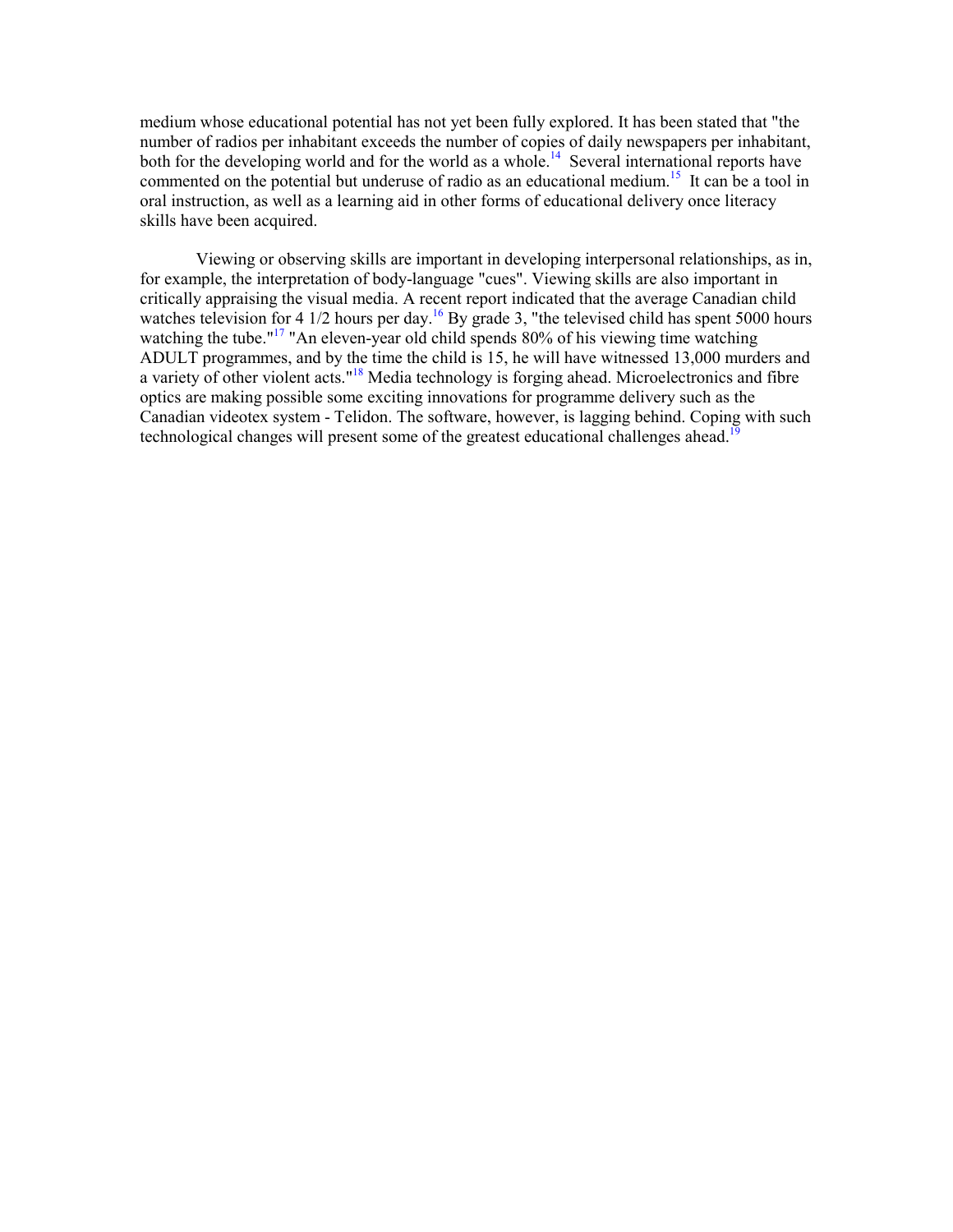medium whose educational potential has not yet been fully explored. It has been stated that "the number of radios per inhabitant exceeds the number of copies of daily newspapers per inhabitant, both for the developing world and for the world as a whole.[14] Several international reports have commented on the potential but underuse of radio as an educational medium.[15] It can be a tool in oral instruction, as well as a learning aid in other forms of educational delivery once literacy skills have been acquired.

Viewing or observing skills are important in developing interpersonal relationships, as in, for example, the interpretation of body-language "cues". Viewing skills are also important in critically appraising the visual media. A recent report indicated that the average Canadian child watches television for 4 1/2 hours per day.[16] By grade 3, "the televised child has spent 5000 hours watching the tube."[17] "An eleven-year old child spends 80% of his viewing time watching ADULT programmes, and by the time the child is 15, he will have witnessed 13,000 murders and a variety of other violent acts."[18] Media technology is forging ahead. Microelectronics and fibre optics are making possible some exciting innovations for programme delivery such as the Canadian videotex system - Telidon. The software, however, is lagging behind. Coping with such technological changes will present some of the greatest educational challenges ahead.[19]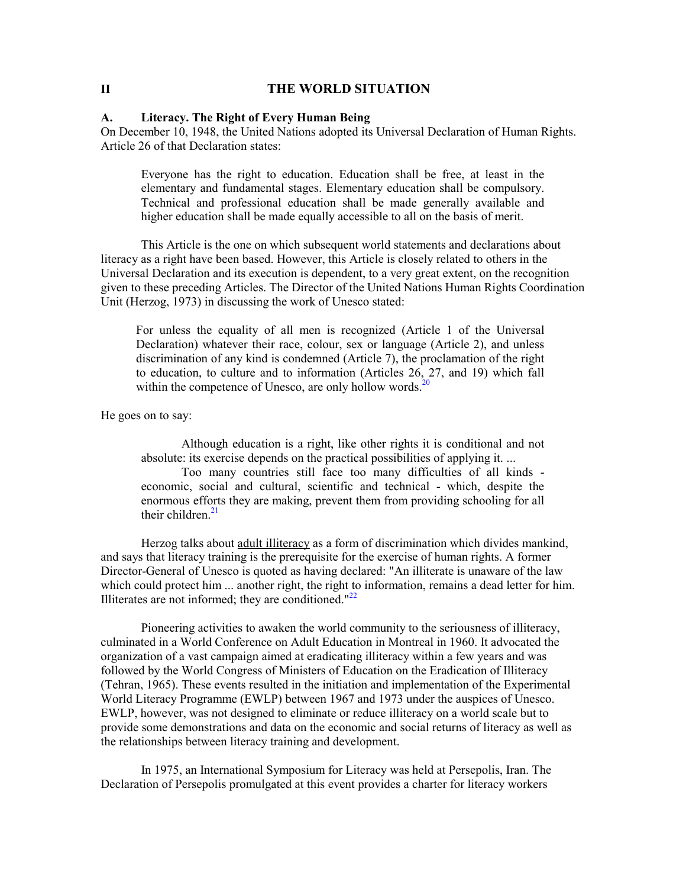## II THE WORLD SITUATION

### A. Literacy. The Right of Every Human Being

On December 10, 1948, the United Nations adopted its Universal Declaration of Human Rights. Article 26 of that Declaration states:

> Everyone has the right to education. Education shall be free, at least in the elementary and fundamental stages. Elementary education shall be compulsory. Technical and professional education shall be made generally available and higher education shall be made equally accessible to all on the basis of merit.

This Article is the one on which subsequent world statements and declarations about literacy as a right have been based. However, this Article is closely related to others in the Universal Declaration and its execution is dependent, to a very great extent, on the recognition given to these preceding Articles. The Director of the United Nations Human Rights Coordination Unit (Herzog, 1973) in discussing the work of Unesco stated:

> For unless the equality of all men is recognized (Article 1 of the Universal Declaration) whatever their race, colour, sex or language (Article 2), and unless discrimination of any kind is condemned (Article 7), the proclamation of the right to education, to culture and to information (Articles 26, 27, and 19) which fall within the competence of Unesco, are only hollow words.[20]

He goes on to say:

> Although education is a right, like other rights it is conditional and not absolute: its exercise depends on the practical possibilities of applying it. ...
>
> Too many countries still face too many difficulties of all kinds - economic, social and cultural, scientific and technical - which, despite the enormous efforts they are making, prevent them from providing schooling for all their children.[21]

Herzog talks about adult illiteracy as a form of discrimination which divides mankind, and says that literacy training is the prerequisite for the exercise of human rights. A former Director-General of Unesco is quoted as having declared: "An illiterate is unaware of the law which could protect him ... another right, the right to information, remains a dead letter for him. Illiterates are not informed; they are conditioned."[22]

Pioneering activities to awaken the world community to the seriousness of illiteracy, culminated in a World Conference on Adult Education in Montreal in 1960. It advocated the organization of a vast campaign aimed at eradicating illiteracy within a few years and was followed by the World Congress of Ministers of Education on the Eradication of Illiteracy (Tehran, 1965). These events resulted in the initiation and implementation of the Experimental World Literacy Programme (EWLP) between 1967 and 1973 under the auspices of Unesco. EWLP, however, was not designed to eliminate or reduce illiteracy on a world scale but to provide some demonstrations and data on the economic and social returns of literacy as well as the relationships between literacy training and development.

In 1975, an International Symposium for Literacy was held at Persepolis, Iran. The Declaration of Persepolis promulgated at this event provides a charter for literacy workers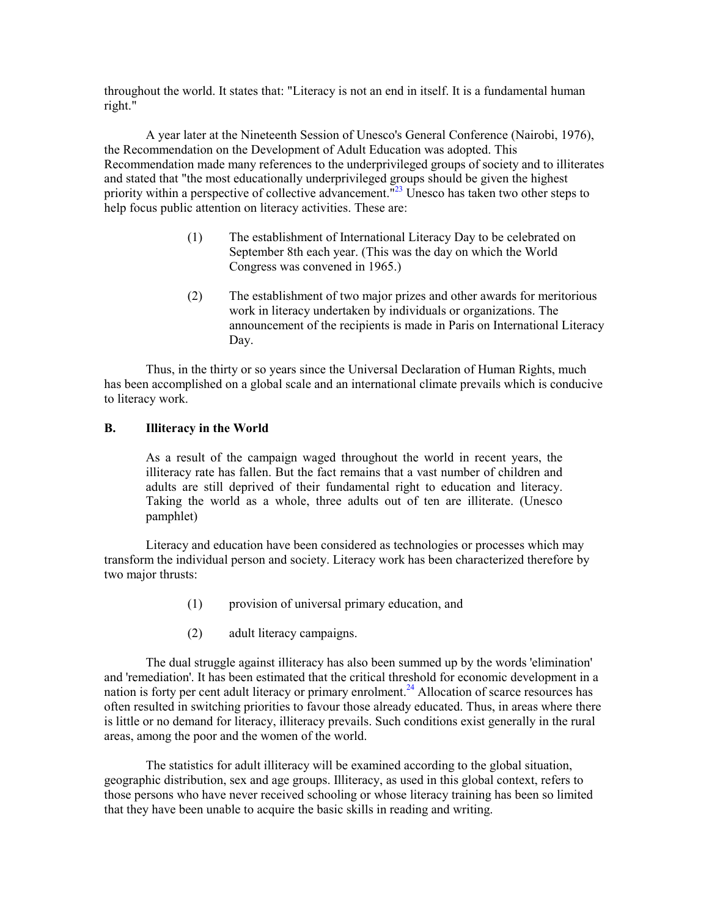throughout the world. It states that: "Literacy is not an end in itself. It is a fundamental human right."

A year later at the Nineteenth Session of Unesco's General Conference (Nairobi, 1976), the Recommendation on the Development of Adult Education was adopted. This Recommendation made many references to the underprivileged groups of society and to illiterates and stated that "the most educationally underprivileged groups should be given the highest priority within a perspective of collective advancement."[23] Unesco has taken two other steps to help focus public attention on literacy activities. These are:

(1) The establishment of International Literacy Day to be celebrated on September 8th each year. (This was the day on which the World Congress was convened in 1965.)

(2) The establishment of two major prizes and other awards for meritorious work in literacy undertaken by individuals or organizations. The announcement of the recipients is made in Paris on International Literacy Day.

Thus, in the thirty or so years since the Universal Declaration of Human Rights, much has been accomplished on a global scale and an international climate prevails which is conducive to literacy work.

## B. Illiteracy in the World

> As a result of the campaign waged throughout the world in recent years, the illiteracy rate has fallen. But the fact remains that a vast number of children and adults are still deprived of their fundamental right to education and literacy. Taking the world as a whole, three adults out of ten are illiterate. (Unesco pamphlet)

Literacy and education have been considered as technologies or processes which may transform the individual person and society. Literacy work has been characterized therefore by two major thrusts:

(1) provision of universal primary education, and

(2) adult literacy campaigns.

The dual struggle against illiteracy has also been summed up by the words 'elimination' and 'remediation'. It has been estimated that the critical threshold for economic development in a nation is forty per cent adult literacy or primary enrolment.[24] Allocation of scarce resources has often resulted in switching priorities to favour those already educated. Thus, in areas where there is little or no demand for literacy, illiteracy prevails. Such conditions exist generally in the rural areas, among the poor and the women of the world.

The statistics for adult illiteracy will be examined according to the global situation, geographic distribution, sex and age groups. Illiteracy, as used in this global context, refers to those persons who have never received schooling or whose literacy training has been so limited that they have been unable to acquire the basic skills in reading and writing.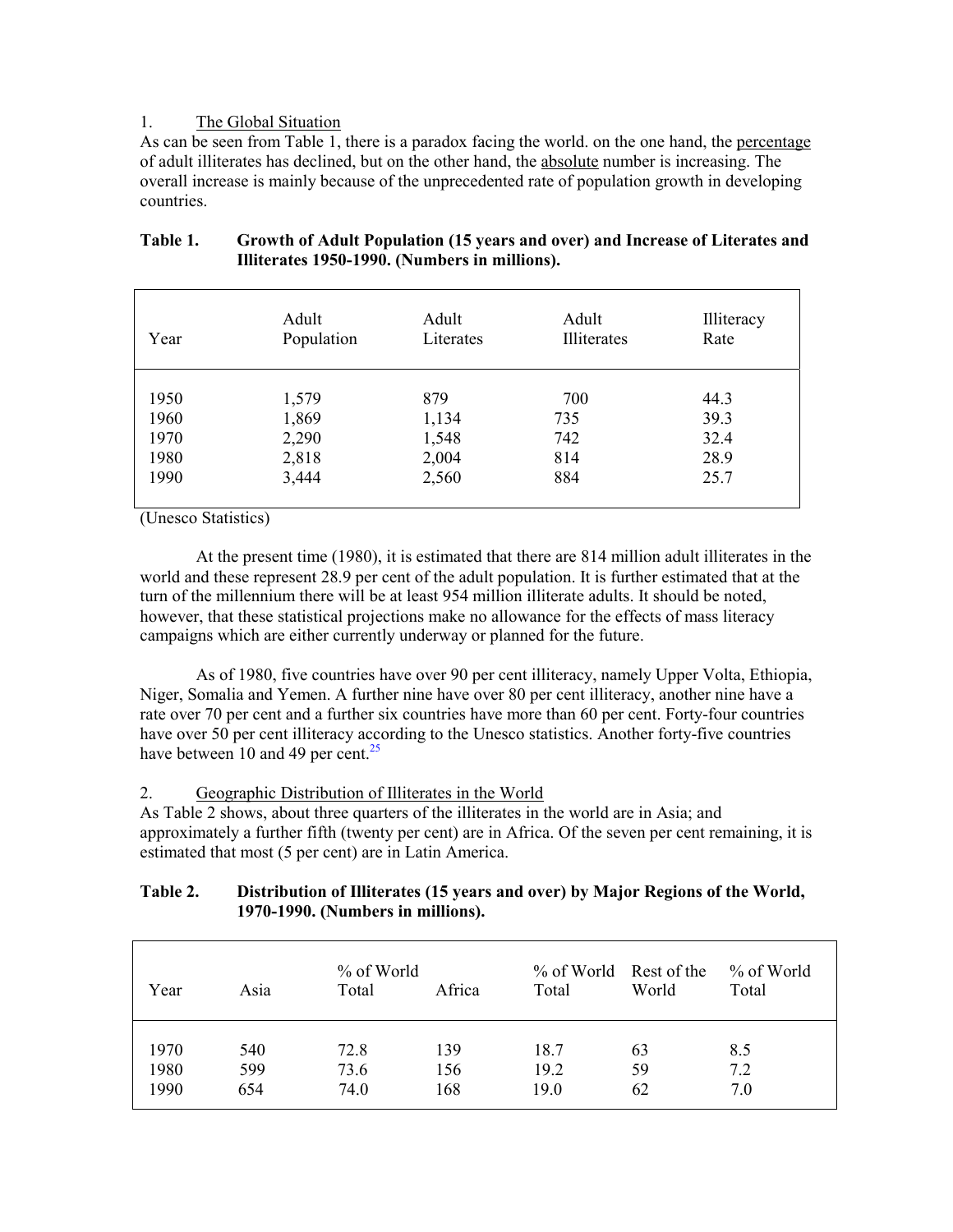1. <u>The Global Situation</u>

As can be seen from Table 1, there is a paradox facing the world. on the one hand, the <u>percentage</u> of adult illiterates has declined, but on the other hand, the <u>absolute</u> number is increasing. The overall increase is mainly because of the unprecedented rate of population growth in developing countries.

**Table 1. Growth of Adult Population (15 years and over) and Increase of Literates and Illiterates 1950-1990. (Numbers in millions).**

| Year | Adult Population | Adult Literates | Adult Illiterates | Illiteracy Rate |
|---|---|---|---|---|
| 1950 | 1,579 | 879 | 700 | 44.3 |
| 1960 | 1,869 | 1,134 | 735 | 39.3 |
| 1970 | 2,290 | 1,548 | 742 | 32.4 |
| 1980 | 2,818 | 2,004 | 814 | 28.9 |
| 1990 | 3,444 | 2,560 | 884 | 25.7 |

(Unesco Statistics)

At the present time (1980), it is estimated that there are 814 million adult illiterates in the world and these represent 28.9 per cent of the adult population. It is further estimated that at the turn of the millennium there will be at least 954 million illiterate adults. It should be noted, however, that these statistical projections make no allowance for the effects of mass literacy campaigns which are either currently underway or planned for the future.

As of 1980, five countries have over 90 per cent illiteracy, namely Upper Volta, Ethiopia, Niger, Somalia and Yemen. A further nine have over 80 per cent illiteracy, another nine have a rate over 70 per cent and a further six countries have more than 60 per cent. Forty-four countries have over 50 per cent illiteracy according to the Unesco statistics. Another forty-five countries have between 10 and 49 per cent.[25]

2. <u>Geographic Distribution of Illiterates in the World</u>

As Table 2 shows, about three quarters of the illiterates in the world are in Asia; and approximately a further fifth (twenty per cent) are in Africa. Of the seven per cent remaining, it is estimated that most (5 per cent) are in Latin America.

**Table 2. Distribution of Illiterates (15 years and over) by Major Regions of the World, 1970-1990. (Numbers in millions).**

| Year | Asia | % of World Total | Africa | % of World Total | Rest of the World | % of World Total |
|---|---|---|---|---|---|---|
| 1970 | 540 | 72.8 | 139 | 18.7 | 63 | 8.5 |
| 1980 | 599 | 73.6 | 156 | 19.2 | 59 | 7.2 |
| 1990 | 654 | 74.0 | 168 | 19.0 | 62 | 7.0 |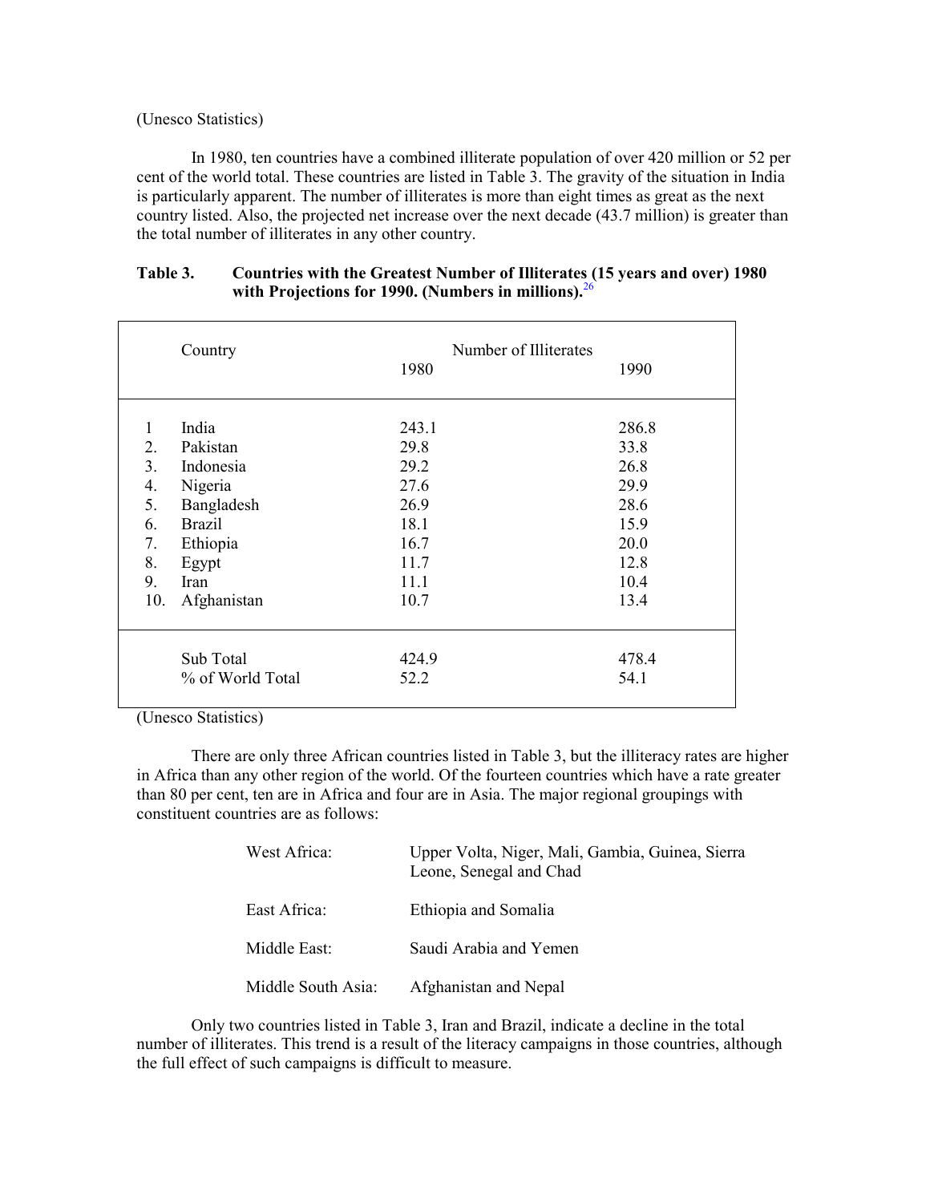(Unesco Statistics)

In 1980, ten countries have a combined illiterate population of over 420 million or 52 per cent of the world total. These countries are listed in Table 3. The gravity of the situation in India is particularly apparent. The number of illiterates is more than eight times as great as the next country listed. Also, the projected net increase over the next decade (43.7 million) is greater than the total number of illiterates in any other country.

**Table 3. Countries with the Greatest Number of Illiterates (15 years and over) 1980 with Projections for 1990. (Numbers in millions).**[26]

| | Country | Number of Illiterates 1980 | 1990 |
|---|---|---|---|
| 1 | India | 243.1 | 286.8 |
| 2. | Pakistan | 29.8 | 33.8 |
| 3. | Indonesia | 29.2 | 26.8 |
| 4. | Nigeria | 27.6 | 29.9 |
| 5. | Bangladesh | 26.9 | 28.6 |
| 6. | Brazil | 18.1 | 15.9 |
| 7. | Ethiopia | 16.7 | 20.0 |
| 8. | Egypt | 11.7 | 12.8 |
| 9. | Iran | 11.1 | 10.4 |
| 10. | Afghanistan | 10.7 | 13.4 |
| | Sub Total | 424.9 | 478.4 |
| | % of World Total | 52.2 | 54.1 |

(Unesco Statistics)

There are only three African countries listed in Table 3, but the illiteracy rates are higher in Africa than any other region of the world. Of the fourteen countries which have a rate greater than 80 per cent, ten are in Africa and four are in Asia. The major regional groupings with constituent countries are as follows:

| | |
|---|---|
| West Africa: | Upper Volta, Niger, Mali, Gambia, Guinea, Sierra Leone, Senegal and Chad |
| East Africa: | Ethiopia and Somalia |
| Middle East: | Saudi Arabia and Yemen |
| Middle South Asia: | Afghanistan and Nepal |

Only two countries listed in Table 3, Iran and Brazil, indicate a decline in the total number of illiterates. This trend is a result of the literacy campaigns in those countries, although the full effect of such campaigns is difficult to measure.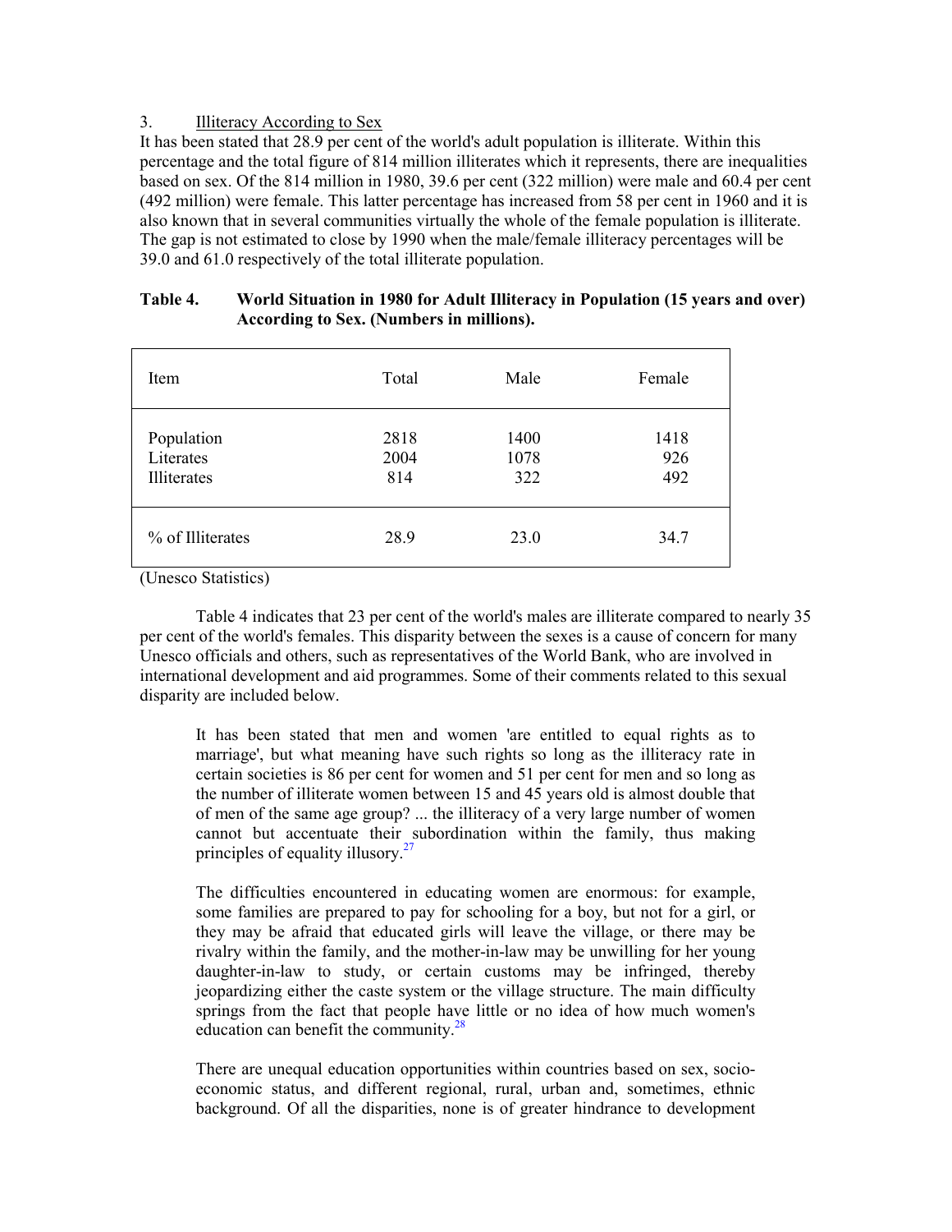3. Illiteracy According to Sex

It has been stated that 28.9 per cent of the world's adult population is illiterate. Within this percentage and the total figure of 814 million illiterates which it represents, there are inequalities based on sex. Of the 814 million in 1980, 39.6 per cent (322 million) were male and 60.4 per cent (492 million) were female. This latter percentage has increased from 58 per cent in 1960 and it is also known that in several communities virtually the whole of the female population is illiterate. The gap is not estimated to close by 1990 when the male/female illiteracy percentages will be 39.0 and 61.0 respectively of the total illiterate population.

**Table 4. World Situation in 1980 for Adult Illiteracy in Population (15 years and over) According to Sex. (Numbers in millions).**

| Item | Total | Male | Female |
|---|---|---|---|
| Population | 2818 | 1400 | 1418 |
| Literates | 2004 | 1078 | 926 |
| Illiterates | 814 | 322 | 492 |
| % of Illiterates | 28.9 | 23.0 | 34.7 |

(Unesco Statistics)

Table 4 indicates that 23 per cent of the world's males are illiterate compared to nearly 35 per cent of the world's females. This disparity between the sexes is a cause of concern for many Unesco officials and others, such as representatives of the World Bank, who are involved in international development and aid programmes. Some of their comments related to this sexual disparity are included below.

> It has been stated that men and women 'are entitled to equal rights as to marriage', but what meaning have such rights so long as the illiteracy rate in certain societies is 86 per cent for women and 51 per cent for men and so long as the number of illiterate women between 15 and 45 years old is almost double that of men of the same age group? ... the illiteracy of a very large number of women cannot but accentuate their subordination within the family, thus making principles of equality illusory.[27]

> The difficulties encountered in educating women are enormous: for example, some families are prepared to pay for schooling for a boy, but not for a girl, or they may be afraid that educated girls will leave the village, or there may be rivalry within the family, and the mother-in-law may be unwilling for her young daughter-in-law to study, or certain customs may be infringed, thereby jeopardizing either the caste system or the village structure. The main difficulty springs from the fact that people have little or no idea of how much women's education can benefit the community.[28]

> There are unequal education opportunities within countries based on sex, socio-economic status, and different regional, rural, urban and, sometimes, ethnic background. Of all the disparities, none is of greater hindrance to development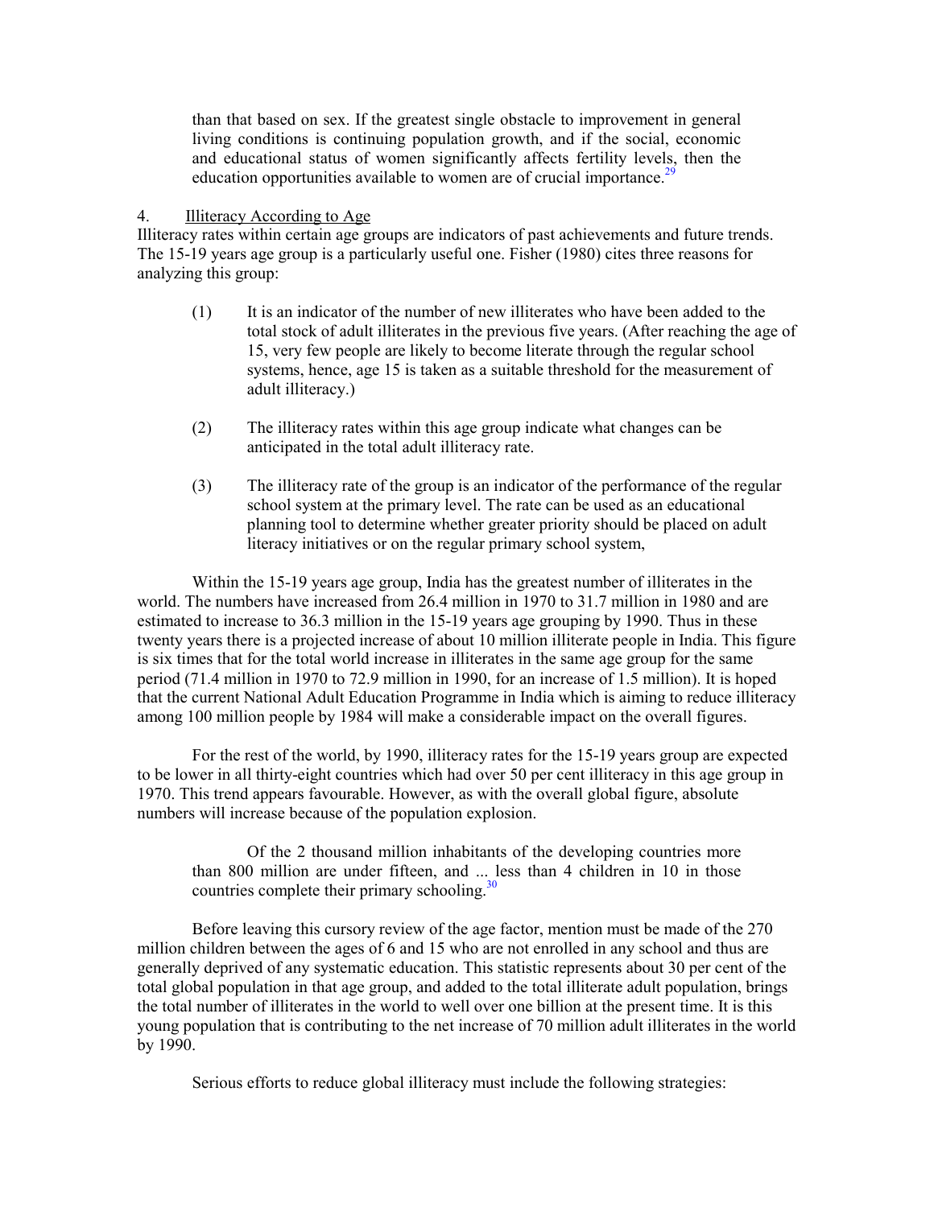> than that based on sex. If the greatest single obstacle to improvement in general living conditions is continuing population growth, and if the social, economic and educational status of women significantly affects fertility levels, then the education opportunities available to women are of crucial importance.[29]

4. Illiteracy According to Age

Illiteracy rates within certain age groups are indicators of past achievements and future trends. The 15-19 years age group is a particularly useful one. Fisher (1980) cites three reasons for analyzing this group:

(1) It is an indicator of the number of new illiterates who have been added to the total stock of adult illiterates in the previous five years. (After reaching the age of 15, very few people are likely to become literate through the regular school systems, hence, age 15 is taken as a suitable threshold for the measurement of adult illiteracy.)

(2) The illiteracy rates within this age group indicate what changes can be anticipated in the total adult illiteracy rate.

(3) The illiteracy rate of the group is an indicator of the performance of the regular school system at the primary level. The rate can be used as an educational planning tool to determine whether greater priority should be placed on adult literacy initiatives or on the regular primary school system,

Within the 15-19 years age group, India has the greatest number of illiterates in the world. The numbers have increased from 26.4 million in 1970 to 31.7 million in 1980 and are estimated to increase to 36.3 million in the 15-19 years age grouping by 1990. Thus in these twenty years there is a projected increase of about 10 million illiterate people in India. This figure is six times that for the total world increase in illiterates in the same age group for the same period (71.4 million in 1970 to 72.9 million in 1990, for an increase of 1.5 million). It is hoped that the current National Adult Education Programme in India which is aiming to reduce illiteracy among 100 million people by 1984 will make a considerable impact on the overall figures.

For the rest of the world, by 1990, illiteracy rates for the 15-19 years group are expected to be lower in all thirty-eight countries which had over 50 per cent illiteracy in this age group in 1970. This trend appears favourable. However, as with the overall global figure, absolute numbers will increase because of the population explosion.

> Of the 2 thousand million inhabitants of the developing countries more than 800 million are under fifteen, and ... less than 4 children in 10 in those countries complete their primary schooling.[30]

Before leaving this cursory review of the age factor, mention must be made of the 270 million children between the ages of 6 and 15 who are not enrolled in any school and thus are generally deprived of any systematic education. This statistic represents about 30 per cent of the total global population in that age group, and added to the total illiterate adult population, brings the total number of illiterates in the world to well over one billion at the present time. It is this young population that is contributing to the net increase of 70 million adult illiterates in the world by 1990.

Serious efforts to reduce global illiteracy must include the following strategies: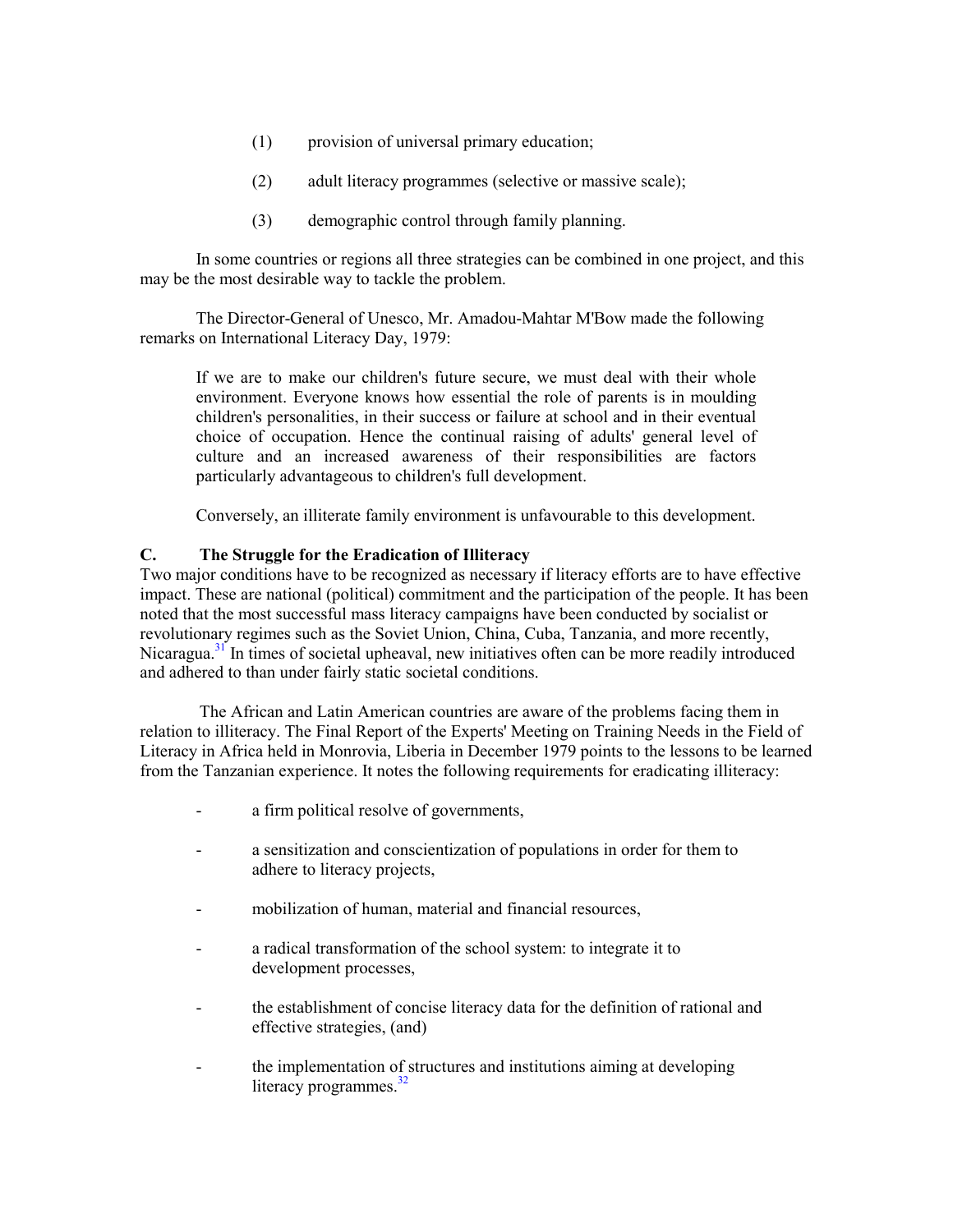(1) provision of universal primary education;

(2) adult literacy programmes (selective or massive scale);

(3) demographic control through family planning.

In some countries or regions all three strategies can be combined in one project, and this may be the most desirable way to tackle the problem.

The Director-General of Unesco, Mr. Amadou-Mahtar M'Bow made the following remarks on International Literacy Day, 1979:

> If we are to make our children's future secure, we must deal with their whole environment. Everyone knows how essential the role of parents is in moulding children's personalities, in their success or failure at school and in their eventual choice of occupation. Hence the continual raising of adults' general level of culture and an increased awareness of their responsibilities are factors particularly advantageous to children's full development.
>
> Conversely, an illiterate family environment is unfavourable to this development.

### C. The Struggle for the Eradication of Illiteracy

Two major conditions have to be recognized as necessary if literacy efforts are to have effective impact. These are national (political) commitment and the participation of the people. It has been noted that the most successful mass literacy campaigns have been conducted by socialist or revolutionary regimes such as the Soviet Union, China, Cuba, Tanzania, and more recently, Nicaragua.[31] In times of societal upheaval, new initiatives often can be more readily introduced and adhered to than under fairly static societal conditions.

The African and Latin American countries are aware of the problems facing them in relation to illiteracy. The Final Report of the Experts' Meeting on Training Needs in the Field of Literacy in Africa held in Monrovia, Liberia in December 1979 points to the lessons to be learned from the Tanzanian experience. It notes the following requirements for eradicating illiteracy:

- a firm political resolve of governments,
- a sensitization and conscientization of populations in order for them to adhere to literacy projects,
- mobilization of human, material and financial resources,
- a radical transformation of the school system: to integrate it to development processes,
- the establishment of concise literacy data for the definition of rational and effective strategies, (and)
- the implementation of structures and institutions aiming at developing literacy programmes.[32]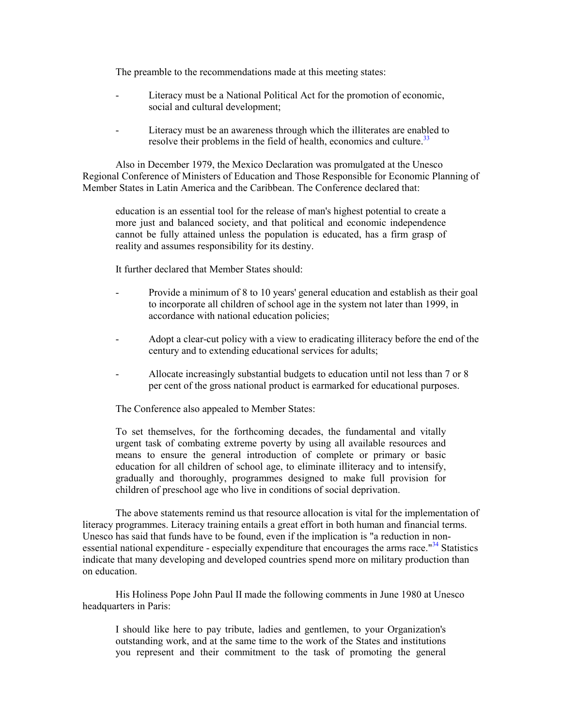The preamble to the recommendations made at this meeting states:

- Literacy must be a National Political Act for the promotion of economic, social and cultural development;

- Literacy must be an awareness through which the illiterates are enabled to resolve their problems in the field of health, economics and culture.[33]

Also in December 1979, the Mexico Declaration was promulgated at the Unesco Regional Conference of Ministers of Education and Those Responsible for Economic Planning of Member States in Latin America and the Caribbean. The Conference declared that:

> education is an essential tool for the release of man's highest potential to create a more just and balanced society, and that political and economic independence cannot be fully attained unless the population is educated, has a firm grasp of reality and assumes responsibility for its destiny.

It further declared that Member States should:

- Provide a minimum of 8 to 10 years' general education and establish as their goal to incorporate all children of school age in the system not later than 1999, in accordance with national education policies;

- Adopt a clear-cut policy with a view to eradicating illiteracy before the end of the century and to extending educational services for adults;

- Allocate increasingly substantial budgets to education until not less than 7 or 8 per cent of the gross national product is earmarked for educational purposes.

The Conference also appealed to Member States:

> To set themselves, for the forthcoming decades, the fundamental and vitally urgent task of combating extreme poverty by using all available resources and means to ensure the general introduction of complete or primary or basic education for all children of school age, to eliminate illiteracy and to intensify, gradually and thoroughly, programmes designed to make full provision for children of preschool age who live in conditions of social deprivation.

The above statements remind us that resource allocation is vital for the implementation of literacy programmes. Literacy training entails a great effort in both human and financial terms. Unesco has said that funds have to be found, even if the implication is "a reduction in non-essential national expenditure - especially expenditure that encourages the arms race."[34] Statistics indicate that many developing and developed countries spend more on military production than on education.

His Holiness Pope John Paul II made the following comments in June 1980 at Unesco headquarters in Paris:

> I should like here to pay tribute, ladies and gentlemen, to your Organization's outstanding work, and at the same time to the work of the States and institutions you represent and their commitment to the task of promoting the general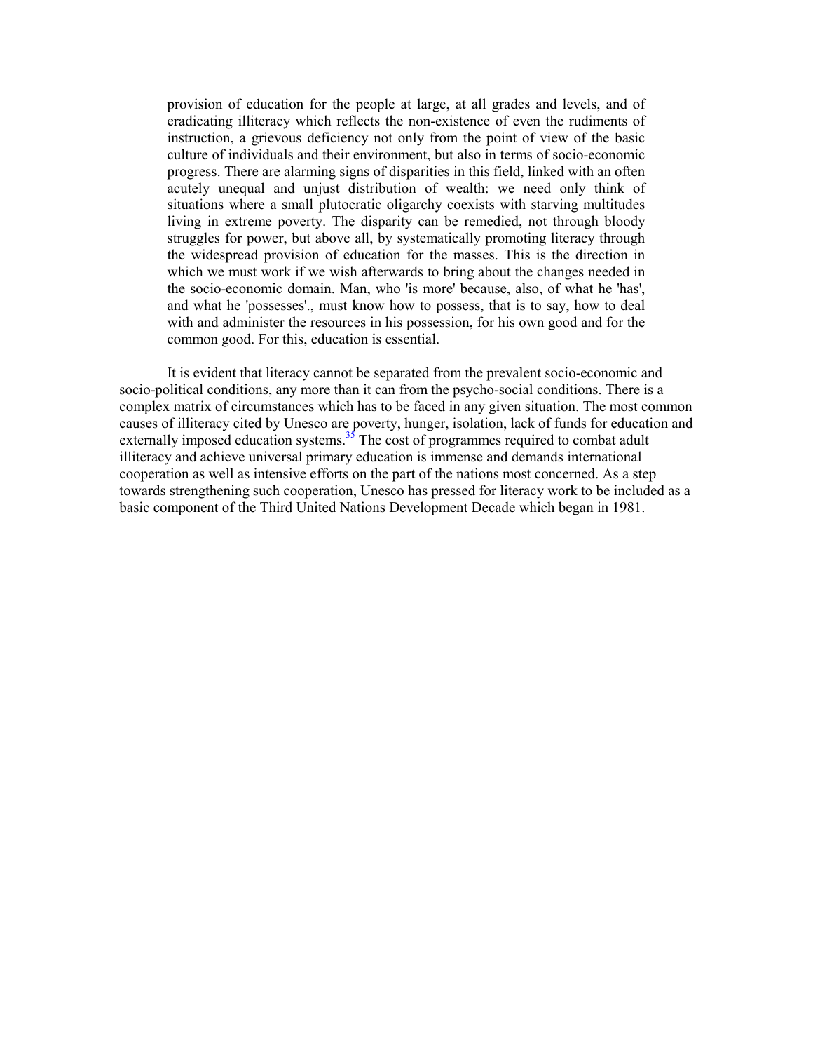> provision of education for the people at large, at all grades and levels, and of eradicating illiteracy which reflects the non-existence of even the rudiments of instruction, a grievous deficiency not only from the point of view of the basic culture of individuals and their environment, but also in terms of socio-economic progress. There are alarming signs of disparities in this field, linked with an often acutely unequal and unjust distribution of wealth: we need only think of situations where a small plutocratic oligarchy coexists with starving multitudes living in extreme poverty. The disparity can be remedied, not through bloody struggles for power, but above all, by systematically promoting literacy through the widespread provision of education for the masses. This is the direction in which we must work if we wish afterwards to bring about the changes needed in the socio-economic domain. Man, who 'is more' because, also, of what he 'has', and what he 'possesses'., must know how to possess, that is to say, how to deal with and administer the resources in his possession, for his own good and for the common good. For this, education is essential.

It is evident that literacy cannot be separated from the prevalent socio-economic and socio-political conditions, any more than it can from the psycho-social conditions. There is a complex matrix of circumstances which has to be faced in any given situation. The most common causes of illiteracy cited by Unesco are poverty, hunger, isolation, lack of funds for education and externally imposed education systems.[35] The cost of programmes required to combat adult illiteracy and achieve universal primary education is immense and demands international cooperation as well as intensive efforts on the part of the nations most concerned. As a step towards strengthening such cooperation, Unesco has pressed for literacy work to be included as a basic component of the Third United Nations Development Decade which began in 1981.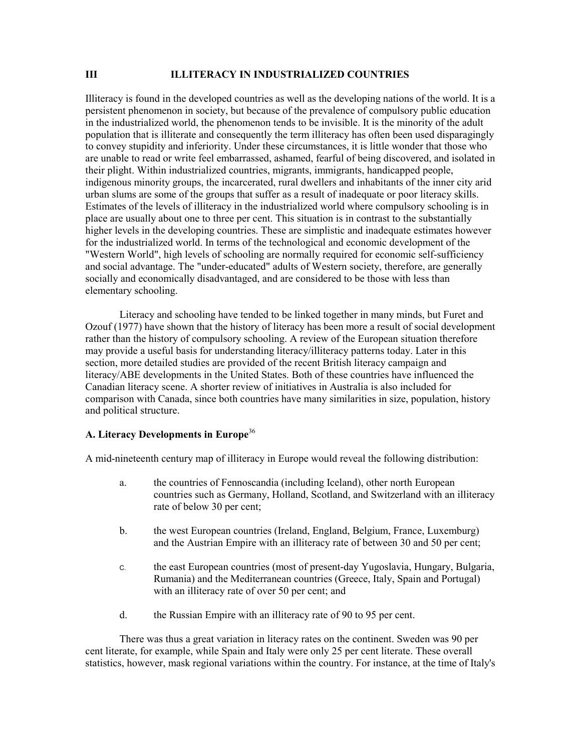## III ILLITERACY IN INDUSTRIALIZED COUNTRIES

Illiteracy is found in the developed countries as well as the developing nations of the world. It is a persistent phenomenon in society, but because of the prevalence of compulsory public education in the industrialized world, the phenomenon tends to be invisible. It is the minority of the adult population that is illiterate and consequently the term illiteracy has often been used disparagingly to convey stupidity and inferiority. Under these circumstances, it is little wonder that those who are unable to read or write feel embarrassed, ashamed, fearful of being discovered, and isolated in their plight. Within industrialized countries, migrants, immigrants, handicapped people, indigenous minority groups, the incarcerated, rural dwellers and inhabitants of the inner city arid urban slums are some of the groups that suffer as a result of inadequate or poor literacy skills. Estimates of the levels of illiteracy in the industrialized world where compulsory schooling is in place are usually about one to three per cent. This situation is in contrast to the substantially higher levels in the developing countries. These are simplistic and inadequate estimates however for the industrialized world. In terms of the technological and economic development of the "Western World", high levels of schooling are normally required for economic self-sufficiency and social advantage. The "under-educated" adults of Western society, therefore, are generally socially and economically disadvantaged, and are considered to be those with less than elementary schooling.

Literacy and schooling have tended to be linked together in many minds, but Furet and Ozouf (1977) have shown that the history of literacy has been more a result of social development rather than the history of compulsory schooling. A review of the European situation therefore may provide a useful basis for understanding literacy/illiteracy patterns today. Later in this section, more detailed studies are provided of the recent British literacy campaign and literacy/ABE developments in the United States. Both of these countries have influenced the Canadian literacy scene. A shorter review of initiatives in Australia is also included for comparison with Canada, since both countries have many similarities in size, population, history and political structure.

### A. Literacy Developments in Europe[36]

A mid-nineteenth century map of illiteracy in Europe would reveal the following distribution:

a. the countries of Fennoscandia (including Iceland), other north European countries such as Germany, Holland, Scotland, and Switzerland with an illiteracy rate of below 30 per cent;

b. the west European countries (Ireland, England, Belgium, France, Luxemburg) and the Austrian Empire with an illiteracy rate of between 30 and 50 per cent;

c. the east European countries (most of present-day Yugoslavia, Hungary, Bulgaria, Rumania) and the Mediterranean countries (Greece, Italy, Spain and Portugal) with an illiteracy rate of over 50 per cent; and

d. the Russian Empire with an illiteracy rate of 90 to 95 per cent.

There was thus a great variation in literacy rates on the continent. Sweden was 90 per cent literate, for example, while Spain and Italy were only 25 per cent literate. These overall statistics, however, mask regional variations within the country. For instance, at the time of Italy's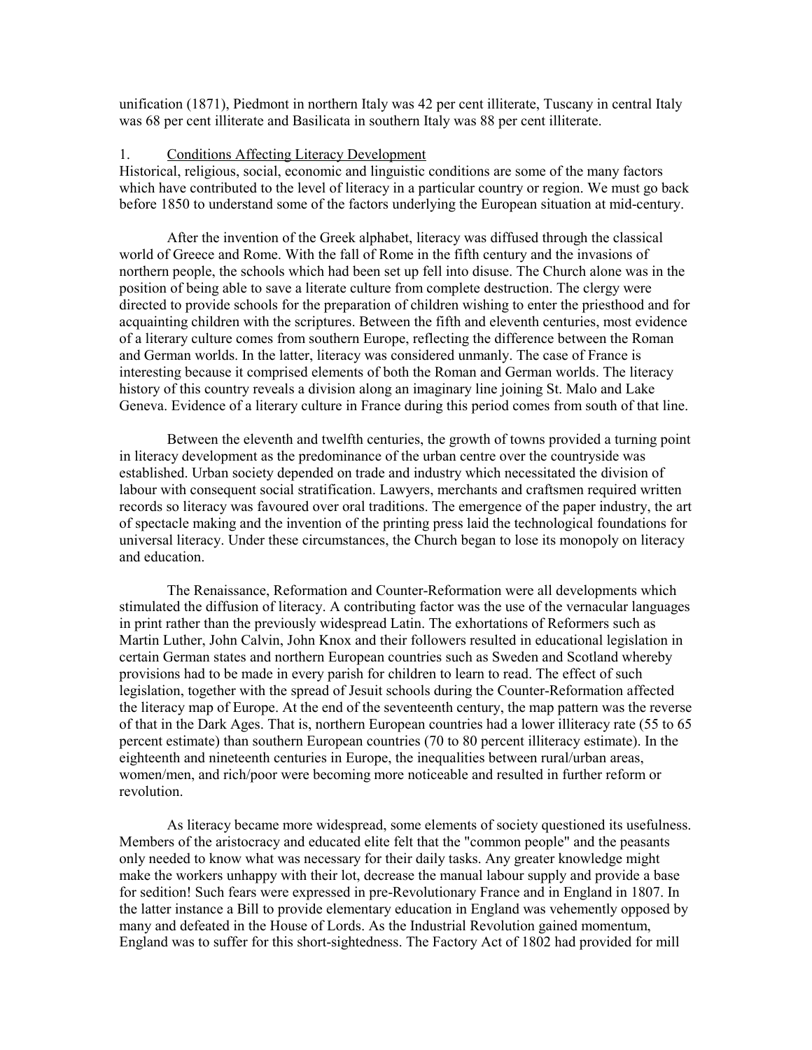unification (1871), Piedmont in northern Italy was 42 per cent illiterate, Tuscany in central Italy was 68 per cent illiterate and Basilicata in southern Italy was 88 per cent illiterate.

## 1. <u>Conditions Affecting Literacy Development</u>

Historical, religious, social, economic and linguistic conditions are some of the many factors which have contributed to the level of literacy in a particular country or region. We must go back before 1850 to understand some of the factors underlying the European situation at mid-century.

After the invention of the Greek alphabet, literacy was diffused through the classical world of Greece and Rome. With the fall of Rome in the fifth century and the invasions of northern people, the schools which had been set up fell into disuse. The Church alone was in the position of being able to save a literate culture from complete destruction. The clergy were directed to provide schools for the preparation of children wishing to enter the priesthood and for acquainting children with the scriptures. Between the fifth and eleventh centuries, most evidence of a literary culture comes from southern Europe, reflecting the difference between the Roman and German worlds. In the latter, literacy was considered unmanly. The case of France is interesting because it comprised elements of both the Roman and German worlds. The literacy history of this country reveals a division along an imaginary line joining St. Malo and Lake Geneva. Evidence of a literary culture in France during this period comes from south of that line.

Between the eleventh and twelfth centuries, the growth of towns provided a turning point in literacy development as the predominance of the urban centre over the countryside was established. Urban society depended on trade and industry which necessitated the division of labour with consequent social stratification. Lawyers, merchants and craftsmen required written records so literacy was favoured over oral traditions. The emergence of the paper industry, the art of spectacle making and the invention of the printing press laid the technological foundations for universal literacy. Under these circumstances, the Church began to lose its monopoly on literacy and education.

The Renaissance, Reformation and Counter-Reformation were all developments which stimulated the diffusion of literacy. A contributing factor was the use of the vernacular languages in print rather than the previously widespread Latin. The exhortations of Reformers such as Martin Luther, John Calvin, John Knox and their followers resulted in educational legislation in certain German states and northern European countries such as Sweden and Scotland whereby provisions had to be made in every parish for children to learn to read. The effect of such legislation, together with the spread of Jesuit schools during the Counter-Reformation affected the literacy map of Europe. At the end of the seventeenth century, the map pattern was the reverse of that in the Dark Ages. That is, northern European countries had a lower illiteracy rate (55 to 65 percent estimate) than southern European countries (70 to 80 percent illiteracy estimate). In the eighteenth and nineteenth centuries in Europe, the inequalities between rural/urban areas, women/men, and rich/poor were becoming more noticeable and resulted in further reform or revolution.

As literacy became more widespread, some elements of society questioned its usefulness. Members of the aristocracy and educated elite felt that the "common people" and the peasants only needed to know what was necessary for their daily tasks. Any greater knowledge might make the workers unhappy with their lot, decrease the manual labour supply and provide a base for sedition! Such fears were expressed in pre-Revolutionary France and in England in 1807. In the latter instance a Bill to provide elementary education in England was vehemently opposed by many and defeated in the House of Lords. As the Industrial Revolution gained momentum, England was to suffer for this short-sightedness. The Factory Act of 1802 had provided for mill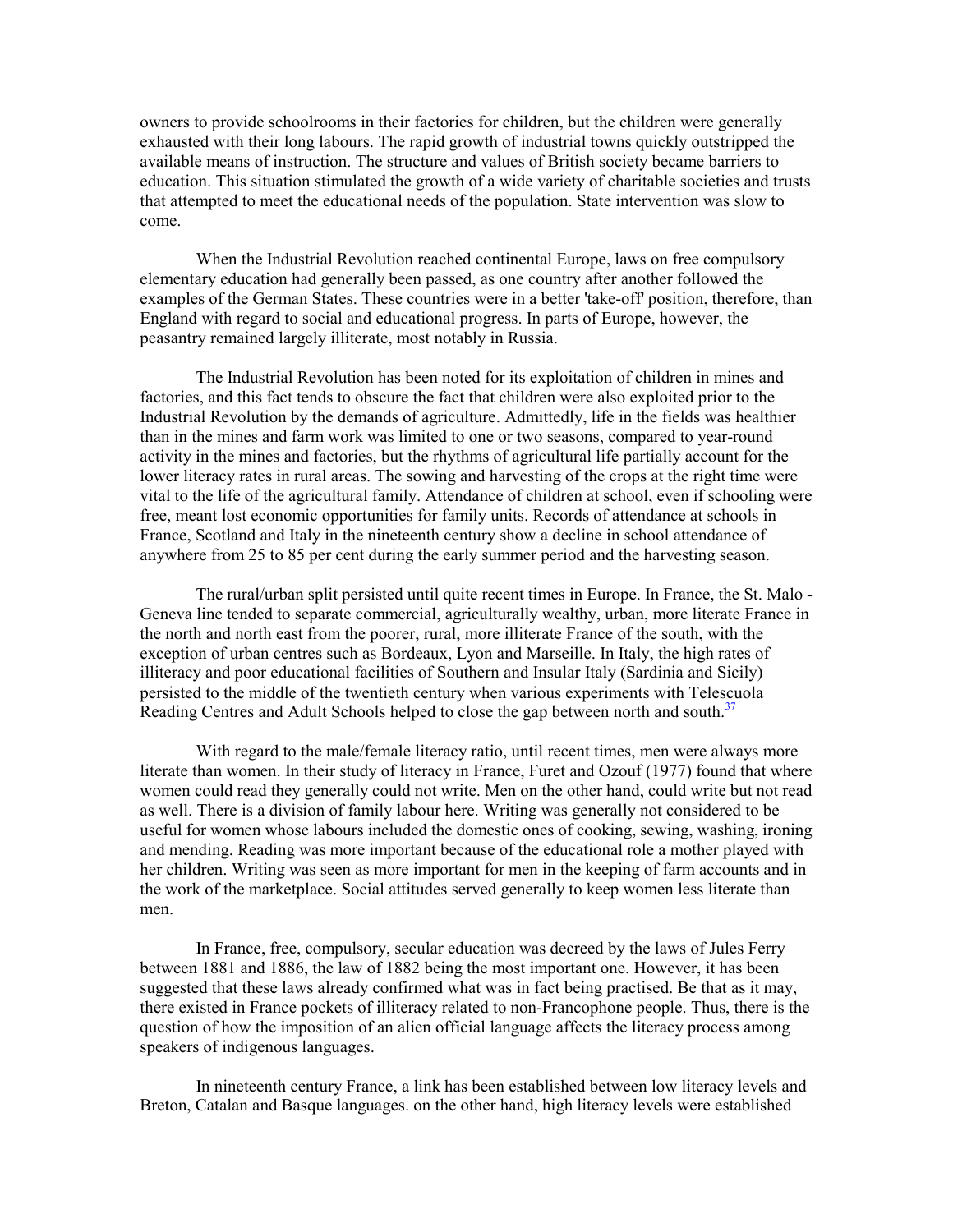owners to provide schoolrooms in their factories for children, but the children were generally exhausted with their long labours. The rapid growth of industrial towns quickly outstripped the available means of instruction. The structure and values of British society became barriers to education. This situation stimulated the growth of a wide variety of charitable societies and trusts that attempted to meet the educational needs of the population. State intervention was slow to come.

When the Industrial Revolution reached continental Europe, laws on free compulsory elementary education had generally been passed, as one country after another followed the examples of the German States. These countries were in a better 'take-off' position, therefore, than England with regard to social and educational progress. In parts of Europe, however, the peasantry remained largely illiterate, most notably in Russia.

The Industrial Revolution has been noted for its exploitation of children in mines and factories, and this fact tends to obscure the fact that children were also exploited prior to the Industrial Revolution by the demands of agriculture. Admittedly, life in the fields was healthier than in the mines and farm work was limited to one or two seasons, compared to year-round activity in the mines and factories, but the rhythms of agricultural life partially account for the lower literacy rates in rural areas. The sowing and harvesting of the crops at the right time were vital to the life of the agricultural family. Attendance of children at school, even if schooling were free, meant lost economic opportunities for family units. Records of attendance at schools in France, Scotland and Italy in the nineteenth century show a decline in school attendance of anywhere from 25 to 85 per cent during the early summer period and the harvesting season.

The rural/urban split persisted until quite recent times in Europe. In France, the St. Malo - Geneva line tended to separate commercial, agriculturally wealthy, urban, more literate France in the north and north east from the poorer, rural, more illiterate France of the south, with the exception of urban centres such as Bordeaux, Lyon and Marseille. In Italy, the high rates of illiteracy and poor educational facilities of Southern and Insular Italy (Sardinia and Sicily) persisted to the middle of the twentieth century when various experiments with Telescuola Reading Centres and Adult Schools helped to close the gap between north and south.[37]

With regard to the male/female literacy ratio, until recent times, men were always more literate than women. In their study of literacy in France, Furet and Ozouf (1977) found that where women could read they generally could not write. Men on the other hand, could write but not read as well. There is a division of family labour here. Writing was generally not considered to be useful for women whose labours included the domestic ones of cooking, sewing, washing, ironing and mending. Reading was more important because of the educational role a mother played with her children. Writing was seen as more important for men in the keeping of farm accounts and in the work of the marketplace. Social attitudes served generally to keep women less literate than men.

In France, free, compulsory, secular education was decreed by the laws of Jules Ferry between 1881 and 1886, the law of 1882 being the most important one. However, it has been suggested that these laws already confirmed what was in fact being practised. Be that as it may, there existed in France pockets of illiteracy related to non-Francophone people. Thus, there is the question of how the imposition of an alien official language affects the literacy process among speakers of indigenous languages.

In nineteenth century France, a link has been established between low literacy levels and Breton, Catalan and Basque languages. on the other hand, high literacy levels were established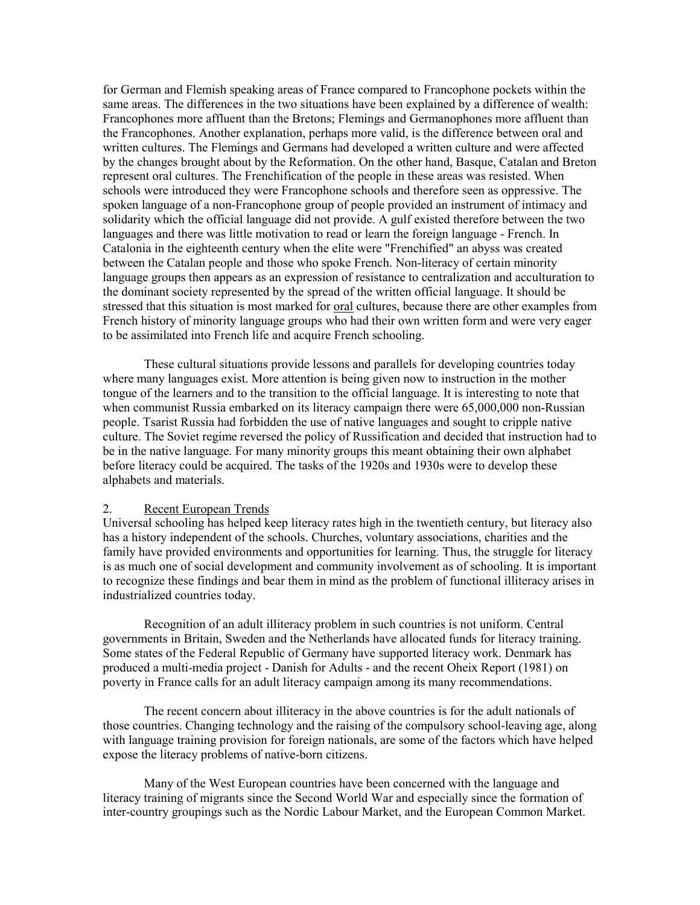for German and Flemish speaking areas of France compared to Francophone pockets within the same areas. The differences in the two situations have been explained by a difference of wealth: Francophones more affluent than the Bretons; Flemings and Germanophones more affluent than the Francophones. Another explanation, perhaps more valid, is the difference between oral and written cultures. The Flemings and Germans had developed a written culture and were affected by the changes brought about by the Reformation. On the other hand, Basque, Catalan and Breton represent oral cultures. The Frenchification of the people in these areas was resisted. When schools were introduced they were Francophone schools and therefore seen as oppressive. The spoken language of a non-Francophone group of people provided an instrument of intimacy and solidarity which the official language did not provide. A gulf existed therefore between the two languages and there was little motivation to read or learn the foreign language - French. In Catalonia in the eighteenth century when the elite were "Frenchified" an abyss was created between the Catalan people and those who spoke French. Non-literacy of certain minority language groups then appears as an expression of resistance to centralization and acculturation to the dominant society represented by the spread of the written official language. It should be stressed that this situation is most marked for oral cultures, because there are other examples from French history of minority language groups who had their own written form and were very eager to be assimilated into French life and acquire French schooling.

These cultural situations provide lessons and parallels for developing countries today where many languages exist. More attention is being given now to instruction in the mother tongue of the learners and to the transition to the official language. It is interesting to note that when communist Russia embarked on its literacy campaign there were 65,000,000 non-Russian people. Tsarist Russia had forbidden the use of native languages and sought to cripple native culture. The Soviet regime reversed the policy of Russification and decided that instruction had to be in the native language. For many minority groups this meant obtaining their own alphabet before literacy could be acquired. The tasks of the 1920s and 1930s were to develop these alphabets and materials.

## 2. Recent European Trends

Universal schooling has helped keep literacy rates high in the twentieth century, but literacy also has a history independent of the schools. Churches, voluntary associations, charities and the family have provided environments and opportunities for learning. Thus, the struggle for literacy is as much one of social development and community involvement as of schooling. It is important to recognize these findings and bear them in mind as the problem of functional illiteracy arises in industrialized countries today.

Recognition of an adult illiteracy problem in such countries is not uniform. Central governments in Britain, Sweden and the Netherlands have allocated funds for literacy training. Some states of the Federal Republic of Germany have supported literacy work. Denmark has produced a multi-media project - Danish for Adults - and the recent Oheix Report (1981) on poverty in France calls for an adult literacy campaign among its many recommendations.

The recent concern about illiteracy in the above countries is for the adult nationals of those countries. Changing technology and the raising of the compulsory school-leaving age, along with language training provision for foreign nationals, are some of the factors which have helped expose the literacy problems of native-born citizens.

Many of the West European countries have been concerned with the language and literacy training of migrants since the Second World War and especially since the formation of inter-country groupings such as the Nordic Labour Market, and the European Common Market.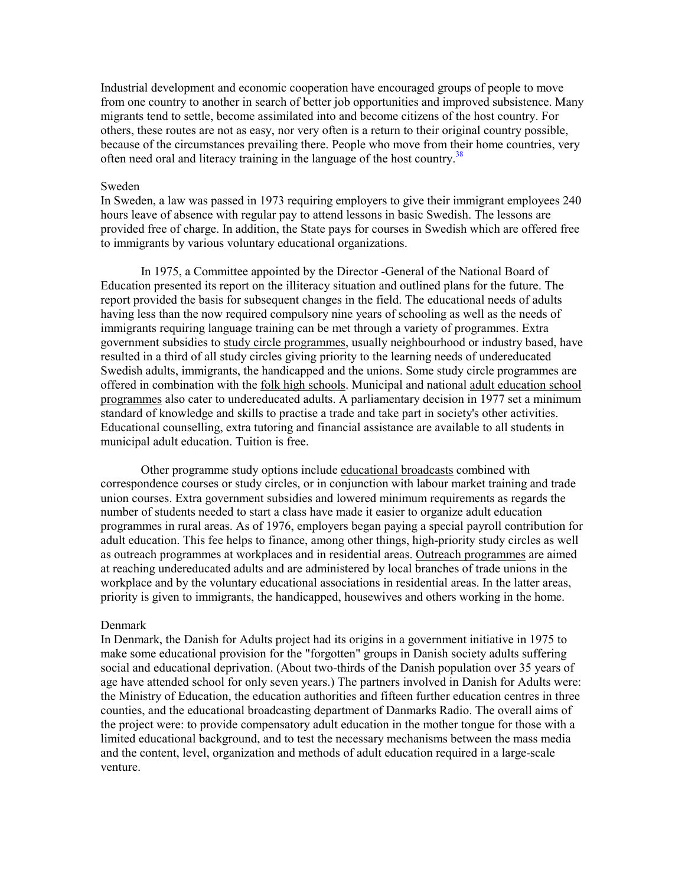Industrial development and economic cooperation have encouraged groups of people to move from one country to another in search of better job opportunities and improved subsistence. Many migrants tend to settle, become assimilated into and become citizens of the host country. For others, these routes are not as easy, nor very often is a return to their original country possible, because of the circumstances prevailing there. People who move from their home countries, very often need oral and literacy training in the language of the host country.[38]

Sweden

In Sweden, a law was passed in 1973 requiring employers to give their immigrant employees 240 hours leave of absence with regular pay to attend lessons in basic Swedish. The lessons are provided free of charge. In addition, the State pays for courses in Swedish which are offered free to immigrants by various voluntary educational organizations.

In 1975, a Committee appointed by the Director -General of the National Board of Education presented its report on the illiteracy situation and outlined plans for the future. The report provided the basis for subsequent changes in the field. The educational needs of adults having less than the now required compulsory nine years of schooling as well as the needs of immigrants requiring language training can be met through a variety of programmes. Extra government subsidies to study circle programmes, usually neighbourhood or industry based, have resulted in a third of all study circles giving priority to the learning needs of undereducated Swedish adults, immigrants, the handicapped and the unions. Some study circle programmes are offered in combination with the folk high schools. Municipal and national adult education school programmes also cater to undereducated adults. A parliamentary decision in 1977 set a minimum standard of knowledge and skills to practise a trade and take part in society's other activities. Educational counselling, extra tutoring and financial assistance are available to all students in municipal adult education. Tuition is free.

Other programme study options include educational broadcasts combined with correspondence courses or study circles, or in conjunction with labour market training and trade union courses. Extra government subsidies and lowered minimum requirements as regards the number of students needed to start a class have made it easier to organize adult education programmes in rural areas. As of 1976, employers began paying a special payroll contribution for adult education. This fee helps to finance, among other things, high-priority study circles as well as outreach programmes at workplaces and in residential areas. Outreach programmes are aimed at reaching undereducated adults and are administered by local branches of trade unions in the workplace and by the voluntary educational associations in residential areas. In the latter areas, priority is given to immigrants, the handicapped, housewives and others working in the home.

Denmark

In Denmark, the Danish for Adults project had its origins in a government initiative in 1975 to make some educational provision for the "forgotten" groups in Danish society adults suffering social and educational deprivation. (About two-thirds of the Danish population over 35 years of age have attended school for only seven years.) The partners involved in Danish for Adults were: the Ministry of Education, the education authorities and fifteen further education centres in three counties, and the educational broadcasting department of Danmarks Radio. The overall aims of the project were: to provide compensatory adult education in the mother tongue for those with a limited educational background, and to test the necessary mechanisms between the mass media and the content, level, organization and methods of adult education required in a large-scale venture.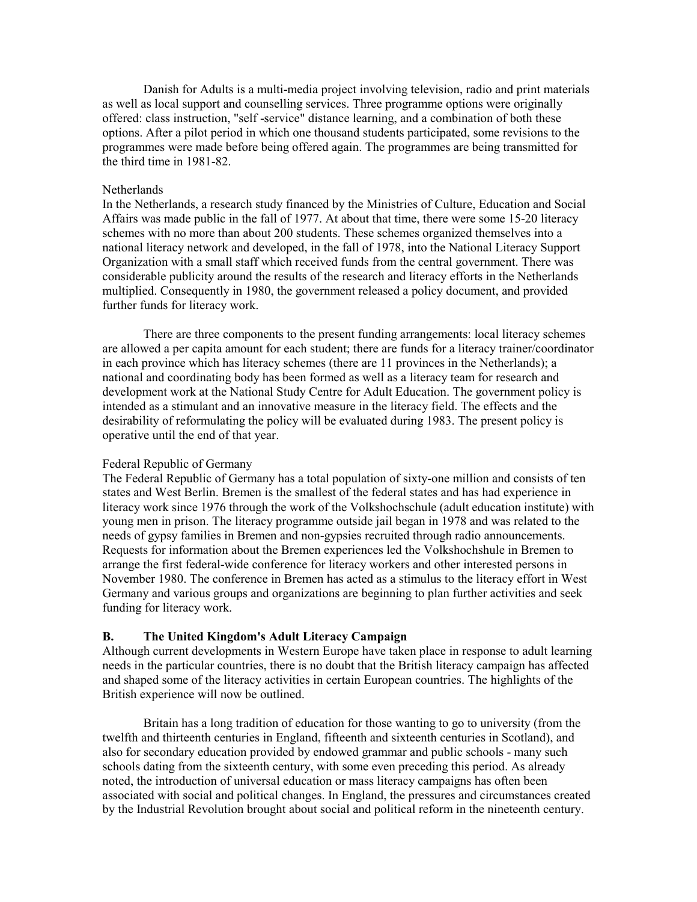Danish for Adults is a multi-media project involving television, radio and print materials as well as local support and counselling services. Three programme options were originally offered: class instruction, "self -service" distance learning, and a combination of both these options. After a pilot period in which one thousand students participated, some revisions to the programmes were made before being offered again. The programmes are being transmitted for the third time in 1981-82.

Netherlands

In the Netherlands, a research study financed by the Ministries of Culture, Education and Social Affairs was made public in the fall of 1977. At about that time, there were some 15-20 literacy schemes with no more than about 200 students. These schemes organized themselves into a national literacy network and developed, in the fall of 1978, into the National Literacy Support Organization with a small staff which received funds from the central government. There was considerable publicity around the results of the research and literacy efforts in the Netherlands multiplied. Consequently in 1980, the government released a policy document, and provided further funds for literacy work.

There are three components to the present funding arrangements: local literacy schemes are allowed a per capita amount for each student; there are funds for a literacy trainer/coordinator in each province which has literacy schemes (there are 11 provinces in the Netherlands); a national and coordinating body has been formed as well as a literacy team for research and development work at the National Study Centre for Adult Education. The government policy is intended as a stimulant and an innovative measure in the literacy field. The effects and the desirability of reformulating the policy will be evaluated during 1983. The present policy is operative until the end of that year.

Federal Republic of Germany

The Federal Republic of Germany has a total population of sixty-one million and consists of ten states and West Berlin. Bremen is the smallest of the federal states and has had experience in literacy work since 1976 through the work of the Volkshochschule (adult education institute) with young men in prison. The literacy programme outside jail began in 1978 and was related to the needs of gypsy families in Bremen and non-gypsies recruited through radio announcements. Requests for information about the Bremen experiences led the Volkshochshule in Bremen to arrange the first federal-wide conference for literacy workers and other interested persons in November 1980. The conference in Bremen has acted as a stimulus to the literacy effort in West Germany and various groups and organizations are beginning to plan further activities and seek funding for literacy work.

### B. The United Kingdom's Adult Literacy Campaign

Although current developments in Western Europe have taken place in response to adult learning needs in the particular countries, there is no doubt that the British literacy campaign has affected and shaped some of the literacy activities in certain European countries. The highlights of the British experience will now be outlined.

Britain has a long tradition of education for those wanting to go to university (from the twelfth and thirteenth centuries in England, fifteenth and sixteenth centuries in Scotland), and also for secondary education provided by endowed grammar and public schools - many such schools dating from the sixteenth century, with some even preceding this period. As already noted, the introduction of universal education or mass literacy campaigns has often been associated with social and political changes. In England, the pressures and circumstances created by the Industrial Revolution brought about social and political reform in the nineteenth century.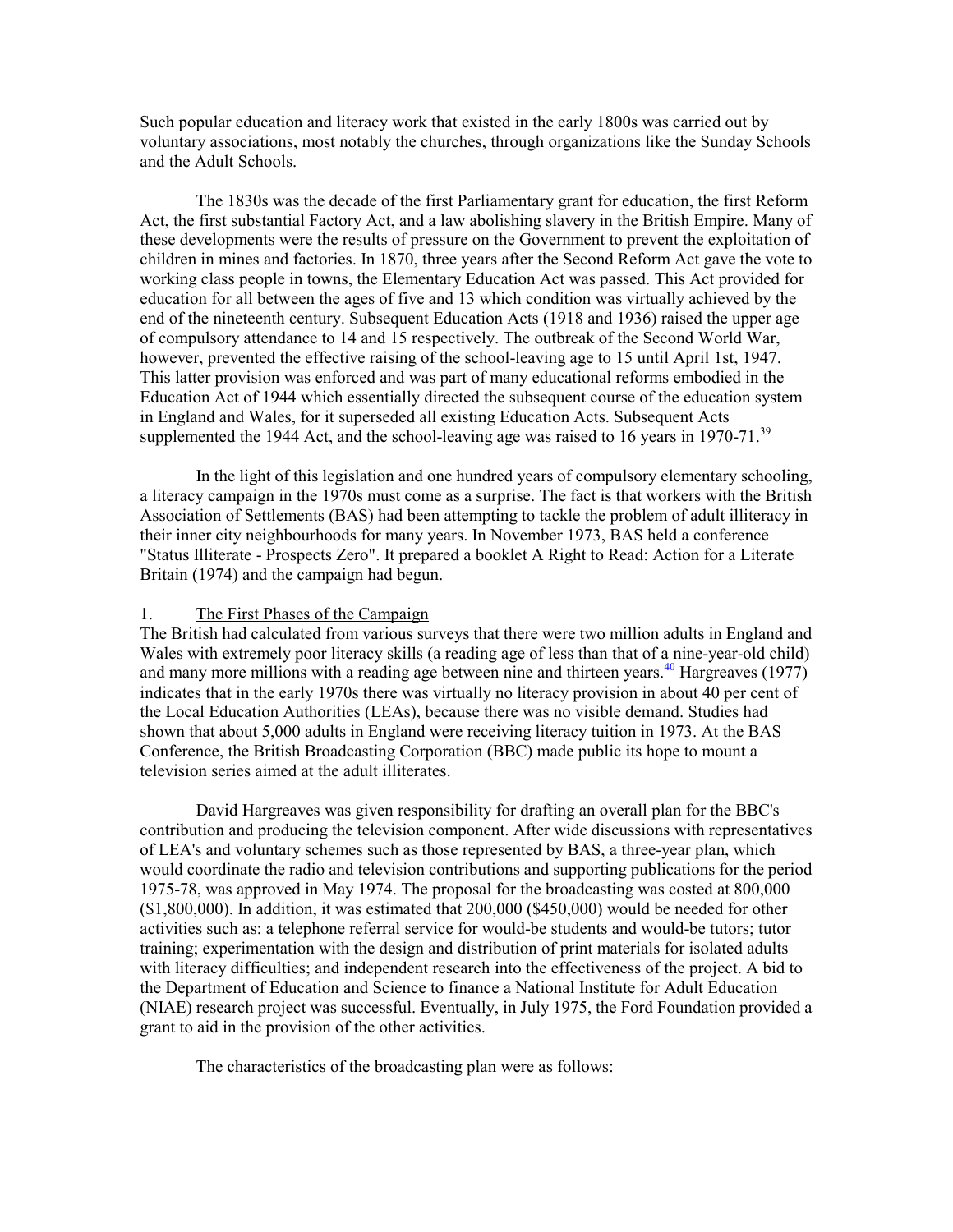Such popular education and literacy work that existed in the early 1800s was carried out by voluntary associations, most notably the churches, through organizations like the Sunday Schools and the Adult Schools.

The 1830s was the decade of the first Parliamentary grant for education, the first Reform Act, the first substantial Factory Act, and a law abolishing slavery in the British Empire. Many of these developments were the results of pressure on the Government to prevent the exploitation of children in mines and factories. In 1870, three years after the Second Reform Act gave the vote to working class people in towns, the Elementary Education Act was passed. This Act provided for education for all between the ages of five and 13 which condition was virtually achieved by the end of the nineteenth century. Subsequent Education Acts (1918 and 1936) raised the upper age of compulsory attendance to 14 and 15 respectively. The outbreak of the Second World War, however, prevented the effective raising of the school-leaving age to 15 until April 1st, 1947. This latter provision was enforced and was part of many educational reforms embodied in the Education Act of 1944 which essentially directed the subsequent course of the education system in England and Wales, for it superseded all existing Education Acts. Subsequent Acts supplemented the 1944 Act, and the school-leaving age was raised to 16 years in 1970-71.[39]

In the light of this legislation and one hundred years of compulsory elementary schooling, a literacy campaign in the 1970s must come as a surprise. The fact is that workers with the British Association of Settlements (BAS) had been attempting to tackle the problem of adult illiteracy in their inner city neighbourhoods for many years. In November 1973, BAS held a conference "Status Illiterate - Prospects Zero". It prepared a booklet A Right to Read: Action for a Literate Britain (1974) and the campaign had begun.

## 1. The First Phases of the Campaign

The British had calculated from various surveys that there were two million adults in England and Wales with extremely poor literacy skills (a reading age of less than that of a nine-year-old child) and many more millions with a reading age between nine and thirteen years.[40] Hargreaves (1977) indicates that in the early 1970s there was virtually no literacy provision in about 40 per cent of the Local Education Authorities (LEAs), because there was no visible demand. Studies had shown that about 5,000 adults in England were receiving literacy tuition in 1973. At the BAS Conference, the British Broadcasting Corporation (BBC) made public its hope to mount a television series aimed at the adult illiterates.

David Hargreaves was given responsibility for drafting an overall plan for the BBC's contribution and producing the television component. After wide discussions with representatives of LEA's and voluntary schemes such as those represented by BAS, a three-year plan, which would coordinate the radio and television contributions and supporting publications for the period 1975-78, was approved in May 1974. The proposal for the broadcasting was costed at 800,000 ($1,800,000). In addition, it was estimated that 200,000 ($450,000) would be needed for other activities such as: a telephone referral service for would-be students and would-be tutors; tutor training; experimentation with the design and distribution of print materials for isolated adults with literacy difficulties; and independent research into the effectiveness of the project. A bid to the Department of Education and Science to finance a National Institute for Adult Education (NIAE) research project was successful. Eventually, in July 1975, the Ford Foundation provided a grant to aid in the provision of the other activities.

The characteristics of the broadcasting plan were as follows: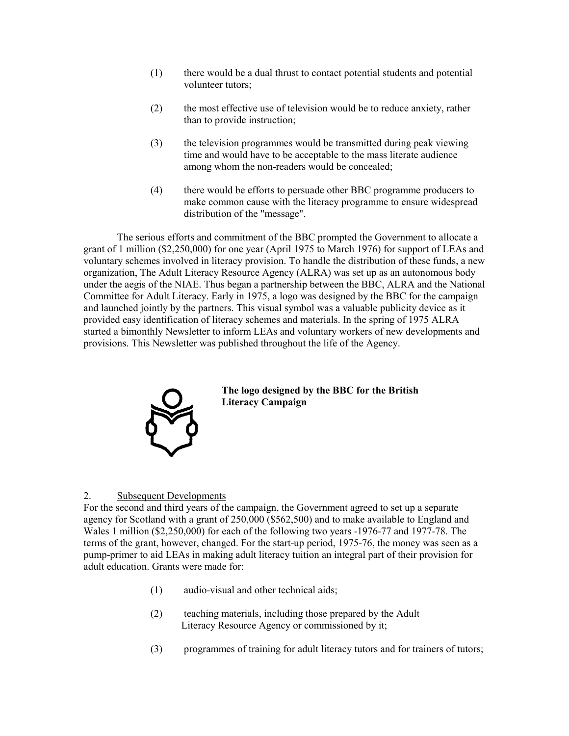(1) there would be a dual thrust to contact potential students and potential volunteer tutors;

(2) the most effective use of television would be to reduce anxiety, rather than to provide instruction;

(3) the television programmes would be transmitted during peak viewing time and would have to be acceptable to the mass literate audience among whom the non-readers would be concealed;

(4) there would be efforts to persuade other BBC programme producers to make common cause with the literacy programme to ensure widespread distribution of the "message".

The serious efforts and commitment of the BBC prompted the Government to allocate a grant of 1 million ($2,250,000) for one year (April 1975 to March 1976) for support of LEAs and voluntary schemes involved in literacy provision. To handle the distribution of these funds, a new organization, The Adult Literacy Resource Agency (ALRA) was set up as an autonomous body under the aegis of the NIAE. Thus began a partnership between the BBC, ALRA and the National Committee for Adult Literacy. Early in 1975, a logo was designed by the BBC for the campaign and launched jointly by the partners. This visual symbol was a valuable publicity device as it provided easy identification of literacy schemes and materials. In the spring of 1975 ALRA started a bimonthly Newsletter to inform LEAs and voluntary workers of new developments and provisions. This Newsletter was published throughout the life of the Agency.

**The logo designed by the BBC for the British Literacy Campaign**

2. Subsequent Developments

For the second and third years of the campaign, the Government agreed to set up a separate agency for Scotland with a grant of 250,000 ($562,500) and to make available to England and Wales 1 million ($2,250,000) for each of the following two years -1976-77 and 1977-78. The terms of the grant, however, changed. For the start-up period, 1975-76, the money was seen as a pump-primer to aid LEAs in making adult literacy tuition an integral part of their provision for adult education. Grants were made for:

(1) audio-visual and other technical aids;

(2) teaching materials, including those prepared by the Adult Literacy Resource Agency or commissioned by it;

(3) programmes of training for adult literacy tutors and for trainers of tutors;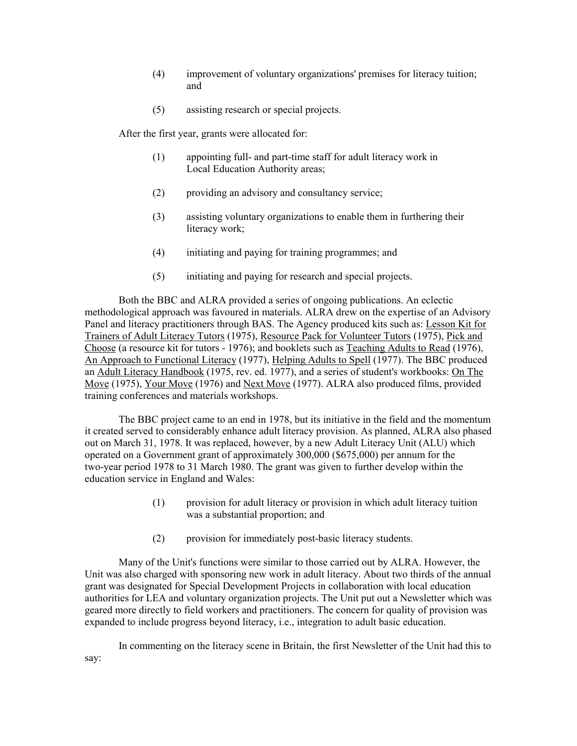(4) improvement of voluntary organizations' premises for literacy tuition; and

(5) assisting research or special projects.

After the first year, grants were allocated for:

(1) appointing full- and part-time staff for adult literacy work in Local Education Authority areas;

(2) providing an advisory and consultancy service;

(3) assisting voluntary organizations to enable them in furthering their literacy work;

(4) initiating and paying for training programmes; and

(5) initiating and paying for research and special projects.

Both the BBC and ALRA provided a series of ongoing publications. An eclectic methodological approach was favoured in materials. ALRA drew on the expertise of an Advisory Panel and literacy practitioners through BAS. The Agency produced kits such as: Lesson Kit for Trainers of Adult Literacy Tutors (1975), Resource Pack for Volunteer Tutors (1975), Pick and Choose (a resource kit for tutors - 1976); and booklets such as Teaching Adults to Read (1976), An Approach to Functional Literacy (1977), Helping Adults to Spell (1977). The BBC produced an Adult Literacy Handbook (1975, rev. ed. 1977), and a series of student's workbooks: On The Move (1975), Your Move (1976) and Next Move (1977). ALRA also produced films, provided training conferences and materials workshops.

The BBC project came to an end in 1978, but its initiative in the field and the momentum it created served to considerably enhance adult literacy provision. As planned, ALRA also phased out on March 31, 1978. It was replaced, however, by a new Adult Literacy Unit (ALU) which operated on a Government grant of approximately 300,000 ($675,000) per annum for the two-year period 1978 to 31 March 1980. The grant was given to further develop within the education service in England and Wales:

(1) provision for adult literacy or provision in which adult literacy tuition was a substantial proportion; and

(2) provision for immediately post-basic literacy students.

Many of the Unit's functions were similar to those carried out by ALRA. However, the Unit was also charged with sponsoring new work in adult literacy. About two thirds of the annual grant was designated for Special Development Projects in collaboration with local education authorities for LEA and voluntary organization projects. The Unit put out a Newsletter which was geared more directly to field workers and practitioners. The concern for quality of provision was expanded to include progress beyond literacy, i.e., integration to adult basic education.

In commenting on the literacy scene in Britain, the first Newsletter of the Unit had this to say: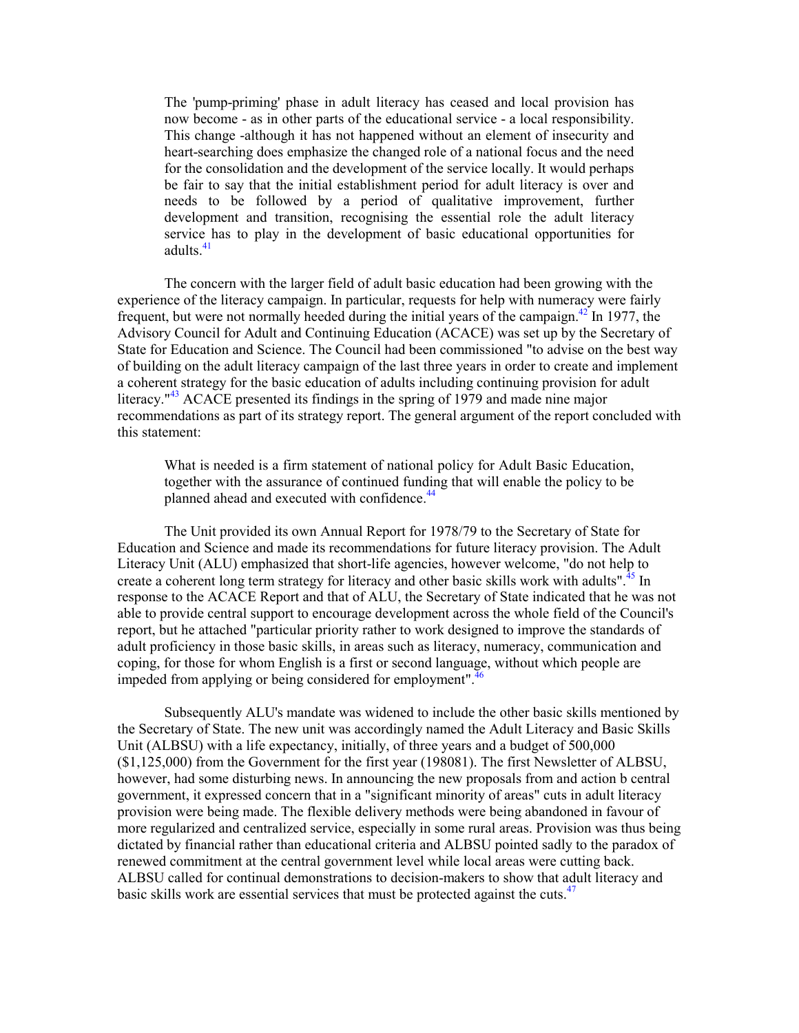> The 'pump-priming' phase in adult literacy has ceased and local provision has now become - as in other parts of the educational service - a local responsibility. This change -although it has not happened without an element of insecurity and heart-searching does emphasize the changed role of a national focus and the need for the consolidation and the development of the service locally. It would perhaps be fair to say that the initial establishment period for adult literacy is over and needs to be followed by a period of qualitative improvement, further development and transition, recognising the essential role the adult literacy service has to play in the development of basic educational opportunities for adults.[41]

The concern with the larger field of adult basic education had been growing with the experience of the literacy campaign. In particular, requests for help with numeracy were fairly frequent, but were not normally heeded during the initial years of the campaign.[42] In 1977, the Advisory Council for Adult and Continuing Education (ACACE) was set up by the Secretary of State for Education and Science. The Council had been commissioned "to advise on the best way of building on the adult literacy campaign of the last three years in order to create and implement a coherent strategy for the basic education of adults including continuing provision for adult literacy."[43] ACACE presented its findings in the spring of 1979 and made nine major recommendations as part of its strategy report. The general argument of the report concluded with this statement:

> What is needed is a firm statement of national policy for Adult Basic Education, together with the assurance of continued funding that will enable the policy to be planned ahead and executed with confidence.[44]

The Unit provided its own Annual Report for 1978/79 to the Secretary of State for Education and Science and made its recommendations for future literacy provision. The Adult Literacy Unit (ALU) emphasized that short-life agencies, however welcome, "do not help to create a coherent long term strategy for literacy and other basic skills work with adults".[45] In response to the ACACE Report and that of ALU, the Secretary of State indicated that he was not able to provide central support to encourage development across the whole field of the Council's report, but he attached "particular priority rather to work designed to improve the standards of adult proficiency in those basic skills, in areas such as literacy, numeracy, communication and coping, for those for whom English is a first or second language, without which people are impeded from applying or being considered for employment".[46]

Subsequently ALU's mandate was widened to include the other basic skills mentioned by the Secretary of State. The new unit was accordingly named the Adult Literacy and Basic Skills Unit (ALBSU) with a life expectancy, initially, of three years and a budget of 500,000 ($1,125,000) from the Government for the first year (198081). The first Newsletter of ALBSU, however, had some disturbing news. In announcing the new proposals from and action b central government, it expressed concern that in a "significant minority of areas" cuts in adult literacy provision were being made. The flexible delivery methods were being abandoned in favour of more regularized and centralized service, especially in some rural areas. Provision was thus being dictated by financial rather than educational criteria and ALBSU pointed sadly to the paradox of renewed commitment at the central government level while local areas were cutting back. ALBSU called for continual demonstrations to decision-makers to show that adult literacy and basic skills work are essential services that must be protected against the cuts.[47]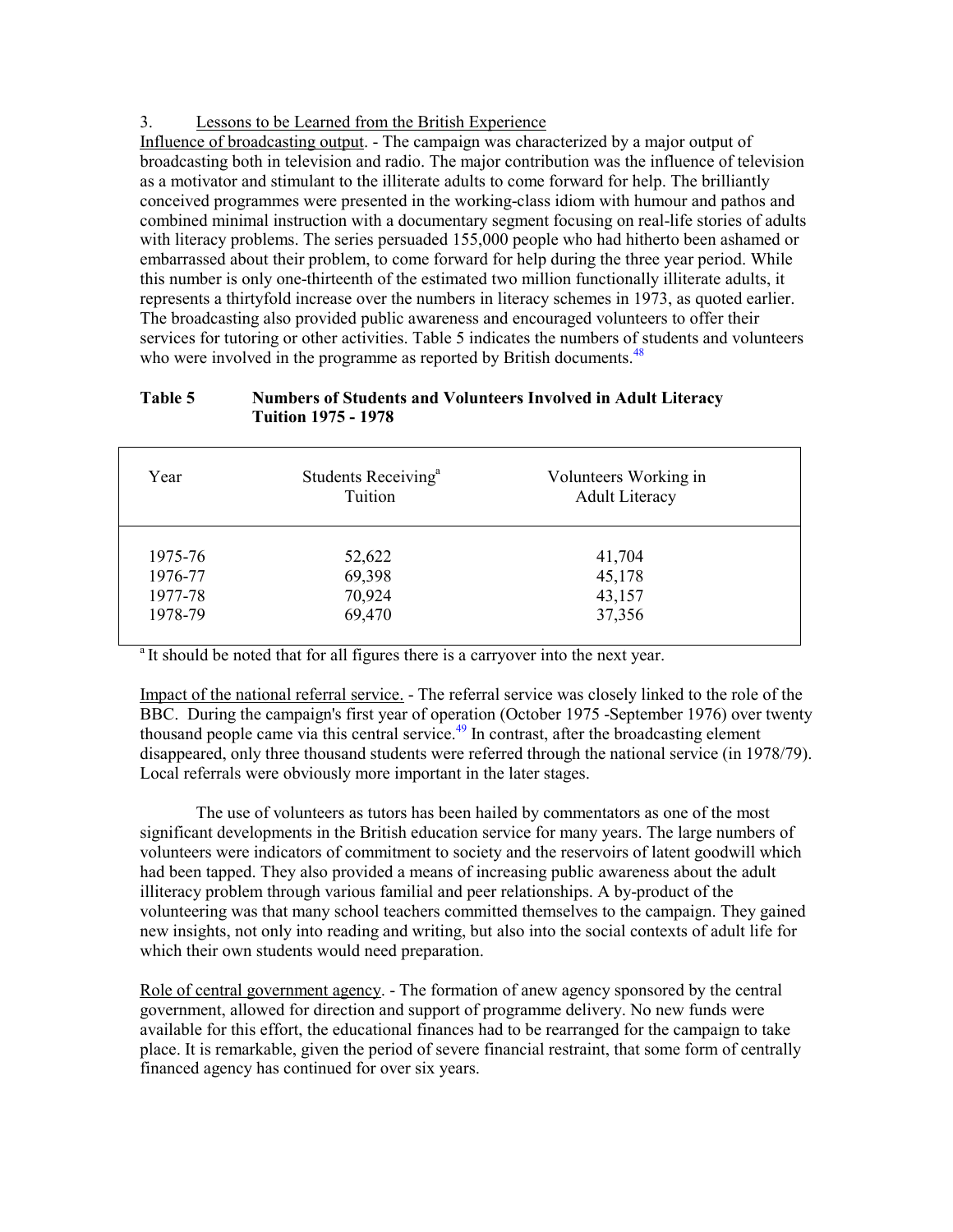3. Lessons to be Learned from the British Experience

Influence of broadcasting output. - The campaign was characterized by a major output of broadcasting both in television and radio. The major contribution was the influence of television as a motivator and stimulant to the illiterate adults to come forward for help. The brilliantly conceived programmes were presented in the working-class idiom with humour and pathos and combined minimal instruction with a documentary segment focusing on real-life stories of adults with literacy problems. The series persuaded 155,000 people who had hitherto been ashamed or embarrassed about their problem, to come forward for help during the three year period. While this number is only one-thirteenth of the estimated two million functionally illiterate adults, it represents a thirtyfold increase over the numbers in literacy schemes in 1973, as quoted earlier. The broadcasting also provided public awareness and encouraged volunteers to offer their services for tutoring or other activities. Table 5 indicates the numbers of students and volunteers who were involved in the programme as reported by British documents.[48]

**Table 5 Numbers of Students and Volunteers Involved in Adult Literacy Tuition 1975 - 1978**

| Year | Students Receiving[a] Tuition | Volunteers Working in Adult Literacy |
|---|---|---|
| 1975-76 | 52,622 | 41,704 |
| 1976-77 | 69,398 | 45,178 |
| 1977-78 | 70,924 | 43,157 |
| 1978-79 | 69,470 | 37,356 |

[a] It should be noted that for all figures there is a carryover into the next year.

Impact of the national referral service. - The referral service was closely linked to the role of the BBC. During the campaign's first year of operation (October 1975 -September 1976) over twenty thousand people came via this central service.[49] In contrast, after the broadcasting element disappeared, only three thousand students were referred through the national service (in 1978/79). Local referrals were obviously more important in the later stages.

The use of volunteers as tutors has been hailed by commentators as one of the most significant developments in the British education service for many years. The large numbers of volunteers were indicators of commitment to society and the reservoirs of latent goodwill which had been tapped. They also provided a means of increasing public awareness about the adult illiteracy problem through various familial and peer relationships. A by-product of the volunteering was that many school teachers committed themselves to the campaign. They gained new insights, not only into reading and writing, but also into the social contexts of adult life for which their own students would need preparation.

Role of central government agency. - The formation of anew agency sponsored by the central government, allowed for direction and support of programme delivery. No new funds were available for this effort, the educational finances had to be rearranged for the campaign to take place. It is remarkable, given the period of severe financial restraint, that some form of centrally financed agency has continued for over six years.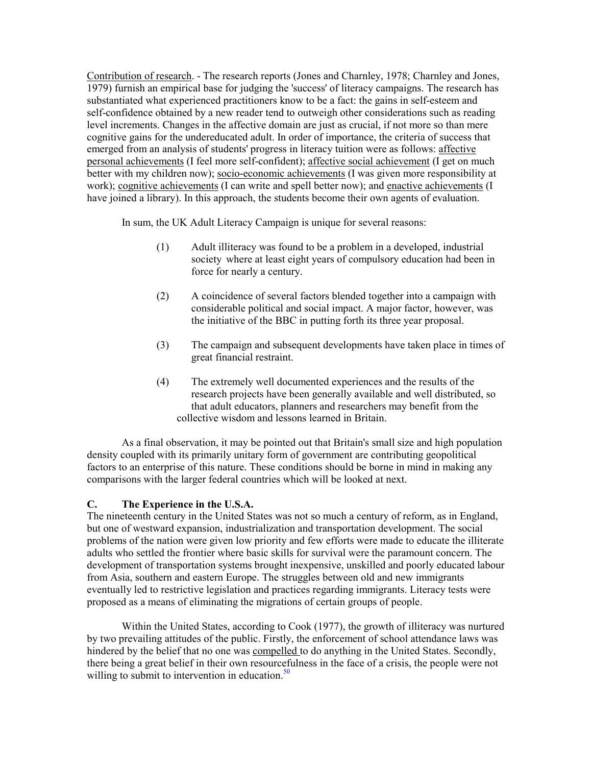Contribution of research. - The research reports (Jones and Charnley, 1978; Charnley and Jones, 1979) furnish an empirical base for judging the 'success' of literacy campaigns. The research has substantiated what experienced practitioners know to be a fact: the gains in self-esteem and self-confidence obtained by a new reader tend to outweigh other considerations such as reading level increments. Changes in the affective domain are just as crucial, if not more so than mere cognitive gains for the undereducated adult. In order of importance, the criteria of success that emerged from an analysis of students' progress in literacy tuition were as follows: affective personal achievements (I feel more self-confident); affective social achievement (I get on much better with my children now); socio-economic achievements (I was given more responsibility at work); cognitive achievements (I can write and spell better now); and enactive achievements (I have joined a library). In this approach, the students become their own agents of evaluation.

In sum, the UK Adult Literacy Campaign is unique for several reasons:

(1) Adult illiteracy was found to be a problem in a developed, industrial society where at least eight years of compulsory education had been in force for nearly a century.

(2) A coincidence of several factors blended together into a campaign with considerable political and social impact. A major factor, however, was the initiative of the BBC in putting forth its three year proposal.

(3) The campaign and subsequent developments have taken place in times of great financial restraint.

(4) The extremely well documented experiences and the results of the research projects have been generally available and well distributed, so that adult educators, planners and researchers may benefit from the collective wisdom and lessons learned in Britain.

As a final observation, it may be pointed out that Britain's small size and high population density coupled with its primarily unitary form of government are contributing geopolitical factors to an enterprise of this nature. These conditions should be borne in mind in making any comparisons with the larger federal countries which will be looked at next.

### C. The Experience in the U.S.A.

The nineteenth century in the United States was not so much a century of reform, as in England, but one of westward expansion, industrialization and transportation development. The social problems of the nation were given low priority and few efforts were made to educate the illiterate adults who settled the frontier where basic skills for survival were the paramount concern. The development of transportation systems brought inexpensive, unskilled and poorly educated labour from Asia, southern and eastern Europe. The struggles between old and new immigrants eventually led to restrictive legislation and practices regarding immigrants. Literacy tests were proposed as a means of eliminating the migrations of certain groups of people.

Within the United States, according to Cook (1977), the growth of illiteracy was nurtured by two prevailing attitudes of the public. Firstly, the enforcement of school attendance laws was hindered by the belief that no one was compelled to do anything in the United States. Secondly, there being a great belief in their own resourcefulness in the face of a crisis, the people were not willing to submit to intervention in education.[50]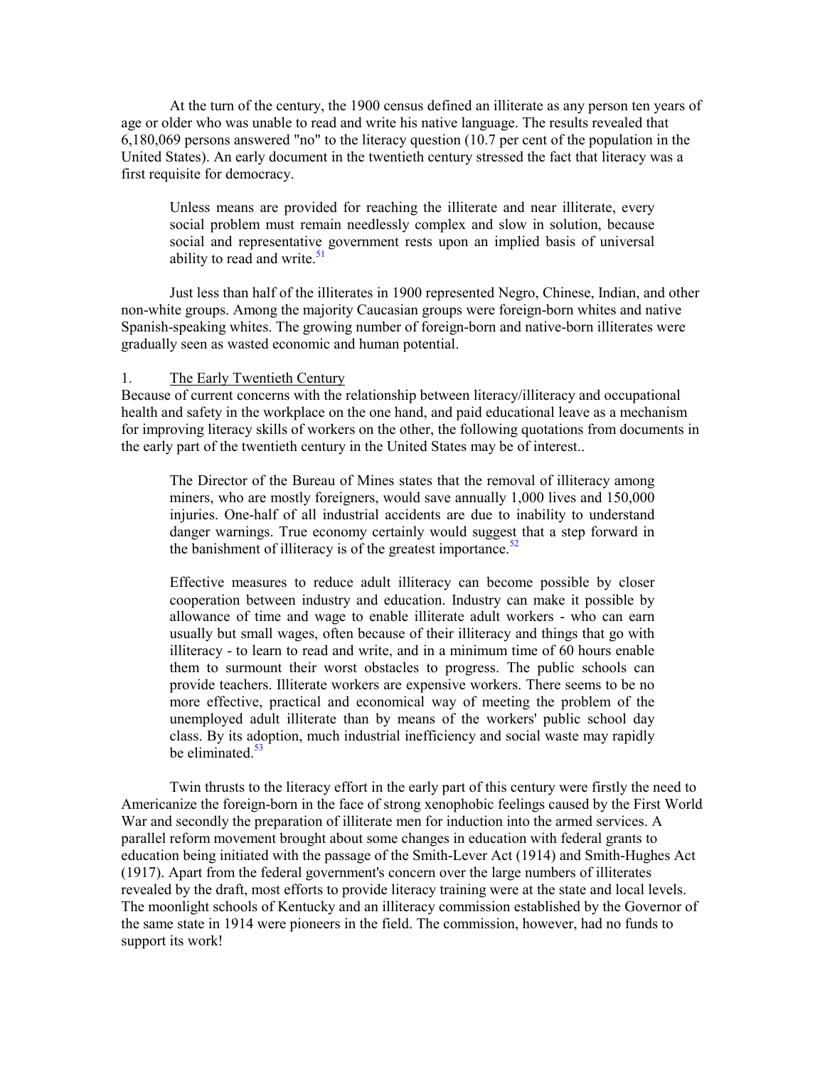At the turn of the century, the 1900 census defined an illiterate as any person ten years of age or older who was unable to read and write his native language. The results revealed that 6,180,069 persons answered "no" to the literacy question (10.7 per cent of the population in the United States). An early document in the twentieth century stressed the fact that literacy was a first requisite for democracy.

> Unless means are provided for reaching the illiterate and near illiterate, every social problem must remain needlessly complex and slow in solution, because social and representative government rests upon an implied basis of universal ability to read and write.[51]

Just less than half of the illiterates in 1900 represented Negro, Chinese, Indian, and other non-white groups. Among the majority Caucasian groups were foreign-born whites and native Spanish-speaking whites. The growing number of foreign-born and native-born illiterates were gradually seen as wasted economic and human potential.

1. <u>The Early Twentieth Century</u>

Because of current concerns with the relationship between literacy/illiteracy and occupational health and safety in the workplace on the one hand, and paid educational leave as a mechanism for improving literacy skills of workers on the other, the following quotations from documents in the early part of the twentieth century in the United States may be of interest..

> The Director of the Bureau of Mines states that the removal of illiteracy among miners, who are mostly foreigners, would save annually 1,000 lives and 150,000 injuries. One-half of all industrial accidents are due to inability to understand danger warnings. True economy certainly would suggest that a step forward in the banishment of illiteracy is of the greatest importance.[52]

> Effective measures to reduce adult illiteracy can become possible by closer cooperation between industry and education. Industry can make it possible by allowance of time and wage to enable illiterate adult workers - who can earn usually but small wages, often because of their illiteracy and things that go with illiteracy - to learn to read and write, and in a minimum time of 60 hours enable them to surmount their worst obstacles to progress. The public schools can provide teachers. Illiterate workers are expensive workers. There seems to be no more effective, practical and economical way of meeting the problem of the unemployed adult illiterate than by means of the workers' public school day class. By its adoption, much industrial inefficiency and social waste may rapidly be eliminated.[53]

Twin thrusts to the literacy effort in the early part of this century were firstly the need to Americanize the foreign-born in the face of strong xenophobic feelings caused by the First World War and secondly the preparation of illiterate men for induction into the armed services. A parallel reform movement brought about some changes in education with federal grants to education being initiated with the passage of the Smith-Lever Act (1914) and Smith-Hughes Act (1917). Apart from the federal government's concern over the large numbers of illiterates revealed by the draft, most efforts to provide literacy training were at the state and local levels. The moonlight schools of Kentucky and an illiteracy commission established by the Governor of the same state in 1914 were pioneers in the field. The commission, however, had no funds to support its work!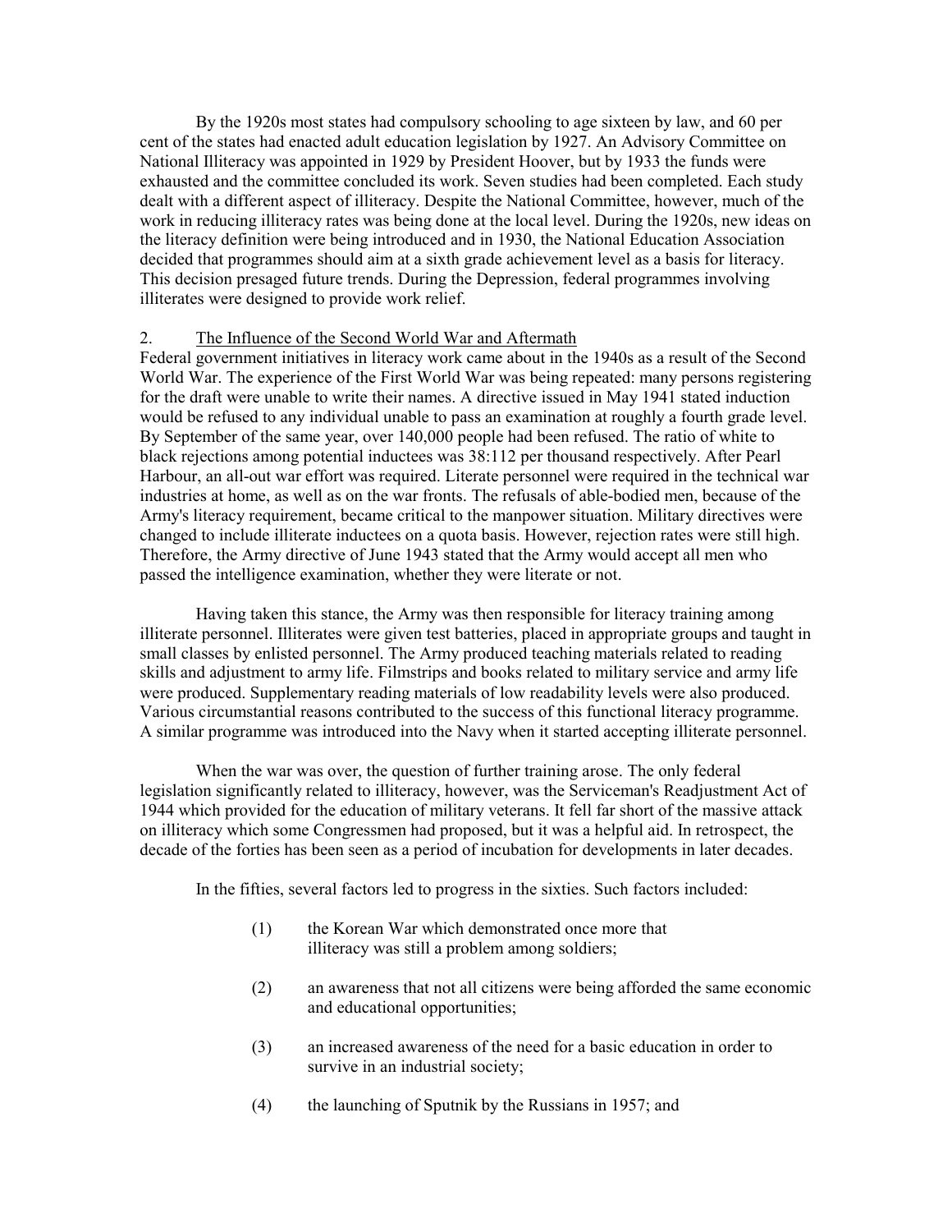By the 1920s most states had compulsory schooling to age sixteen by law, and 60 per cent of the states had enacted adult education legislation by 1927. An Advisory Committee on National Illiteracy was appointed in 1929 by President Hoover, but by 1933 the funds were exhausted and the committee concluded its work. Seven studies had been completed. Each study dealt with a different aspect of illiteracy. Despite the National Committee, however, much of the work in reducing illiteracy rates was being done at the local level. During the 1920s, new ideas on the literacy definition were being introduced and in 1930, the National Education Association decided that programmes should aim at a sixth grade achievement level as a basis for literacy. This decision presaged future trends. During the Depression, federal programmes involving illiterates were designed to provide work relief.

2. <u>The Influence of the Second World War and Aftermath</u>

Federal government initiatives in literacy work came about in the 1940s as a result of the Second World War. The experience of the First World War was being repeated: many persons registering for the draft were unable to write their names. A directive issued in May 1941 stated induction would be refused to any individual unable to pass an examination at roughly a fourth grade level. By September of the same year, over 140,000 people had been refused. The ratio of white to black rejections among potential inductees was 38:112 per thousand respectively. After Pearl Harbour, an all-out war effort was required. Literate personnel were required in the technical war industries at home, as well as on the war fronts. The refusals of able-bodied men, because of the Army's literacy requirement, became critical to the manpower situation. Military directives were changed to include illiterate inductees on a quota basis. However, rejection rates were still high. Therefore, the Army directive of June 1943 stated that the Army would accept all men who passed the intelligence examination, whether they were literate or not.

Having taken this stance, the Army was then responsible for literacy training among illiterate personnel. Illiterates were given test batteries, placed in appropriate groups and taught in small classes by enlisted personnel. The Army produced teaching materials related to reading skills and adjustment to army life. Filmstrips and books related to military service and army life were produced. Supplementary reading materials of low readability levels were also produced. Various circumstantial reasons contributed to the success of this functional literacy programme. A similar programme was introduced into the Navy when it started accepting illiterate personnel.

When the war was over, the question of further training arose. The only federal legislation significantly related to illiteracy, however, was the Serviceman's Readjustment Act of 1944 which provided for the education of military veterans. It fell far short of the massive attack on illiteracy which some Congressmen had proposed, but it was a helpful aid. In retrospect, the decade of the forties has been seen as a period of incubation for developments in later decades.

In the fifties, several factors led to progress in the sixties. Such factors included:

(1) the Korean War which demonstrated once more that illiteracy was still a problem among soldiers;

(2) an awareness that not all citizens were being afforded the same economic and educational opportunities;

(3) an increased awareness of the need for a basic education in order to survive in an industrial society;

(4) the launching of Sputnik by the Russians in 1957; and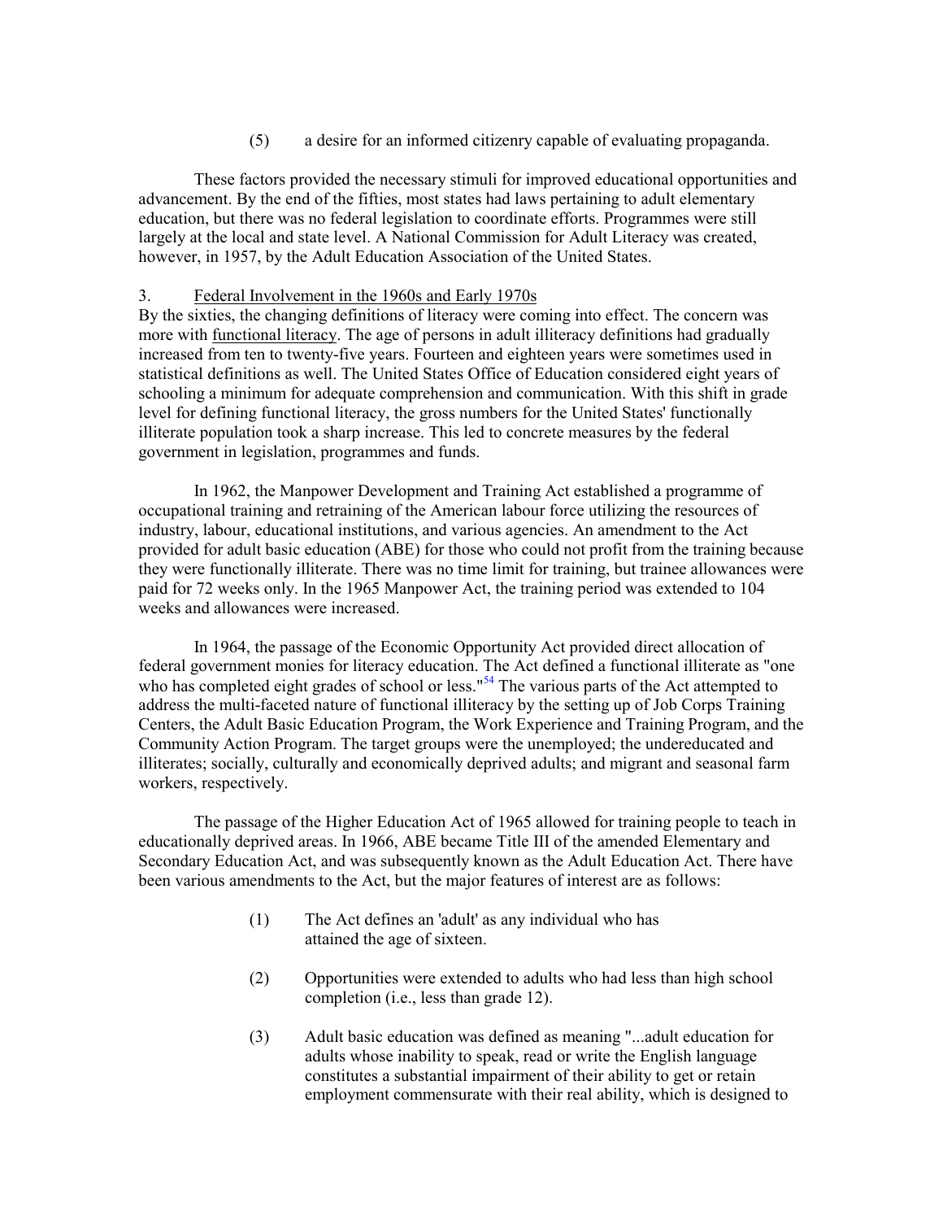(5) a desire for an informed citizenry capable of evaluating propaganda.

These factors provided the necessary stimuli for improved educational opportunities and advancement. By the end of the fifties, most states had laws pertaining to adult elementary education, but there was no federal legislation to coordinate efforts. Programmes were still largely at the local and state level. A National Commission for Adult Literacy was created, however, in 1957, by the Adult Education Association of the United States.

### 3. Federal Involvement in the 1960s and Early 1970s

By the sixties, the changing definitions of literacy were coming into effect. The concern was more with functional literacy. The age of persons in adult illiteracy definitions had gradually increased from ten to twenty-five years. Fourteen and eighteen years were sometimes used in statistical definitions as well. The United States Office of Education considered eight years of schooling a minimum for adequate comprehension and communication. With this shift in grade level for defining functional literacy, the gross numbers for the United States' functionally illiterate population took a sharp increase. This led to concrete measures by the federal government in legislation, programmes and funds.

In 1962, the Manpower Development and Training Act established a programme of occupational training and retraining of the American labour force utilizing the resources of industry, labour, educational institutions, and various agencies. An amendment to the Act provided for adult basic education (ABE) for those who could not profit from the training because they were functionally illiterate. There was no time limit for training, but trainee allowances were paid for 72 weeks only. In the 1965 Manpower Act, the training period was extended to 104 weeks and allowances were increased.

In 1964, the passage of the Economic Opportunity Act provided direct allocation of federal government monies for literacy education. The Act defined a functional illiterate as "one who has completed eight grades of school or less."[54] The various parts of the Act attempted to address the multi-faceted nature of functional illiteracy by the setting up of Job Corps Training Centers, the Adult Basic Education Program, the Work Experience and Training Program, and the Community Action Program. The target groups were the unemployed; the undereducated and illiterates; socially, culturally and economically deprived adults; and migrant and seasonal farm workers, respectively.

The passage of the Higher Education Act of 1965 allowed for training people to teach in educationally deprived areas. In 1966, ABE became Title III of the amended Elementary and Secondary Education Act, and was subsequently known as the Adult Education Act. There have been various amendments to the Act, but the major features of interest are as follows:

(1) The Act defines an 'adult' as any individual who has attained the age of sixteen.

(2) Opportunities were extended to adults who had less than high school completion (i.e., less than grade 12).

(3) Adult basic education was defined as meaning "...adult education for adults whose inability to speak, read or write the English language constitutes a substantial impairment of their ability to get or retain employment commensurate with their real ability, which is designed to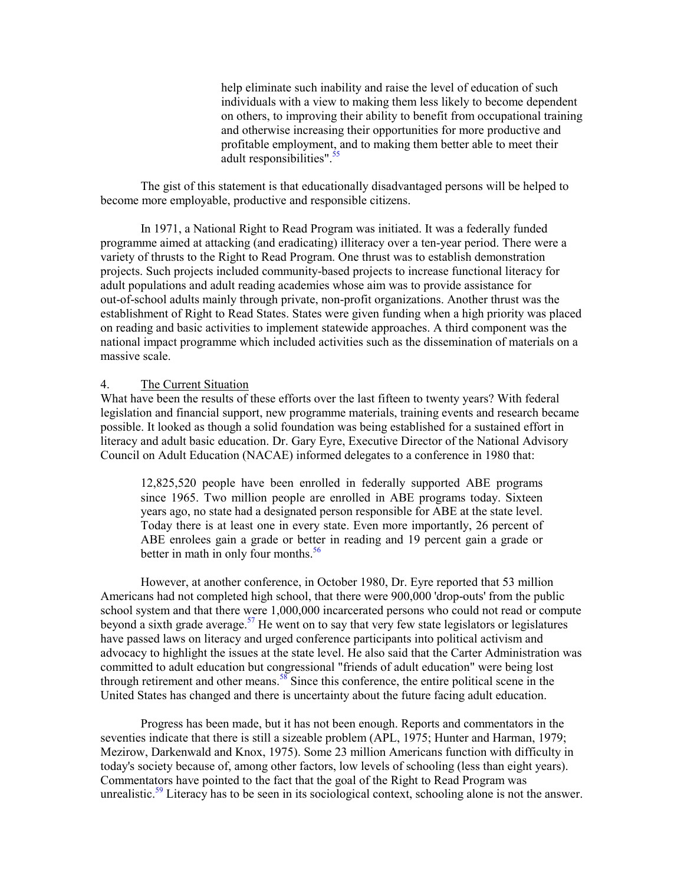> help eliminate such inability and raise the level of education of such individuals with a view to making them less likely to become dependent on others, to improving their ability to benefit from occupational training and otherwise increasing their opportunities for more productive and profitable employment, and to making them better able to meet their adult responsibilities".[55]

The gist of this statement is that educationally disadvantaged persons will be helped to become more employable, productive and responsible citizens.

In 1971, a National Right to Read Program was initiated. It was a federally funded programme aimed at attacking (and eradicating) illiteracy over a ten-year period. There were a variety of thrusts to the Right to Read Program. One thrust was to establish demonstration projects. Such projects included community-based projects to increase functional literacy for adult populations and adult reading academies whose aim was to provide assistance for out-of-school adults mainly through private, non-profit organizations. Another thrust was the establishment of Right to Read States. States were given funding when a high priority was placed on reading and basic activities to implement statewide approaches. A third component was the national impact programme which included activities such as the dissemination of materials on a massive scale.

4. The Current Situation

What have been the results of these efforts over the last fifteen to twenty years? With federal legislation and financial support, new programme materials, training events and research became possible. It looked as though a solid foundation was being established for a sustained effort in literacy and adult basic education. Dr. Gary Eyre, Executive Director of the National Advisory Council on Adult Education (NACAE) informed delegates to a conference in 1980 that:

> 12,825,520 people have been enrolled in federally supported ABE programs since 1965. Two million people are enrolled in ABE programs today. Sixteen years ago, no state had a designated person responsible for ABE at the state level. Today there is at least one in every state. Even more importantly, 26 percent of ABE enrolees gain a grade or better in reading and 19 percent gain a grade or better in math in only four months.[56]

However, at another conference, in October 1980, Dr. Eyre reported that 53 million Americans had not completed high school, that there were 900,000 'drop-outs' from the public school system and that there were 1,000,000 incarcerated persons who could not read or compute beyond a sixth grade average.[57] He went on to say that very few state legislators or legislatures have passed laws on literacy and urged conference participants into political activism and advocacy to highlight the issues at the state level. He also said that the Carter Administration was committed to adult education but congressional "friends of adult education" were being lost through retirement and other means.[58] Since this conference, the entire political scene in the United States has changed and there is uncertainty about the future facing adult education.

Progress has been made, but it has not been enough. Reports and commentators in the seventies indicate that there is still a sizeable problem (APL, 1975; Hunter and Harman, 1979; Mezirow, Darkenwald and Knox, 1975). Some 23 million Americans function with difficulty in today's society because of, among other factors, low levels of schooling (less than eight years). Commentators have pointed to the fact that the goal of the Right to Read Program was unrealistic.[59] Literacy has to be seen in its sociological context, schooling alone is not the answer.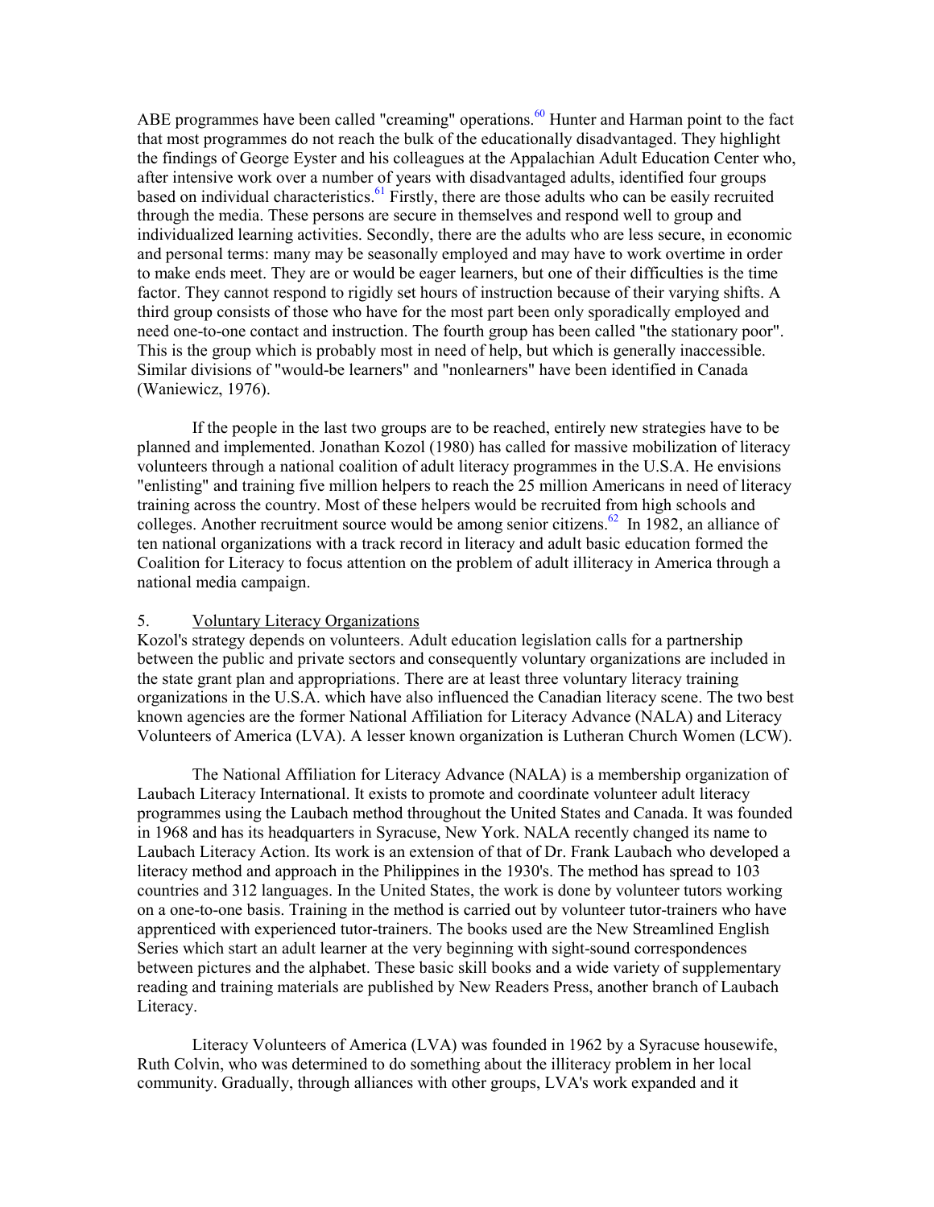ABE programmes have been called "creaming" operations.[60] Hunter and Harman point to the fact that most programmes do not reach the bulk of the educationally disadvantaged. They highlight the findings of George Eyster and his colleagues at the Appalachian Adult Education Center who, after intensive work over a number of years with disadvantaged adults, identified four groups based on individual characteristics.[61] Firstly, there are those adults who can be easily recruited through the media. These persons are secure in themselves and respond well to group and individualized learning activities. Secondly, there are the adults who are less secure, in economic and personal terms: many may be seasonally employed and may have to work overtime in order to make ends meet. They are or would be eager learners, but one of their difficulties is the time factor. They cannot respond to rigidly set hours of instruction because of their varying shifts. A third group consists of those who have for the most part been only sporadically employed and need one-to-one contact and instruction. The fourth group has been called "the stationary poor". This is the group which is probably most in need of help, but which is generally inaccessible. Similar divisions of "would-be learners" and "nonlearners" have been identified in Canada (Waniewicz, 1976).

If the people in the last two groups are to be reached, entirely new strategies have to be planned and implemented. Jonathan Kozol (1980) has called for massive mobilization of literacy volunteers through a national coalition of adult literacy programmes in the U.S.A. He envisions "enlisting" and training five million helpers to reach the 25 million Americans in need of literacy training across the country. Most of these helpers would be recruited from high schools and colleges. Another recruitment source would be among senior citizens.[62] In 1982, an alliance of ten national organizations with a track record in literacy and adult basic education formed the Coalition for Literacy to focus attention on the problem of adult illiteracy in America through a national media campaign.

5. Voluntary Literacy Organizations

Kozol's strategy depends on volunteers. Adult education legislation calls for a partnership between the public and private sectors and consequently voluntary organizations are included in the state grant plan and appropriations. There are at least three voluntary literacy training organizations in the U.S.A. which have also influenced the Canadian literacy scene. The two best known agencies are the former National Affiliation for Literacy Advance (NALA) and Literacy Volunteers of America (LVA). A lesser known organization is Lutheran Church Women (LCW).

The National Affiliation for Literacy Advance (NALA) is a membership organization of Laubach Literacy International. It exists to promote and coordinate volunteer adult literacy programmes using the Laubach method throughout the United States and Canada. It was founded in 1968 and has its headquarters in Syracuse, New York. NALA recently changed its name to Laubach Literacy Action. Its work is an extension of that of Dr. Frank Laubach who developed a literacy method and approach in the Philippines in the 1930's. The method has spread to 103 countries and 312 languages. In the United States, the work is done by volunteer tutors working on a one-to-one basis. Training in the method is carried out by volunteer tutor-trainers who have apprenticed with experienced tutor-trainers. The books used are the New Streamlined English Series which start an adult learner at the very beginning with sight-sound correspondences between pictures and the alphabet. These basic skill books and a wide variety of supplementary reading and training materials are published by New Readers Press, another branch of Laubach Literacy.

Literacy Volunteers of America (LVA) was founded in 1962 by a Syracuse housewife, Ruth Colvin, who was determined to do something about the illiteracy problem in her local community. Gradually, through alliances with other groups, LVA's work expanded and it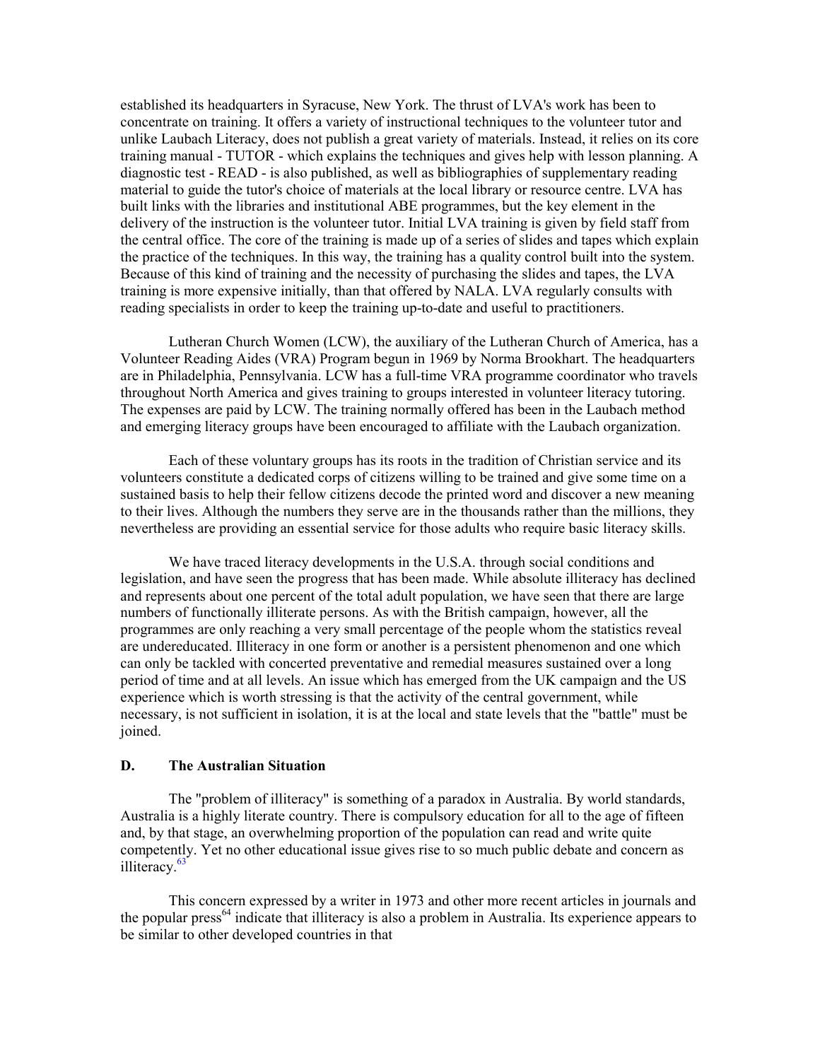established its headquarters in Syracuse, New York. The thrust of LVA's work has been to concentrate on training. It offers a variety of instructional techniques to the volunteer tutor and unlike Laubach Literacy, does not publish a great variety of materials. Instead, it relies on its core training manual - TUTOR - which explains the techniques and gives help with lesson planning. A diagnostic test - READ - is also published, as well as bibliographies of supplementary reading material to guide the tutor's choice of materials at the local library or resource centre. LVA has built links with the libraries and institutional ABE programmes, but the key element in the delivery of the instruction is the volunteer tutor. Initial LVA training is given by field staff from the central office. The core of the training is made up of a series of slides and tapes which explain the practice of the techniques. In this way, the training has a quality control built into the system. Because of this kind of training and the necessity of purchasing the slides and tapes, the LVA training is more expensive initially, than that offered by NALA. LVA regularly consults with reading specialists in order to keep the training up-to-date and useful to practitioners.

Lutheran Church Women (LCW), the auxiliary of the Lutheran Church of America, has a Volunteer Reading Aides (VRA) Program begun in 1969 by Norma Brookhart. The headquarters are in Philadelphia, Pennsylvania. LCW has a full-time VRA programme coordinator who travels throughout North America and gives training to groups interested in volunteer literacy tutoring. The expenses are paid by LCW. The training normally offered has been in the Laubach method and emerging literacy groups have been encouraged to affiliate with the Laubach organization.

Each of these voluntary groups has its roots in the tradition of Christian service and its volunteers constitute a dedicated corps of citizens willing to be trained and give some time on a sustained basis to help their fellow citizens decode the printed word and discover a new meaning to their lives. Although the numbers they serve are in the thousands rather than the millions, they nevertheless are providing an essential service for those adults who require basic literacy skills.

We have traced literacy developments in the U.S.A. through social conditions and legislation, and have seen the progress that has been made. While absolute illiteracy has declined and represents about one percent of the total adult population, we have seen that there are large numbers of functionally illiterate persons. As with the British campaign, however, all the programmes are only reaching a very small percentage of the people whom the statistics reveal are undereducated. Illiteracy in one form or another is a persistent phenomenon and one which can only be tackled with concerted preventative and remedial measures sustained over a long period of time and at all levels. An issue which has emerged from the UK campaign and the US experience which is worth stressing is that the activity of the central government, while necessary, is not sufficient in isolation, it is at the local and state levels that the "battle" must be joined.

### D. The Australian Situation

The "problem of illiteracy" is something of a paradox in Australia. By world standards, Australia is a highly literate country. There is compulsory education for all to the age of fifteen and, by that stage, an overwhelming proportion of the population can read and write quite competently. Yet no other educational issue gives rise to so much public debate and concern as illiteracy.[63]

This concern expressed by a writer in 1973 and other more recent articles in journals and the popular press[64] indicate that illiteracy is also a problem in Australia. Its experience appears to be similar to other developed countries in that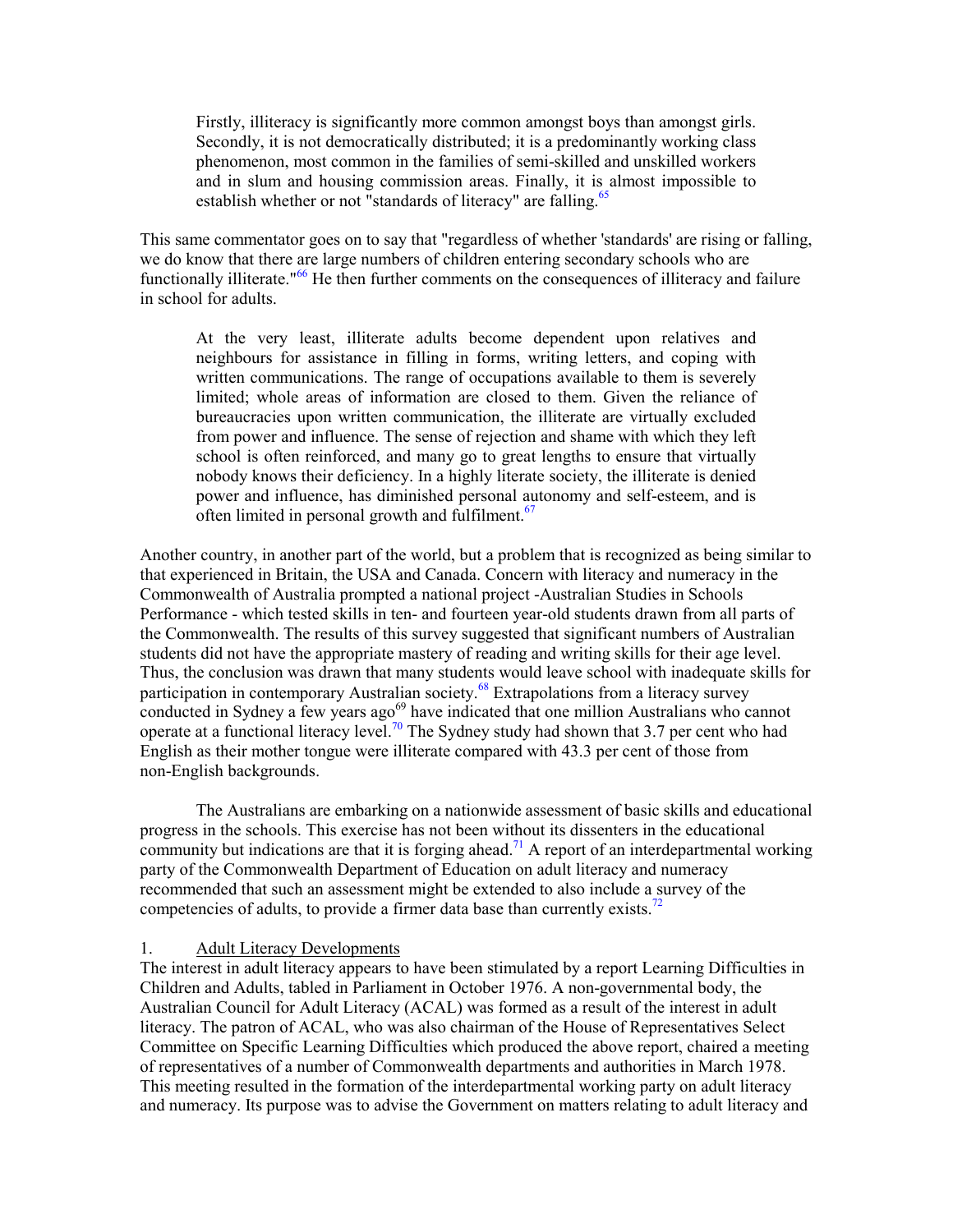> Firstly, illiteracy is significantly more common amongst boys than amongst girls. Secondly, it is not democratically distributed; it is a predominantly working class phenomenon, most common in the families of semi-skilled and unskilled workers and in slum and housing commission areas. Finally, it is almost impossible to establish whether or not "standards of literacy" are falling.[65]

This same commentator goes on to say that "regardless of whether 'standards' are rising or falling, we do know that there are large numbers of children entering secondary schools who are functionally illiterate."[66] He then further comments on the consequences of illiteracy and failure in school for adults.

> At the very least, illiterate adults become dependent upon relatives and neighbours for assistance in filling in forms, writing letters, and coping with written communications. The range of occupations available to them is severely limited; whole areas of information are closed to them. Given the reliance of bureaucracies upon written communication, the illiterate are virtually excluded from power and influence. The sense of rejection and shame with which they left school is often reinforced, and many go to great lengths to ensure that virtually nobody knows their deficiency. In a highly literate society, the illiterate is denied power and influence, has diminished personal autonomy and self-esteem, and is often limited in personal growth and fulfilment.[67]

Another country, in another part of the world, but a problem that is recognized as being similar to that experienced in Britain, the USA and Canada. Concern with literacy and numeracy in the Commonwealth of Australia prompted a national project -Australian Studies in Schools Performance - which tested skills in ten- and fourteen year-old students drawn from all parts of the Commonwealth. The results of this survey suggested that significant numbers of Australian students did not have the appropriate mastery of reading and writing skills for their age level. Thus, the conclusion was drawn that many students would leave school with inadequate skills for participation in contemporary Australian society.[68] Extrapolations from a literacy survey conducted in Sydney a few years ago[69] have indicated that one million Australians who cannot operate at a functional literacy level.[70] The Sydney study had shown that 3.7 per cent who had English as their mother tongue were illiterate compared with 43.3 per cent of those from non-English backgrounds.

The Australians are embarking on a nationwide assessment of basic skills and educational progress in the schools. This exercise has not been without its dissenters in the educational community but indications are that it is forging ahead.[71] A report of an interdepartmental working party of the Commonwealth Department of Education on adult literacy and numeracy recommended that such an assessment might be extended to also include a survey of the competencies of adults, to provide a firmer data base than currently exists.[72]

1. Adult Literacy Developments

The interest in adult literacy appears to have been stimulated by a report Learning Difficulties in Children and Adults, tabled in Parliament in October 1976. A non-governmental body, the Australian Council for Adult Literacy (ACAL) was formed as a result of the interest in adult literacy. The patron of ACAL, who was also chairman of the House of Representatives Select Committee on Specific Learning Difficulties which produced the above report, chaired a meeting of representatives of a number of Commonwealth departments and authorities in March 1978. This meeting resulted in the formation of the interdepartmental working party on adult literacy and numeracy. Its purpose was to advise the Government on matters relating to adult literacy and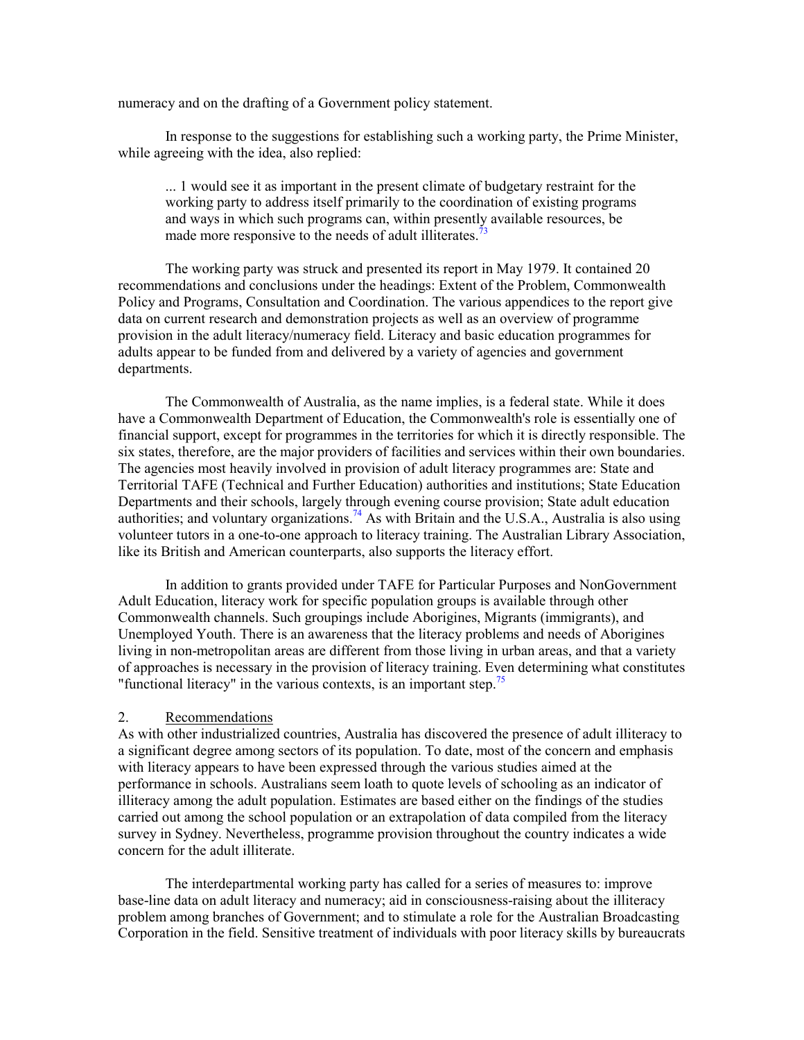numeracy and on the drafting of a Government policy statement.

In response to the suggestions for establishing such a working party, the Prime Minister, while agreeing with the idea, also replied:

> ... 1 would see it as important in the present climate of budgetary restraint for the working party to address itself primarily to the coordination of existing programs and ways in which such programs can, within presently available resources, be made more responsive to the needs of adult illiterates.[73]

The working party was struck and presented its report in May 1979. It contained 20 recommendations and conclusions under the headings: Extent of the Problem, Commonwealth Policy and Programs, Consultation and Coordination. The various appendices to the report give data on current research and demonstration projects as well as an overview of programme provision in the adult literacy/numeracy field. Literacy and basic education programmes for adults appear to be funded from and delivered by a variety of agencies and government departments.

The Commonwealth of Australia, as the name implies, is a federal state. While it does have a Commonwealth Department of Education, the Commonwealth's role is essentially one of financial support, except for programmes in the territories for which it is directly responsible. The six states, therefore, are the major providers of facilities and services within their own boundaries. The agencies most heavily involved in provision of adult literacy programmes are: State and Territorial TAFE (Technical and Further Education) authorities and institutions; State Education Departments and their schools, largely through evening course provision; State adult education authorities; and voluntary organizations.[74] As with Britain and the U.S.A., Australia is also using volunteer tutors in a one-to-one approach to literacy training. The Australian Library Association, like its British and American counterparts, also supports the literacy effort.

In addition to grants provided under TAFE for Particular Purposes and NonGovernment Adult Education, literacy work for specific population groups is available through other Commonwealth channels. Such groupings include Aborigines, Migrants (immigrants), and Unemployed Youth. There is an awareness that the literacy problems and needs of Aborigines living in non-metropolitan areas are different from those living in urban areas, and that a variety of approaches is necessary in the provision of literacy training. Even determining what constitutes "functional literacy" in the various contexts, is an important step.[75]

## 2. Recommendations

As with other industrialized countries, Australia has discovered the presence of adult illiteracy to a significant degree among sectors of its population. To date, most of the concern and emphasis with literacy appears to have been expressed through the various studies aimed at the performance in schools. Australians seem loath to quote levels of schooling as an indicator of illiteracy among the adult population. Estimates are based either on the findings of the studies carried out among the school population or an extrapolation of data compiled from the literacy survey in Sydney. Nevertheless, programme provision throughout the country indicates a wide concern for the adult illiterate.

The interdepartmental working party has called for a series of measures to: improve base-line data on adult literacy and numeracy; aid in consciousness-raising about the illiteracy problem among branches of Government; and to stimulate a role for the Australian Broadcasting Corporation in the field. Sensitive treatment of individuals with poor literacy skills by bureaucrats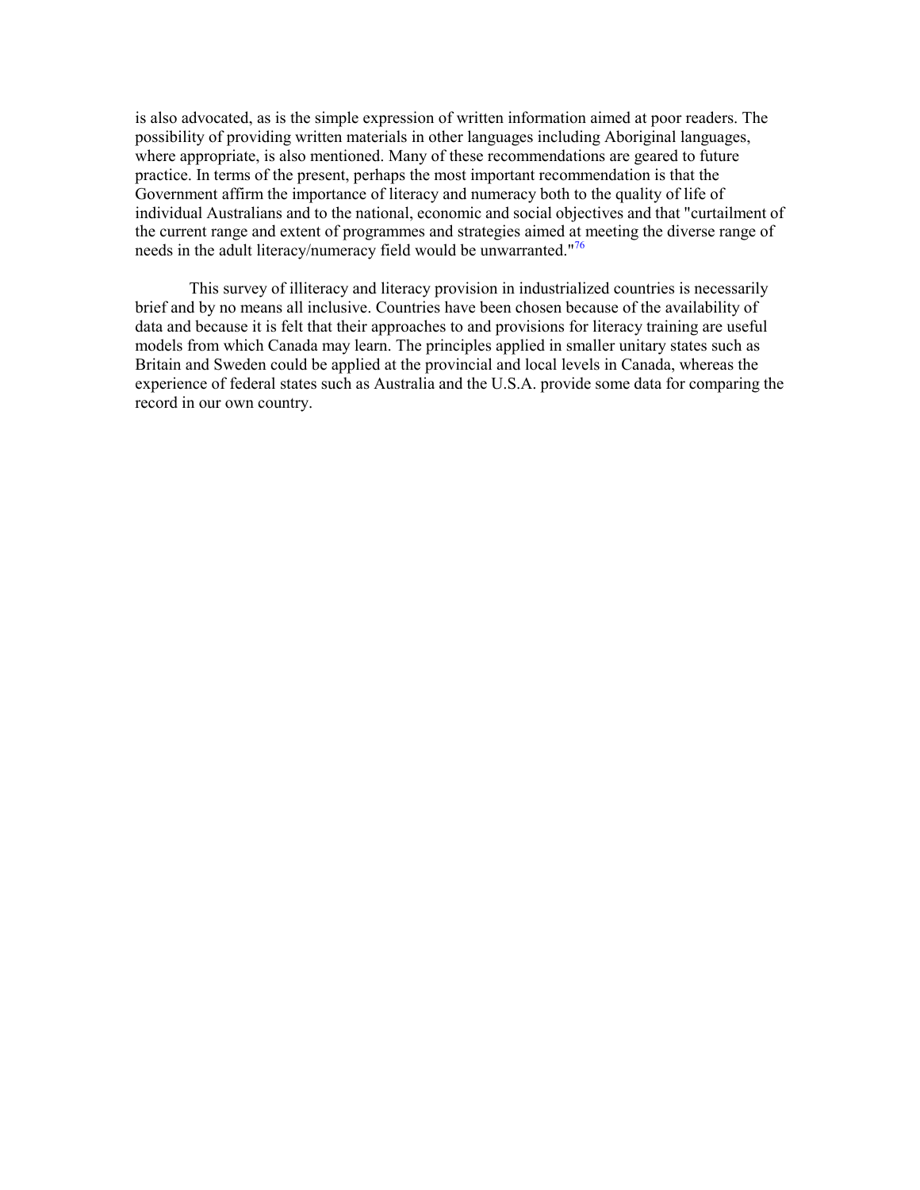is also advocated, as is the simple expression of written information aimed at poor readers. The possibility of providing written materials in other languages including Aboriginal languages, where appropriate, is also mentioned. Many of these recommendations are geared to future practice. In terms of the present, perhaps the most important recommendation is that the Government affirm the importance of literacy and numeracy both to the quality of life of individual Australians and to the national, economic and social objectives and that "curtailment of the current range and extent of programmes and strategies aimed at meeting the diverse range of needs in the adult literacy/numeracy field would be unwarranted."[76]

This survey of illiteracy and literacy provision in industrialized countries is necessarily brief and by no means all inclusive. Countries have been chosen because of the availability of data and because it is felt that their approaches to and provisions for literacy training are useful models from which Canada may learn. The principles applied in smaller unitary states such as Britain and Sweden could be applied at the provincial and local levels in Canada, whereas the experience of federal states such as Australia and the U.S.A. provide some data for comparing the record in our own country.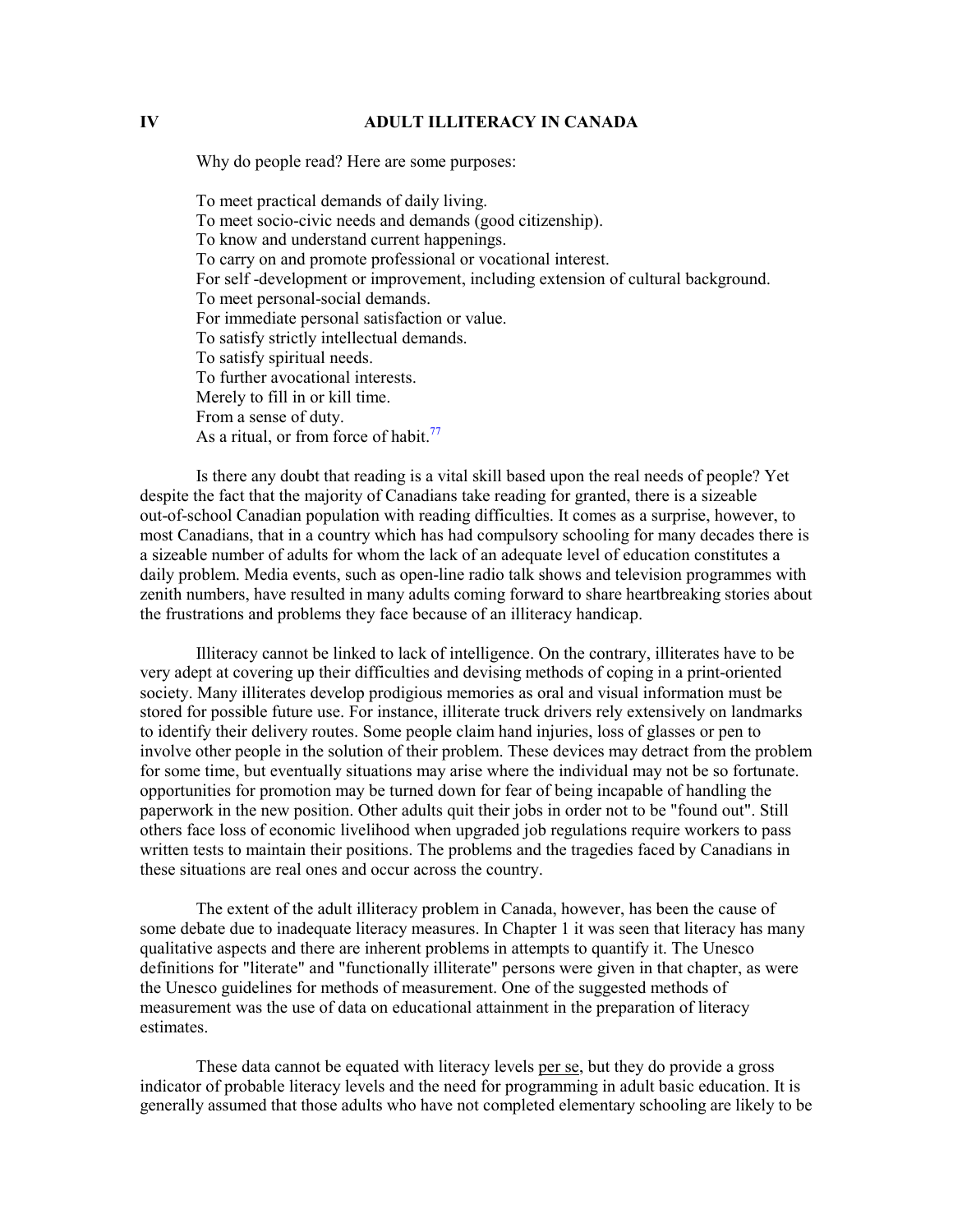# IV ADULT ILLITERACY IN CANADA

Why do people read? Here are some purposes:

To meet practical demands of daily living.
To meet socio-civic needs and demands (good citizenship).
To know and understand current happenings.
To carry on and promote professional or vocational interest.
For self -development or improvement, including extension of cultural background.
To meet personal-social demands.
For immediate personal satisfaction or value.
To satisfy strictly intellectual demands.
To satisfy spiritual needs.
To further avocational interests.
Merely to fill in or kill time.
From a sense of duty.
As a ritual, or from force of habit.[77]

Is there any doubt that reading is a vital skill based upon the real needs of people? Yet despite the fact that the majority of Canadians take reading for granted, there is a sizeable out-of-school Canadian population with reading difficulties. It comes as a surprise, however, to most Canadians, that in a country which has had compulsory schooling for many decades there is a sizeable number of adults for whom the lack of an adequate level of education constitutes a daily problem. Media events, such as open-line radio talk shows and television programmes with zenith numbers, have resulted in many adults coming forward to share heartbreaking stories about the frustrations and problems they face because of an illiteracy handicap.

Illiteracy cannot be linked to lack of intelligence. On the contrary, illiterates have to be very adept at covering up their difficulties and devising methods of coping in a print-oriented society. Many illiterates develop prodigious memories as oral and visual information must be stored for possible future use. For instance, illiterate truck drivers rely extensively on landmarks to identify their delivery routes. Some people claim hand injuries, loss of glasses or pen to involve other people in the solution of their problem. These devices may detract from the problem for some time, but eventually situations may arise where the individual may not be so fortunate. opportunities for promotion may be turned down for fear of being incapable of handling the paperwork in the new position. Other adults quit their jobs in order not to be "found out". Still others face loss of economic livelihood when upgraded job regulations require workers to pass written tests to maintain their positions. The problems and the tragedies faced by Canadians in these situations are real ones and occur across the country.

The extent of the adult illiteracy problem in Canada, however, has been the cause of some debate due to inadequate literacy measures. In Chapter 1 it was seen that literacy has many qualitative aspects and there are inherent problems in attempts to quantify it. The Unesco definitions for "literate" and "functionally illiterate" persons were given in that chapter, as were the Unesco guidelines for methods of measurement. One of the suggested methods of measurement was the use of data on educational attainment in the preparation of literacy estimates.

These data cannot be equated with literacy levels per se, but they do provide a gross indicator of probable literacy levels and the need for programming in adult basic education. It is generally assumed that those adults who have not completed elementary schooling are likely to be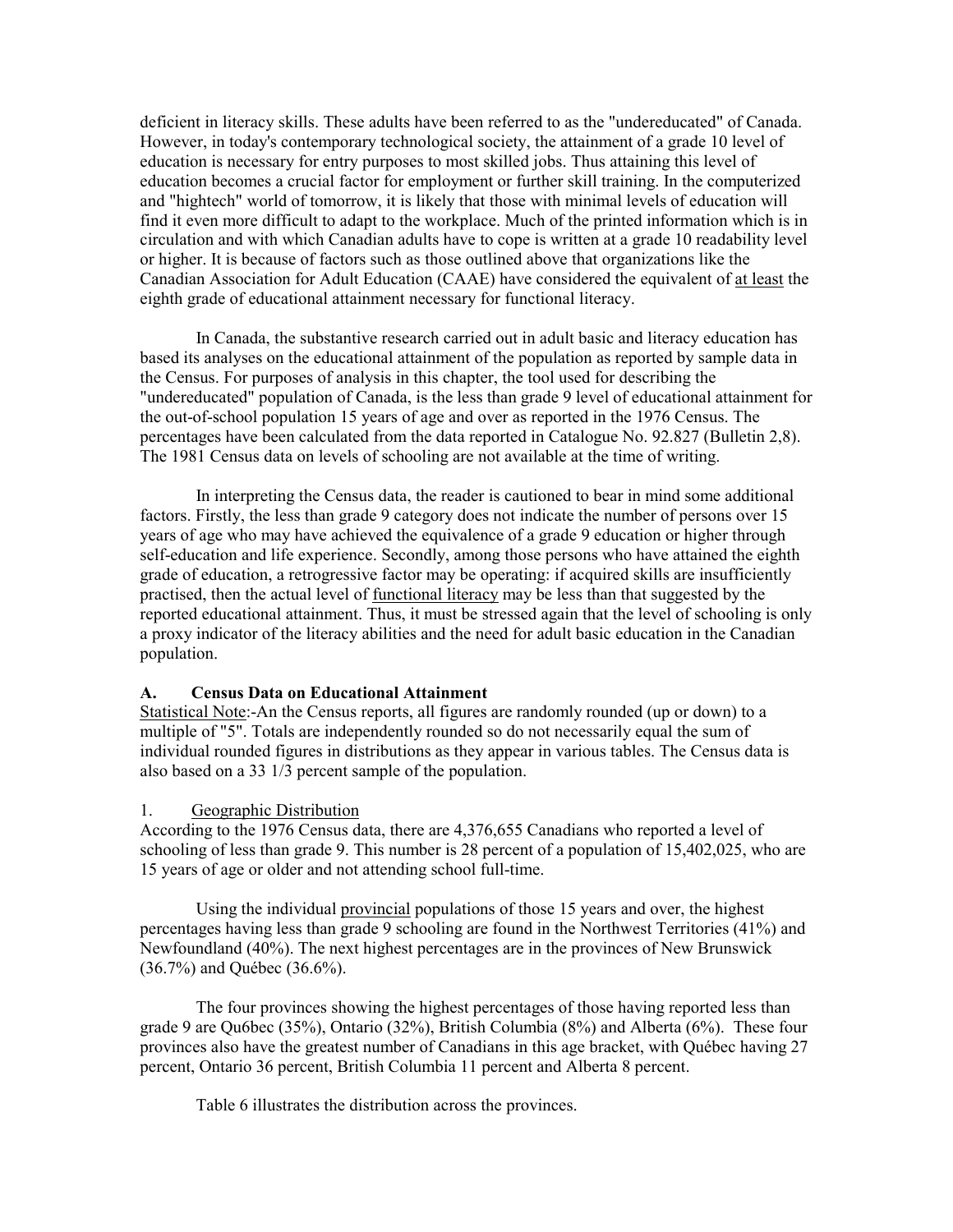deficient in literacy skills. These adults have been referred to as the "undereducated" of Canada. However, in today's contemporary technological society, the attainment of a grade 10 level of education is necessary for entry purposes to most skilled jobs. Thus attaining this level of education becomes a crucial factor for employment or further skill training. In the computerized and "hightech" world of tomorrow, it is likely that those with minimal levels of education will find it even more difficult to adapt to the workplace. Much of the printed information which is in circulation and with which Canadian adults have to cope is written at a grade 10 readability level or higher. It is because of factors such as those outlined above that organizations like the Canadian Association for Adult Education (CAAE) have considered the equivalent of at least the eighth grade of educational attainment necessary for functional literacy.

In Canada, the substantive research carried out in adult basic and literacy education has based its analyses on the educational attainment of the population as reported by sample data in the Census. For purposes of analysis in this chapter, the tool used for describing the "undereducated" population of Canada, is the less than grade 9 level of educational attainment for the out-of-school population 15 years of age and over as reported in the 1976 Census. The percentages have been calculated from the data reported in Catalogue No. 92.827 (Bulletin 2,8). The 1981 Census data on levels of schooling are not available at the time of writing.

In interpreting the Census data, the reader is cautioned to bear in mind some additional factors. Firstly, the less than grade 9 category does not indicate the number of persons over 15 years of age who may have achieved the equivalence of a grade 9 education or higher through self-education and life experience. Secondly, among those persons who have attained the eighth grade of education, a retrogressive factor may be operating: if acquired skills are insufficiently practised, then the actual level of functional literacy may be less than that suggested by the reported educational attainment. Thus, it must be stressed again that the level of schooling is only a proxy indicator of the literacy abilities and the need for adult basic education in the Canadian population.

**A. Census Data on Educational Attainment**

Statistical Note:-An the Census reports, all figures are randomly rounded (up or down) to a multiple of "5". Totals are independently rounded so do not necessarily equal the sum of individual rounded figures in distributions as they appear in various tables. The Census data is also based on a 33 1/3 percent sample of the population.

1. Geographic Distribution

According to the 1976 Census data, there are 4,376,655 Canadians who reported a level of schooling of less than grade 9. This number is 28 percent of a population of 15,402,025, who are 15 years of age or older and not attending school full-time.

Using the individual provincial populations of those 15 years and over, the highest percentages having less than grade 9 schooling are found in the Northwest Territories (41%) and Newfoundland (40%). The next highest percentages are in the provinces of New Brunswick (36.7%) and Québec (36.6%).

The four provinces showing the highest percentages of those having reported less than grade 9 are Qu6bec (35%), Ontario (32%), British Columbia (8%) and Alberta (6%). These four provinces also have the greatest number of Canadians in this age bracket, with Québec having 27 percent, Ontario 36 percent, British Columbia 11 percent and Alberta 8 percent.

Table 6 illustrates the distribution across the provinces.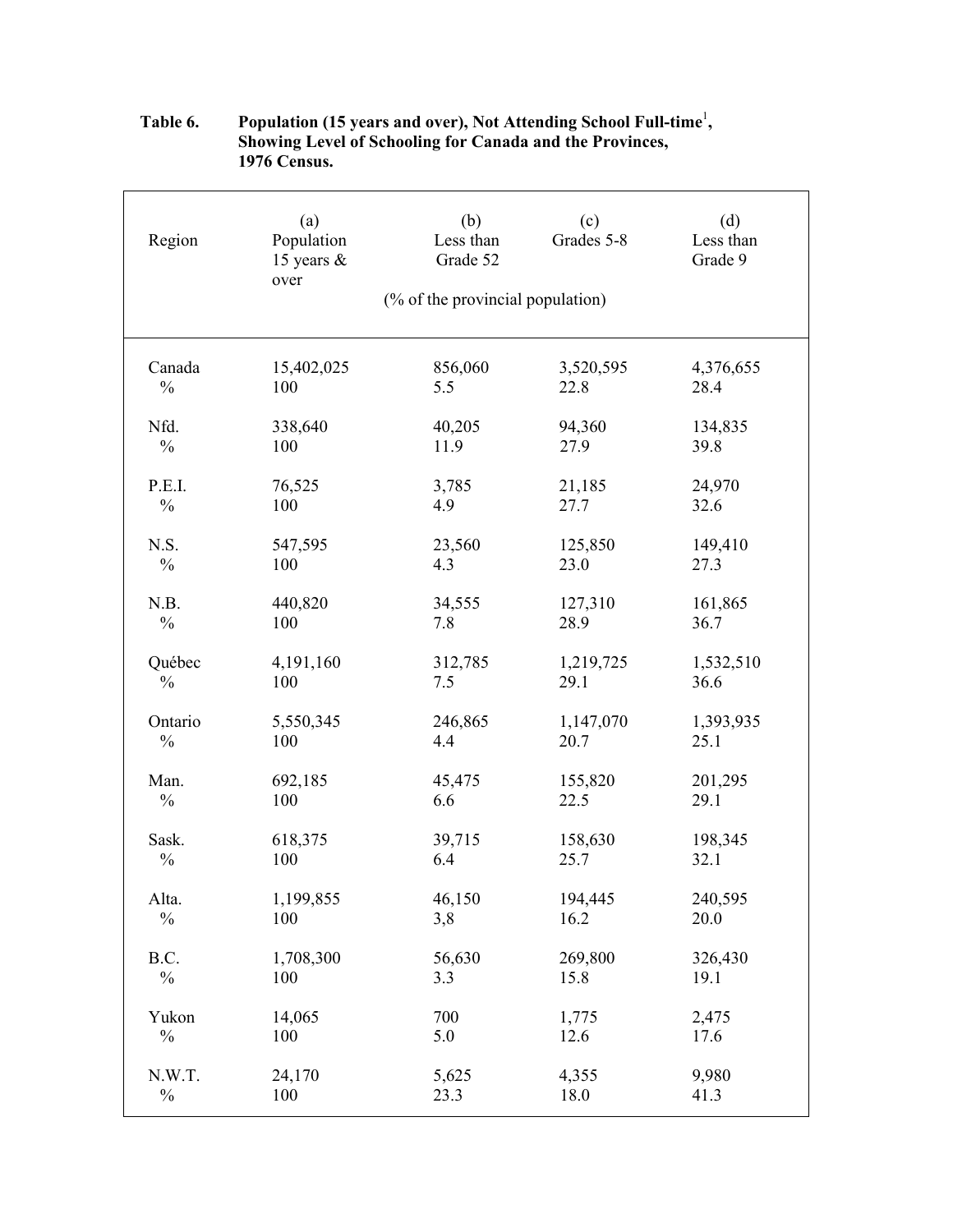**Table 6. Population (15 years and over), Not Attending School Full-time[1], Showing Level of Schooling for Canada and the Provinces, 1976 Census.**

| Region | (a) Population 15 years & over | (b) Less than Grade 5[2] | (c) Grades 5-8 | (d) Less than Grade 9 |
|---|---|---|---|---|
| | | (% of the provincial population) | | |
| Canada | 15,402,025 | 856,060 | 3,520,595 | 4,376,655 |
| % | 100 | 5.5 | 22.8 | 28.4 |
| Nfd. | 338,640 | 40,205 | 94,360 | 134,835 |
| % | 100 | 11.9 | 27.9 | 39.8 |
| P.E.I. | 76,525 | 3,785 | 21,185 | 24,970 |
| % | 100 | 4.9 | 27.7 | 32.6 |
| N.S. | 547,595 | 23,560 | 125,850 | 149,410 |
| % | 100 | 4.3 | 23.0 | 27.3 |
| N.B. | 440,820 | 34,555 | 127,310 | 161,865 |
| % | 100 | 7.8 | 28.9 | 36.7 |
| Québec | 4,191,160 | 312,785 | 1,219,725 | 1,532,510 |
| % | 100 | 7.5 | 29.1 | 36.6 |
| Ontario | 5,550,345 | 246,865 | 1,147,070 | 1,393,935 |
| % | 100 | 4.4 | 20.7 | 25.1 |
| Man. | 692,185 | 45,475 | 155,820 | 201,295 |
| % | 100 | 6.6 | 22.5 | 29.1 |
| Sask. | 618,375 | 39,715 | 158,630 | 198,345 |
| % | 100 | 6.4 | 25.7 | 32.1 |
| Alta. | 1,199,855 | 46,150 | 194,445 | 240,595 |
| % | 100 | 3,8 | 16.2 | 20.0 |
| B.C. | 1,708,300 | 56,630 | 269,800 | 326,430 |
| % | 100 | 3.3 | 15.8 | 19.1 |
| Yukon | 14,065 | 700 | 1,775 | 2,475 |
| % | 100 | 5.0 | 12.6 | 17.6 |
| N.W.T. | 24,170 | 5,625 | 4,355 | 9,980 |
| % | 100 | 23.3 | 18.0 | 41.3 |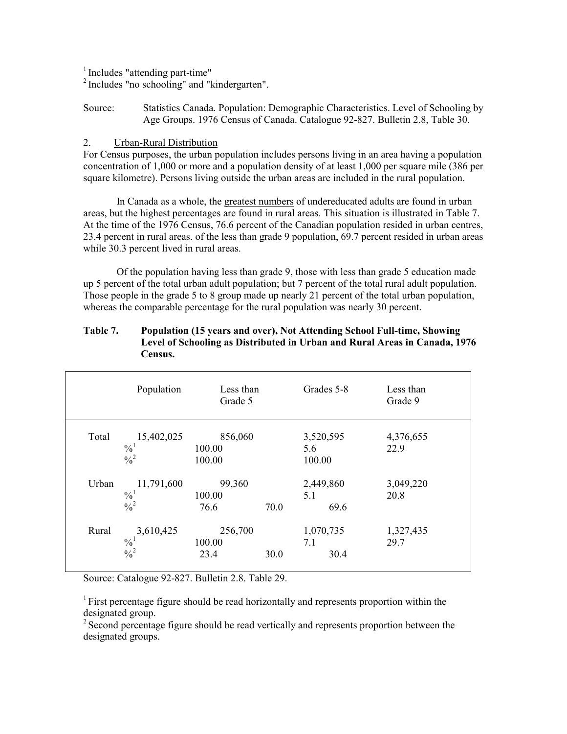[1] Includes "attending part-time"
[2] Includes "no schooling" and "kindergarten".

Source: Statistics Canada. Population: Demographic Characteristics. Level of Schooling by Age Groups. 1976 Census of Canada. Catalogue 92-827. Bulletin 2.8, Table 30.

2. <u>Urban-Rural Distribution</u>

For Census purposes, the urban population includes persons living in an area having a population concentration of 1,000 or more and a population density of at least 1,000 per square mile (386 per square kilometre). Persons living outside the urban areas are included in the rural population.

In Canada as a whole, the <u>greatest numbers</u> of undereducated adults are found in urban areas, but the <u>highest percentages</u> are found in rural areas. This situation is illustrated in Table 7. At the time of the 1976 Census, 76.6 percent of the Canadian population resided in urban centres, 23.4 percent in rural areas. of the less than grade 9 population, 69.7 percent resided in urban areas while 30.3 percent lived in rural areas.

Of the population having less than grade 9, those with less than grade 5 education made up 5 percent of the total urban adult population; but 7 percent of the total rural adult population. Those people in the grade 5 to 8 group made up nearly 21 percent of the total urban population, whereas the comparable percentage for the rural population was nearly 30 percent.

**Table 7. Population (15 years and over), Not Attending School Full-time, Showing Level of Schooling as Distributed in Urban and Rural Areas in Canada, 1976 Census.**

| | Population | Less than Grade 5 | | Grades 5-8 | Less than Grade 9 |
|---|---|---|---|---|---|
| Total | 15,402,025 | 856,060 | | 3,520,595 | 4,376,655 |
| | %[1] | 100.00 | | 5.6 | 22.9 |
| | %[2] | 100.00 | | 100.00 | |
| Urban | 11,791,600 | 99,360 | | 2,449,860 | 3,049,220 |
| | %[1] | 100.00 | | 5.1 | 20.8 |
| | %[2] | 76.6 | 70.0 | 69.6 | |
| Rural | 3,610,425 | 256,700 | | 1,070,735 | 1,327,435 |
| | %[1] | 100.00 | | 7.1 | 29.7 |
| | %[2] | 23.4 | 30.0 | 30.4 | |

Source: Catalogue 92-827. Bulletin 2.8. Table 29.

[1] First percentage figure should be read horizontally and represents proportion within the designated group.
[2] Second percentage figure should be read vertically and represents proportion between the designated groups.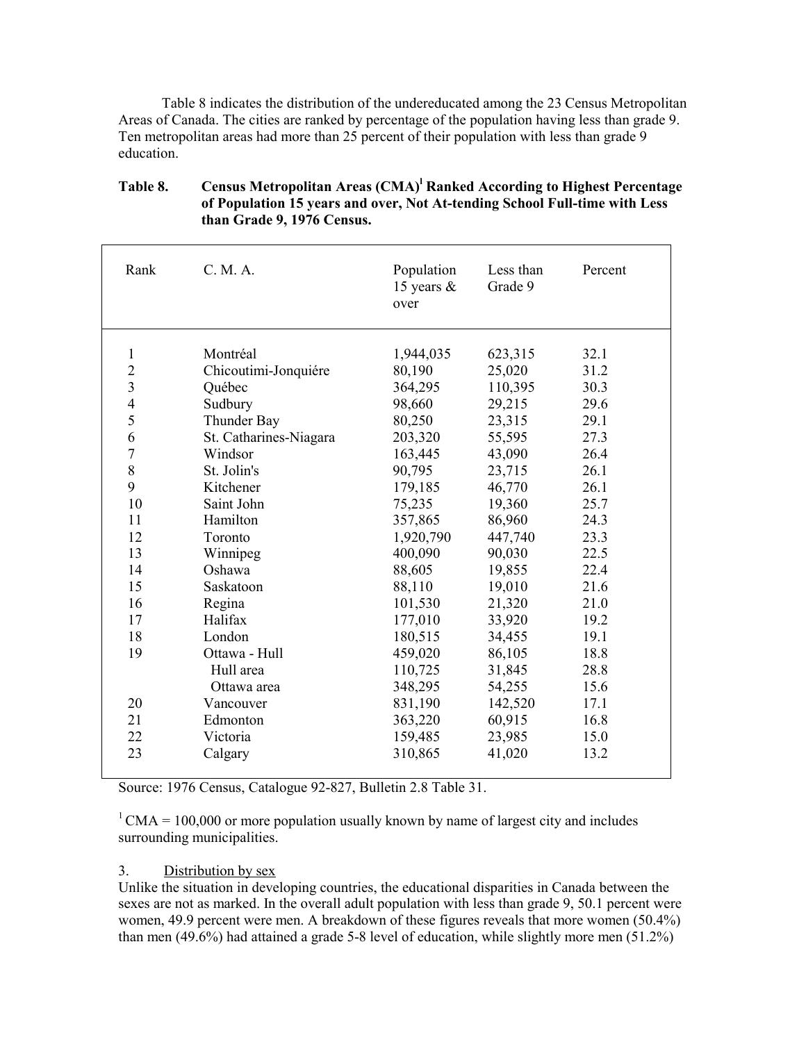Table 8 indicates the distribution of the undereducated among the 23 Census Metropolitan Areas of Canada. The cities are ranked by percentage of the population having less than grade 9. Ten metropolitan areas had more than 25 percent of their population with less than grade 9 education.

**Table 8. Census Metropolitan Areas (CMA)[1] Ranked According to Highest Percentage of Population 15 years and over, Not At-tending School Full-time with Less than Grade 9, 1976 Census.**

| Rank | C. M. A. | Population 15 years & over | Less than Grade 9 | Percent |
|---|---|---|---|---|
| 1 | Montréal | 1,944,035 | 623,315 | 32.1 |
| 2 | Chicoutimi-Jonquiére | 80,190 | 25,020 | 31.2 |
| 3 | Québec | 364,295 | 110,395 | 30.3 |
| 4 | Sudbury | 98,660 | 29,215 | 29.6 |
| 5 | Thunder Bay | 80,250 | 23,315 | 29.1 |
| 6 | St. Catharines-Niagara | 203,320 | 55,595 | 27.3 |
| 7 | Windsor | 163,445 | 43,090 | 26.4 |
| 8 | St. Jolin's | 90,795 | 23,715 | 26.1 |
| 9 | Kitchener | 179,185 | 46,770 | 26.1 |
| 10 | Saint John | 75,235 | 19,360 | 25.7 |
| 11 | Hamilton | 357,865 | 86,960 | 24.3 |
| 12 | Toronto | 1,920,790 | 447,740 | 23.3 |
| 13 | Winnipeg | 400,090 | 90,030 | 22.5 |
| 14 | Oshawa | 88,605 | 19,855 | 22.4 |
| 15 | Saskatoon | 88,110 | 19,010 | 21.6 |
| 16 | Regina | 101,530 | 21,320 | 21.0 |
| 17 | Halifax | 177,010 | 33,920 | 19.2 |
| 18 | London | 180,515 | 34,455 | 19.1 |
| 19 | Ottawa - Hull | 459,020 | 86,105 | 18.8 |
| | Hull area | 110,725 | 31,845 | 28.8 |
| | Ottawa area | 348,295 | 54,255 | 15.6 |
| 20 | Vancouver | 831,190 | 142,520 | 17.1 |
| 21 | Edmonton | 363,220 | 60,915 | 16.8 |
| 22 | Victoria | 159,485 | 23,985 | 15.0 |
| 23 | Calgary | 310,865 | 41,020 | 13.2 |

Source: 1976 Census, Catalogue 92-827, Bulletin 2.8 Table 31.

[1] CMA = 100,000 or more population usually known by name of largest city and includes surrounding municipalities.

3. Distribution by sex

Unlike the situation in developing countries, the educational disparities in Canada between the sexes are not as marked. In the overall adult population with less than grade 9, 50.1 percent were women, 49.9 percent were men. A breakdown of these figures reveals that more women (50.4%) than men (49.6%) had attained a grade 5-8 level of education, while slightly more men (51.2%)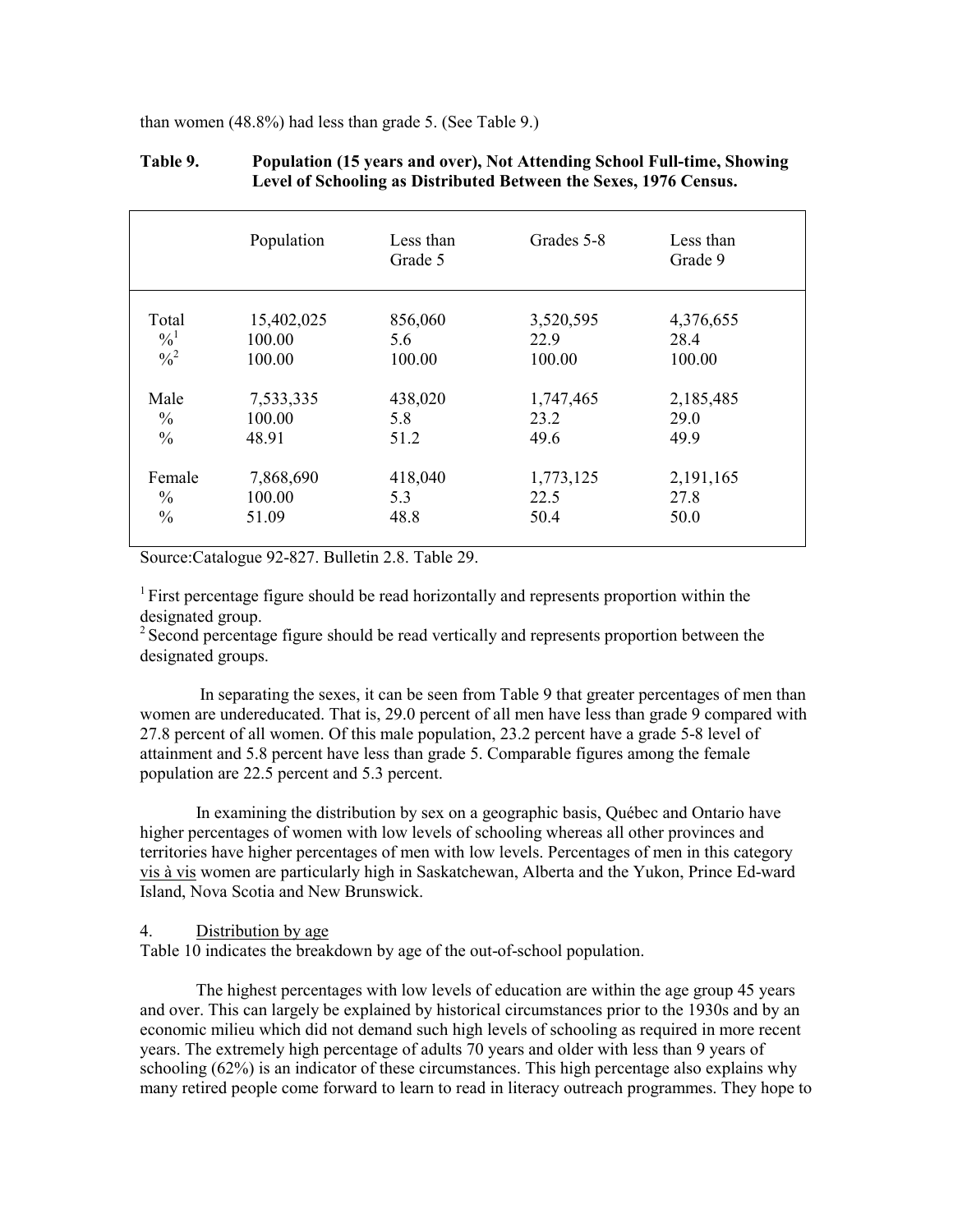than women (48.8%) had less than grade 5. (See Table 9.)

**Table 9. Population (15 years and over), Not Attending School Full-time, Showing Level of Schooling as Distributed Between the Sexes, 1976 Census.**

| | Population | Less than Grade 5 | Grades 5-8 | Less than Grade 9 |
|---|---|---|---|---|
| Total | 15,402,025 | 856,060 | 3,520,595 | 4,376,655 |
| %[1] | 100.00 | 5.6 | 22.9 | 28.4 |
| %[2] | 100.00 | 100.00 | 100.00 | 100.00 |
| Male | 7,533,335 | 438,020 | 1,747,465 | 2,185,485 |
| % | 100.00 | 5.8 | 23.2 | 29.0 |
| % | 48.91 | 51.2 | 49.6 | 49.9 |
| Female | 7,868,690 | 418,040 | 1,773,125 | 2,191,165 |
| % | 100.00 | 5.3 | 22.5 | 27.8 |
| % | 51.09 | 48.8 | 50.4 | 50.0 |

Source:Catalogue 92-827. Bulletin 2.8. Table 29.

[1] First percentage figure should be read horizontally and represents proportion within the designated group.
[2] Second percentage figure should be read vertically and represents proportion between the designated groups.

In separating the sexes, it can be seen from Table 9 that greater percentages of men than women are undereducated. That is, 29.0 percent of all men have less than grade 9 compared with 27.8 percent of all women. Of this male population, 23.2 percent have a grade 5-8 level of attainment and 5.8 percent have less than grade 5. Comparable figures among the female population are 22.5 percent and 5.3 percent.

In examining the distribution by sex on a geographic basis, Québec and Ontario have higher percentages of women with low levels of schooling whereas all other provinces and territories have higher percentages of men with low levels. Percentages of men in this category vis à vis women are particularly high in Saskatchewan, Alberta and the Yukon, Prince Ed-ward Island, Nova Scotia and New Brunswick.

4. Distribution by age

Table 10 indicates the breakdown by age of the out-of-school population.

The highest percentages with low levels of education are within the age group 45 years and over. This can largely be explained by historical circumstances prior to the 1930s and by an economic milieu which did not demand such high levels of schooling as required in more recent years. The extremely high percentage of adults 70 years and older with less than 9 years of schooling (62%) is an indicator of these circumstances. This high percentage also explains why many retired people come forward to learn to read in literacy outreach programmes. They hope to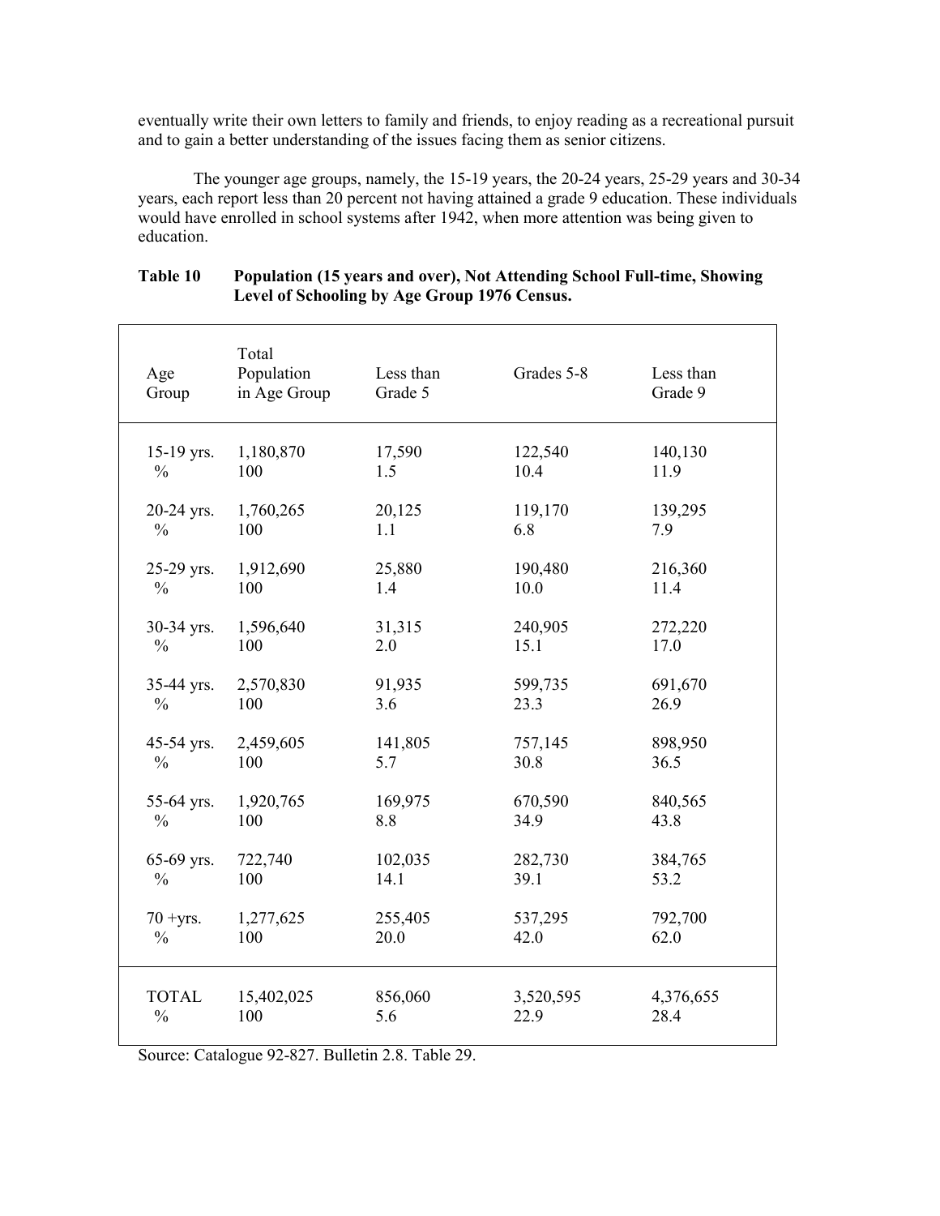eventually write their own letters to family and friends, to enjoy reading as a recreational pursuit and to gain a better understanding of the issues facing them as senior citizens.

The younger age groups, namely, the 15-19 years, the 20-24 years, 25-29 years and 30-34 years, each report less than 20 percent not having attained a grade 9 education. These individuals would have enrolled in school systems after 1942, when more attention was being given to education.

**Table 10 Population (15 years and over), Not Attending School Full-time, Showing Level of Schooling by Age Group 1976 Census.**

| Age Group | Total Population in Age Group | Less than Grade 5 | Grades 5-8 | Less than Grade 9 |
|---|---|---|---|---|
| 15-19 yrs. | 1,180,870 | 17,590 | 122,540 | 140,130 |
| % | 100 | 1.5 | 10.4 | 11.9 |
| 20-24 yrs. | 1,760,265 | 20,125 | 119,170 | 139,295 |
| % | 100 | 1.1 | 6.8 | 7.9 |
| 25-29 yrs. | 1,912,690 | 25,880 | 190,480 | 216,360 |
| % | 100 | 1.4 | 10.0 | 11.4 |
| 30-34 yrs. | 1,596,640 | 31,315 | 240,905 | 272,220 |
| % | 100 | 2.0 | 15.1 | 17.0 |
| 35-44 yrs. | 2,570,830 | 91,935 | 599,735 | 691,670 |
| % | 100 | 3.6 | 23.3 | 26.9 |
| 45-54 yrs. | 2,459,605 | 141,805 | 757,145 | 898,950 |
| % | 100 | 5.7 | 30.8 | 36.5 |
| 55-64 yrs. | 1,920,765 | 169,975 | 670,590 | 840,565 |
| % | 100 | 8.8 | 34.9 | 43.8 |
| 65-69 yrs. | 722,740 | 102,035 | 282,730 | 384,765 |
| % | 100 | 14.1 | 39.1 | 53.2 |
| 70 +yrs. | 1,277,625 | 255,405 | 537,295 | 792,700 |
| % | 100 | 20.0 | 42.0 | 62.0 |
| TOTAL | 15,402,025 | 856,060 | 3,520,595 | 4,376,655 |
| % | 100 | 5.6 | 22.9 | 28.4 |

Source: Catalogue 92-827. Bulletin 2.8. Table 29.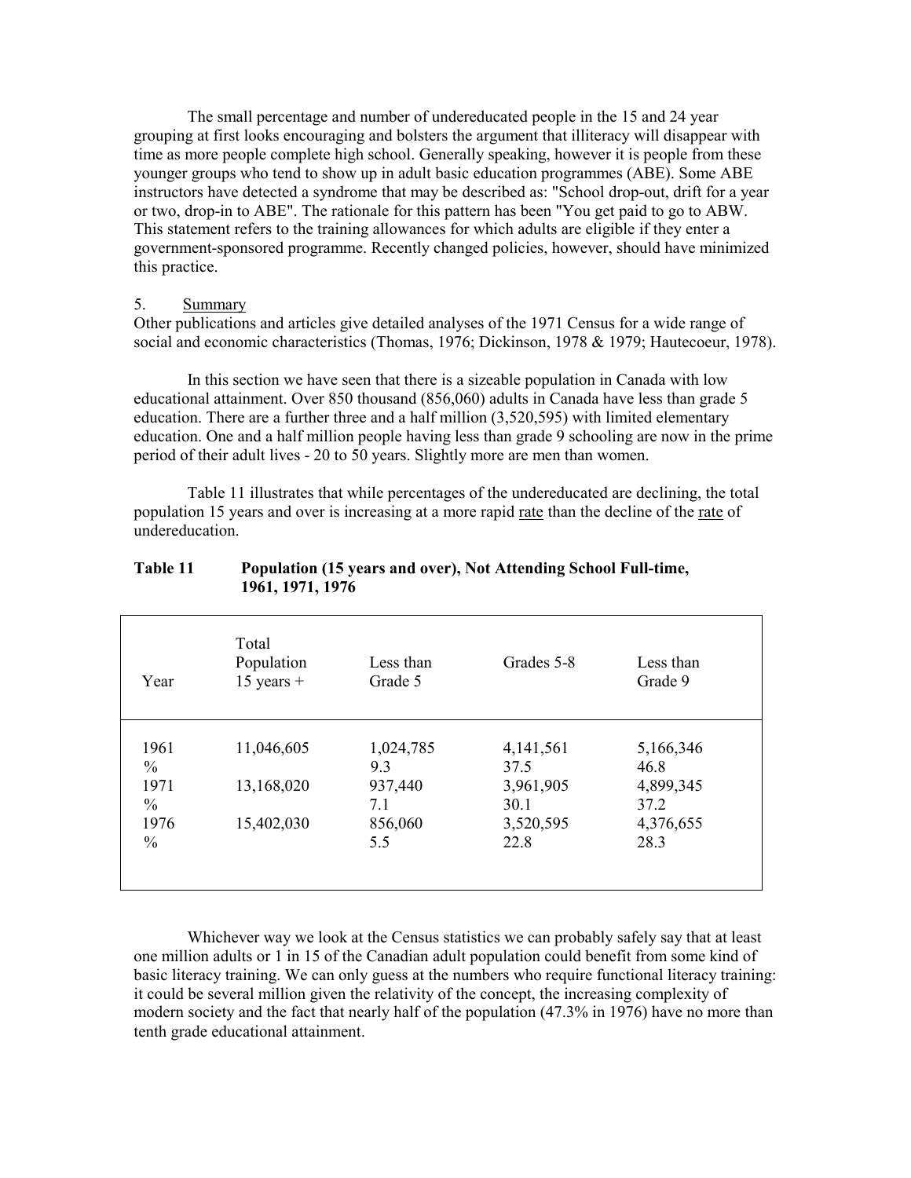The small percentage and number of undereducated people in the 15 and 24 year grouping at first looks encouraging and bolsters the argument that illiteracy will disappear with time as more people complete high school. Generally speaking, however it is people from these younger groups who tend to show up in adult basic education programmes (ABE). Some ABE instructors have detected a syndrome that may be described as: "School drop-out, drift for a year or two, drop-in to ABE". The rationale for this pattern has been "You get paid to go to ABW. This statement refers to the training allowances for which adults are eligible if they enter a government-sponsored programme. Recently changed policies, however, should have minimized this practice.

5. Summary

Other publications and articles give detailed analyses of the 1971 Census for a wide range of social and economic characteristics (Thomas, 1976; Dickinson, 1978 & 1979; Hautecoeur, 1978).

In this section we have seen that there is a sizeable population in Canada with low educational attainment. Over 850 thousand (856,060) adults in Canada have less than grade 5 education. There are a further three and a half million (3,520,595) with limited elementary education. One and a half million people having less than grade 9 schooling are now in the prime period of their adult lives - 20 to 50 years. Slightly more are men than women.

Table 11 illustrates that while percentages of the undereducated are declining, the total population 15 years and over is increasing at a more rapid rate than the decline of the rate of undereducation.

**Table 11 Population (15 years and over), Not Attending School Full-time, 1961, 1971, 1976**

| Year | Total Population 15 years + | Less than Grade 5 | Grades 5-8 | Less than Grade 9 |
|---|---|---|---|---|
| 1961 | 11,046,605 | 1,024,785 | 4,141,561 | 5,166,346 |
| % | | 9.3 | 37.5 | 46.8 |
| 1971 | 13,168,020 | 937,440 | 3,961,905 | 4,899,345 |
| % | | 7.1 | 30.1 | 37.2 |
| 1976 | 15,402,030 | 856,060 | 3,520,595 | 4,376,655 |
| % | | 5.5 | 22.8 | 28.3 |

Whichever way we look at the Census statistics we can probably safely say that at least one million adults or 1 in 15 of the Canadian adult population could benefit from some kind of basic literacy training. We can only guess at the numbers who require functional literacy training: it could be several million given the relativity of the concept, the increasing complexity of modern society and the fact that nearly half of the population (47.3% in 1976) have no more than tenth grade educational attainment.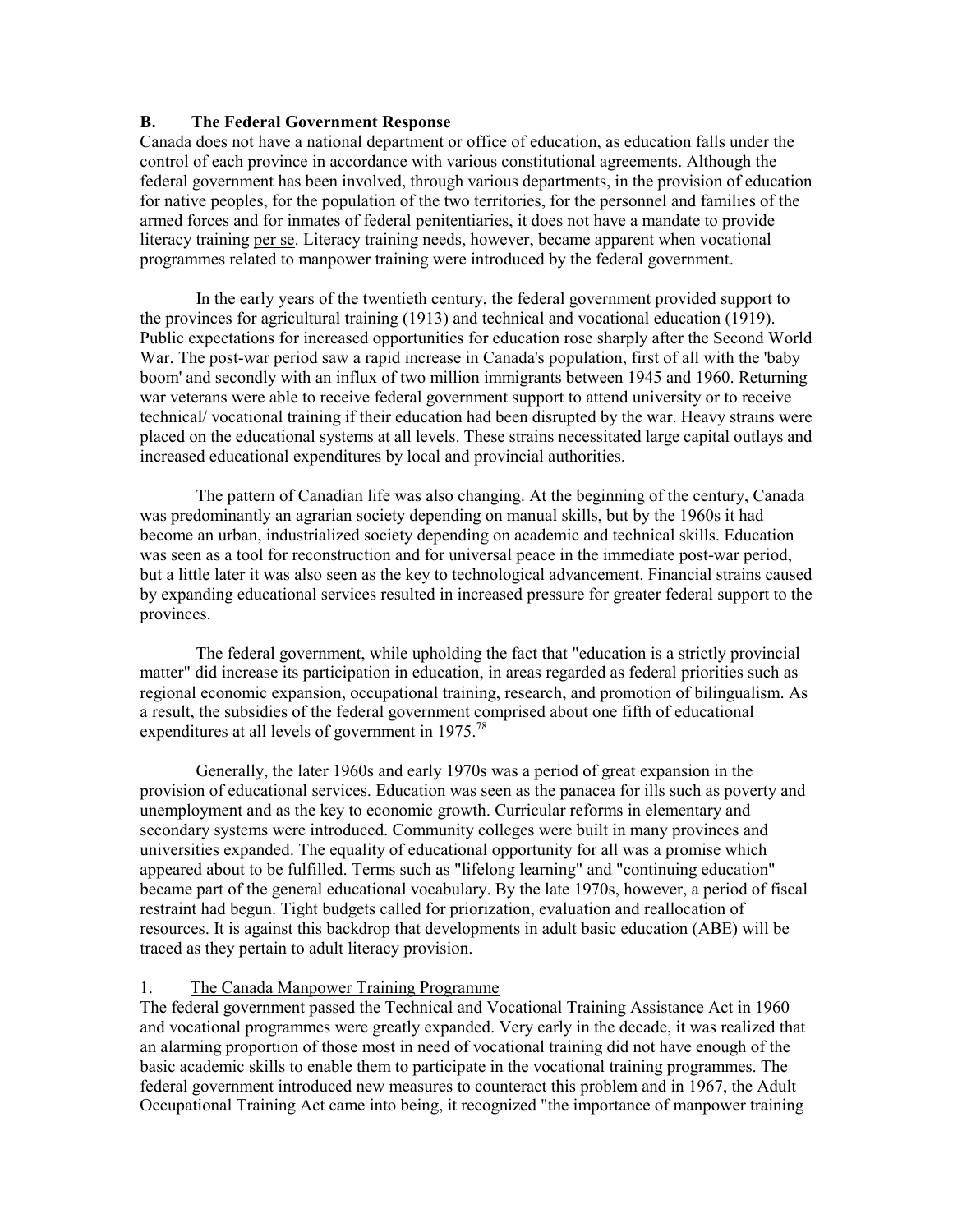## B. The Federal Government Response

Canada does not have a national department or office of education, as education falls under the control of each province in accordance with various constitutional agreements. Although the federal government has been involved, through various departments, in the provision of education for native peoples, for the population of the two territories, for the personnel and families of the armed forces and for inmates of federal penitentiaries, it does not have a mandate to provide literacy training per se. Literacy training needs, however, became apparent when vocational programmes related to manpower training were introduced by the federal government.

In the early years of the twentieth century, the federal government provided support to the provinces for agricultural training (1913) and technical and vocational education (1919). Public expectations for increased opportunities for education rose sharply after the Second World War. The post-war period saw a rapid increase in Canada's population, first of all with the 'baby boom' and secondly with an influx of two million immigrants between 1945 and 1960. Returning war veterans were able to receive federal government support to attend university or to receive technical/ vocational training if their education had been disrupted by the war. Heavy strains were placed on the educational systems at all levels. These strains necessitated large capital outlays and increased educational expenditures by local and provincial authorities.

The pattern of Canadian life was also changing. At the beginning of the century, Canada was predominantly an agrarian society depending on manual skills, but by the 1960s it had become an urban, industrialized society depending on academic and technical skills. Education was seen as a tool for reconstruction and for universal peace in the immediate post-war period, but a little later it was also seen as the key to technological advancement. Financial strains caused by expanding educational services resulted in increased pressure for greater federal support to the provinces.

The federal government, while upholding the fact that "education is a strictly provincial matter" did increase its participation in education, in areas regarded as federal priorities such as regional economic expansion, occupational training, research, and promotion of bilingualism. As a result, the subsidies of the federal government comprised about one fifth of educational expenditures at all levels of government in 1975.[78]

Generally, the later 1960s and early 1970s was a period of great expansion in the provision of educational services. Education was seen as the panacea for ills such as poverty and unemployment and as the key to economic growth. Curricular reforms in elementary and secondary systems were introduced. Community colleges were built in many provinces and universities expanded. The equality of educational opportunity for all was a promise which appeared about to be fulfilled. Terms such as "lifelong learning" and "continuing education" became part of the general educational vocabulary. By the late 1970s, however, a period of fiscal restraint had begun. Tight budgets called for priorization, evaluation and reallocation of resources. It is against this backdrop that developments in adult basic education (ABE) will be traced as they pertain to adult literacy provision.

### 1. The Canada Manpower Training Programme

The federal government passed the Technical and Vocational Training Assistance Act in 1960 and vocational programmes were greatly expanded. Very early in the decade, it was realized that an alarming proportion of those most in need of vocational training did not have enough of the basic academic skills to enable them to participate in the vocational training programmes. The federal government introduced new measures to counteract this problem and in 1967, the Adult Occupational Training Act came into being, it recognized "the importance of manpower training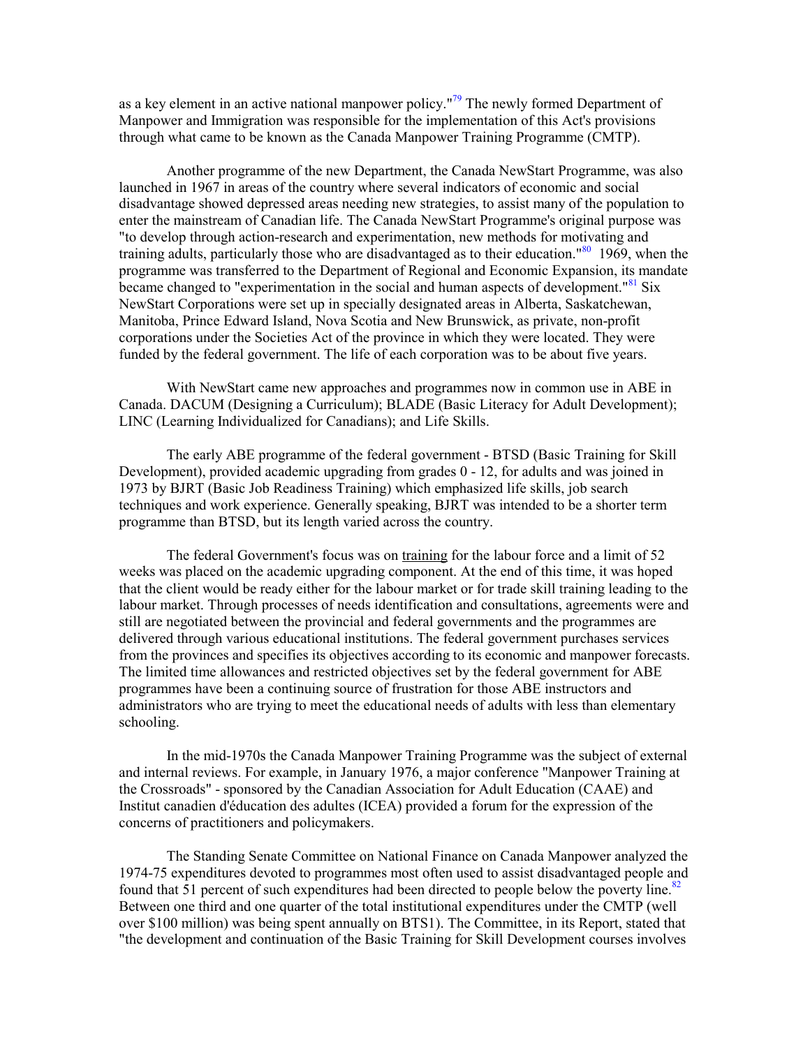as a key element in an active national manpower policy."[79] The newly formed Department of Manpower and Immigration was responsible for the implementation of this Act's provisions through what came to be known as the Canada Manpower Training Programme (CMTP).

Another programme of the new Department, the Canada NewStart Programme, was also launched in 1967 in areas of the country where several indicators of economic and social disadvantage showed depressed areas needing new strategies, to assist many of the population to enter the mainstream of Canadian life. The Canada NewStart Programme's original purpose was "to develop through action-research and experimentation, new methods for motivating and training adults, particularly those who are disadvantaged as to their education."[80] 1969, when the programme was transferred to the Department of Regional and Economic Expansion, its mandate became changed to "experimentation in the social and human aspects of development."[81] Six NewStart Corporations were set up in specially designated areas in Alberta, Saskatchewan, Manitoba, Prince Edward Island, Nova Scotia and New Brunswick, as private, non-profit corporations under the Societies Act of the province in which they were located. They were funded by the federal government. The life of each corporation was to be about five years.

With NewStart came new approaches and programmes now in common use in ABE in Canada. DACUM (Designing a Curriculum); BLADE (Basic Literacy for Adult Development); LINC (Learning Individualized for Canadians); and Life Skills.

The early ABE programme of the federal government - BTSD (Basic Training for Skill Development), provided academic upgrading from grades 0 - 12, for adults and was joined in 1973 by BJRT (Basic Job Readiness Training) which emphasized life skills, job search techniques and work experience. Generally speaking, BJRT was intended to be a shorter term programme than BTSD, but its length varied across the country.

The federal Government's focus was on training for the labour force and a limit of 52 weeks was placed on the academic upgrading component. At the end of this time, it was hoped that the client would be ready either for the labour market or for trade skill training leading to the labour market. Through processes of needs identification and consultations, agreements were and still are negotiated between the provincial and federal governments and the programmes are delivered through various educational institutions. The federal government purchases services from the provinces and specifies its objectives according to its economic and manpower forecasts. The limited time allowances and restricted objectives set by the federal government for ABE programmes have been a continuing source of frustration for those ABE instructors and administrators who are trying to meet the educational needs of adults with less than elementary schooling.

In the mid-1970s the Canada Manpower Training Programme was the subject of external and internal reviews. For example, in January 1976, a major conference "Manpower Training at the Crossroads" - sponsored by the Canadian Association for Adult Education (CAAE) and Institut canadien d'éducation des adultes (ICEA) provided a forum for the expression of the concerns of practitioners and policymakers.

The Standing Senate Committee on National Finance on Canada Manpower analyzed the 1974-75 expenditures devoted to programmes most often used to assist disadvantaged people and found that 51 percent of such expenditures had been directed to people below the poverty line.[82] Between one third and one quarter of the total institutional expenditures under the CMTP (well over $100 million) was being spent annually on BTS1). The Committee, in its Report, stated that "the development and continuation of the Basic Training for Skill Development courses involves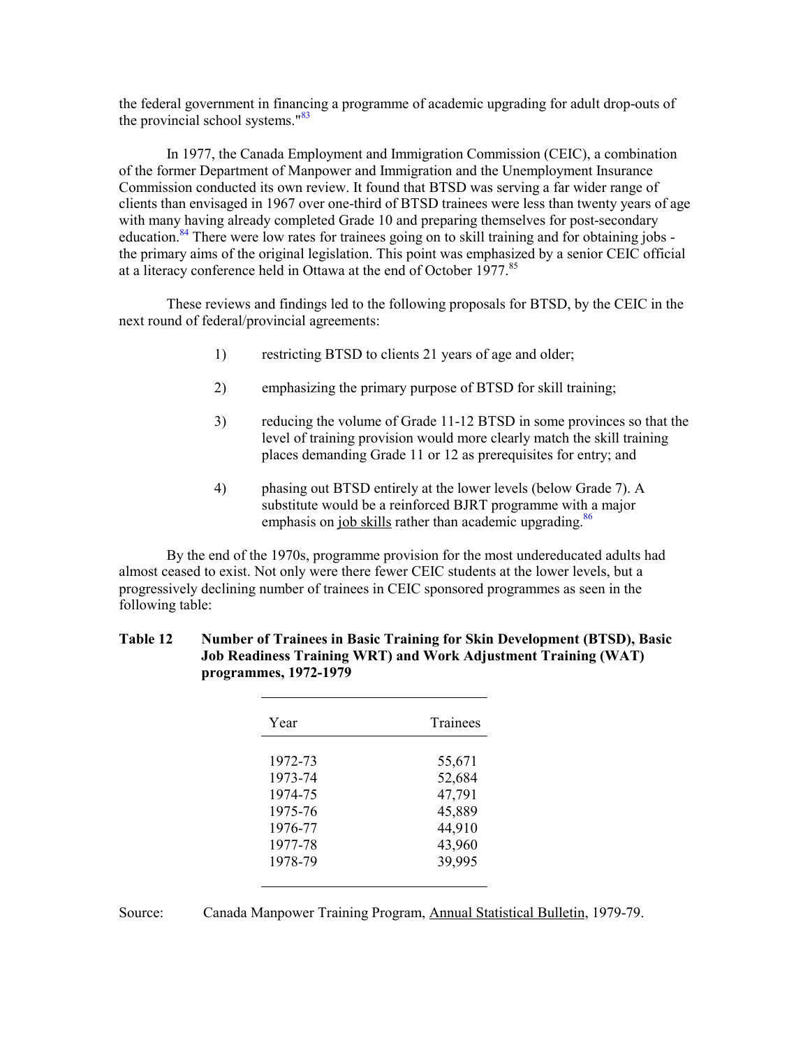the federal government in financing a programme of academic upgrading for adult drop-outs of the provincial school systems."[83]

In 1977, the Canada Employment and Immigration Commission (CEIC), a combination of the former Department of Manpower and Immigration and the Unemployment Insurance Commission conducted its own review. It found that BTSD was serving a far wider range of clients than envisaged in 1967 over one-third of BTSD trainees were less than twenty years of age with many having already completed Grade 10 and preparing themselves for post-secondary education.[84] There were low rates for trainees going on to skill training and for obtaining jobs - the primary aims of the original legislation. This point was emphasized by a senior CEIC official at a literacy conference held in Ottawa at the end of October 1977.[85]

These reviews and findings led to the following proposals for BTSD, by the CEIC in the next round of federal/provincial agreements:

1) restricting BTSD to clients 21 years of age and older;

2) emphasizing the primary purpose of BTSD for skill training;

3) reducing the volume of Grade 11-12 BTSD in some provinces so that the level of training provision would more clearly match the skill training places demanding Grade 11 or 12 as prerequisites for entry; and

4) phasing out BTSD entirely at the lower levels (below Grade 7). A substitute would be a reinforced BJRT programme with a major emphasis on job skills rather than academic upgrading.[86]

By the end of the 1970s, programme provision for the most undereducated adults had almost ceased to exist. Not only were there fewer CEIC students at the lower levels, but a progressively declining number of trainees in CEIC sponsored programmes as seen in the following table:

**Table 12 Number of Trainees in Basic Training for Skin Development (BTSD), Basic Job Readiness Training WRT) and Work Adjustment Training (WAT) programmes, 1972-1979**

| Year | Trainees |
|---|---|
| 1972-73 | 55,671 |
| 1973-74 | 52,684 |
| 1974-75 | 47,791 |
| 1975-76 | 45,889 |
| 1976-77 | 44,910 |
| 1977-78 | 43,960 |
| 1978-79 | 39,995 |

Source: Canada Manpower Training Program, Annual Statistical Bulletin, 1979-79.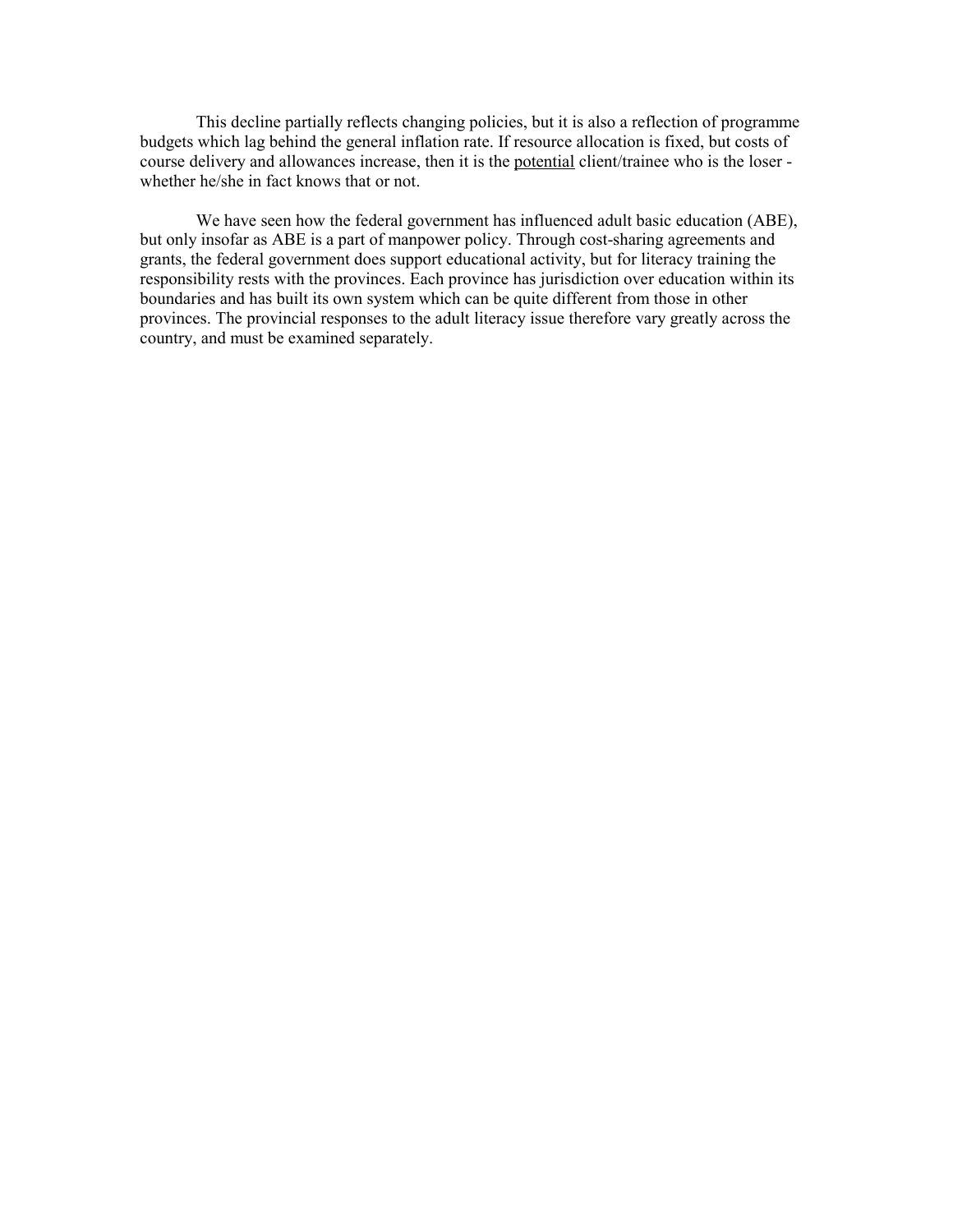This decline partially reflects changing policies, but it is also a reflection of programme budgets which lag behind the general inflation rate. If resource allocation is fixed, but costs of course delivery and allowances increase, then it is the <u>potential</u> client/trainee who is the loser - whether he/she in fact knows that or not.

We have seen how the federal government has influenced adult basic education (ABE), but only insofar as ABE is a part of manpower policy. Through cost-sharing agreements and grants, the federal government does support educational activity, but for literacy training the responsibility rests with the provinces. Each province has jurisdiction over education within its boundaries and has built its own system which can be quite different from those in other provinces. The provincial responses to the adult literacy issue therefore vary greatly across the country, and must be examined separately.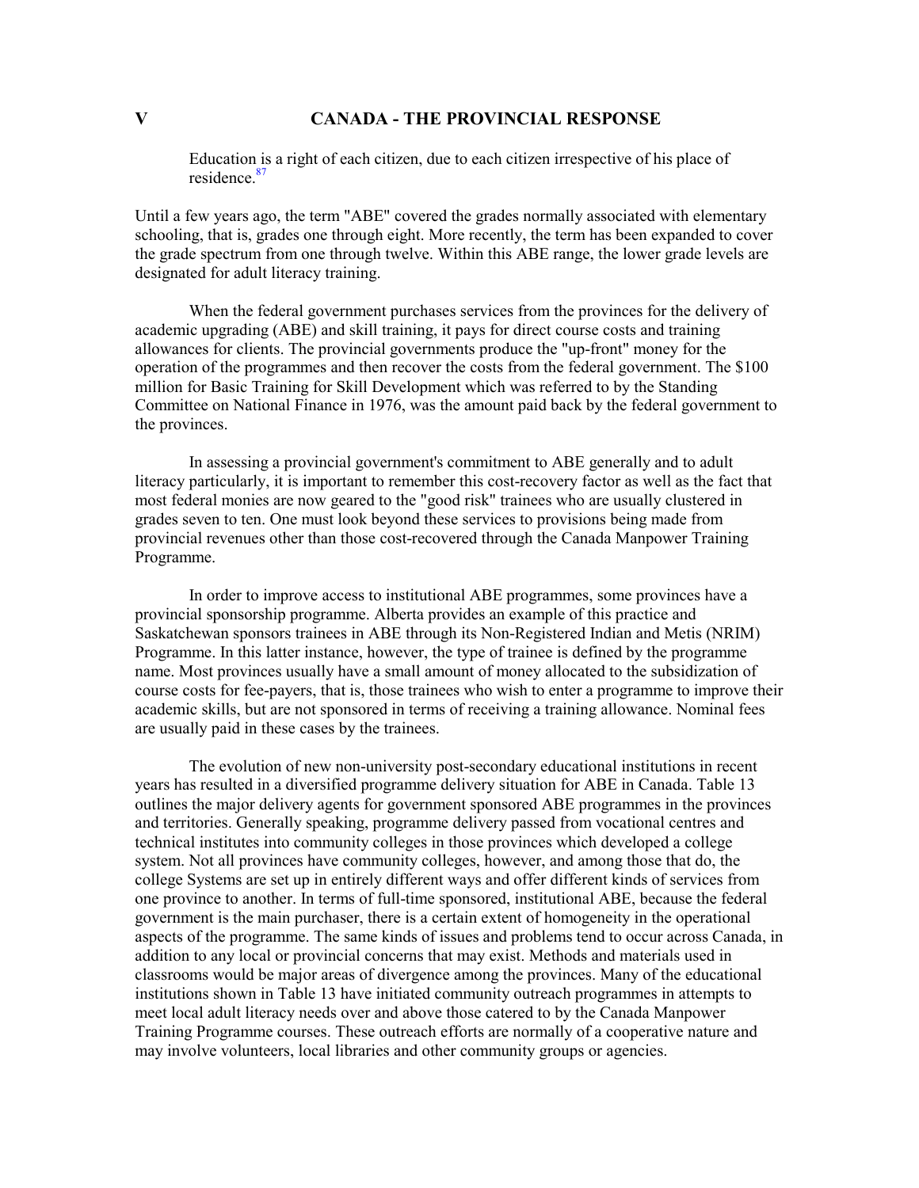## V CANADA - THE PROVINCIAL RESPONSE

> Education is a right of each citizen, due to each citizen irrespective of his place of residence.[87]

Until a few years ago, the term "ABE" covered the grades normally associated with elementary schooling, that is, grades one through eight. More recently, the term has been expanded to cover the grade spectrum from one through twelve. Within this ABE range, the lower grade levels are designated for adult literacy training.

When the federal government purchases services from the provinces for the delivery of academic upgrading (ABE) and skill training, it pays for direct course costs and training allowances for clients. The provincial governments produce the "up-front" money for the operation of the programmes and then recover the costs from the federal government. The $100 million for Basic Training for Skill Development which was referred to by the Standing Committee on National Finance in 1976, was the amount paid back by the federal government to the provinces.

In assessing a provincial government's commitment to ABE generally and to adult literacy particularly, it is important to remember this cost-recovery factor as well as the fact that most federal monies are now geared to the "good risk" trainees who are usually clustered in grades seven to ten. One must look beyond these services to provisions being made from provincial revenues other than those cost-recovered through the Canada Manpower Training Programme.

In order to improve access to institutional ABE programmes, some provinces have a provincial sponsorship programme. Alberta provides an example of this practice and Saskatchewan sponsors trainees in ABE through its Non-Registered Indian and Metis (NRIM) Programme. In this latter instance, however, the type of trainee is defined by the programme name. Most provinces usually have a small amount of money allocated to the subsidization of course costs for fee-payers, that is, those trainees who wish to enter a programme to improve their academic skills, but are not sponsored in terms of receiving a training allowance. Nominal fees are usually paid in these cases by the trainees.

The evolution of new non-university post-secondary educational institutions in recent years has resulted in a diversified programme delivery situation for ABE in Canada. Table 13 outlines the major delivery agents for government sponsored ABE programmes in the provinces and territories. Generally speaking, programme delivery passed from vocational centres and technical institutes into community colleges in those provinces which developed a college system. Not all provinces have community colleges, however, and among those that do, the college Systems are set up in entirely different ways and offer different kinds of services from one province to another. In terms of full-time sponsored, institutional ABE, because the federal government is the main purchaser, there is a certain extent of homogeneity in the operational aspects of the programme. The same kinds of issues and problems tend to occur across Canada, in addition to any local or provincial concerns that may exist. Methods and materials used in classrooms would be major areas of divergence among the provinces. Many of the educational institutions shown in Table 13 have initiated community outreach programmes in attempts to meet local adult literacy needs over and above those catered to by the Canada Manpower Training Programme courses. These outreach efforts are normally of a cooperative nature and may involve volunteers, local libraries and other community groups or agencies.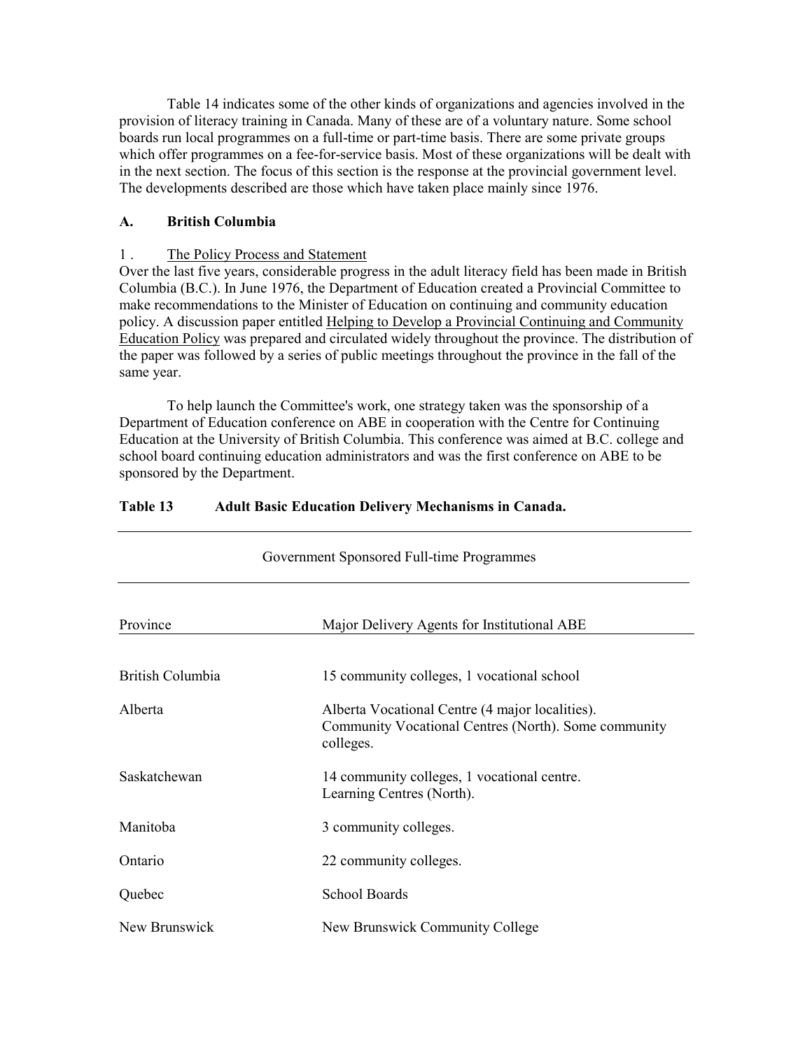Table 14 indicates some of the other kinds of organizations and agencies involved in the provision of literacy training in Canada. Many of these are of a voluntary nature. Some school boards run local programmes on a full-time or part-time basis. There are some private groups which offer programmes on a fee-for-service basis. Most of these organizations will be dealt with in the next section. The focus of this section is the response at the provincial government level. The developments described are those which have taken place mainly since 1976.

### A. British Columbia

#### 1. The Policy Process and Statement

Over the last five years, considerable progress in the adult literacy field has been made in British Columbia (B.C.). In June 1976, the Department of Education created a Provincial Committee to make recommendations to the Minister of Education on continuing and community education policy. A discussion paper entitled Helping to Develop a Provincial Continuing and Community Education Policy was prepared and circulated widely throughout the province. The distribution of the paper was followed by a series of public meetings throughout the province in the fall of the same year.

To help launch the Committee's work, one strategy taken was the sponsorship of a Department of Education conference on ABE in cooperation with the Centre for Continuing Education at the University of British Columbia. This conference was aimed at B.C. college and school board continuing education administrators and was the first conference on ABE to be sponsored by the Department.

**Table 13 Adult Basic Education Delivery Mechanisms in Canada.**

| Government Sponsored Full-time Programmes | |
|---|---|
| Province | Major Delivery Agents for Institutional ABE |
| British Columbia | 15 community colleges, 1 vocational school |
| Alberta | Alberta Vocational Centre (4 major localities). Community Vocational Centres (North). Some community colleges. |
| Saskatchewan | 14 community colleges, 1 vocational centre. Learning Centres (North). |
| Manitoba | 3 community colleges. |
| Ontario | 22 community colleges. |
| Quebec | School Boards |
| New Brunswick | New Brunswick Community College |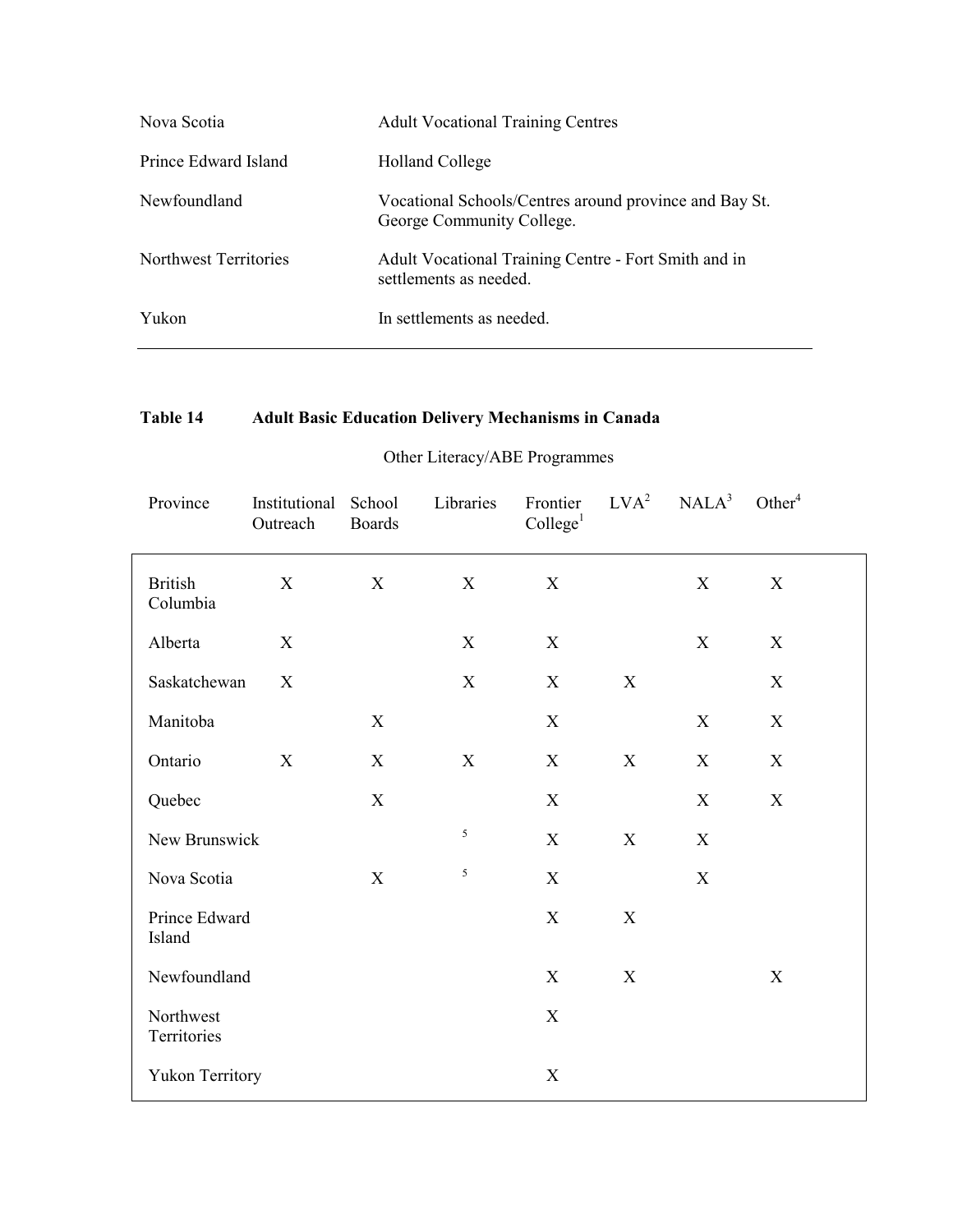| | |
|---|---|
| Nova Scotia | Adult Vocational Training Centres |
| Prince Edward Island | Holland College |
| Newfoundland | Vocational Schools/Centres around province and Bay St. George Community College. |
| Northwest Territories | Adult Vocational Training Centre - Fort Smith and in settlements as needed. |
| Yukon | In settlements as needed. |

**Table 14 Adult Basic Education Delivery Mechanisms in Canada**

Other Literacy/ABE Programmes

| Province | Institutional Outreach | School Boards | Libraries | Frontier College[1] | LVA[2] | NALA[3] | Other[4] |
|---|---|---|---|---|---|---|---|
| British Columbia | X | X | X | X | | X | X |
| Alberta | X | | X | X | | X | X |
| Saskatchewan | X | | X | X | X | | X |
| Manitoba | | X | | X | | X | X |
| Ontario | X | X | X | X | X | X | X |
| Quebec | | X | | X | | X | X |
| New Brunswick | | | [5] | X | X | X | |
| Nova Scotia | | X | [5] | X | | X | |
| Prince Edward Island | | | | X | X | | |
| Newfoundland | | | | X | X | | X |
| Northwest Territories | | | | X | | | |
| Yukon Territory | | | | X | | | |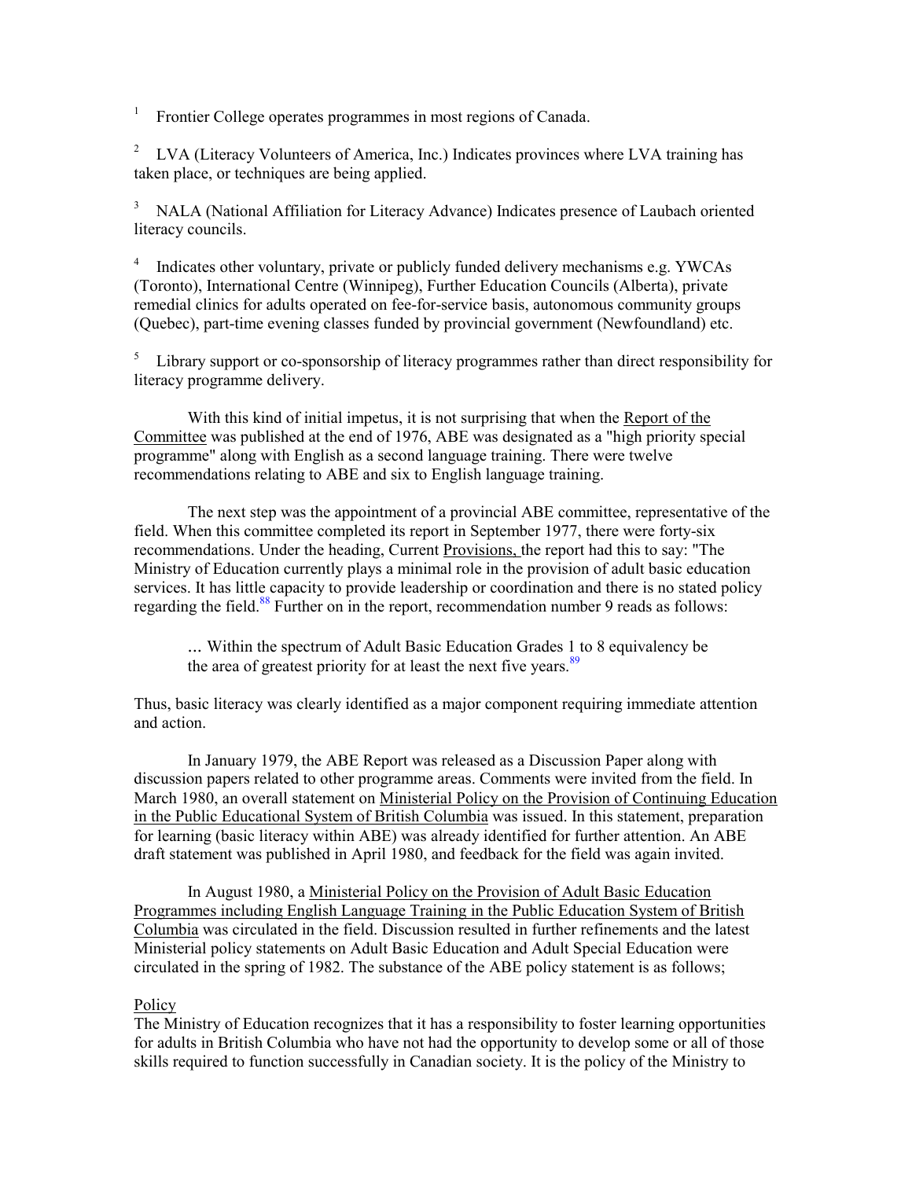[1] Frontier College operates programmes in most regions of Canada.

[2] LVA (Literacy Volunteers of America, Inc.) Indicates provinces where LVA training has taken place, or techniques are being applied.

[3] NALA (National Affiliation for Literacy Advance) Indicates presence of Laubach oriented literacy councils.

[4] Indicates other voluntary, private or publicly funded delivery mechanisms e.g. YWCAs (Toronto), International Centre (Winnipeg), Further Education Councils (Alberta), private remedial clinics for adults operated on fee-for-service basis, autonomous community groups (Quebec), part-time evening classes funded by provincial government (Newfoundland) etc.

[5] Library support or co-sponsorship of literacy programmes rather than direct responsibility for literacy programme delivery.

With this kind of initial impetus, it is not surprising that when the Report of the Committee was published at the end of 1976, ABE was designated as a "high priority special programme" along with English as a second language training. There were twelve recommendations relating to ABE and six to English language training.

The next step was the appointment of a provincial ABE committee, representative of the field. When this committee completed its report in September 1977, there were forty-six recommendations. Under the heading, Current Provisions, the report had this to say: "The Ministry of Education currently plays a minimal role in the provision of adult basic education services. It has little capacity to provide leadership or coordination and there is no stated policy regarding the field.[88] Further on in the report, recommendation number 9 reads as follows:

> ... Within the spectrum of Adult Basic Education Grades 1 to 8 equivalency be the area of greatest priority for at least the next five years.[89]

Thus, basic literacy was clearly identified as a major component requiring immediate attention and action.

In January 1979, the ABE Report was released as a Discussion Paper along with discussion papers related to other programme areas. Comments were invited from the field. In March 1980, an overall statement on Ministerial Policy on the Provision of Continuing Education in the Public Educational System of British Columbia was issued. In this statement, preparation for learning (basic literacy within ABE) was already identified for further attention. An ABE draft statement was published in April 1980, and feedback for the field was again invited.

In August 1980, a Ministerial Policy on the Provision of Adult Basic Education Programmes including English Language Training in the Public Education System of British Columbia was circulated in the field. Discussion resulted in further refinements and the latest Ministerial policy statements on Adult Basic Education and Adult Special Education were circulated in the spring of 1982. The substance of the ABE policy statement is as follows;

Policy

The Ministry of Education recognizes that it has a responsibility to foster learning opportunities for adults in British Columbia who have not had the opportunity to develop some or all of those skills required to function successfully in Canadian society. It is the policy of the Ministry to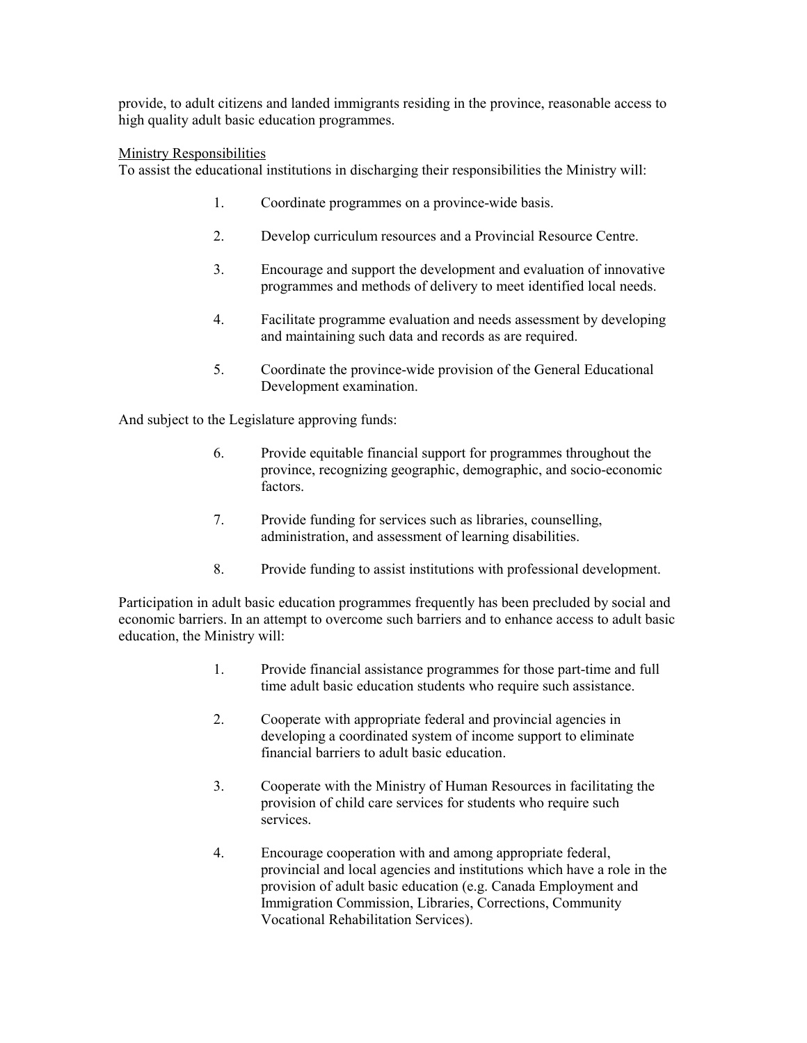provide, to adult citizens and landed immigrants residing in the province, reasonable access to high quality adult basic education programmes.

<u>Ministry Responsibilities</u>
To assist the educational institutions in discharging their responsibilities the Ministry will:

1. Coordinate programmes on a province-wide basis.

2. Develop curriculum resources and a Provincial Resource Centre.

3. Encourage and support the development and evaluation of innovative programmes and methods of delivery to meet identified local needs.

4. Facilitate programme evaluation and needs assessment by developing and maintaining such data and records as are required.

5. Coordinate the province-wide provision of the General Educational Development examination.

And subject to the Legislature approving funds:

6. Provide equitable financial support for programmes throughout the province, recognizing geographic, demographic, and socio-economic factors.

7. Provide funding for services such as libraries, counselling, administration, and assessment of learning disabilities.

8. Provide funding to assist institutions with professional development.

Participation in adult basic education programmes frequently has been precluded by social and economic barriers. In an attempt to overcome such barriers and to enhance access to adult basic education, the Ministry will:

1. Provide financial assistance programmes for those part-time and full time adult basic education students who require such assistance.

2. Cooperate with appropriate federal and provincial agencies in developing a coordinated system of income support to eliminate financial barriers to adult basic education.

3. Cooperate with the Ministry of Human Resources in facilitating the provision of child care services for students who require such services.

4. Encourage cooperation with and among appropriate federal, provincial and local agencies and institutions which have a role in the provision of adult basic education (e.g. Canada Employment and Immigration Commission, Libraries, Corrections, Community Vocational Rehabilitation Services).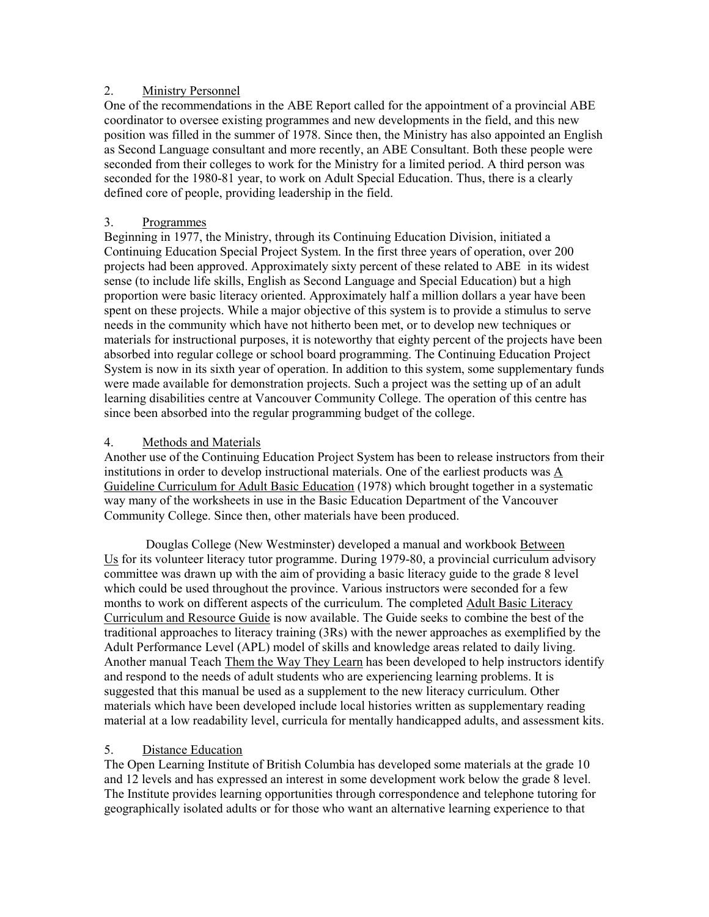2. <u>Ministry Personnel</u>

One of the recommendations in the ABE Report called for the appointment of a provincial ABE coordinator to oversee existing programmes and new developments in the field, and this new position was filled in the summer of 1978. Since then, the Ministry has also appointed an English as Second Language consultant and more recently, an ABE Consultant. Both these people were seconded from their colleges to work for the Ministry for a limited period. A third person was seconded for the 1980-81 year, to work on Adult Special Education. Thus, there is a clearly defined core of people, providing leadership in the field.

3. <u>Programmes</u>

Beginning in 1977, the Ministry, through its Continuing Education Division, initiated a Continuing Education Special Project System. In the first three years of operation, over 200 projects had been approved. Approximately sixty percent of these related to ABE in its widest sense (to include life skills, English as Second Language and Special Education) but a high proportion were basic literacy oriented. Approximately half a million dollars a year have been spent on these projects. While a major objective of this system is to provide a stimulus to serve needs in the community which have not hitherto been met, or to develop new techniques or materials for instructional purposes, it is noteworthy that eighty percent of the projects have been absorbed into regular college or school board programming. The Continuing Education Project System is now in its sixth year of operation. In addition to this system, some supplementary funds were made available for demonstration projects. Such a project was the setting up of an adult learning disabilities centre at Vancouver Community College. The operation of this centre has since been absorbed into the regular programming budget of the college.

4. <u>Methods and Materials</u>

Another use of the Continuing Education Project System has been to release instructors from their institutions in order to develop instructional materials. One of the earliest products was <u>A Guideline Curriculum for Adult Basic Education</u> (1978) which brought together in a systematic way many of the worksheets in use in the Basic Education Department of the Vancouver Community College. Since then, other materials have been produced.

Douglas College (New Westminster) developed a manual and workbook <u>Between Us</u> for its volunteer literacy tutor programme. During 1979-80, a provincial curriculum advisory committee was drawn up with the aim of providing a basic literacy guide to the grade 8 level which could be used throughout the province. Various instructors were seconded for a few months to work on different aspects of the curriculum. The completed <u>Adult Basic Literacy Curriculum and Resource Guide</u> is now available. The Guide seeks to combine the best of the traditional approaches to literacy training (3Rs) with the newer approaches as exemplified by the Adult Performance Level (APL) model of skills and knowledge areas related to daily living. Another manual Teach <u>Them the Way They Learn</u> has been developed to help instructors identify and respond to the needs of adult students who are experiencing learning problems. It is suggested that this manual be used as a supplement to the new literacy curriculum. Other materials which have been developed include local histories written as supplementary reading material at a low readability level, curricula for mentally handicapped adults, and assessment kits.

5. <u>Distance Education</u>

The Open Learning Institute of British Columbia has developed some materials at the grade 10 and 12 levels and has expressed an interest in some development work below the grade 8 level. The Institute provides learning opportunities through correspondence and telephone tutoring for geographically isolated adults or for those who want an alternative learning experience to that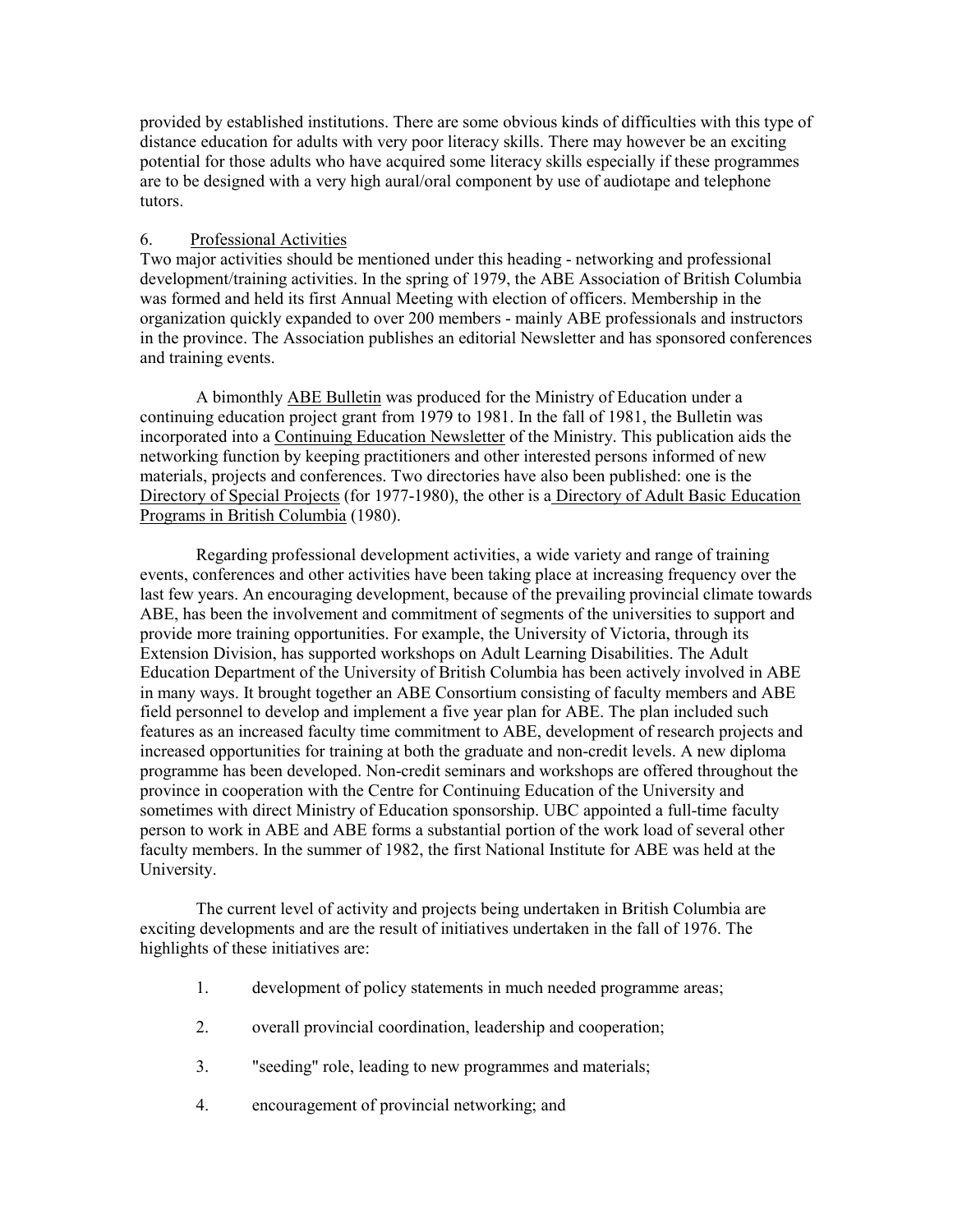provided by established institutions. There are some obvious kinds of difficulties with this type of distance education for adults with very poor literacy skills. There may however be an exciting potential for those adults who have acquired some literacy skills especially if these programmes are to be designed with a very high aural/oral component by use of audiotape and telephone tutors.

6. Professional Activities

Two major activities should be mentioned under this heading - networking and professional development/training activities. In the spring of 1979, the ABE Association of British Columbia was formed and held its first Annual Meeting with election of officers. Membership in the organization quickly expanded to over 200 members - mainly ABE professionals and instructors in the province. The Association publishes an editorial Newsletter and has sponsored conferences and training events.

A bimonthly ABE Bulletin was produced for the Ministry of Education under a continuing education project grant from 1979 to 1981. In the fall of 1981, the Bulletin was incorporated into a Continuing Education Newsletter of the Ministry. This publication aids the networking function by keeping practitioners and other interested persons informed of new materials, projects and conferences. Two directories have also been published: one is the Directory of Special Projects (for 1977-1980), the other is a Directory of Adult Basic Education Programs in British Columbia (1980).

Regarding professional development activities, a wide variety and range of training events, conferences and other activities have been taking place at increasing frequency over the last few years. An encouraging development, because of the prevailing provincial climate towards ABE, has been the involvement and commitment of segments of the universities to support and provide more training opportunities. For example, the University of Victoria, through its Extension Division, has supported workshops on Adult Learning Disabilities. The Adult Education Department of the University of British Columbia has been actively involved in ABE in many ways. It brought together an ABE Consortium consisting of faculty members and ABE field personnel to develop and implement a five year plan for ABE. The plan included such features as an increased faculty time commitment to ABE, development of research projects and increased opportunities for training at both the graduate and non-credit levels. A new diploma programme has been developed. Non-credit seminars and workshops are offered throughout the province in cooperation with the Centre for Continuing Education of the University and sometimes with direct Ministry of Education sponsorship. UBC appointed a full-time faculty person to work in ABE and ABE forms a substantial portion of the work load of several other faculty members. In the summer of 1982, the first National Institute for ABE was held at the University.

The current level of activity and projects being undertaken in British Columbia are exciting developments and are the result of initiatives undertaken in the fall of 1976. The highlights of these initiatives are:

1. development of policy statements in much needed programme areas;

2. overall provincial coordination, leadership and cooperation;

3. "seeding" role, leading to new programmes and materials;

4. encouragement of provincial networking; and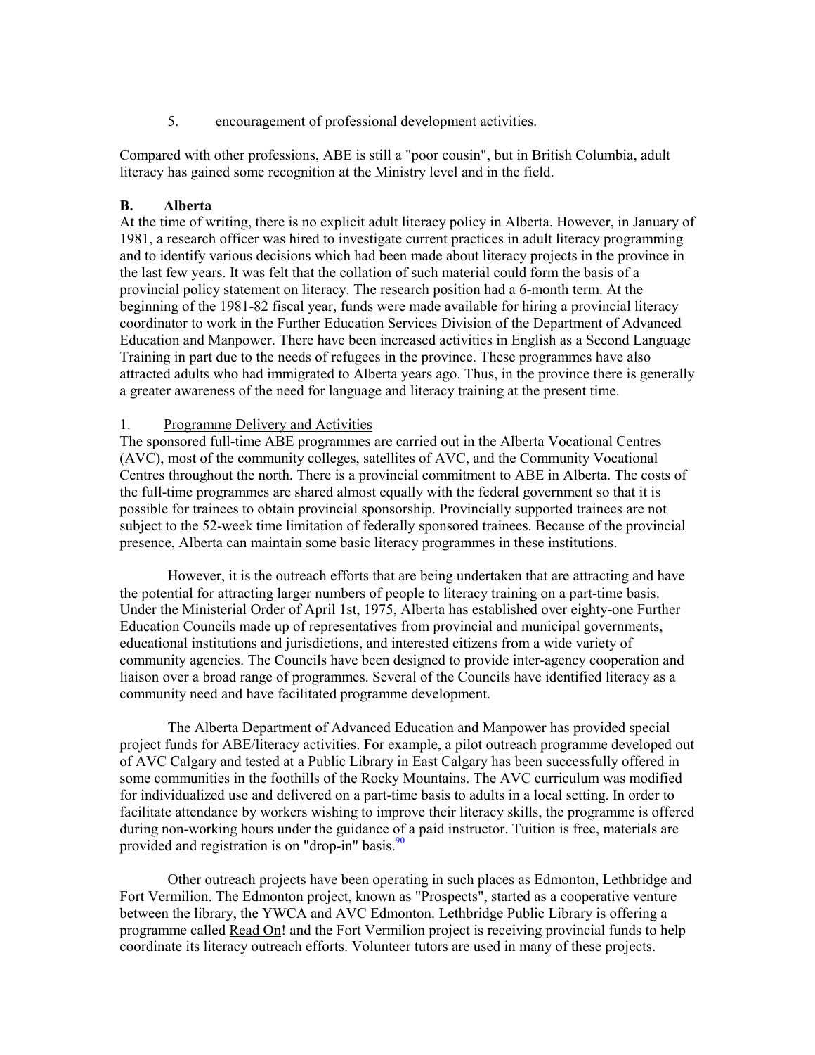5. encouragement of professional development activities.

Compared with other professions, ABE is still a "poor cousin", but in British Columbia, adult literacy has gained some recognition at the Ministry level and in the field.

### B. Alberta

At the time of writing, there is no explicit adult literacy policy in Alberta. However, in January of 1981, a research officer was hired to investigate current practices in adult literacy programming and to identify various decisions which had been made about literacy projects in the province in the last few years. It was felt that the collation of such material could form the basis of a provincial policy statement on literacy. The research position had a 6-month term. At the beginning of the 1981-82 fiscal year, funds were made available for hiring a provincial literacy coordinator to work in the Further Education Services Division of the Department of Advanced Education and Manpower. There have been increased activities in English as a Second Language Training in part due to the needs of refugees in the province. These programmes have also attracted adults who had immigrated to Alberta years ago. Thus, in the province there is generally a greater awareness of the need for language and literacy training at the present time.

1. Programme Delivery and Activities

The sponsored full-time ABE programmes are carried out in the Alberta Vocational Centres (AVC), most of the community colleges, satellites of AVC, and the Community Vocational Centres throughout the north. There is a provincial commitment to ABE in Alberta. The costs of the full-time programmes are shared almost equally with the federal government so that it is possible for trainees to obtain provincial sponsorship. Provincially supported trainees are not subject to the 52-week time limitation of federally sponsored trainees. Because of the provincial presence, Alberta can maintain some basic literacy programmes in these institutions.

However, it is the outreach efforts that are being undertaken that are attracting and have the potential for attracting larger numbers of people to literacy training on a part-time basis. Under the Ministerial Order of April 1st, 1975, Alberta has established over eighty-one Further Education Councils made up of representatives from provincial and municipal governments, educational institutions and jurisdictions, and interested citizens from a wide variety of community agencies. The Councils have been designed to provide inter-agency cooperation and liaison over a broad range of programmes. Several of the Councils have identified literacy as a community need and have facilitated programme development.

The Alberta Department of Advanced Education and Manpower has provided special project funds for ABE/literacy activities. For example, a pilot outreach programme developed out of AVC Calgary and tested at a Public Library in East Calgary has been successfully offered in some communities in the foothills of the Rocky Mountains. The AVC curriculum was modified for individualized use and delivered on a part-time basis to adults in a local setting. In order to facilitate attendance by workers wishing to improve their literacy skills, the programme is offered during non-working hours under the guidance of a paid instructor. Tuition is free, materials are provided and registration is on "drop-in" basis.[90]

Other outreach projects have been operating in such places as Edmonton, Lethbridge and Fort Vermilion. The Edmonton project, known as "Prospects", started as a cooperative venture between the library, the YWCA and AVC Edmonton. Lethbridge Public Library is offering a programme called Read On! and the Fort Vermilion project is receiving provincial funds to help coordinate its literacy outreach efforts. Volunteer tutors are used in many of these projects.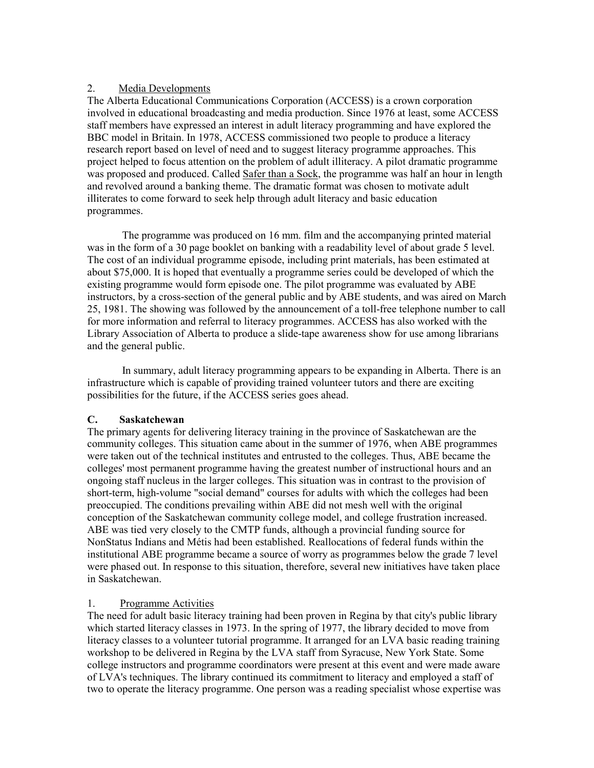2. Media Developments

The Alberta Educational Communications Corporation (ACCESS) is a crown corporation involved in educational broadcasting and media production. Since 1976 at least, some ACCESS staff members have expressed an interest in adult literacy programming and have explored the BBC model in Britain. In 1978, ACCESS commissioned two people to produce a literacy research report based on level of need and to suggest literacy programme approaches. This project helped to focus attention on the problem of adult illiteracy. A pilot dramatic programme was proposed and produced. Called Safer than a Sock, the programme was half an hour in length and revolved around a banking theme. The dramatic format was chosen to motivate adult illiterates to come forward to seek help through adult literacy and basic education programmes.

The programme was produced on 16 mm. film and the accompanying printed material was in the form of a 30 page booklet on banking with a readability level of about grade 5 level. The cost of an individual programme episode, including print materials, has been estimated at about $75,000. It is hoped that eventually a programme series could be developed of which the existing programme would form episode one. The pilot programme was evaluated by ABE instructors, by a cross-section of the general public and by ABE students, and was aired on March 25, 1981. The showing was followed by the announcement of a toll-free telephone number to call for more information and referral to literacy programmes. ACCESS has also worked with the Library Association of Alberta to produce a slide-tape awareness show for use among librarians and the general public.

In summary, adult literacy programming appears to be expanding in Alberta. There is an infrastructure which is capable of providing trained volunteer tutors and there are exciting possibilities for the future, if the ACCESS series goes ahead.

**C. Saskatchewan**

The primary agents for delivering literacy training in the province of Saskatchewan are the community colleges. This situation came about in the summer of 1976, when ABE programmes were taken out of the technical institutes and entrusted to the colleges. Thus, ABE became the colleges' most permanent programme having the greatest number of instructional hours and an ongoing staff nucleus in the larger colleges. This situation was in contrast to the provision of short-term, high-volume "social demand" courses for adults with which the colleges had been preoccupied. The conditions prevailing within ABE did not mesh well with the original conception of the Saskatchewan community college model, and college frustration increased. ABE was tied very closely to the CMTP funds, although a provincial funding source for NonStatus Indians and Métis had been established. Reallocations of federal funds within the institutional ABE programme became a source of worry as programmes below the grade 7 level were phased out. In response to this situation, therefore, several new initiatives have taken place in Saskatchewan.

1. Programme Activities

The need for adult basic literacy training had been proven in Regina by that city's public library which started literacy classes in 1973. In the spring of 1977, the library decided to move from literacy classes to a volunteer tutorial programme. It arranged for an LVA basic reading training workshop to be delivered in Regina by the LVA staff from Syracuse, New York State. Some college instructors and programme coordinators were present at this event and were made aware of LVA's techniques. The library continued its commitment to literacy and employed a staff of two to operate the literacy programme. One person was a reading specialist whose expertise was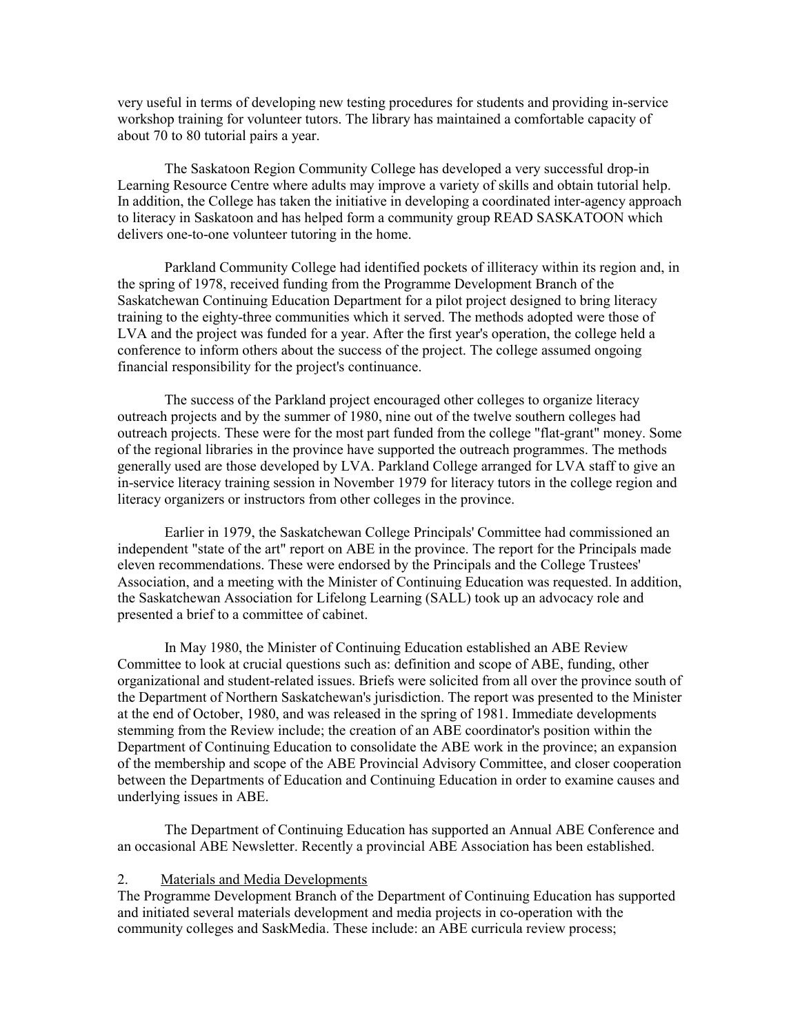very useful in terms of developing new testing procedures for students and providing in-service workshop training for volunteer tutors. The library has maintained a comfortable capacity of about 70 to 80 tutorial pairs a year.

The Saskatoon Region Community College has developed a very successful drop-in Learning Resource Centre where adults may improve a variety of skills and obtain tutorial help. In addition, the College has taken the initiative in developing a coordinated inter-agency approach to literacy in Saskatoon and has helped form a community group READ SASKATOON which delivers one-to-one volunteer tutoring in the home.

Parkland Community College had identified pockets of illiteracy within its region and, in the spring of 1978, received funding from the Programme Development Branch of the Saskatchewan Continuing Education Department for a pilot project designed to bring literacy training to the eighty-three communities which it served. The methods adopted were those of LVA and the project was funded for a year. After the first year's operation, the college held a conference to inform others about the success of the project. The college assumed ongoing financial responsibility for the project's continuance.

The success of the Parkland project encouraged other colleges to organize literacy outreach projects and by the summer of 1980, nine out of the twelve southern colleges had outreach projects. These were for the most part funded from the college "flat-grant" money. Some of the regional libraries in the province have supported the outreach programmes. The methods generally used are those developed by LVA. Parkland College arranged for LVA staff to give an in-service literacy training session in November 1979 for literacy tutors in the college region and literacy organizers or instructors from other colleges in the province.

Earlier in 1979, the Saskatchewan College Principals' Committee had commissioned an independent "state of the art" report on ABE in the province. The report for the Principals made eleven recommendations. These were endorsed by the Principals and the College Trustees' Association, and a meeting with the Minister of Continuing Education was requested. In addition, the Saskatchewan Association for Lifelong Learning (SALL) took up an advocacy role and presented a brief to a committee of cabinet.

In May 1980, the Minister of Continuing Education established an ABE Review Committee to look at crucial questions such as: definition and scope of ABE, funding, other organizational and student-related issues. Briefs were solicited from all over the province south of the Department of Northern Saskatchewan's jurisdiction. The report was presented to the Minister at the end of October, 1980, and was released in the spring of 1981. Immediate developments stemming from the Review include; the creation of an ABE coordinator's position within the Department of Continuing Education to consolidate the ABE work in the province; an expansion of the membership and scope of the ABE Provincial Advisory Committee, and closer cooperation between the Departments of Education and Continuing Education in order to examine causes and underlying issues in ABE.

The Department of Continuing Education has supported an Annual ABE Conference and an occasional ABE Newsletter. Recently a provincial ABE Association has been established.

2. <u>Materials and Media Developments</u>

The Programme Development Branch of the Department of Continuing Education has supported and initiated several materials development and media projects in co-operation with the community colleges and SaskMedia. These include: an ABE curricula review process;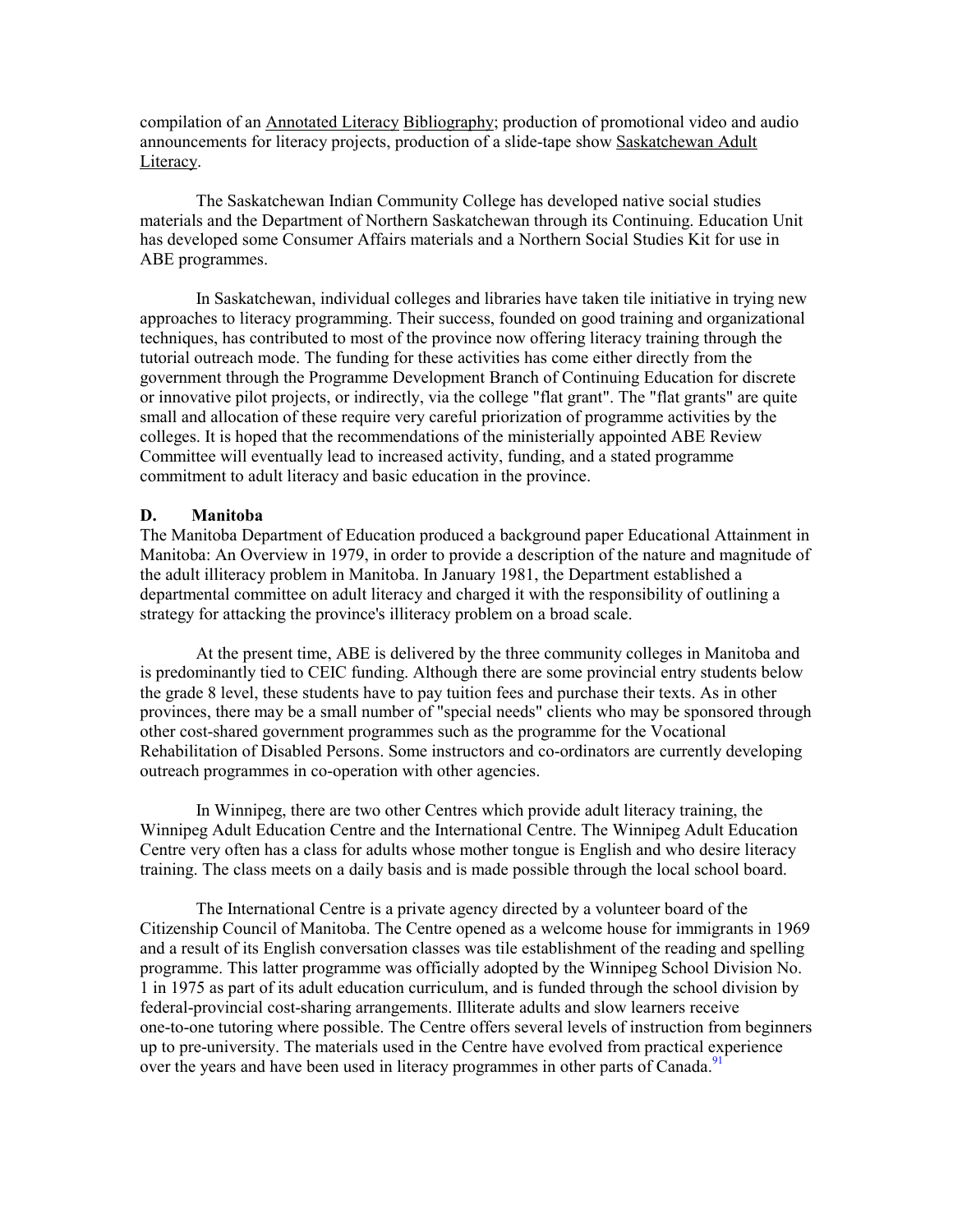compilation of an Annotated Literacy Bibliography; production of promotional video and audio announcements for literacy projects, production of a slide-tape show Saskatchewan Adult Literacy.

The Saskatchewan Indian Community College has developed native social studies materials and the Department of Northern Saskatchewan through its Continuing. Education Unit has developed some Consumer Affairs materials and a Northern Social Studies Kit for use in ABE programmes.

In Saskatchewan, individual colleges and libraries have taken tile initiative in trying new approaches to literacy programming. Their success, founded on good training and organizational techniques, has contributed to most of the province now offering literacy training through the tutorial outreach mode. The funding for these activities has come either directly from the government through the Programme Development Branch of Continuing Education for discrete or innovative pilot projects, or indirectly, via the college "flat grant". The "flat grants" are quite small and allocation of these require very careful priorization of programme activities by the colleges. It is hoped that the recommendations of the ministerially appointed ABE Review Committee will eventually lead to increased activity, funding, and a stated programme commitment to adult literacy and basic education in the province.

**D. Manitoba**

The Manitoba Department of Education produced a background paper Educational Attainment in Manitoba: An Overview in 1979, in order to provide a description of the nature and magnitude of the adult illiteracy problem in Manitoba. In January 1981, the Department established a departmental committee on adult literacy and charged it with the responsibility of outlining a strategy for attacking the province's illiteracy problem on a broad scale.

At the present time, ABE is delivered by the three community colleges in Manitoba and is predominantly tied to CEIC funding. Although there are some provincial entry students below the grade 8 level, these students have to pay tuition fees and purchase their texts. As in other provinces, there may be a small number of "special needs" clients who may be sponsored through other cost-shared government programmes such as the programme for the Vocational Rehabilitation of Disabled Persons. Some instructors and co-ordinators are currently developing outreach programmes in co-operation with other agencies.

In Winnipeg, there are two other Centres which provide adult literacy training, the Winnipeg Adult Education Centre and the International Centre. The Winnipeg Adult Education Centre very often has a class for adults whose mother tongue is English and who desire literacy training. The class meets on a daily basis and is made possible through the local school board.

The International Centre is a private agency directed by a volunteer board of the Citizenship Council of Manitoba. The Centre opened as a welcome house for immigrants in 1969 and a result of its English conversation classes was tile establishment of the reading and spelling programme. This latter programme was officially adopted by the Winnipeg School Division No. 1 in 1975 as part of its adult education curriculum, and is funded through the school division by federal-provincial cost-sharing arrangements. Illiterate adults and slow learners receive one-to-one tutoring where possible. The Centre offers several levels of instruction from beginners up to pre-university. The materials used in the Centre have evolved from practical experience over the years and have been used in literacy programmes in other parts of Canada.[91]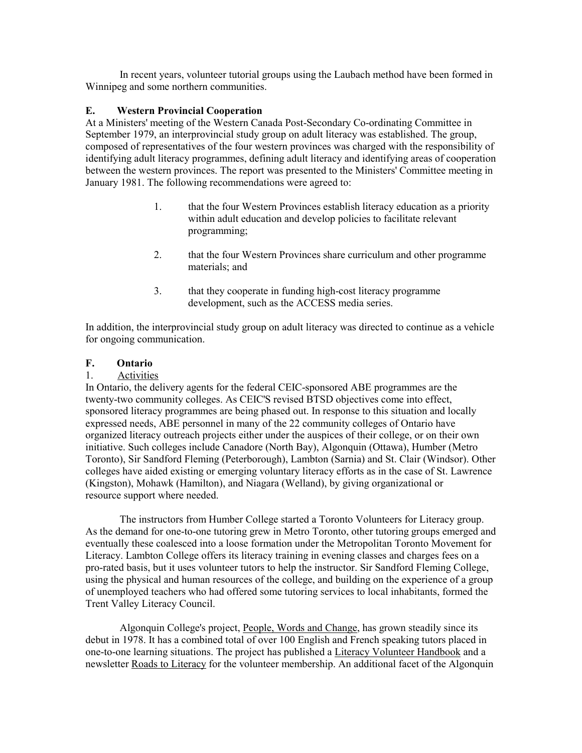In recent years, volunteer tutorial groups using the Laubach method have been formed in Winnipeg and some northern communities.

### E. Western Provincial Cooperation

At a Ministers' meeting of the Western Canada Post-Secondary Co-ordinating Committee in September 1979, an interprovincial study group on adult literacy was established. The group, composed of representatives of the four western provinces was charged with the responsibility of identifying adult literacy programmes, defining adult literacy and identifying areas of cooperation between the western provinces. The report was presented to the Ministers' Committee meeting in January 1981. The following recommendations were agreed to:

1. that the four Western Provinces establish literacy education as a priority within adult education and develop policies to facilitate relevant programming;

2. that the four Western Provinces share curriculum and other programme materials; and

3. that they cooperate in funding high-cost literacy programme development, such as the ACCESS media series.

In addition, the interprovincial study group on adult literacy was directed to continue as a vehicle for ongoing communication.

### F. Ontario

1. Activities

In Ontario, the delivery agents for the federal CEIC-sponsored ABE programmes are the twenty-two community colleges. As CEIC'S revised BTSD objectives come into effect, sponsored literacy programmes are being phased out. In response to this situation and locally expressed needs, ABE personnel in many of the 22 community colleges of Ontario have organized literacy outreach projects either under the auspices of their college, or on their own initiative. Such colleges include Canadore (North Bay), Algonquin (Ottawa), Humber (Metro Toronto), Sir Sandford Fleming (Peterborough), Lambton (Sarnia) and St. Clair (Windsor). Other colleges have aided existing or emerging voluntary literacy efforts as in the case of St. Lawrence (Kingston), Mohawk (Hamilton), and Niagara (Welland), by giving organizational or resource support where needed.

The instructors from Humber College started a Toronto Volunteers for Literacy group. As the demand for one-to-one tutoring grew in Metro Toronto, other tutoring groups emerged and eventually these coalesced into a loose formation under the Metropolitan Toronto Movement for Literacy. Lambton College offers its literacy training in evening classes and charges fees on a pro-rated basis, but it uses volunteer tutors to help the instructor. Sir Sandford Fleming College, using the physical and human resources of the college, and building on the experience of a group of unemployed teachers who had offered some tutoring services to local inhabitants, formed the Trent Valley Literacy Council.

Algonquin College's project, People, Words and Change, has grown steadily since its debut in 1978. It has a combined total of over 100 English and French speaking tutors placed in one-to-one learning situations. The project has published a Literacy Volunteer Handbook and a newsletter Roads to Literacy for the volunteer membership. An additional facet of the Algonquin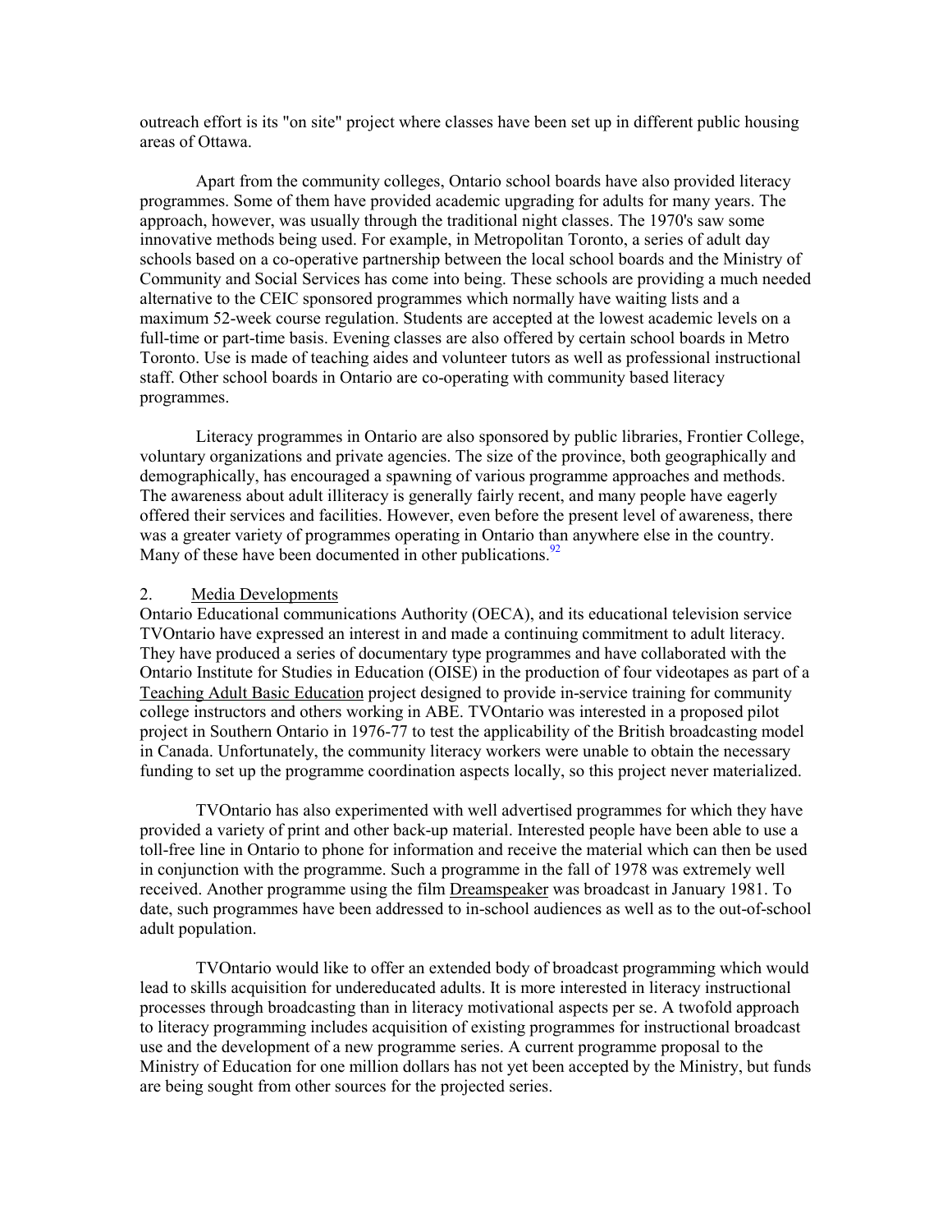outreach effort is its "on site" project where classes have been set up in different public housing areas of Ottawa.

Apart from the community colleges, Ontario school boards have also provided literacy programmes. Some of them have provided academic upgrading for adults for many years. The approach, however, was usually through the traditional night classes. The 1970's saw some innovative methods being used. For example, in Metropolitan Toronto, a series of adult day schools based on a co-operative partnership between the local school boards and the Ministry of Community and Social Services has come into being. These schools are providing a much needed alternative to the CEIC sponsored programmes which normally have waiting lists and a maximum 52-week course regulation. Students are accepted at the lowest academic levels on a full-time or part-time basis. Evening classes are also offered by certain school boards in Metro Toronto. Use is made of teaching aides and volunteer tutors as well as professional instructional staff. Other school boards in Ontario are co-operating with community based literacy programmes.

Literacy programmes in Ontario are also sponsored by public libraries, Frontier College, voluntary organizations and private agencies. The size of the province, both geographically and demographically, has encouraged a spawning of various programme approaches and methods. The awareness about adult illiteracy is generally fairly recent, and many people have eagerly offered their services and facilities. However, even before the present level of awareness, there was a greater variety of programmes operating in Ontario than anywhere else in the country. Many of these have been documented in other publications.[92]

2. Media Developments

Ontario Educational communications Authority (OECA), and its educational television service TVOntario have expressed an interest in and made a continuing commitment to adult literacy. They have produced a series of documentary type programmes and have collaborated with the Ontario Institute for Studies in Education (OISE) in the production of four videotapes as part of a Teaching Adult Basic Education project designed to provide in-service training for community college instructors and others working in ABE. TVOntario was interested in a proposed pilot project in Southern Ontario in 1976-77 to test the applicability of the British broadcasting model in Canada. Unfortunately, the community literacy workers were unable to obtain the necessary funding to set up the programme coordination aspects locally, so this project never materialized.

TVOntario has also experimented with well advertised programmes for which they have provided a variety of print and other back-up material. Interested people have been able to use a toll-free line in Ontario to phone for information and receive the material which can then be used in conjunction with the programme. Such a programme in the fall of 1978 was extremely well received. Another programme using the film Dreamspeaker was broadcast in January 1981. To date, such programmes have been addressed to in-school audiences as well as to the out-of-school adult population.

TVOntario would like to offer an extended body of broadcast programming which would lead to skills acquisition for undereducated adults. It is more interested in literacy instructional processes through broadcasting than in literacy motivational aspects per se. A twofold approach to literacy programming includes acquisition of existing programmes for instructional broadcast use and the development of a new programme series. A current programme proposal to the Ministry of Education for one million dollars has not yet been accepted by the Ministry, but funds are being sought from other sources for the projected series.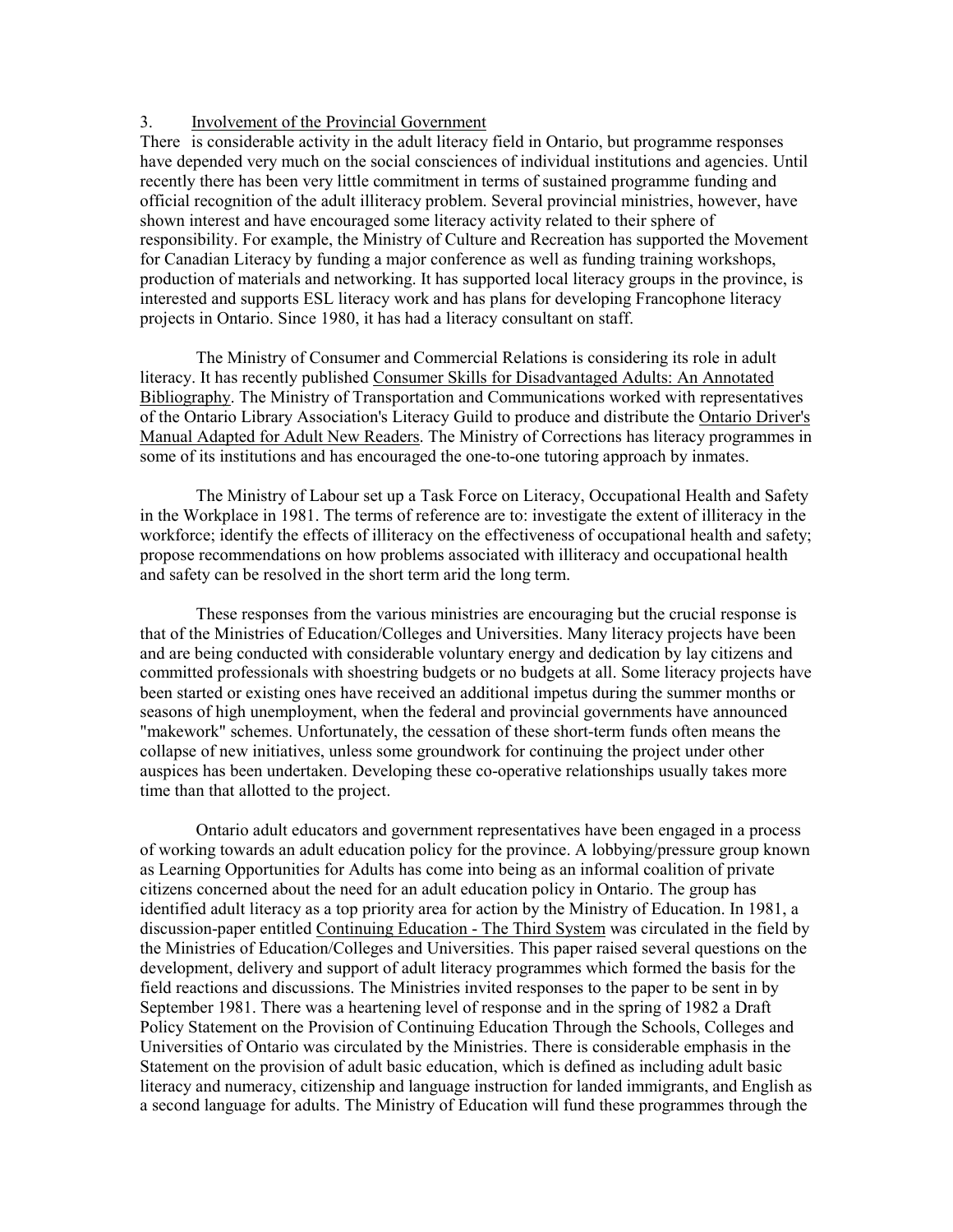3. <u>Involvement of the Provincial Government</u>

There is considerable activity in the adult literacy field in Ontario, but programme responses have depended very much on the social consciences of individual institutions and agencies. Until recently there has been very little commitment in terms of sustained programme funding and official recognition of the adult illiteracy problem. Several provincial ministries, however, have shown interest and have encouraged some literacy activity related to their sphere of responsibility. For example, the Ministry of Culture and Recreation has supported the Movement for Canadian Literacy by funding a major conference as well as funding training workshops, production of materials and networking. It has supported local literacy groups in the province, is interested and supports ESL literacy work and has plans for developing Francophone literacy projects in Ontario. Since 1980, it has had a literacy consultant on staff.

The Ministry of Consumer and Commercial Relations is considering its role in adult literacy. It has recently published <u>Consumer Skills for Disadvantaged Adults: An Annotated Bibliography</u>. The Ministry of Transportation and Communications worked with representatives of the Ontario Library Association's Literacy Guild to produce and distribute the <u>Ontario Driver's Manual Adapted for Adult New Readers</u>. The Ministry of Corrections has literacy programmes in some of its institutions and has encouraged the one-to-one tutoring approach by inmates.

The Ministry of Labour set up a Task Force on Literacy, Occupational Health and Safety in the Workplace in 1981. The terms of reference are to: investigate the extent of illiteracy in the workforce; identify the effects of illiteracy on the effectiveness of occupational health and safety; propose recommendations on how problems associated with illiteracy and occupational health and safety can be resolved in the short term arid the long term.

These responses from the various ministries are encouraging but the crucial response is that of the Ministries of Education/Colleges and Universities. Many literacy projects have been and are being conducted with considerable voluntary energy and dedication by lay citizens and committed professionals with shoestring budgets or no budgets at all. Some literacy projects have been started or existing ones have received an additional impetus during the summer months or seasons of high unemployment, when the federal and provincial governments have announced "makework" schemes. Unfortunately, the cessation of these short-term funds often means the collapse of new initiatives, unless some groundwork for continuing the project under other auspices has been undertaken. Developing these co-operative relationships usually takes more time than that allotted to the project.

Ontario adult educators and government representatives have been engaged in a process of working towards an adult education policy for the province. A lobbying/pressure group known as Learning Opportunities for Adults has come into being as an informal coalition of private citizens concerned about the need for an adult education policy in Ontario. The group has identified adult literacy as a top priority area for action by the Ministry of Education. In 1981, a discussion-paper entitled <u>Continuing Education - The Third System</u> was circulated in the field by the Ministries of Education/Colleges and Universities. This paper raised several questions on the development, delivery and support of adult literacy programmes which formed the basis for the field reactions and discussions. The Ministries invited responses to the paper to be sent in by September 1981. There was a heartening level of response and in the spring of 1982 a Draft Policy Statement on the Provision of Continuing Education Through the Schools, Colleges and Universities of Ontario was circulated by the Ministries. There is considerable emphasis in the Statement on the provision of adult basic education, which is defined as including adult basic literacy and numeracy, citizenship and language instruction for landed immigrants, and English as a second language for adults. The Ministry of Education will fund these programmes through the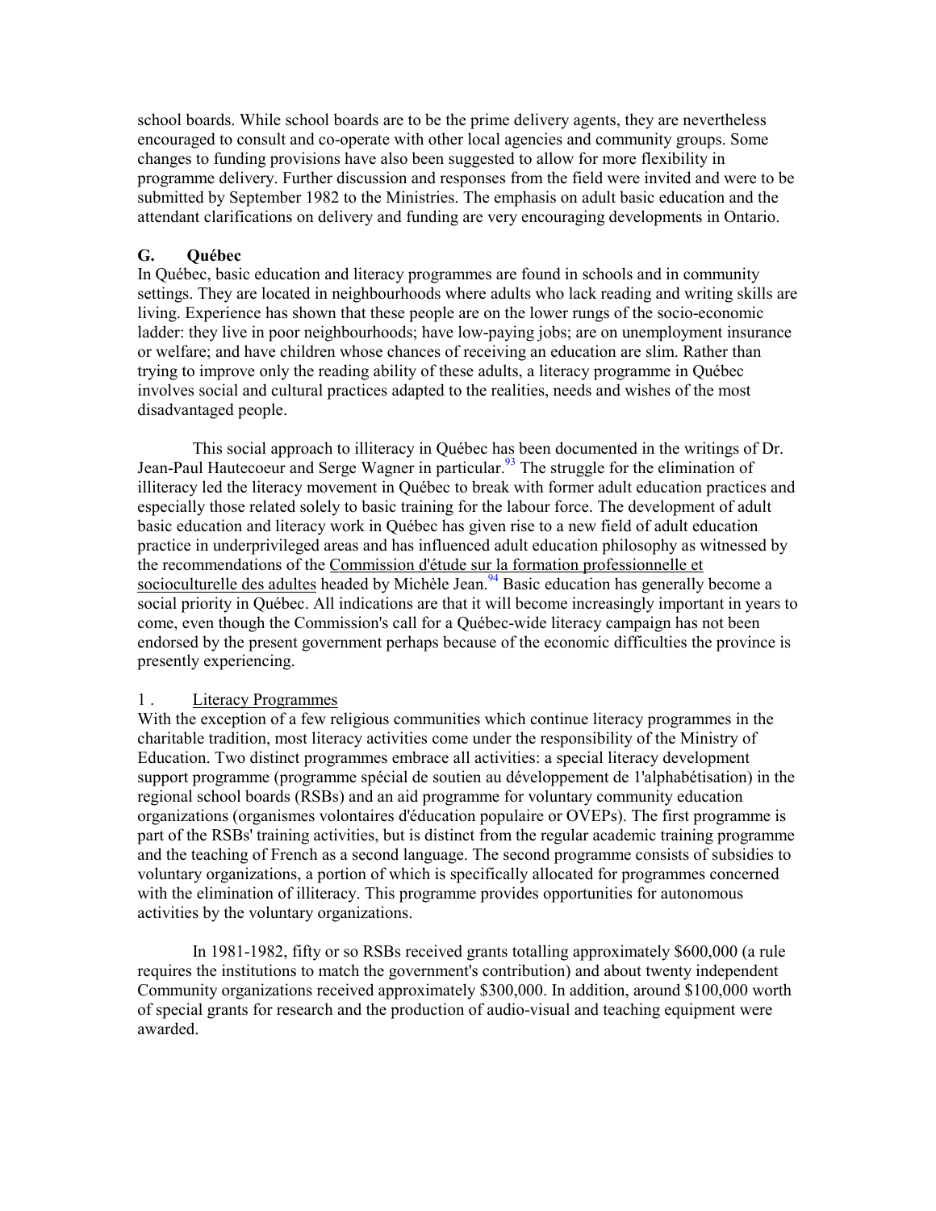school boards. While school boards are to be the prime delivery agents, they are nevertheless encouraged to consult and co-operate with other local agencies and community groups. Some changes to funding provisions have also been suggested to allow for more flexibility in programme delivery. Further discussion and responses from the field were invited and were to be submitted by September 1982 to the Ministries. The emphasis on adult basic education and the attendant clarifications on delivery and funding are very encouraging developments in Ontario.

### G. Québec

In Québec, basic education and literacy programmes are found in schools and in community settings. They are located in neighbourhoods where adults who lack reading and writing skills are living. Experience has shown that these people are on the lower rungs of the socio-economic ladder: they live in poor neighbourhoods; have low-paying jobs; are on unemployment insurance or welfare; and have children whose chances of receiving an education are slim. Rather than trying to improve only the reading ability of these adults, a literacy programme in Québec involves social and cultural practices adapted to the realities, needs and wishes of the most disadvantaged people.

This social approach to illiteracy in Québec has been documented in the writings of Dr. Jean-Paul Hautecoeur and Serge Wagner in particular.[93] The struggle for the elimination of illiteracy led the literacy movement in Québec to break with former adult education practices and especially those related solely to basic training for the labour force. The development of adult basic education and literacy work in Québec has given rise to a new field of adult education practice in underprivileged areas and has influenced adult education philosophy as witnessed by the recommendations of the Commission d'étude sur la formation professionnelle et socioculturelle des adultes headed by Michèle Jean.[94] Basic education has generally become a social priority in Québec. All indications are that it will become increasingly important in years to come, even though the Commission's call for a Québec-wide literacy campaign has not been endorsed by the present government perhaps because of the economic difficulties the province is presently experiencing.

#### 1. Literacy Programmes

With the exception of a few religious communities which continue literacy programmes in the charitable tradition, most literacy activities come under the responsibility of the Ministry of Education. Two distinct programmes embrace all activities: a special literacy development support programme (programme spécial de soutien au développement de l'alphabétisation) in the regional school boards (RSBs) and an aid programme for voluntary community education organizations (organismes volontaires d'éducation populaire or OVEPs). The first programme is part of the RSBs' training activities, but is distinct from the regular academic training programme and the teaching of French as a second language. The second programme consists of subsidies to voluntary organizations, a portion of which is specifically allocated for programmes concerned with the elimination of illiteracy. This programme provides opportunities for autonomous activities by the voluntary organizations.

In 1981-1982, fifty or so RSBs received grants totalling approximately $600,000 (a rule requires the institutions to match the government's contribution) and about twenty independent Community organizations received approximately $300,000. In addition, around $100,000 worth of special grants for research and the production of audio-visual and teaching equipment were awarded.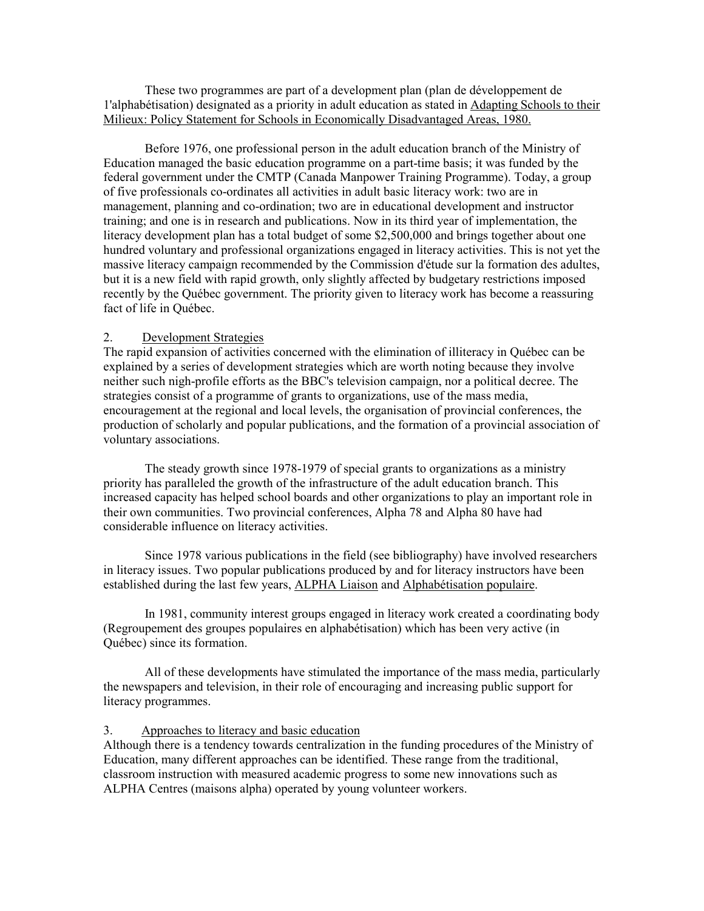These two programmes are part of a development plan (plan de développement de 1'alphabétisation) designated as a priority in adult education as stated in Adapting Schools to their Milieux: Policy Statement for Schools in Economically Disadvantaged Areas, 1980.

Before 1976, one professional person in the adult education branch of the Ministry of Education managed the basic education programme on a part-time basis; it was funded by the federal government under the CMTP (Canada Manpower Training Programme). Today, a group of five professionals co-ordinates all activities in adult basic literacy work: two are in management, planning and co-ordination; two are in educational development and instructor training; and one is in research and publications. Now in its third year of implementation, the literacy development plan has a total budget of some $2,500,000 and brings together about one hundred voluntary and professional organizations engaged in literacy activities. This is not yet the massive literacy campaign recommended by the Commission d'étude sur la formation des adultes, but it is a new field with rapid growth, only slightly affected by budgetary restrictions imposed recently by the Québec government. The priority given to literacy work has become a reassuring fact of life in Québec.

## 2. Development Strategies

The rapid expansion of activities concerned with the elimination of illiteracy in Québec can be explained by a series of development strategies which are worth noting because they involve neither such nigh-profile efforts as the BBC's television campaign, nor a political decree. The strategies consist of a programme of grants to organizations, use of the mass media, encouragement at the regional and local levels, the organisation of provincial conferences, the production of scholarly and popular publications, and the formation of a provincial association of voluntary associations.

The steady growth since 1978-1979 of special grants to organizations as a ministry priority has paralleled the growth of the infrastructure of the adult education branch. This increased capacity has helped school boards and other organizations to play an important role in their own communities. Two provincial conferences, Alpha 78 and Alpha 80 have had considerable influence on literacy activities.

Since 1978 various publications in the field (see bibliography) have involved researchers in literacy issues. Two popular publications produced by and for literacy instructors have been established during the last few years, ALPHA Liaison and Alphabétisation populaire.

In 1981, community interest groups engaged in literacy work created a coordinating body (Regroupement des groupes populaires en alphabétisation) which has been very active (in Québec) since its formation.

All of these developments have stimulated the importance of the mass media, particularly the newspapers and television, in their role of encouraging and increasing public support for literacy programmes.

## 3. Approaches to literacy and basic education

Although there is a tendency towards centralization in the funding procedures of the Ministry of Education, many different approaches can be identified. These range from the traditional, classroom instruction with measured academic progress to some new innovations such as ALPHA Centres (maisons alpha) operated by young volunteer workers.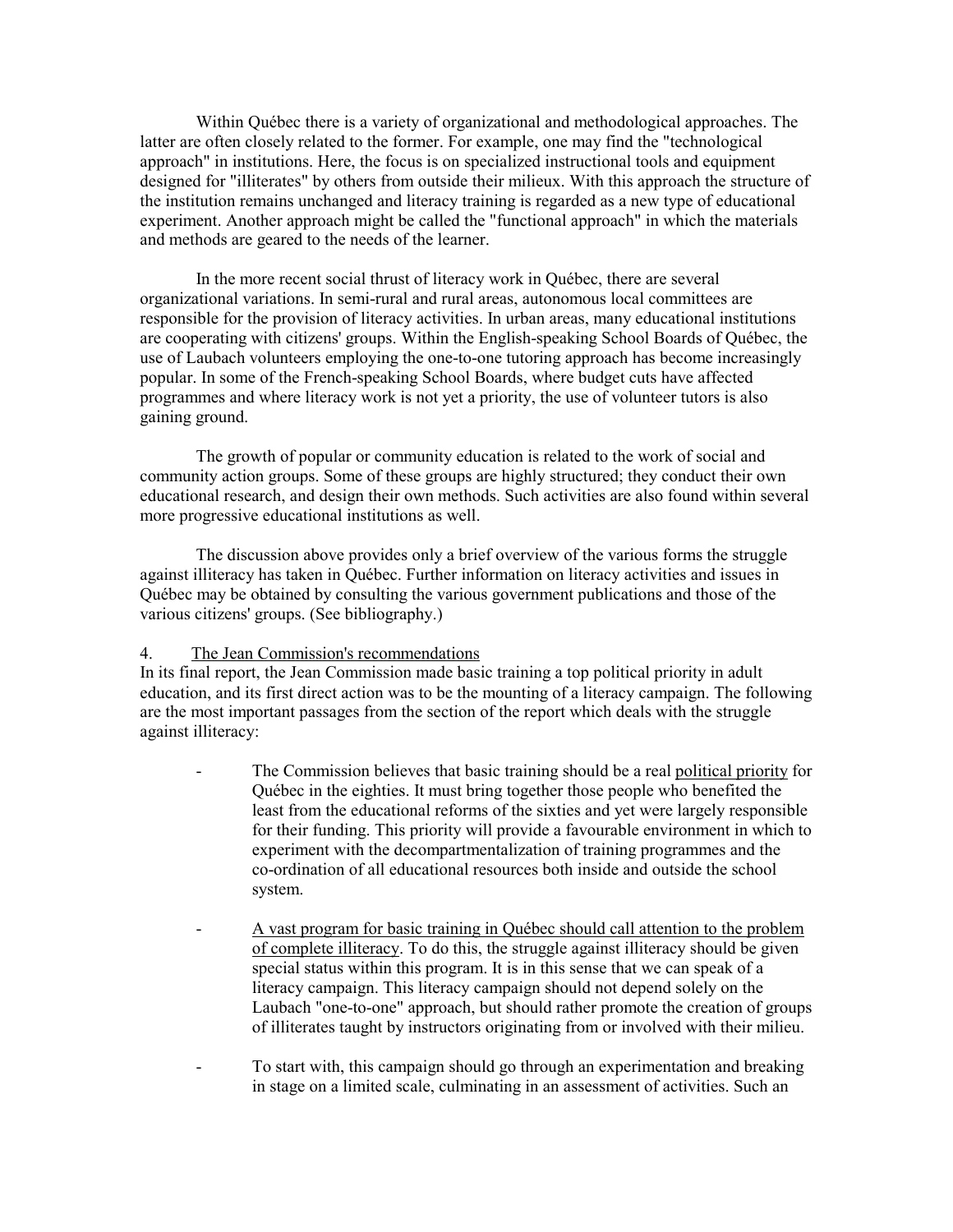Within Québec there is a variety of organizational and methodological approaches. The latter are often closely related to the former. For example, one may find the "technological approach" in institutions. Here, the focus is on specialized instructional tools and equipment designed for "illiterates" by others from outside their milieux. With this approach the structure of the institution remains unchanged and literacy training is regarded as a new type of educational experiment. Another approach might be called the "functional approach" in which the materials and methods are geared to the needs of the learner.

In the more recent social thrust of literacy work in Québec, there are several organizational variations. In semi-rural and rural areas, autonomous local committees are responsible for the provision of literacy activities. In urban areas, many educational institutions are cooperating with citizens' groups. Within the English-speaking School Boards of Québec, the use of Laubach volunteers employing the one-to-one tutoring approach has become increasingly popular. In some of the French-speaking School Boards, where budget cuts have affected programmes and where literacy work is not yet a priority, the use of volunteer tutors is also gaining ground.

The growth of popular or community education is related to the work of social and community action groups. Some of these groups are highly structured; they conduct their own educational research, and design their own methods. Such activities are also found within several more progressive educational institutions as well.

The discussion above provides only a brief overview of the various forms the struggle against illiteracy has taken in Québec. Further information on literacy activities and issues in Québec may be obtained by consulting the various government publications and those of the various citizens' groups. (See bibliography.)

4. <u>The Jean Commission's recommendations</u>

In its final report, the Jean Commission made basic training a top political priority in adult education, and its first direct action was to be the mounting of a literacy campaign. The following are the most important passages from the section of the report which deals with the struggle against illiteracy:

- The Commission believes that basic training should be a real <u>political priority</u> for Québec in the eighties. It must bring together those people who benefited the least from the educational reforms of the sixties and yet were largely responsible for their funding. This priority will provide a favourable environment in which to experiment with the decompartmentalization of training programmes and the co-ordination of all educational resources both inside and outside the school system.

- <u>A vast program for basic training in Québec should call attention to the problem of complete illiteracy</u>. To do this, the struggle against illiteracy should be given special status within this program. It is in this sense that we can speak of a literacy campaign. This literacy campaign should not depend solely on the Laubach "one-to-one" approach, but should rather promote the creation of groups of illiterates taught by instructors originating from or involved with their milieu.

- To start with, this campaign should go through an experimentation and breaking in stage on a limited scale, culminating in an assessment of activities. Such an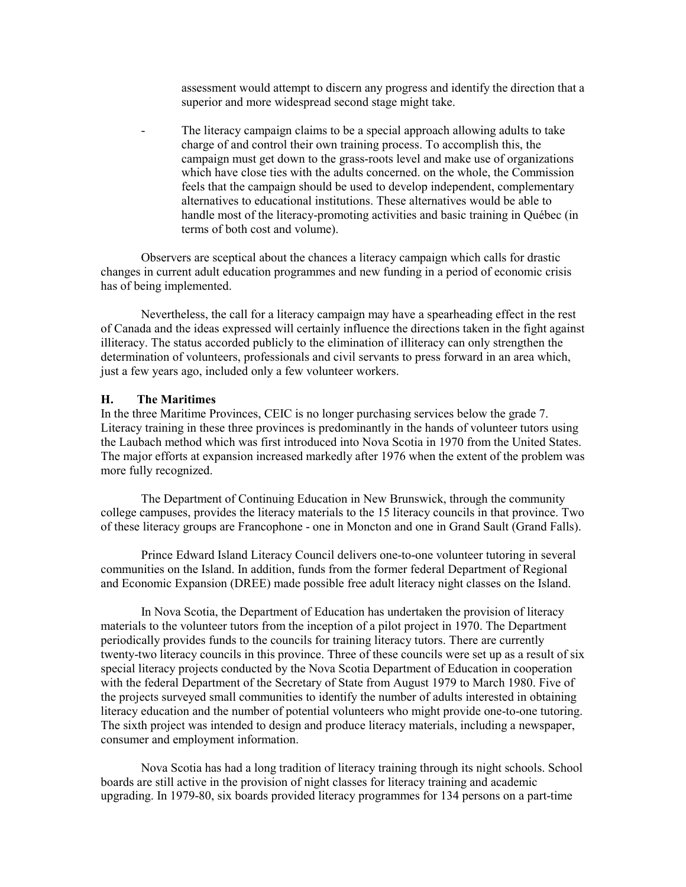assessment would attempt to discern any progress and identify the direction that a superior and more widespread second stage might take.

- The literacy campaign claims to be a special approach allowing adults to take charge of and control their own training process. To accomplish this, the campaign must get down to the grass-roots level and make use of organizations which have close ties with the adults concerned. on the whole, the Commission feels that the campaign should be used to develop independent, complementary alternatives to educational institutions. These alternatives would be able to handle most of the literacy-promoting activities and basic training in Québec (in terms of both cost and volume).

Observers are sceptical about the chances a literacy campaign which calls for drastic changes in current adult education programmes and new funding in a period of economic crisis has of being implemented.

Nevertheless, the call for a literacy campaign may have a spearheading effect in the rest of Canada and the ideas expressed will certainly influence the directions taken in the fight against illiteracy. The status accorded publicly to the elimination of illiteracy can only strengthen the determination of volunteers, professionals and civil servants to press forward in an area which, just a few years ago, included only a few volunteer workers.

### H. The Maritimes

In the three Maritime Provinces, CEIC is no longer purchasing services below the grade 7. Literacy training in these three provinces is predominantly in the hands of volunteer tutors using the Laubach method which was first introduced into Nova Scotia in 1970 from the United States. The major efforts at expansion increased markedly after 1976 when the extent of the problem was more fully recognized.

The Department of Continuing Education in New Brunswick, through the community college campuses, provides the literacy materials to the 15 literacy councils in that province. Two of these literacy groups are Francophone - one in Moncton and one in Grand Sault (Grand Falls).

Prince Edward Island Literacy Council delivers one-to-one volunteer tutoring in several communities on the Island. In addition, funds from the former federal Department of Regional and Economic Expansion (DREE) made possible free adult literacy night classes on the Island.

In Nova Scotia, the Department of Education has undertaken the provision of literacy materials to the volunteer tutors from the inception of a pilot project in 1970. The Department periodically provides funds to the councils for training literacy tutors. There are currently twenty-two literacy councils in this province. Three of these councils were set up as a result of six special literacy projects conducted by the Nova Scotia Department of Education in cooperation with the federal Department of the Secretary of State from August 1979 to March 1980. Five of the projects surveyed small communities to identify the number of adults interested in obtaining literacy education and the number of potential volunteers who might provide one-to-one tutoring. The sixth project was intended to design and produce literacy materials, including a newspaper, consumer and employment information.

Nova Scotia has had a long tradition of literacy training through its night schools. School boards are still active in the provision of night classes for literacy training and academic upgrading. In 1979-80, six boards provided literacy programmes for 134 persons on a part-time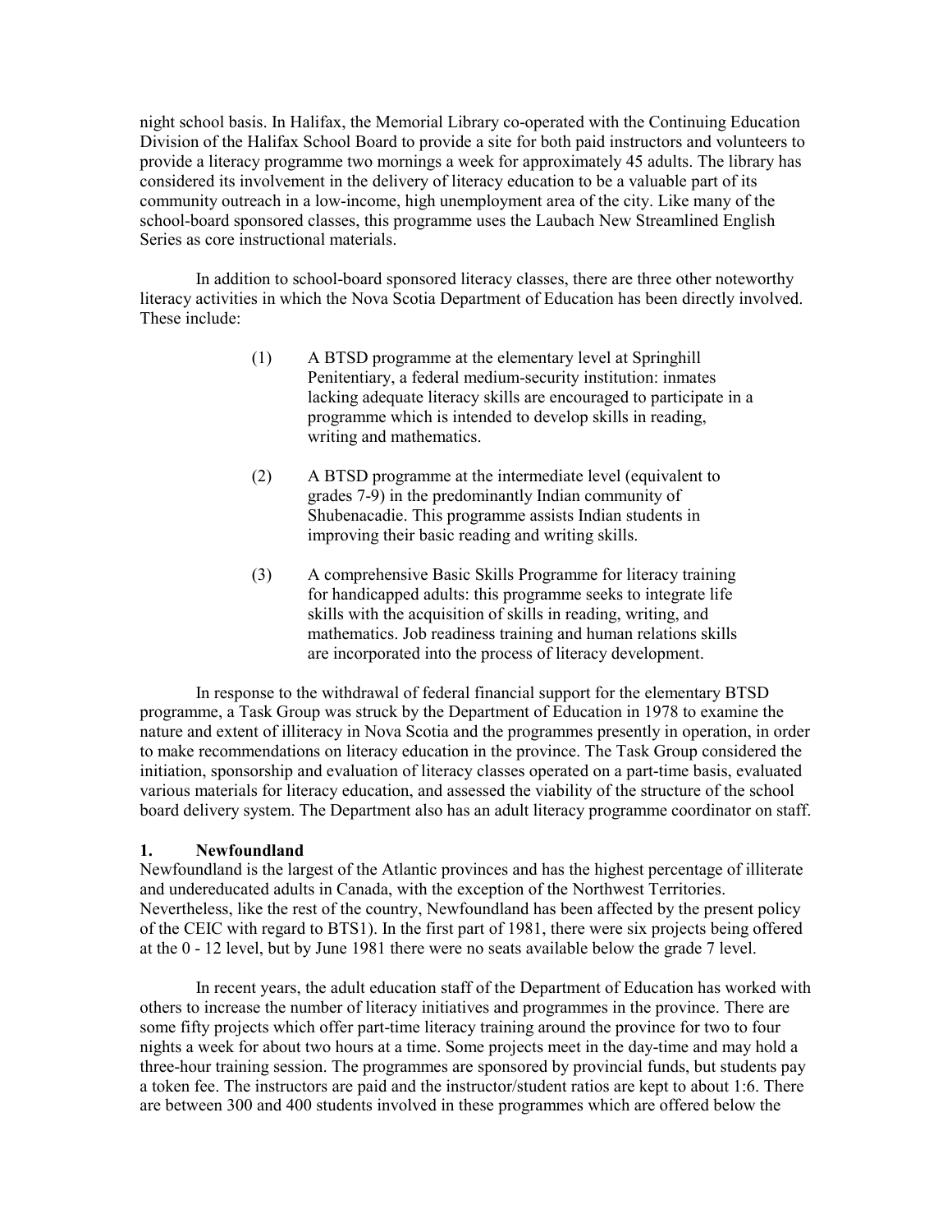night school basis. In Halifax, the Memorial Library co-operated with the Continuing Education Division of the Halifax School Board to provide a site for both paid instructors and volunteers to provide a literacy programme two mornings a week for approximately 45 adults. The library has considered its involvement in the delivery of literacy education to be a valuable part of its community outreach in a low-income, high unemployment area of the city. Like many of the school-board sponsored classes, this programme uses the Laubach New Streamlined English Series as core instructional materials.

In addition to school-board sponsored literacy classes, there are three other noteworthy literacy activities in which the Nova Scotia Department of Education has been directly involved. These include:

(1) A BTSD programme at the elementary level at Springhill Penitentiary, a federal medium-security institution: inmates lacking adequate literacy skills are encouraged to participate in a programme which is intended to develop skills in reading, writing and mathematics.

(2) A BTSD programme at the intermediate level (equivalent to grades 7-9) in the predominantly Indian community of Shubenacadie. This programme assists Indian students in improving their basic reading and writing skills.

(3) A comprehensive Basic Skills Programme for literacy training for handicapped adults: this programme seeks to integrate life skills with the acquisition of skills in reading, writing, and mathematics. Job readiness training and human relations skills are incorporated into the process of literacy development.

In response to the withdrawal of federal financial support for the elementary BTSD programme, a Task Group was struck by the Department of Education in 1978 to examine the nature and extent of illiteracy in Nova Scotia and the programmes presently in operation, in order to make recommendations on literacy education in the province. The Task Group considered the initiation, sponsorship and evaluation of literacy classes operated on a part-time basis, evaluated various materials for literacy education, and assessed the viability of the structure of the school board delivery system. The Department also has an adult literacy programme coordinator on staff.

### 1. Newfoundland

Newfoundland is the largest of the Atlantic provinces and has the highest percentage of illiterate and undereducated adults in Canada, with the exception of the Northwest Territories. Nevertheless, like the rest of the country, Newfoundland has been affected by the present policy of the CEIC with regard to BTS1). In the first part of 1981, there were six projects being offered at the 0 - 12 level, but by June 1981 there were no seats available below the grade 7 level.

In recent years, the adult education staff of the Department of Education has worked with others to increase the number of literacy initiatives and programmes in the province. There are some fifty projects which offer part-time literacy training around the province for two to four nights a week for about two hours at a time. Some projects meet in the day-time and may hold a three-hour training session. The programmes are sponsored by provincial funds, but students pay a token fee. The instructors are paid and the instructor/student ratios are kept to about 1:6. There are between 300 and 400 students involved in these programmes which are offered below the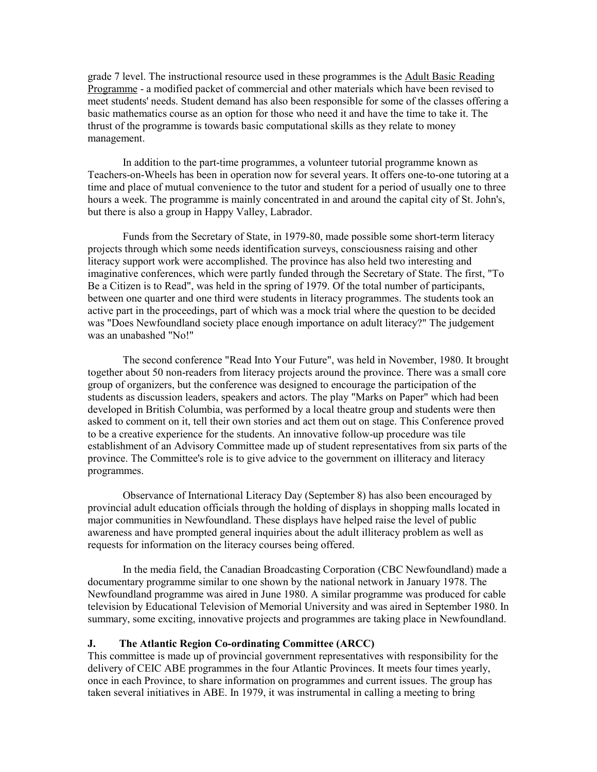grade 7 level. The instructional resource used in these programmes is the Adult Basic Reading Programme - a modified packet of commercial and other materials which have been revised to meet students' needs. Student demand has also been responsible for some of the classes offering a basic mathematics course as an option for those who need it and have the time to take it. The thrust of the programme is towards basic computational skills as they relate to money management.

In addition to the part-time programmes, a volunteer tutorial programme known as Teachers-on-Wheels has been in operation now for several years. It offers one-to-one tutoring at a time and place of mutual convenience to the tutor and student for a period of usually one to three hours a week. The programme is mainly concentrated in and around the capital city of St. John's, but there is also a group in Happy Valley, Labrador.

Funds from the Secretary of State, in 1979-80, made possible some short-term literacy projects through which some needs identification surveys, consciousness raising and other literacy support work were accomplished. The province has also held two interesting and imaginative conferences, which were partly funded through the Secretary of State. The first, "To Be a Citizen is to Read", was held in the spring of 1979. Of the total number of participants, between one quarter and one third were students in literacy programmes. The students took an active part in the proceedings, part of which was a mock trial where the question to be decided was "Does Newfoundland society place enough importance on adult literacy?" The judgement was an unabashed "No!"

The second conference "Read Into Your Future", was held in November, 1980. It brought together about 50 non-readers from literacy projects around the province. There was a small core group of organizers, but the conference was designed to encourage the participation of the students as discussion leaders, speakers and actors. The play "Marks on Paper" which had been developed in British Columbia, was performed by a local theatre group and students were then asked to comment on it, tell their own stories and act them out on stage. This Conference proved to be a creative experience for the students. An innovative follow-up procedure was tile establishment of an Advisory Committee made up of student representatives from six parts of the province. The Committee's role is to give advice to the government on illiteracy and literacy programmes.

Observance of International Literacy Day (September 8) has also been encouraged by provincial adult education officials through the holding of displays in shopping malls located in major communities in Newfoundland. These displays have helped raise the level of public awareness and have prompted general inquiries about the adult illiteracy problem as well as requests for information on the literacy courses being offered.

In the media field, the Canadian Broadcasting Corporation (CBC Newfoundland) made a documentary programme similar to one shown by the national network in January 1978. The Newfoundland programme was aired in June 1980. A similar programme was produced for cable television by Educational Television of Memorial University and was aired in September 1980. In summary, some exciting, innovative projects and programmes are taking place in Newfoundland.

### J. The Atlantic Region Co-ordinating Committee (ARCC)

This committee is made up of provincial government representatives with responsibility for the delivery of CEIC ABE programmes in the four Atlantic Provinces. It meets four times yearly, once in each Province, to share information on programmes and current issues. The group has taken several initiatives in ABE. In 1979, it was instrumental in calling a meeting to bring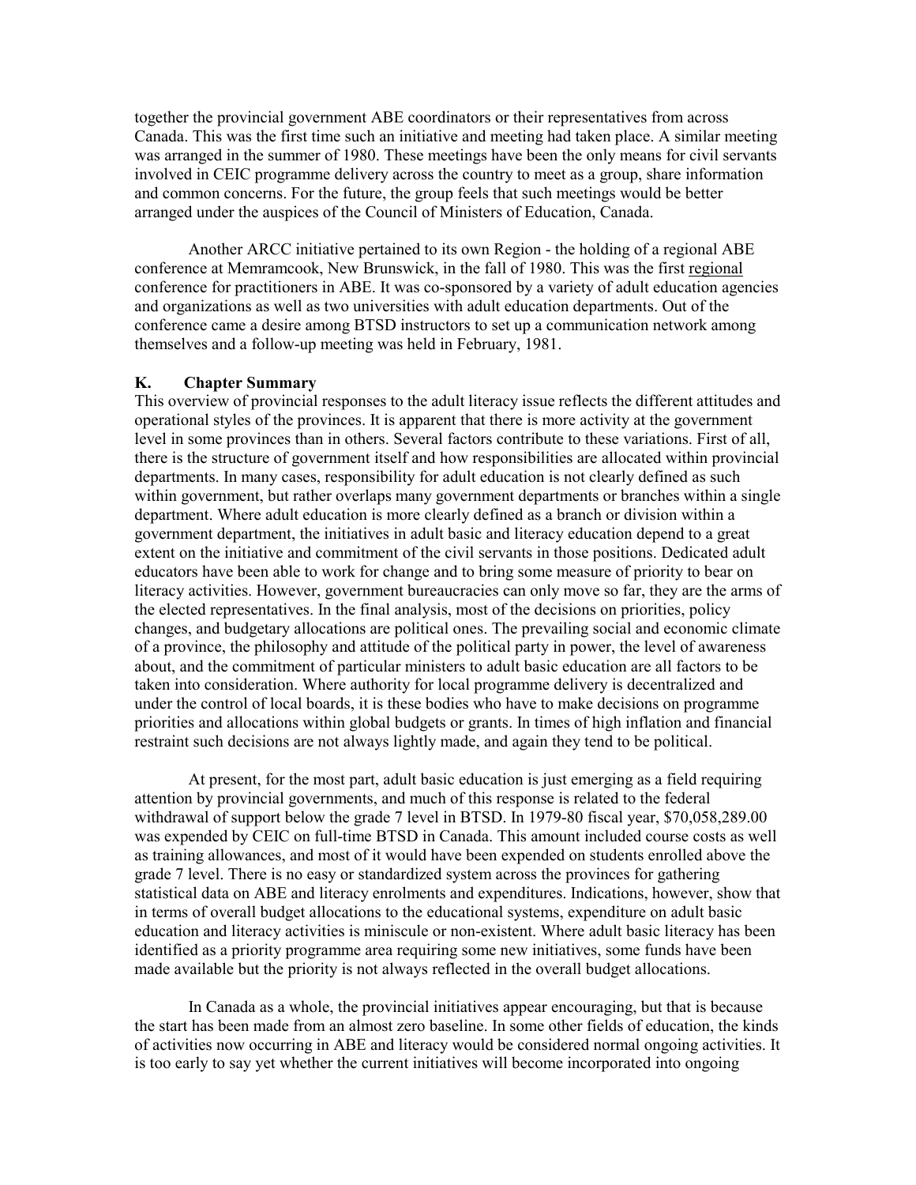together the provincial government ABE coordinators or their representatives from across Canada. This was the first time such an initiative and meeting had taken place. A similar meeting was arranged in the summer of 1980. These meetings have been the only means for civil servants involved in CEIC programme delivery across the country to meet as a group, share information and common concerns. For the future, the group feels that such meetings would be better arranged under the auspices of the Council of Ministers of Education, Canada.

Another ARCC initiative pertained to its own Region - the holding of a regional ABE conference at Memramcook, New Brunswick, in the fall of 1980. This was the first <u>regional</u> conference for practitioners in ABE. It was co-sponsored by a variety of adult education agencies and organizations as well as two universities with adult education departments. Out of the conference came a desire among BTSD instructors to set up a communication network among themselves and a follow-up meeting was held in February, 1981.

### K. Chapter Summary

This overview of provincial responses to the adult literacy issue reflects the different attitudes and operational styles of the provinces. It is apparent that there is more activity at the government level in some provinces than in others. Several factors contribute to these variations. First of all, there is the structure of government itself and how responsibilities are allocated within provincial departments. In many cases, responsibility for adult education is not clearly defined as such within government, but rather overlaps many government departments or branches within a single department. Where adult education is more clearly defined as a branch or division within a government department, the initiatives in adult basic and literacy education depend to a great extent on the initiative and commitment of the civil servants in those positions. Dedicated adult educators have been able to work for change and to bring some measure of priority to bear on literacy activities. However, government bureaucracies can only move so far, they are the arms of the elected representatives. In the final analysis, most of the decisions on priorities, policy changes, and budgetary allocations are political ones. The prevailing social and economic climate of a province, the philosophy and attitude of the political party in power, the level of awareness about, and the commitment of particular ministers to adult basic education are all factors to be taken into consideration. Where authority for local programme delivery is decentralized and under the control of local boards, it is these bodies who have to make decisions on programme priorities and allocations within global budgets or grants. In times of high inflation and financial restraint such decisions are not always lightly made, and again they tend to be political.

At present, for the most part, adult basic education is just emerging as a field requiring attention by provincial governments, and much of this response is related to the federal withdrawal of support below the grade 7 level in BTSD. In 1979-80 fiscal year, $70,058,289.00 was expended by CEIC on full-time BTSD in Canada. This amount included course costs as well as training allowances, and most of it would have been expended on students enrolled above the grade 7 level. There is no easy or standardized system across the provinces for gathering statistical data on ABE and literacy enrolments and expenditures. Indications, however, show that in terms of overall budget allocations to the educational systems, expenditure on adult basic education and literacy activities is miniscule or non-existent. Where adult basic literacy has been identified as a priority programme area requiring some new initiatives, some funds have been made available but the priority is not always reflected in the overall budget allocations.

In Canada as a whole, the provincial initiatives appear encouraging, but that is because the start has been made from an almost zero baseline. In some other fields of education, the kinds of activities now occurring in ABE and literacy would be considered normal ongoing activities. It is too early to say yet whether the current initiatives will become incorporated into ongoing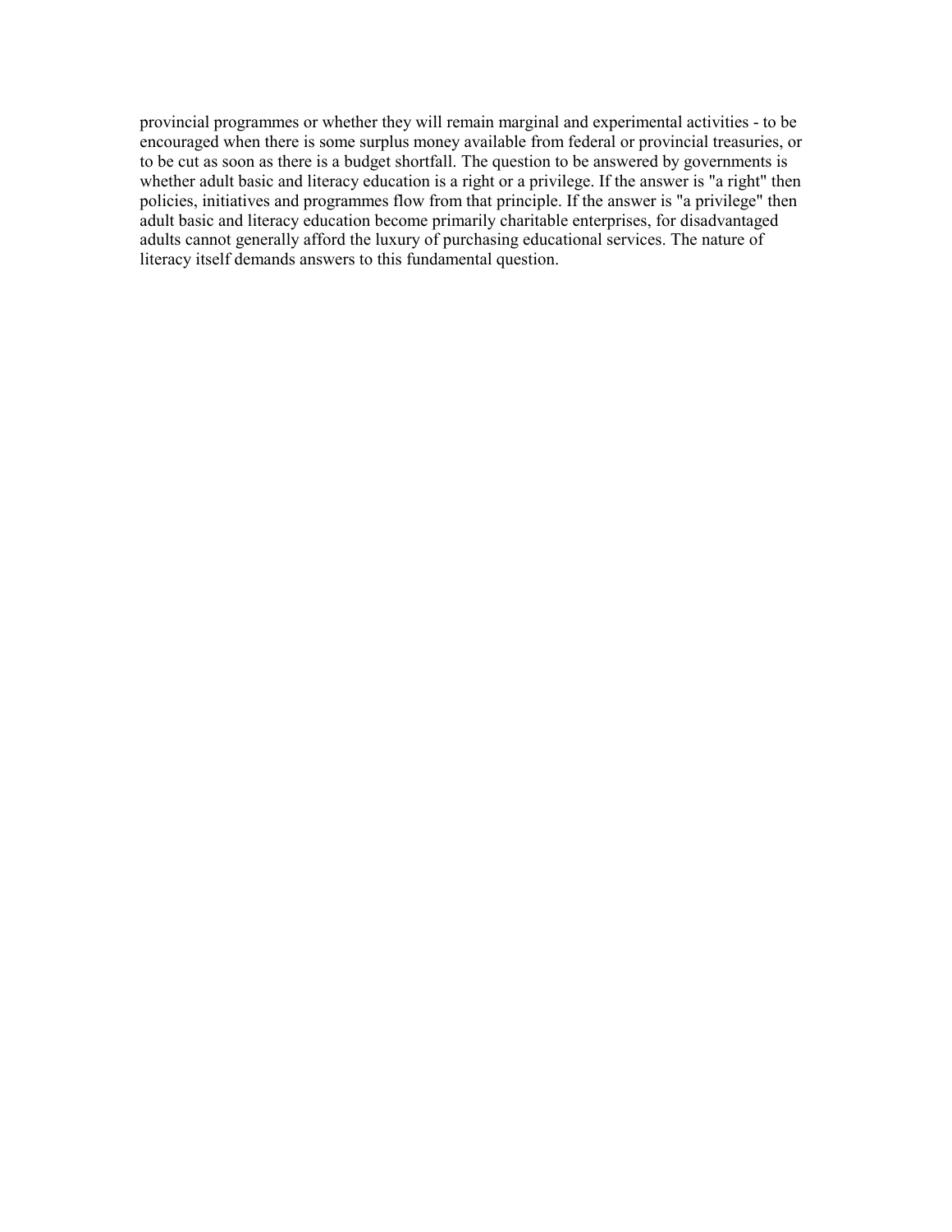provincial programmes or whether they will remain marginal and experimental activities - to be encouraged when there is some surplus money available from federal or provincial treasuries, or to be cut as soon as there is a budget shortfall. The question to be answered by governments is whether adult basic and literacy education is a right or a privilege. If the answer is "a right" then policies, initiatives and programmes flow from that principle. If the answer is "a privilege" then adult basic and literacy education become primarily charitable enterprises, for disadvantaged adults cannot generally afford the luxury of purchasing educational services. The nature of literacy itself demands answers to this fundamental question.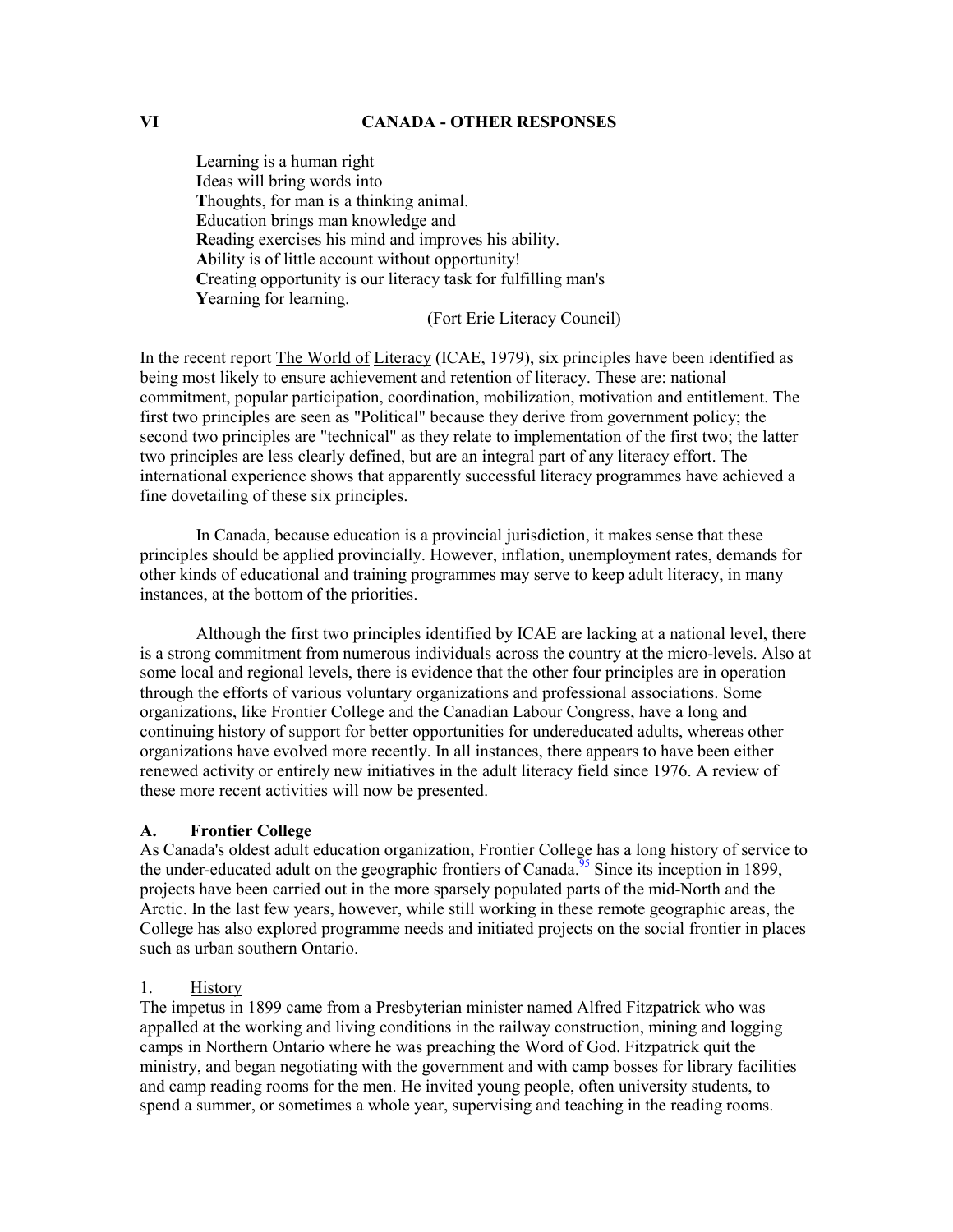## VI CANADA - OTHER RESPONSES

> **L**earning is a human right
> **I**deas will bring words into
> **T**houghts, for man is a thinking animal.
> **E**ducation brings man knowledge and
> **R**eading exercises his mind and improves his ability.
> **A**bility is of little account without opportunity!
> **C**reating opportunity is our literacy task for fulfilling man's
> **Y**earning for learning.
>
> (Fort Erie Literacy Council)

In the recent report The World of Literacy (ICAE, 1979), six principles have been identified as being most likely to ensure achievement and retention of literacy. These are: national commitment, popular participation, coordination, mobilization, motivation and entitlement. The first two principles are seen as "Political" because they derive from government policy; the second two principles are "technical" as they relate to implementation of the first two; the latter two principles are less clearly defined, but are an integral part of any literacy effort. The international experience shows that apparently successful literacy programmes have achieved a fine dovetailing of these six principles.

In Canada, because education is a provincial jurisdiction, it makes sense that these principles should be applied provincially. However, inflation, unemployment rates, demands for other kinds of educational and training programmes may serve to keep adult literacy, in many instances, at the bottom of the priorities.

Although the first two principles identified by ICAE are lacking at a national level, there is a strong commitment from numerous individuals across the country at the micro-levels. Also at some local and regional levels, there is evidence that the other four principles are in operation through the efforts of various voluntary organizations and professional associations. Some organizations, like Frontier College and the Canadian Labour Congress, have a long and continuing history of support for better opportunities for undereducated adults, whereas other organizations have evolved more recently. In all instances, there appears to have been either renewed activity or entirely new initiatives in the adult literacy field since 1976. A review of these more recent activities will now be presented.

### A. Frontier College

As Canada's oldest adult education organization, Frontier College has a long history of service to the under-educated adult on the geographic frontiers of Canada.[95] Since its inception in 1899, projects have been carried out in the more sparsely populated parts of the mid-North and the Arctic. In the last few years, however, while still working in these remote geographic areas, the College has also explored programme needs and initiated projects on the social frontier in places such as urban southern Ontario.

#### 1. History

The impetus in 1899 came from a Presbyterian minister named Alfred Fitzpatrick who was appalled at the working and living conditions in the railway construction, mining and logging camps in Northern Ontario where he was preaching the Word of God. Fitzpatrick quit the ministry, and began negotiating with the government and with camp bosses for library facilities and camp reading rooms for the men. He invited young people, often university students, to spend a summer, or sometimes a whole year, supervising and teaching in the reading rooms.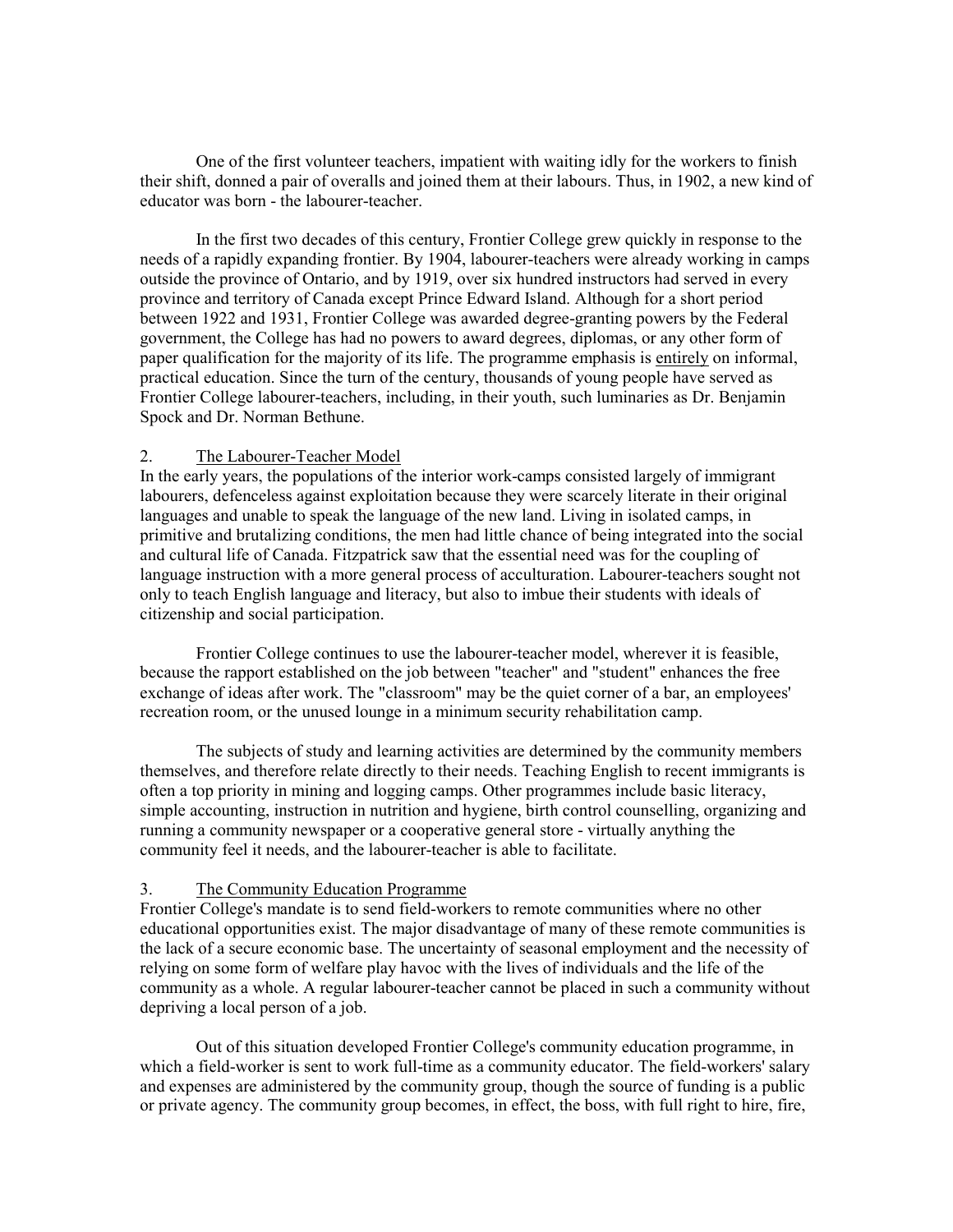One of the first volunteer teachers, impatient with waiting idly for the workers to finish their shift, donned a pair of overalls and joined them at their labours. Thus, in 1902, a new kind of educator was born - the labourer-teacher.

In the first two decades of this century, Frontier College grew quickly in response to the needs of a rapidly expanding frontier. By 1904, labourer-teachers were already working in camps outside the province of Ontario, and by 1919, over six hundred instructors had served in every province and territory of Canada except Prince Edward Island. Although for a short period between 1922 and 1931, Frontier College was awarded degree-granting powers by the Federal government, the College has had no powers to award degrees, diplomas, or any other form of paper qualification for the majority of its life. The programme emphasis is <u>entirely</u> on informal, practical education. Since the turn of the century, thousands of young people have served as Frontier College labourer-teachers, including, in their youth, such luminaries as Dr. Benjamin Spock and Dr. Norman Bethune.

## 2. The Labourer-Teacher Model

In the early years, the populations of the interior work-camps consisted largely of immigrant labourers, defenceless against exploitation because they were scarcely literate in their original languages and unable to speak the language of the new land. Living in isolated camps, in primitive and brutalizing conditions, the men had little chance of being integrated into the social and cultural life of Canada. Fitzpatrick saw that the essential need was for the coupling of language instruction with a more general process of acculturation. Labourer-teachers sought not only to teach English language and literacy, but also to imbue their students with ideals of citizenship and social participation.

Frontier College continues to use the labourer-teacher model, wherever it is feasible, because the rapport established on the job between "teacher" and "student" enhances the free exchange of ideas after work. The "classroom" may be the quiet corner of a bar, an employees' recreation room, or the unused lounge in a minimum security rehabilitation camp.

The subjects of study and learning activities are determined by the community members themselves, and therefore relate directly to their needs. Teaching English to recent immigrants is often a top priority in mining and logging camps. Other programmes include basic literacy, simple accounting, instruction in nutrition and hygiene, birth control counselling, organizing and running a community newspaper or a cooperative general store - virtually anything the community feel it needs, and the labourer-teacher is able to facilitate.

## 3. The Community Education Programme

Frontier College's mandate is to send field-workers to remote communities where no other educational opportunities exist. The major disadvantage of many of these remote communities is the lack of a secure economic base. The uncertainty of seasonal employment and the necessity of relying on some form of welfare play havoc with the lives of individuals and the life of the community as a whole. A regular labourer-teacher cannot be placed in such a community without depriving a local person of a job.

Out of this situation developed Frontier College's community education programme, in which a field-worker is sent to work full-time as a community educator. The field-workers' salary and expenses are administered by the community group, though the source of funding is a public or private agency. The community group becomes, in effect, the boss, with full right to hire, fire,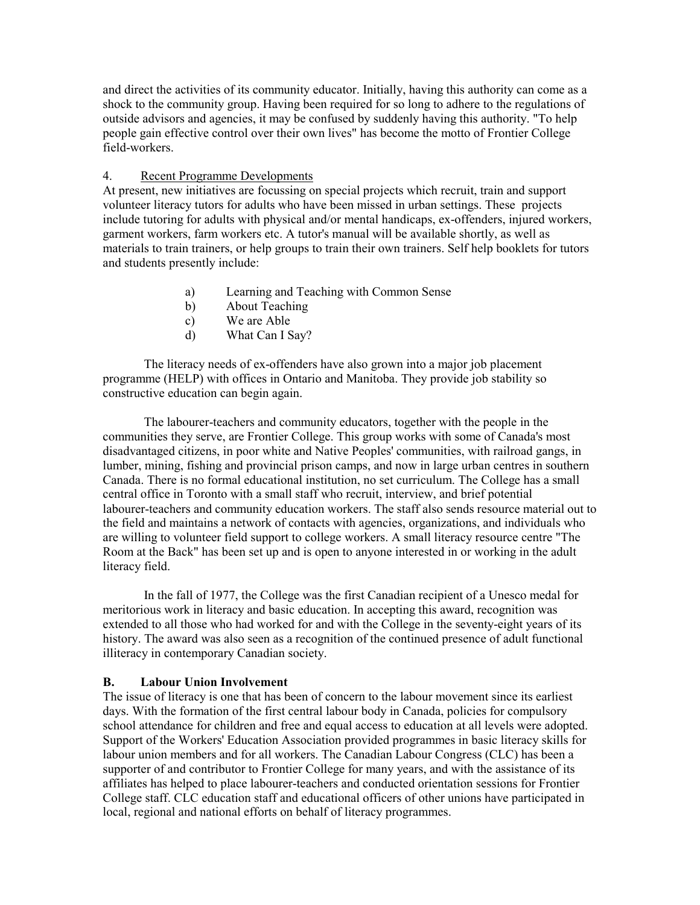and direct the activities of its community educator. Initially, having this authority can come as a shock to the community group. Having been required for so long to adhere to the regulations of outside advisors and agencies, it may be confused by suddenly having this authority. "To help people gain effective control over their own lives" has become the motto of Frontier College field-workers.

4. Recent Programme Developments

At present, new initiatives are focussing on special projects which recruit, train and support volunteer literacy tutors for adults who have been missed in urban settings. These projects include tutoring for adults with physical and/or mental handicaps, ex-offenders, injured workers, garment workers, farm workers etc. A tutor's manual will be available shortly, as well as materials to train trainers, or help groups to train their own trainers. Self help booklets for tutors and students presently include:

a) Learning and Teaching with Common Sense
b) About Teaching
c) We are Able
d) What Can I Say?

The literacy needs of ex-offenders have also grown into a major job placement programme (HELP) with offices in Ontario and Manitoba. They provide job stability so constructive education can begin again.

The labourer-teachers and community educators, together with the people in the communities they serve, are Frontier College. This group works with some of Canada's most disadvantaged citizens, in poor white and Native Peoples' communities, with railroad gangs, in lumber, mining, fishing and provincial prison camps, and now in large urban centres in southern Canada. There is no formal educational institution, no set curriculum. The College has a small central office in Toronto with a small staff who recruit, interview, and brief potential labourer-teachers and community education workers. The staff also sends resource material out to the field and maintains a network of contacts with agencies, organizations, and individuals who are willing to volunteer field support to college workers. A small literacy resource centre "The Room at the Back" has been set up and is open to anyone interested in or working in the adult literacy field.

In the fall of 1977, the College was the first Canadian recipient of a Unesco medal for meritorious work in literacy and basic education. In accepting this award, recognition was extended to all those who had worked for and with the College in the seventy-eight years of its history. The award was also seen as a recognition of the continued presence of adult functional illiteracy in contemporary Canadian society.

**B. Labour Union Involvement**

The issue of literacy is one that has been of concern to the labour movement since its earliest days. With the formation of the first central labour body in Canada, policies for compulsory school attendance for children and free and equal access to education at all levels were adopted. Support of the Workers' Education Association provided programmes in basic literacy skills for labour union members and for all workers. The Canadian Labour Congress (CLC) has been a supporter of and contributor to Frontier College for many years, and with the assistance of its affiliates has helped to place labourer-teachers and conducted orientation sessions for Frontier College staff. CLC education staff and educational officers of other unions have participated in local, regional and national efforts on behalf of literacy programmes.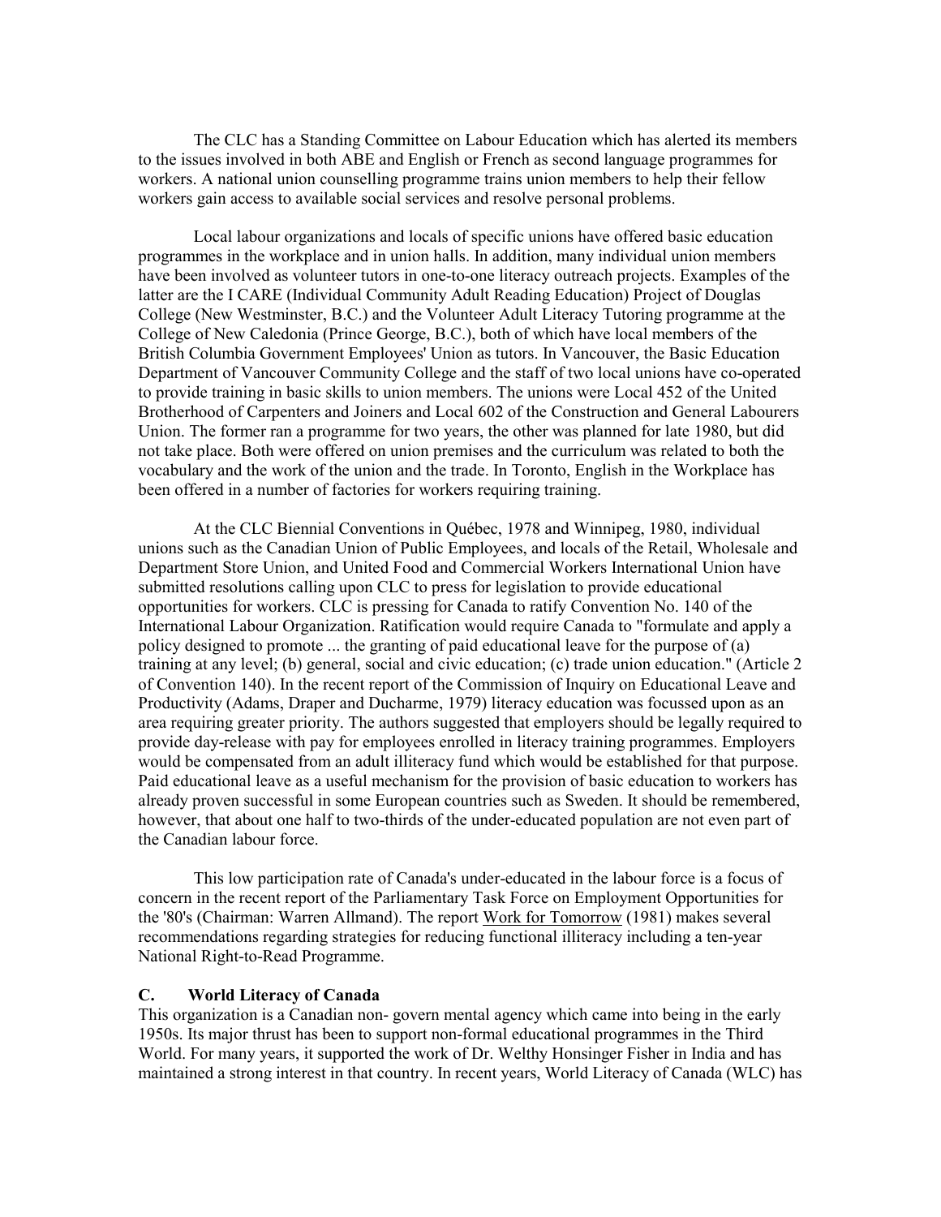The CLC has a Standing Committee on Labour Education which has alerted its members to the issues involved in both ABE and English or French as second language programmes for workers. A national union counselling programme trains union members to help their fellow workers gain access to available social services and resolve personal problems.

Local labour organizations and locals of specific unions have offered basic education programmes in the workplace and in union halls. In addition, many individual union members have been involved as volunteer tutors in one-to-one literacy outreach projects. Examples of the latter are the I CARE (Individual Community Adult Reading Education) Project of Douglas College (New Westminster, B.C.) and the Volunteer Adult Literacy Tutoring programme at the College of New Caledonia (Prince George, B.C.), both of which have local members of the British Columbia Government Employees' Union as tutors. In Vancouver, the Basic Education Department of Vancouver Community College and the staff of two local unions have co-operated to provide training in basic skills to union members. The unions were Local 452 of the United Brotherhood of Carpenters and Joiners and Local 602 of the Construction and General Labourers Union. The former ran a programme for two years, the other was planned for late 1980, but did not take place. Both were offered on union premises and the curriculum was related to both the vocabulary and the work of the union and the trade. In Toronto, English in the Workplace has been offered in a number of factories for workers requiring training.

At the CLC Biennial Conventions in Québec, 1978 and Winnipeg, 1980, individual unions such as the Canadian Union of Public Employees, and locals of the Retail, Wholesale and Department Store Union, and United Food and Commercial Workers International Union have submitted resolutions calling upon CLC to press for legislation to provide educational opportunities for workers. CLC is pressing for Canada to ratify Convention No. 140 of the International Labour Organization. Ratification would require Canada to "formulate and apply a policy designed to promote ... the granting of paid educational leave for the purpose of (a) training at any level; (b) general, social and civic education; (c) trade union education." (Article 2 of Convention 140). In the recent report of the Commission of Inquiry on Educational Leave and Productivity (Adams, Draper and Ducharme, 1979) literacy education was focussed upon as an area requiring greater priority. The authors suggested that employers should be legally required to provide day-release with pay for employees enrolled in literacy training programmes. Employers would be compensated from an adult illiteracy fund which would be established for that purpose. Paid educational leave as a useful mechanism for the provision of basic education to workers has already proven successful in some European countries such as Sweden. It should be remembered, however, that about one half to two-thirds of the under-educated population are not even part of the Canadian labour force.

This low participation rate of Canada's under-educated in the labour force is a focus of concern in the recent report of the Parliamentary Task Force on Employment Opportunities for the '80's (Chairman: Warren Allmand). The report Work for Tomorrow (1981) makes several recommendations regarding strategies for reducing functional illiteracy including a ten-year National Right-to-Read Programme.

### C. World Literacy of Canada

This organization is a Canadian non- govern mental agency which came into being in the early 1950s. Its major thrust has been to support non-formal educational programmes in the Third World. For many years, it supported the work of Dr. Welthy Honsinger Fisher in India and has maintained a strong interest in that country. In recent years, World Literacy of Canada (WLC) has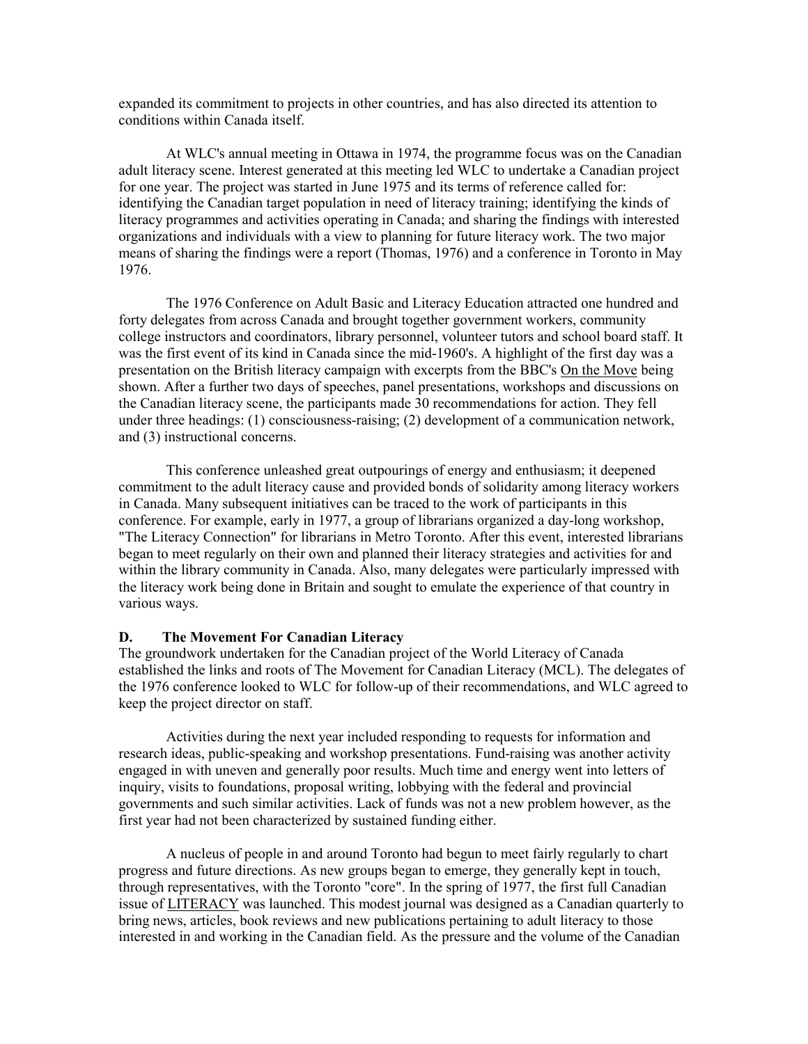expanded its commitment to projects in other countries, and has also directed its attention to conditions within Canada itself.

At WLC's annual meeting in Ottawa in 1974, the programme focus was on the Canadian adult literacy scene. Interest generated at this meeting led WLC to undertake a Canadian project for one year. The project was started in June 1975 and its terms of reference called for: identifying the Canadian target population in need of literacy training; identifying the kinds of literacy programmes and activities operating in Canada; and sharing the findings with interested organizations and individuals with a view to planning for future literacy work. The two major means of sharing the findings were a report (Thomas, 1976) and a conference in Toronto in May 1976.

The 1976 Conference on Adult Basic and Literacy Education attracted one hundred and forty delegates from across Canada and brought together government workers, community college instructors and coordinators, library personnel, volunteer tutors and school board staff. It was the first event of its kind in Canada since the mid-1960's. A highlight of the first day was a presentation on the British literacy campaign with excerpts from the BBC's On the Move being shown. After a further two days of speeches, panel presentations, workshops and discussions on the Canadian literacy scene, the participants made 30 recommendations for action. They fell under three headings: (1) consciousness-raising; (2) development of a communication network, and (3) instructional concerns.

This conference unleashed great outpourings of energy and enthusiasm; it deepened commitment to the adult literacy cause and provided bonds of solidarity among literacy workers in Canada. Many subsequent initiatives can be traced to the work of participants in this conference. For example, early in 1977, a group of librarians organized a day-long workshop, "The Literacy Connection" for librarians in Metro Toronto. After this event, interested librarians began to meet regularly on their own and planned their literacy strategies and activities for and within the library community in Canada. Also, many delegates were particularly impressed with the literacy work being done in Britain and sought to emulate the experience of that country in various ways.

### D. The Movement For Canadian Literacy

The groundwork undertaken for the Canadian project of the World Literacy of Canada established the links and roots of The Movement for Canadian Literacy (MCL). The delegates of the 1976 conference looked to WLC for follow-up of their recommendations, and WLC agreed to keep the project director on staff.

Activities during the next year included responding to requests for information and research ideas, public-speaking and workshop presentations. Fund-raising was another activity engaged in with uneven and generally poor results. Much time and energy went into letters of inquiry, visits to foundations, proposal writing, lobbying with the federal and provincial governments and such similar activities. Lack of funds was not a new problem however, as the first year had not been characterized by sustained funding either.

A nucleus of people in and around Toronto had begun to meet fairly regularly to chart progress and future directions. As new groups began to emerge, they generally kept in touch, through representatives, with the Toronto "core". In the spring of 1977, the first full Canadian issue of LITERACY was launched. This modest journal was designed as a Canadian quarterly to bring news, articles, book reviews and new publications pertaining to adult literacy to those interested in and working in the Canadian field. As the pressure and the volume of the Canadian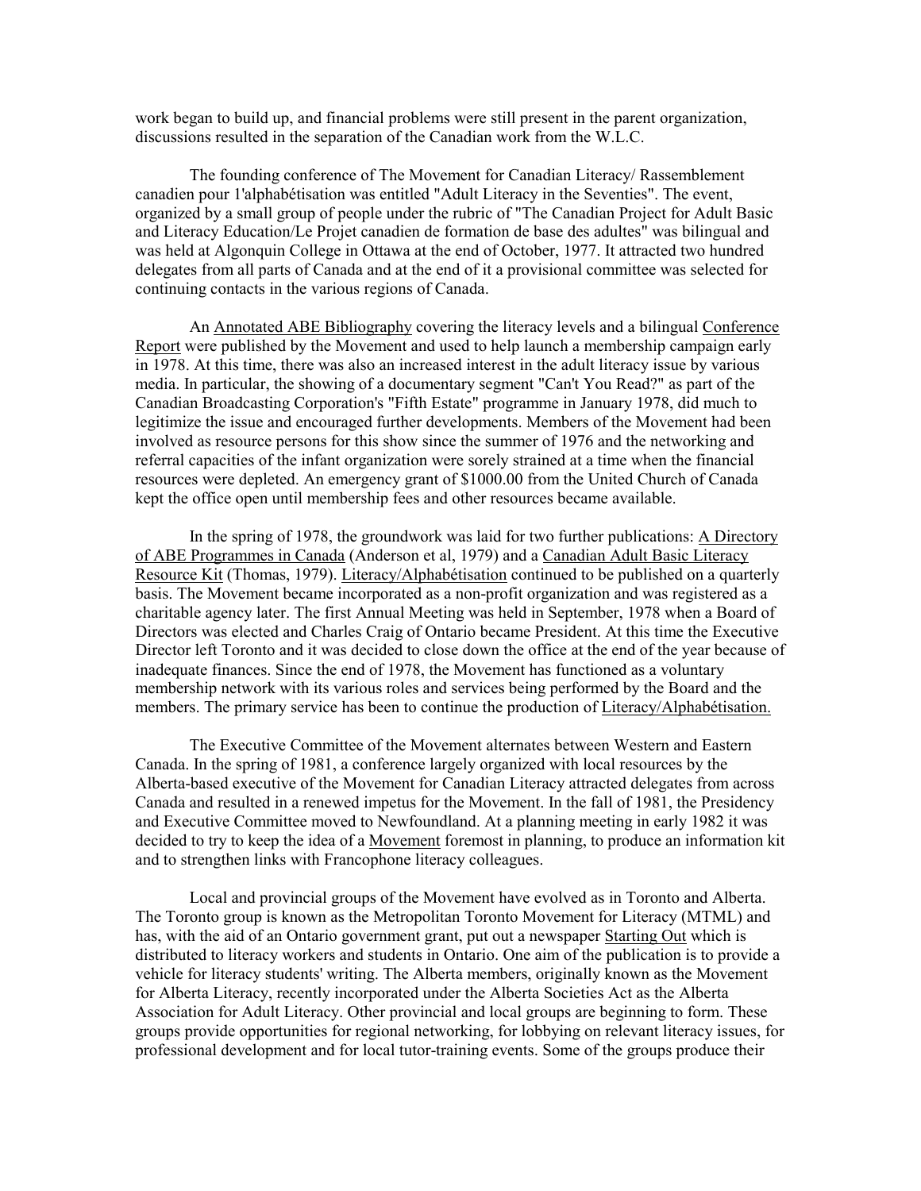work began to build up, and financial problems were still present in the parent organization, discussions resulted in the separation of the Canadian work from the W.L.C.

The founding conference of The Movement for Canadian Literacy/ Rassemblement canadien pour 1'alphabétisation was entitled "Adult Literacy in the Seventies". The event, organized by a small group of people under the rubric of "The Canadian Project for Adult Basic and Literacy Education/Le Projet canadien de formation de base des adultes" was bilingual and was held at Algonquin College in Ottawa at the end of October, 1977. It attracted two hundred delegates from all parts of Canada and at the end of it a provisional committee was selected for continuing contacts in the various regions of Canada.

An Annotated ABE Bibliography covering the literacy levels and a bilingual Conference Report were published by the Movement and used to help launch a membership campaign early in 1978. At this time, there was also an increased interest in the adult literacy issue by various media. In particular, the showing of a documentary segment "Can't You Read?" as part of the Canadian Broadcasting Corporation's "Fifth Estate" programme in January 1978, did much to legitimize the issue and encouraged further developments. Members of the Movement had been involved as resource persons for this show since the summer of 1976 and the networking and referral capacities of the infant organization were sorely strained at a time when the financial resources were depleted. An emergency grant of $1000.00 from the United Church of Canada kept the office open until membership fees and other resources became available.

In the spring of 1978, the groundwork was laid for two further publications: A Directory of ABE Programmes in Canada (Anderson et al, 1979) and a Canadian Adult Basic Literacy Resource Kit (Thomas, 1979). Literacy/Alphabétisation continued to be published on a quarterly basis. The Movement became incorporated as a non-profit organization and was registered as a charitable agency later. The first Annual Meeting was held in September, 1978 when a Board of Directors was elected and Charles Craig of Ontario became President. At this time the Executive Director left Toronto and it was decided to close down the office at the end of the year because of inadequate finances. Since the end of 1978, the Movement has functioned as a voluntary membership network with its various roles and services being performed by the Board and the members. The primary service has been to continue the production of Literacy/Alphabétisation.

The Executive Committee of the Movement alternates between Western and Eastern Canada. In the spring of 1981, a conference largely organized with local resources by the Alberta-based executive of the Movement for Canadian Literacy attracted delegates from across Canada and resulted in a renewed impetus for the Movement. In the fall of 1981, the Presidency and Executive Committee moved to Newfoundland. At a planning meeting in early 1982 it was decided to try to keep the idea of a Movement foremost in planning, to produce an information kit and to strengthen links with Francophone literacy colleagues.

Local and provincial groups of the Movement have evolved as in Toronto and Alberta. The Toronto group is known as the Metropolitan Toronto Movement for Literacy (MTML) and has, with the aid of an Ontario government grant, put out a newspaper Starting Out which is distributed to literacy workers and students in Ontario. One aim of the publication is to provide a vehicle for literacy students' writing. The Alberta members, originally known as the Movement for Alberta Literacy, recently incorporated under the Alberta Societies Act as the Alberta Association for Adult Literacy. Other provincial and local groups are beginning to form. These groups provide opportunities for regional networking, for lobbying on relevant literacy issues, for professional development and for local tutor-training events. Some of the groups produce their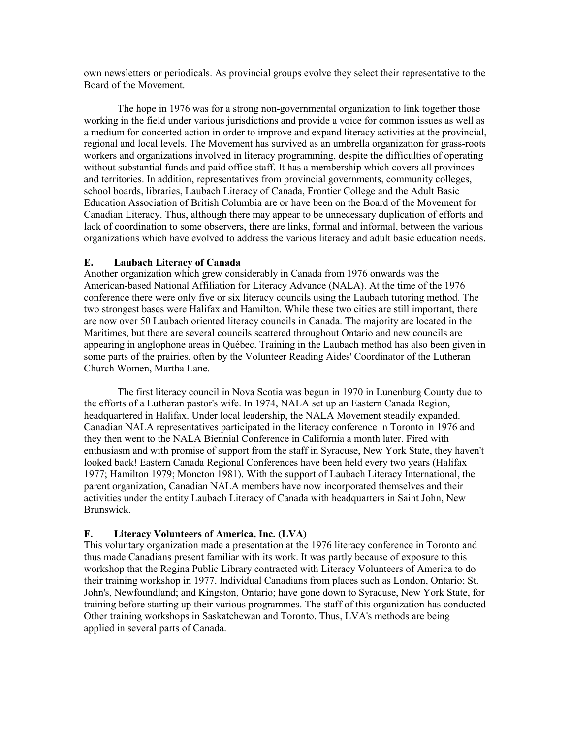own newsletters or periodicals. As provincial groups evolve they select their representative to the Board of the Movement.

The hope in 1976 was for a strong non-governmental organization to link together those working in the field under various jurisdictions and provide a voice for common issues as well as a medium for concerted action in order to improve and expand literacy activities at the provincial, regional and local levels. The Movement has survived as an umbrella organization for grass-roots workers and organizations involved in literacy programming, despite the difficulties of operating without substantial funds and paid office staff. It has a membership which covers all provinces and territories. In addition, representatives from provincial governments, community colleges, school boards, libraries, Laubach Literacy of Canada, Frontier College and the Adult Basic Education Association of British Columbia are or have been on the Board of the Movement for Canadian Literacy. Thus, although there may appear to be unnecessary duplication of efforts and lack of coordination to some observers, there are links, formal and informal, between the various organizations which have evolved to address the various literacy and adult basic education needs.

### E. Laubach Literacy of Canada

Another organization which grew considerably in Canada from 1976 onwards was the American-based National Affiliation for Literacy Advance (NALA). At the time of the 1976 conference there were only five or six literacy councils using the Laubach tutoring method. The two strongest bases were Halifax and Hamilton. While these two cities are still important, there are now over 50 Laubach oriented literacy councils in Canada. The majority are located in the Maritimes, but there are several councils scattered throughout Ontario and new councils are appearing in anglophone areas in Québec. Training in the Laubach method has also been given in some parts of the prairies, often by the Volunteer Reading Aides' Coordinator of the Lutheran Church Women, Martha Lane.

The first literacy council in Nova Scotia was begun in 1970 in Lunenburg County due to the efforts of a Lutheran pastor's wife. In 1974, NALA set up an Eastern Canada Region, headquartered in Halifax. Under local leadership, the NALA Movement steadily expanded. Canadian NALA representatives participated in the literacy conference in Toronto in 1976 and they then went to the NALA Biennial Conference in California a month later. Fired with enthusiasm and with promise of support from the staff in Syracuse, New York State, they haven't looked back! Eastern Canada Regional Conferences have been held every two years (Halifax 1977; Hamilton 1979; Moncton 1981). With the support of Laubach Literacy International, the parent organization, Canadian NALA members have now incorporated themselves and their activities under the entity Laubach Literacy of Canada with headquarters in Saint John, New Brunswick.

### F. Literacy Volunteers of America, Inc. (LVA)

This voluntary organization made a presentation at the 1976 literacy conference in Toronto and thus made Canadians present familiar with its work. It was partly because of exposure to this workshop that the Regina Public Library contracted with Literacy Volunteers of America to do their training workshop in 1977. Individual Canadians from places such as London, Ontario; St. John's, Newfoundland; and Kingston, Ontario; have gone down to Syracuse, New York State, for training before starting up their various programmes. The staff of this organization has conducted Other training workshops in Saskatchewan and Toronto. Thus, LVA's methods are being applied in several parts of Canada.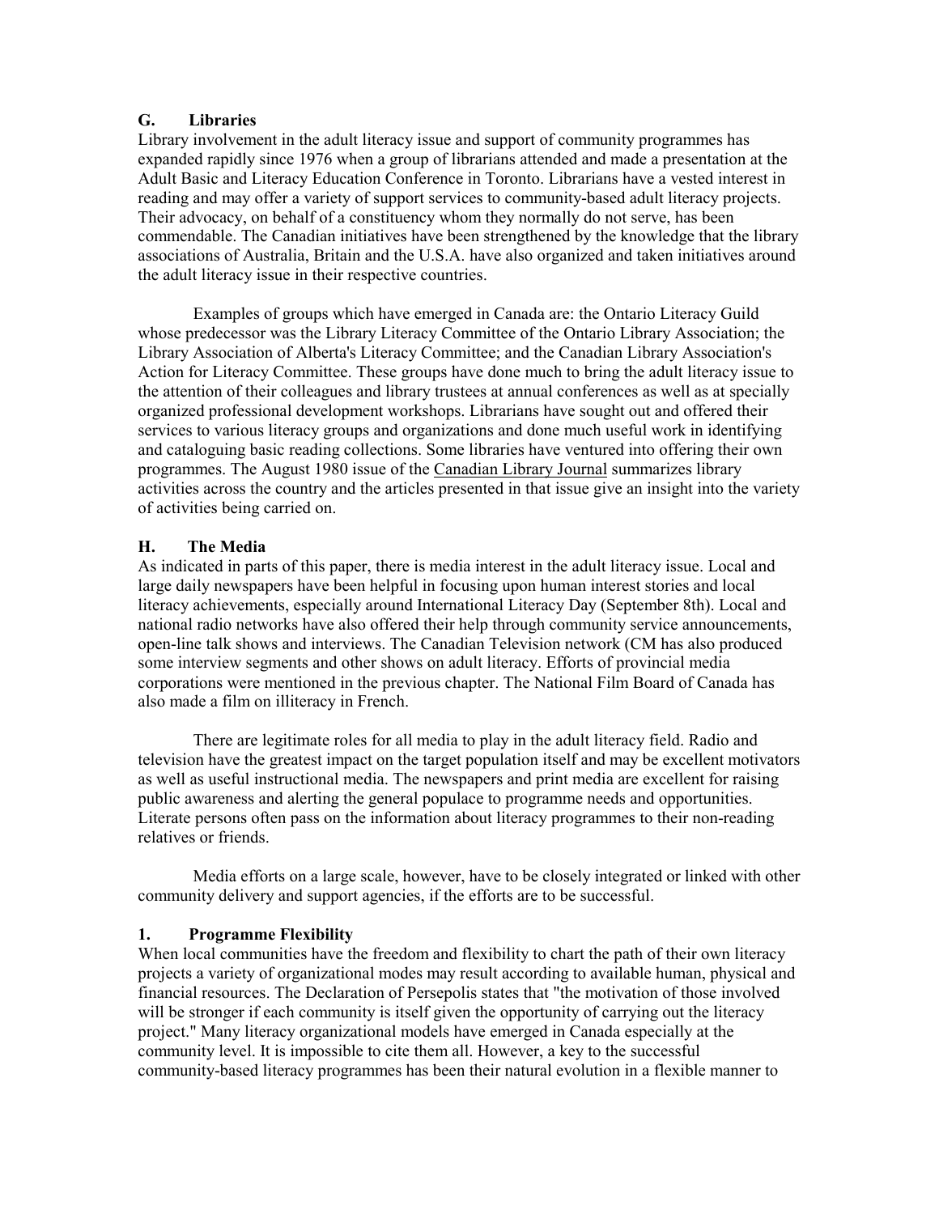## G. Libraries

Library involvement in the adult literacy issue and support of community programmes has expanded rapidly since 1976 when a group of librarians attended and made a presentation at the Adult Basic and Literacy Education Conference in Toronto. Librarians have a vested interest in reading and may offer a variety of support services to community-based adult literacy projects. Their advocacy, on behalf of a constituency whom they normally do not serve, has been commendable. The Canadian initiatives have been strengthened by the knowledge that the library associations of Australia, Britain and the U.S.A. have also organized and taken initiatives around the adult literacy issue in their respective countries.

Examples of groups which have emerged in Canada are: the Ontario Literacy Guild whose predecessor was the Library Literacy Committee of the Ontario Library Association; the Library Association of Alberta's Literacy Committee; and the Canadian Library Association's Action for Literacy Committee. These groups have done much to bring the adult literacy issue to the attention of their colleagues and library trustees at annual conferences as well as at specially organized professional development workshops. Librarians have sought out and offered their services to various literacy groups and organizations and done much useful work in identifying and cataloguing basic reading collections. Some libraries have ventured into offering their own programmes. The August 1980 issue of the Canadian Library Journal summarizes library activities across the country and the articles presented in that issue give an insight into the variety of activities being carried on.

## H. The Media

As indicated in parts of this paper, there is media interest in the adult literacy issue. Local and large daily newspapers have been helpful in focusing upon human interest stories and local literacy achievements, especially around International Literacy Day (September 8th). Local and national radio networks have also offered their help through community service announcements, open-line talk shows and interviews. The Canadian Television network (CM has also produced some interview segments and other shows on adult literacy. Efforts of provincial media corporations were mentioned in the previous chapter. The National Film Board of Canada has also made a film on illiteracy in French.

There are legitimate roles for all media to play in the adult literacy field. Radio and television have the greatest impact on the target population itself and may be excellent motivators as well as useful instructional media. The newspapers and print media are excellent for raising public awareness and alerting the general populace to programme needs and opportunities. Literate persons often pass on the information about literacy programmes to their non-reading relatives or friends.

Media efforts on a large scale, however, have to be closely integrated or linked with other community delivery and support agencies, if the efforts are to be successful.

## 1. Programme Flexibility

When local communities have the freedom and flexibility to chart the path of their own literacy projects a variety of organizational modes may result according to available human, physical and financial resources. The Declaration of Persepolis states that "the motivation of those involved will be stronger if each community is itself given the opportunity of carrying out the literacy project." Many literacy organizational models have emerged in Canada especially at the community level. It is impossible to cite them all. However, a key to the successful community-based literacy programmes has been their natural evolution in a flexible manner to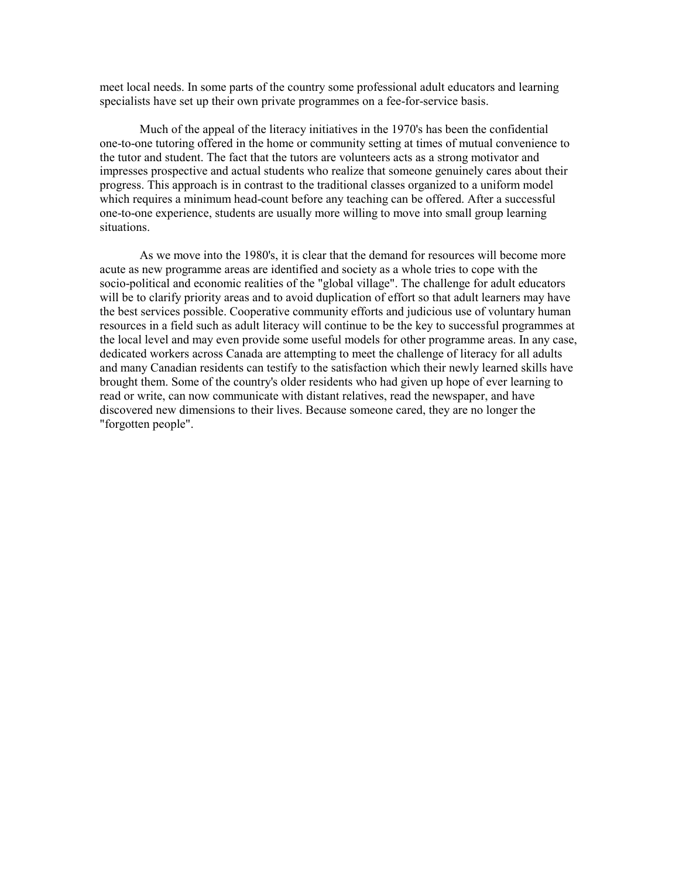meet local needs. In some parts of the country some professional adult educators and learning specialists have set up their own private programmes on a fee-for-service basis.

Much of the appeal of the literacy initiatives in the 1970's has been the confidential one-to-one tutoring offered in the home or community setting at times of mutual convenience to the tutor and student. The fact that the tutors are volunteers acts as a strong motivator and impresses prospective and actual students who realize that someone genuinely cares about their progress. This approach is in contrast to the traditional classes organized to a uniform model which requires a minimum head-count before any teaching can be offered. After a successful one-to-one experience, students are usually more willing to move into small group learning situations.

As we move into the 1980's, it is clear that the demand for resources will become more acute as new programme areas are identified and society as a whole tries to cope with the socio-political and economic realities of the "global village". The challenge for adult educators will be to clarify priority areas and to avoid duplication of effort so that adult learners may have the best services possible. Cooperative community efforts and judicious use of voluntary human resources in a field such as adult literacy will continue to be the key to successful programmes at the local level and may even provide some useful models for other programme areas. In any case, dedicated workers across Canada are attempting to meet the challenge of literacy for all adults and many Canadian residents can testify to the satisfaction which their newly learned skills have brought them. Some of the country's older residents who had given up hope of ever learning to read or write, can now communicate with distant relatives, read the newspaper, and have discovered new dimensions to their lives. Because someone cared, they are no longer the "forgotten people".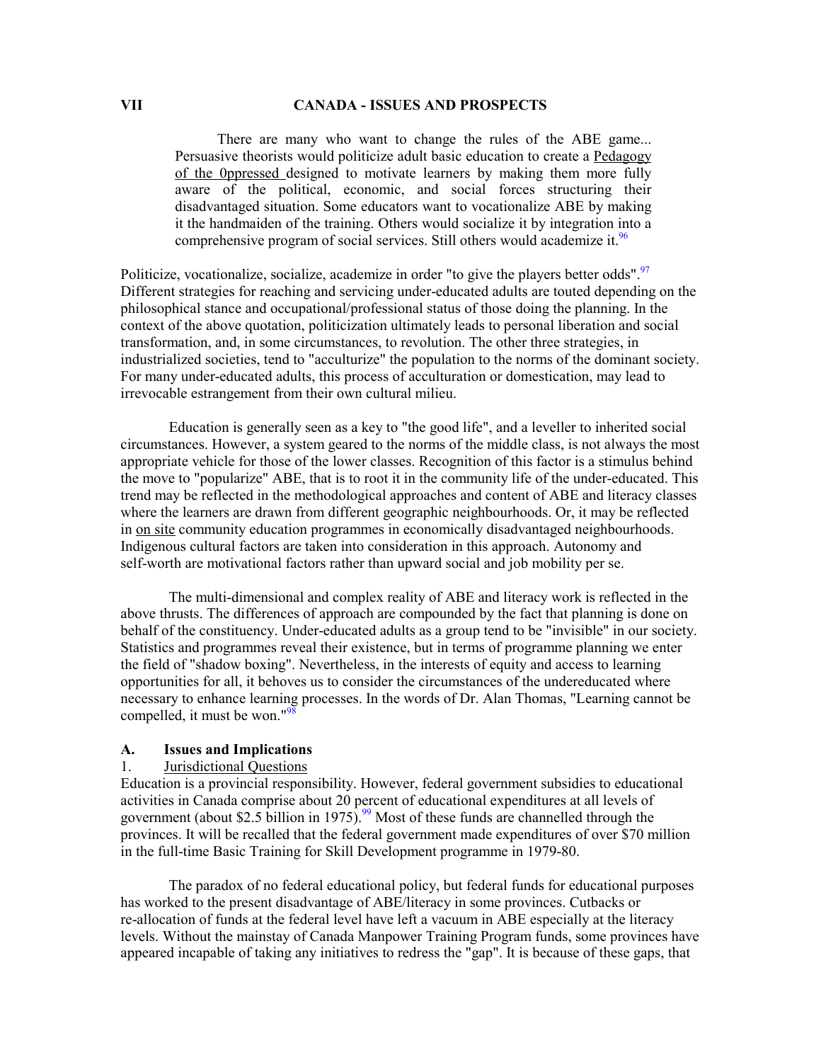## VII CANADA - ISSUES AND PROSPECTS

> There are many who want to change the rules of the ABE game... Persuasive theorists would politicize adult basic education to create a Pedagogy of the 0ppressed designed to motivate learners by making them more fully aware of the political, economic, and social forces structuring their disadvantaged situation. Some educators want to vocationalize ABE by making it the handmaiden of the training. Others would socialize it by integration into a comprehensive program of social services. Still others would academize it.[96]

Politicize, vocationalize, socialize, academize in order "to give the players better odds".[97] Different strategies for reaching and servicing under-educated adults are touted depending on the philosophical stance and occupational/professional status of those doing the planning. In the context of the above quotation, politicization ultimately leads to personal liberation and social transformation, and, in some circumstances, to revolution. The other three strategies, in industrialized societies, tend to "acculturize" the population to the norms of the dominant society. For many under-educated adults, this process of acculturation or domestication, may lead to irrevocable estrangement from their own cultural milieu.

Education is generally seen as a key to "the good life", and a leveller to inherited social circumstances. However, a system geared to the norms of the middle class, is not always the most appropriate vehicle for those of the lower classes. Recognition of this factor is a stimulus behind the move to "popularize" ABE, that is to root it in the community life of the under-educated. This trend may be reflected in the methodological approaches and content of ABE and literacy classes where the learners are drawn from different geographic neighbourhoods. Or, it may be reflected in on site community education programmes in economically disadvantaged neighbourhoods. Indigenous cultural factors are taken into consideration in this approach. Autonomy and self-worth are motivational factors rather than upward social and job mobility per se.

The multi-dimensional and complex reality of ABE and literacy work is reflected in the above thrusts. The differences of approach are compounded by the fact that planning is done on behalf of the constituency. Under-educated adults as a group tend to be "invisible" in our society. Statistics and programmes reveal their existence, but in terms of programme planning we enter the field of "shadow boxing". Nevertheless, in the interests of equity and access to learning opportunities for all, it behoves us to consider the circumstances of the undereducated where necessary to enhance learning processes. In the words of Dr. Alan Thomas, "Learning cannot be compelled, it must be won."[98]

### A. Issues and Implications

#### 1. Jurisdictional Questions

Education is a provincial responsibility. However, federal government subsidies to educational activities in Canada comprise about 20 percent of educational expenditures at all levels of government (about $2.5 billion in 1975).[99] Most of these funds are channelled through the provinces. It will be recalled that the federal government made expenditures of over $70 million in the full-time Basic Training for Skill Development programme in 1979-80.

The paradox of no federal educational policy, but federal funds for educational purposes has worked to the present disadvantage of ABE/literacy in some provinces. Cutbacks or re-allocation of funds at the federal level have left a vacuum in ABE especially at the literacy levels. Without the mainstay of Canada Manpower Training Program funds, some provinces have appeared incapable of taking any initiatives to redress the "gap". It is because of these gaps, that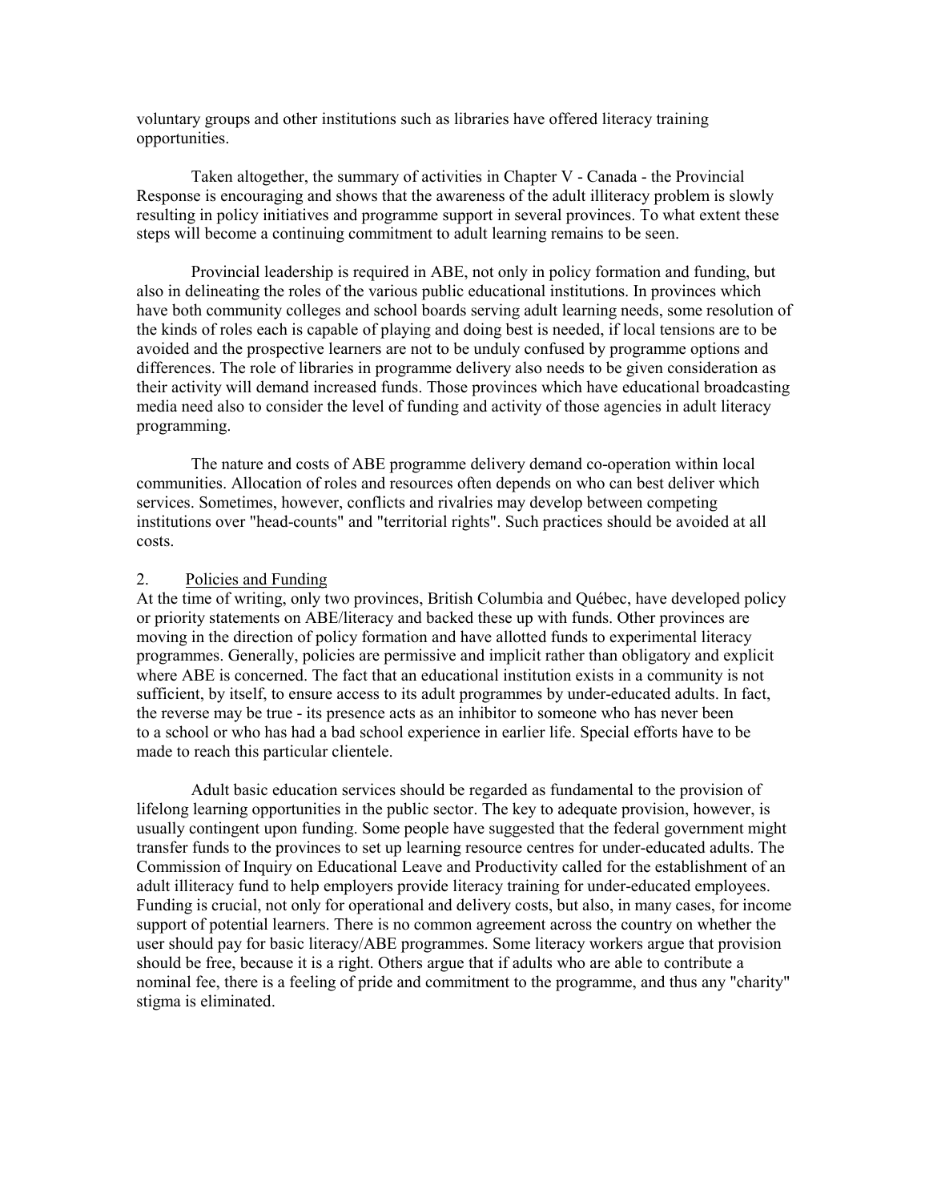voluntary groups and other institutions such as libraries have offered literacy training opportunities.

Taken altogether, the summary of activities in Chapter V - Canada - the Provincial Response is encouraging and shows that the awareness of the adult illiteracy problem is slowly resulting in policy initiatives and programme support in several provinces. To what extent these steps will become a continuing commitment to adult learning remains to be seen.

Provincial leadership is required in ABE, not only in policy formation and funding, but also in delineating the roles of the various public educational institutions. In provinces which have both community colleges and school boards serving adult learning needs, some resolution of the kinds of roles each is capable of playing and doing best is needed, if local tensions are to be avoided and the prospective learners are not to be unduly confused by programme options and differences. The role of libraries in programme delivery also needs to be given consideration as their activity will demand increased funds. Those provinces which have educational broadcasting media need also to consider the level of funding and activity of those agencies in adult literacy programming.

The nature and costs of ABE programme delivery demand co-operation within local communities. Allocation of roles and resources often depends on who can best deliver which services. Sometimes, however, conflicts and rivalries may develop between competing institutions over "head-counts" and "territorial rights". Such practices should be avoided at all costs.

## 2. Policies and Funding

At the time of writing, only two provinces, British Columbia and Québec, have developed policy or priority statements on ABE/literacy and backed these up with funds. Other provinces are moving in the direction of policy formation and have allotted funds to experimental literacy programmes. Generally, policies are permissive and implicit rather than obligatory and explicit where ABE is concerned. The fact that an educational institution exists in a community is not sufficient, by itself, to ensure access to its adult programmes by under-educated adults. In fact, the reverse may be true - its presence acts as an inhibitor to someone who has never been to a school or who has had a bad school experience in earlier life. Special efforts have to be made to reach this particular clientele.

Adult basic education services should be regarded as fundamental to the provision of lifelong learning opportunities in the public sector. The key to adequate provision, however, is usually contingent upon funding. Some people have suggested that the federal government might transfer funds to the provinces to set up learning resource centres for under-educated adults. The Commission of Inquiry on Educational Leave and Productivity called for the establishment of an adult illiteracy fund to help employers provide literacy training for under-educated employees. Funding is crucial, not only for operational and delivery costs, but also, in many cases, for income support of potential learners. There is no common agreement across the country on whether the user should pay for basic literacy/ABE programmes. Some literacy workers argue that provision should be free, because it is a right. Others argue that if adults who are able to contribute a nominal fee, there is a feeling of pride and commitment to the programme, and thus any "charity" stigma is eliminated.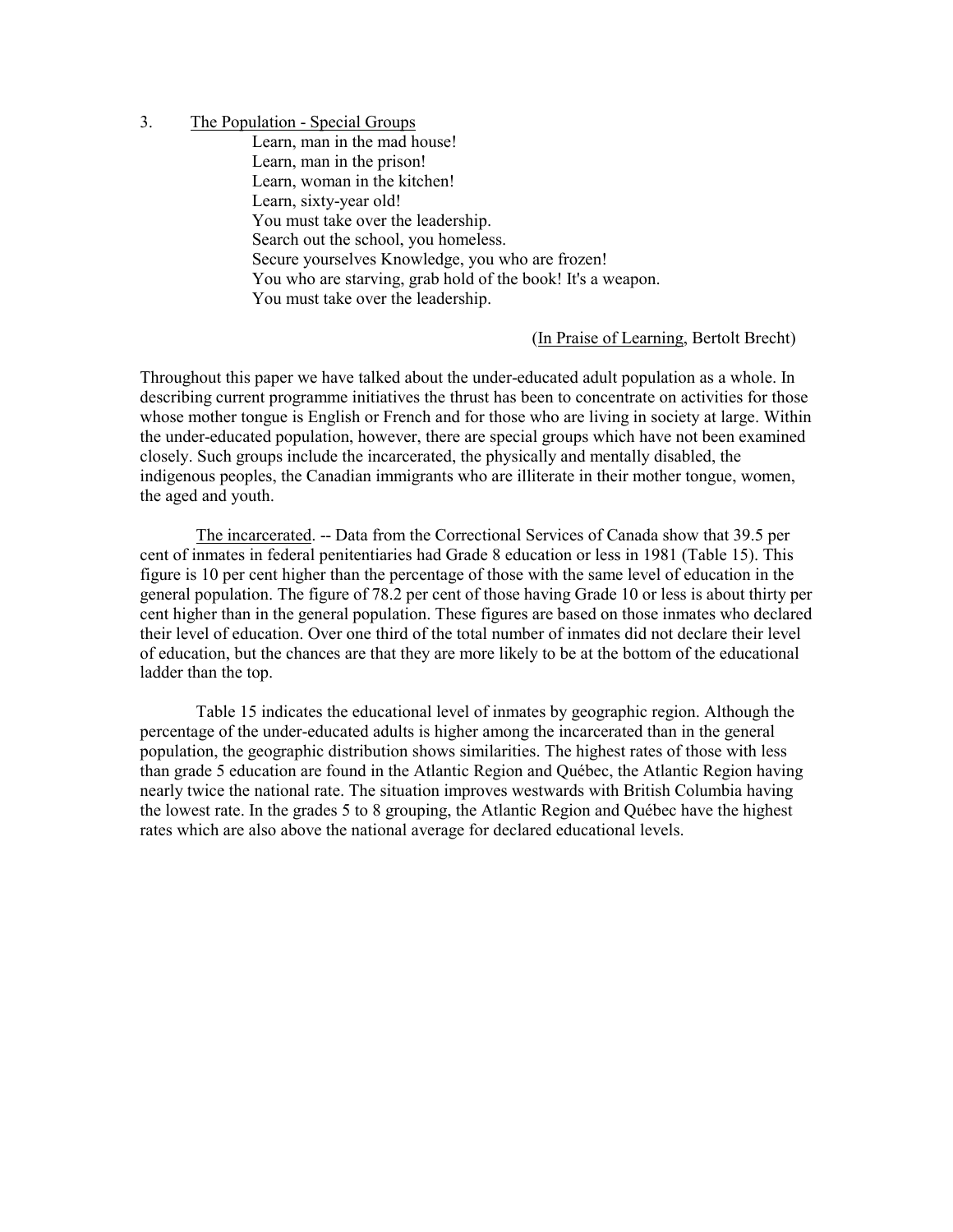## 3. The Population - Special Groups

> Learn, man in the mad house!
> Learn, man in the prison!
> Learn, woman in the kitchen!
> Learn, sixty-year old!
> You must take over the leadership.
> Search out the school, you homeless.
> Secure yourselves Knowledge, you who are frozen!
> You who are starving, grab hold of the book! It's a weapon.
> You must take over the leadership.
>
> (In Praise of Learning, Bertolt Brecht)

Throughout this paper we have talked about the under-educated adult population as a whole. In describing current programme initiatives the thrust has been to concentrate on activities for those whose mother tongue is English or French and for those who are living in society at large. Within the under-educated population, however, there are special groups which have not been examined closely. Such groups include the incarcerated, the physically and mentally disabled, the indigenous peoples, the Canadian immigrants who are illiterate in their mother tongue, women, the aged and youth.

The incarcerated. -- Data from the Correctional Services of Canada show that 39.5 per cent of inmates in federal penitentiaries had Grade 8 education or less in 1981 (Table 15). This figure is 10 per cent higher than the percentage of those with the same level of education in the general population. The figure of 78.2 per cent of those having Grade 10 or less is about thirty per cent higher than in the general population. These figures are based on those inmates who declared their level of education. Over one third of the total number of inmates did not declare their level of education, but the chances are that they are more likely to be at the bottom of the educational ladder than the top.

Table 15 indicates the educational level of inmates by geographic region. Although the percentage of the under-educated adults is higher among the incarcerated than in the general population, the geographic distribution shows similarities. The highest rates of those with less than grade 5 education are found in the Atlantic Region and Québec, the Atlantic Region having nearly twice the national rate. The situation improves westwards with British Columbia having the lowest rate. In the grades 5 to 8 grouping, the Atlantic Region and Québec have the highest rates which are also above the national average for declared educational levels.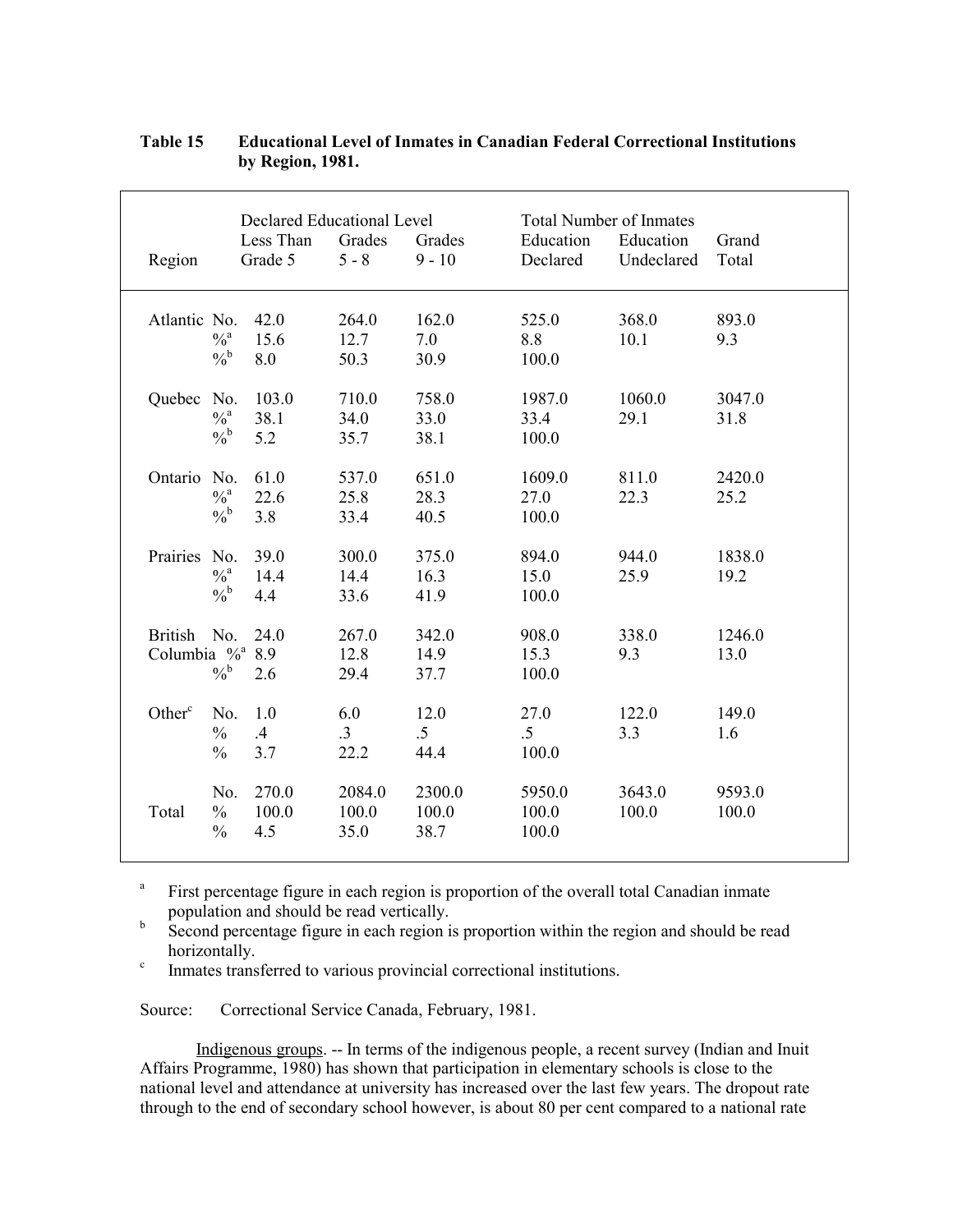**Table 15 Educational Level of Inmates in Canadian Federal Correctional Institutions by Region, 1981.**

| Region | | Declared Educational Level | | | Total Number of Inmates | | |
|---|---|---|---|---|---|---|---|
| | | Less Than Grade 5 | Grades 5 - 8 | Grades 9 - 10 | Education Declared | Education Undeclared | Grand Total |
| Atlantic | No. | 42.0 | 264.0 | 162.0 | 525.0 | 368.0 | 893.0 |
| | %[a] | 15.6 | 12.7 | 7.0 | 8.8 | 10.1 | 9.3 |
| | %[b] | 8.0 | 50.3 | 30.9 | 100.0 | | |
| Quebec | No. | 103.0 | 710.0 | 758.0 | 1987.0 | 1060.0 | 3047.0 |
| | %[a] | 38.1 | 34.0 | 33.0 | 33.4 | 29.1 | 31.8 |
| | %[b] | 5.2 | 35.7 | 38.1 | 100.0 | | |
| Ontario | No. | 61.0 | 537.0 | 651.0 | 1609.0 | 811.0 | 2420.0 |
| | %[a] | 22.6 | 25.8 | 28.3 | 27.0 | 22.3 | 25.2 |
| | %[b] | 3.8 | 33.4 | 40.5 | 100.0 | | |
| Prairies | No. | 39.0 | 300.0 | 375.0 | 894.0 | 944.0 | 1838.0 |
| | %[a] | 14.4 | 14.4 | 16.3 | 15.0 | 25.9 | 19.2 |
| | %[b] | 4.4 | 33.6 | 41.9 | 100.0 | | |
| British Columbia | No. | 24.0 | 267.0 | 342.0 | 908.0 | 338.0 | 1246.0 |
| | %[a] | 8.9 | 12.8 | 14.9 | 15.3 | 9.3 | 13.0 |
| | %[b] | 2.6 | 29.4 | 37.7 | 100.0 | | |
| Other[c] | No. | 1.0 | 6.0 | 12.0 | 27.0 | 122.0 | 149.0 |
| | % | .4 | .3 | .5 | .5 | 3.3 | 1.6 |
| | % | 3.7 | 22.2 | 44.4 | 100.0 | | |
| Total | No. | 270.0 | 2084.0 | 2300.0 | 5950.0 | 3643.0 | 9593.0 |
| | % | 100.0 | 100.0 | 100.0 | 100.0 | 100.0 | 100.0 |
| | % | 4.5 | 35.0 | 38.7 | 100.0 | | |

[a] First percentage figure in each region is proportion of the overall total Canadian inmate population and should be read vertically.

[b] Second percentage figure in each region is proportion within the region and should be read horizontally.

[c] Inmates transferred to various provincial correctional institutions.

Source: Correctional Service Canada, February, 1981.

Indigenous groups. -- In terms of the indigenous people, a recent survey (Indian and Inuit Affairs Programme, 1980) has shown that participation in elementary schools is close to the national level and attendance at university has increased over the last few years. The dropout rate through to the end of secondary school however, is about 80 per cent compared to a national rate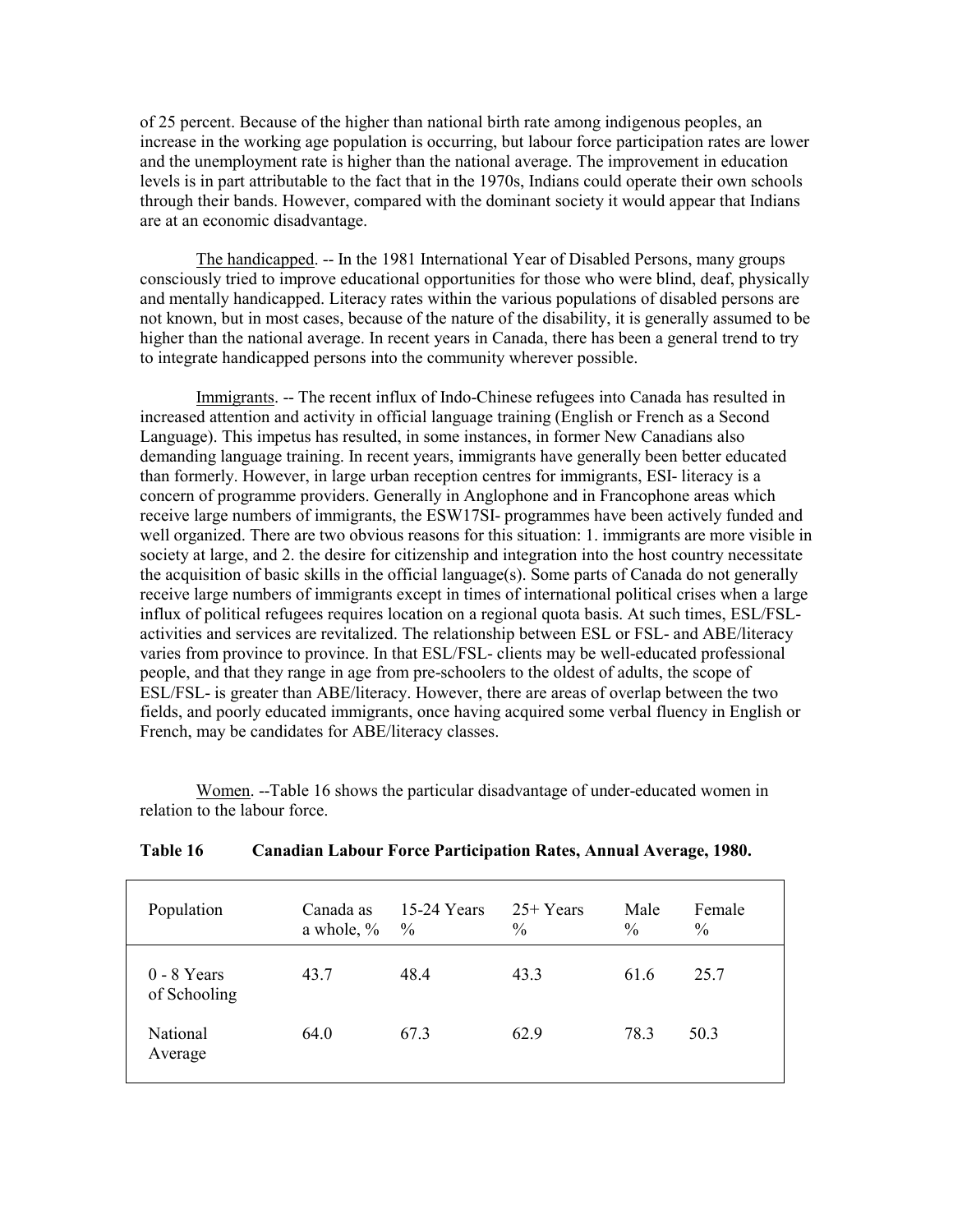of 25 percent. Because of the higher than national birth rate among indigenous peoples, an increase in the working age population is occurring, but labour force participation rates are lower and the unemployment rate is higher than the national average. The improvement in education levels is in part attributable to the fact that in the 1970s, Indians could operate their own schools through their bands. However, compared with the dominant society it would appear that Indians are at an economic disadvantage.

<u>The handicapped</u>. -- In the 1981 International Year of Disabled Persons, many groups consciously tried to improve educational opportunities for those who were blind, deaf, physically and mentally handicapped. Literacy rates within the various populations of disabled persons are not known, but in most cases, because of the nature of the disability, it is generally assumed to be higher than the national average. In recent years in Canada, there has been a general trend to try to integrate handicapped persons into the community wherever possible.

<u>Immigrants</u>. -- The recent influx of Indo-Chinese refugees into Canada has resulted in increased attention and activity in official language training (English or French as a Second Language). This impetus has resulted, in some instances, in former New Canadians also demanding language training. In recent years, immigrants have generally been better educated than formerly. However, in large urban reception centres for immigrants, ESI- literacy is a concern of programme providers. Generally in Anglophone and in Francophone areas which receive large numbers of immigrants, the ESW17SI- programmes have been actively funded and well organized. There are two obvious reasons for this situation: 1. immigrants are more visible in society at large, and 2. the desire for citizenship and integration into the host country necessitate the acquisition of basic skills in the official language(s). Some parts of Canada do not generally receive large numbers of immigrants except in times of international political crises when a large influx of political refugees requires location on a regional quota basis. At such times, ESL/FSL- activities and services are revitalized. The relationship between ESL or FSL- and ABE/literacy varies from province to province. In that ESL/FSL- clients may be well-educated professional people, and that they range in age from pre-schoolers to the oldest of adults, the scope of ESL/FSL- is greater than ABE/literacy. However, there are areas of overlap between the two fields, and poorly educated immigrants, once having acquired some verbal fluency in English or French, may be candidates for ABE/literacy classes.

<u>Women</u>. --Table 16 shows the particular disadvantage of under-educated women in relation to the labour force.

**Table 16 Canadian Labour Force Participation Rates, Annual Average, 1980.**

| Population | Canada as a whole, % | 15-24 Years % | 25+ Years % | Male % | Female % |
|---|---|---|---|---|---|
| 0 - 8 Years of Schooling | 43.7 | 48.4 | 43.3 | 61.6 | 25.7 |
| National Average | 64.0 | 67.3 | 62.9 | 78.3 | 50.3 |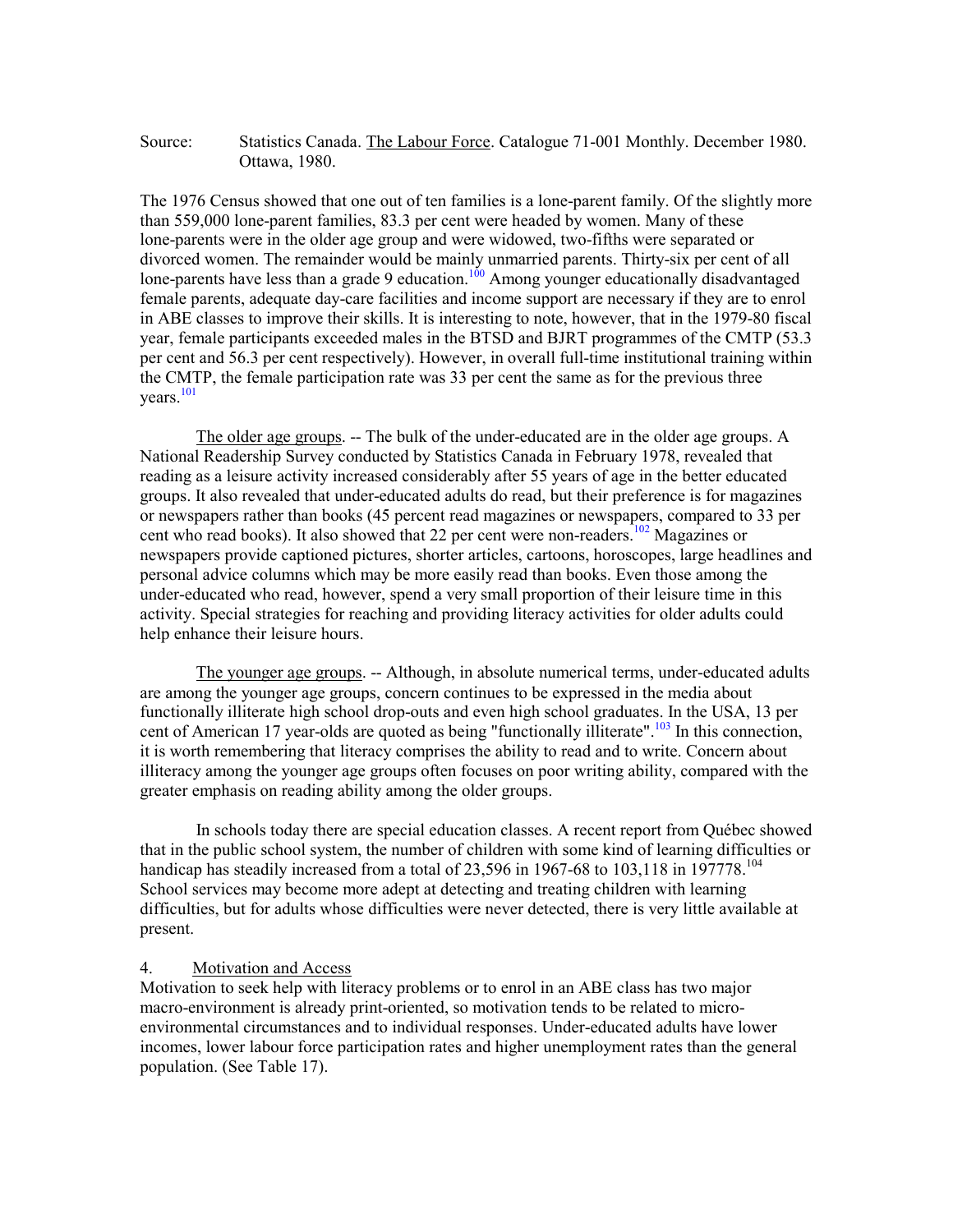Source: Statistics Canada. The Labour Force. Catalogue 71-001 Monthly. December 1980. Ottawa, 1980.

The 1976 Census showed that one out of ten families is a lone-parent family. Of the slightly more than 559,000 lone-parent families, 83.3 per cent were headed by women. Many of these lone-parents were in the older age group and were widowed, two-fifths were separated or divorced women. The remainder would be mainly unmarried parents. Thirty-six per cent of all lone-parents have less than a grade 9 education.[100] Among younger educationally disadvantaged female parents, adequate day-care facilities and income support are necessary if they are to enrol in ABE classes to improve their skills. It is interesting to note, however, that in the 1979-80 fiscal year, female participants exceeded males in the BTSD and BJRT programmes of the CMTP (53.3 per cent and 56.3 per cent respectively). However, in overall full-time institutional training within the CMTP, the female participation rate was 33 per cent the same as for the previous three years.[101]

The older age groups. -- The bulk of the under-educated are in the older age groups. A National Readership Survey conducted by Statistics Canada in February 1978, revealed that reading as a leisure activity increased considerably after 55 years of age in the better educated groups. It also revealed that under-educated adults do read, but their preference is for magazines or newspapers rather than books (45 percent read magazines or newspapers, compared to 33 per cent who read books). It also showed that 22 per cent were non-readers.[102] Magazines or newspapers provide captioned pictures, shorter articles, cartoons, horoscopes, large headlines and personal advice columns which may be more easily read than books. Even those among the under-educated who read, however, spend a very small proportion of their leisure time in this activity. Special strategies for reaching and providing literacy activities for older adults could help enhance their leisure hours.

The younger age groups. -- Although, in absolute numerical terms, under-educated adults are among the younger age groups, concern continues to be expressed in the media about functionally illiterate high school drop-outs and even high school graduates. In the USA, 13 per cent of American 17 year-olds are quoted as being "functionally illiterate".[103] In this connection, it is worth remembering that literacy comprises the ability to read and to write. Concern about illiteracy among the younger age groups often focuses on poor writing ability, compared with the greater emphasis on reading ability among the older groups.

In schools today there are special education classes. A recent report from Québec showed that in the public school system, the number of children with some kind of learning difficulties or handicap has steadily increased from a total of 23,596 in 1967-68 to 103,118 in 197778.[104] School services may become more adept at detecting and treating children with learning difficulties, but for adults whose difficulties were never detected, there is very little available at present.

4. Motivation and Access

Motivation to seek help with literacy problems or to enrol in an ABE class has two major macro-environment is already print-oriented, so motivation tends to be related to micro-environmental circumstances and to individual responses. Under-educated adults have lower incomes, lower labour force participation rates and higher unemployment rates than the general population. (See Table 17).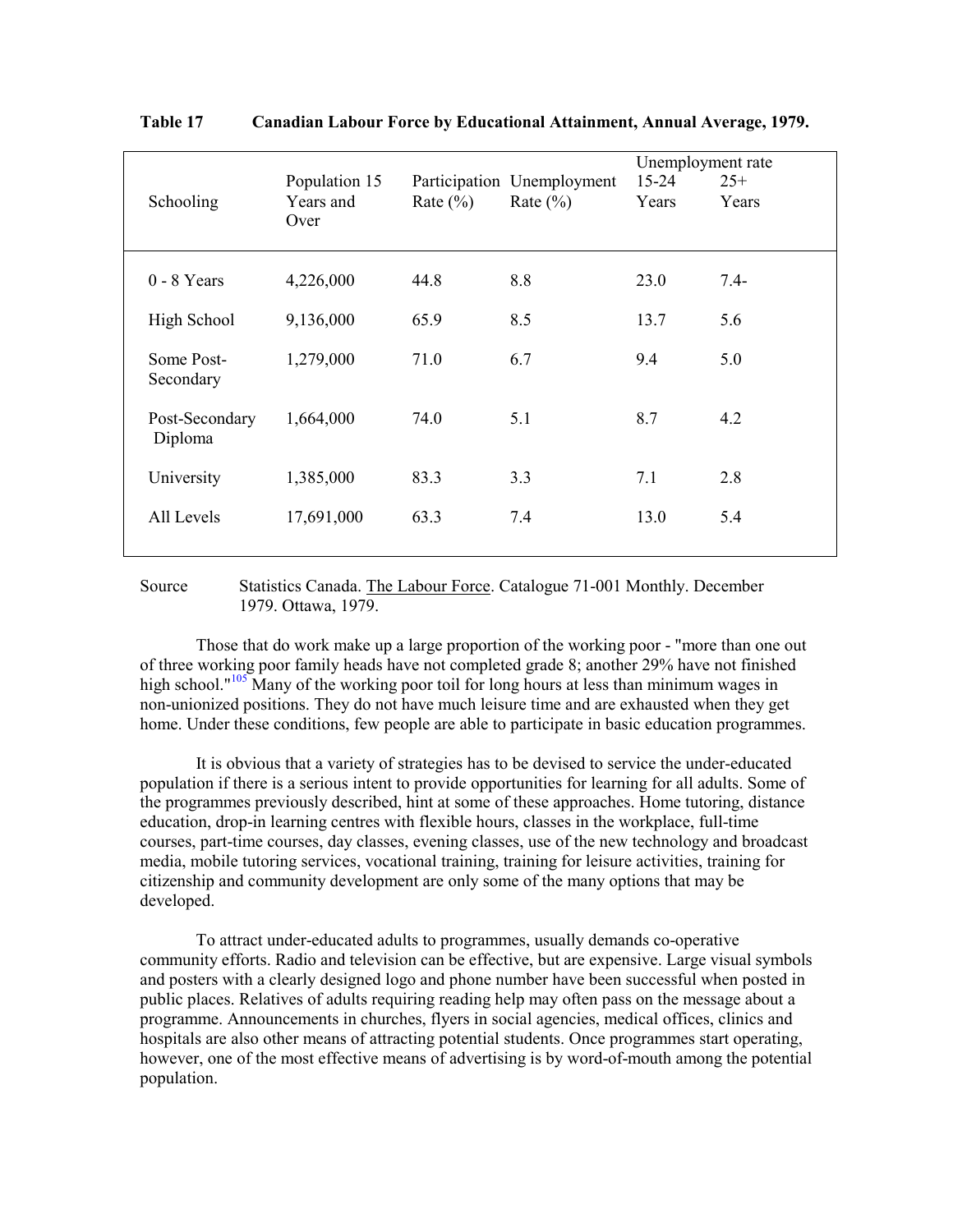**Table 17 Canadian Labour Force by Educational Attainment, Annual Average, 1979.**

| Schooling | Population 15 Years and Over | Participation Rate (%) | Unemployment Rate (%) | Unemployment rate 15-24 Years | 25+ Years |
|---|---|---|---|---|---|
| 0 - 8 Years | 4,226,000 | 44.8 | 8.8 | 23.0 | 7.4- |
| High School | 9,136,000 | 65.9 | 8.5 | 13.7 | 5.6 |
| Some Post-Secondary | 1,279,000 | 71.0 | 6.7 | 9.4 | 5.0 |
| Post-Secondary Diploma | 1,664,000 | 74.0 | 5.1 | 8.7 | 4.2 |
| University | 1,385,000 | 83.3 | 3.3 | 7.1 | 2.8 |
| All Levels | 17,691,000 | 63.3 | 7.4 | 13.0 | 5.4 |

Source Statistics Canada. The Labour Force. Catalogue 71-001 Monthly. December 1979. Ottawa, 1979.

Those that do work make up a large proportion of the working poor - "more than one out of three working poor family heads have not completed grade 8; another 29% have not finished high school."[105] Many of the working poor toil for long hours at less than minimum wages in non-unionized positions. They do not have much leisure time and are exhausted when they get home. Under these conditions, few people are able to participate in basic education programmes.

It is obvious that a variety of strategies has to be devised to service the under-educated population if there is a serious intent to provide opportunities for learning for all adults. Some of the programmes previously described, hint at some of these approaches. Home tutoring, distance education, drop-in learning centres with flexible hours, classes in the workplace, full-time courses, part-time courses, day classes, evening classes, use of the new technology and broadcast media, mobile tutoring services, vocational training, training for leisure activities, training for citizenship and community development are only some of the many options that may be developed.

To attract under-educated adults to programmes, usually demands co-operative community efforts. Radio and television can be effective, but are expensive. Large visual symbols and posters with a clearly designed logo and phone number have been successful when posted in public places. Relatives of adults requiring reading help may often pass on the message about a programme. Announcements in churches, flyers in social agencies, medical offices, clinics and hospitals are also other means of attracting potential students. Once programmes start operating, however, one of the most effective means of advertising is by word-of-mouth among the potential population.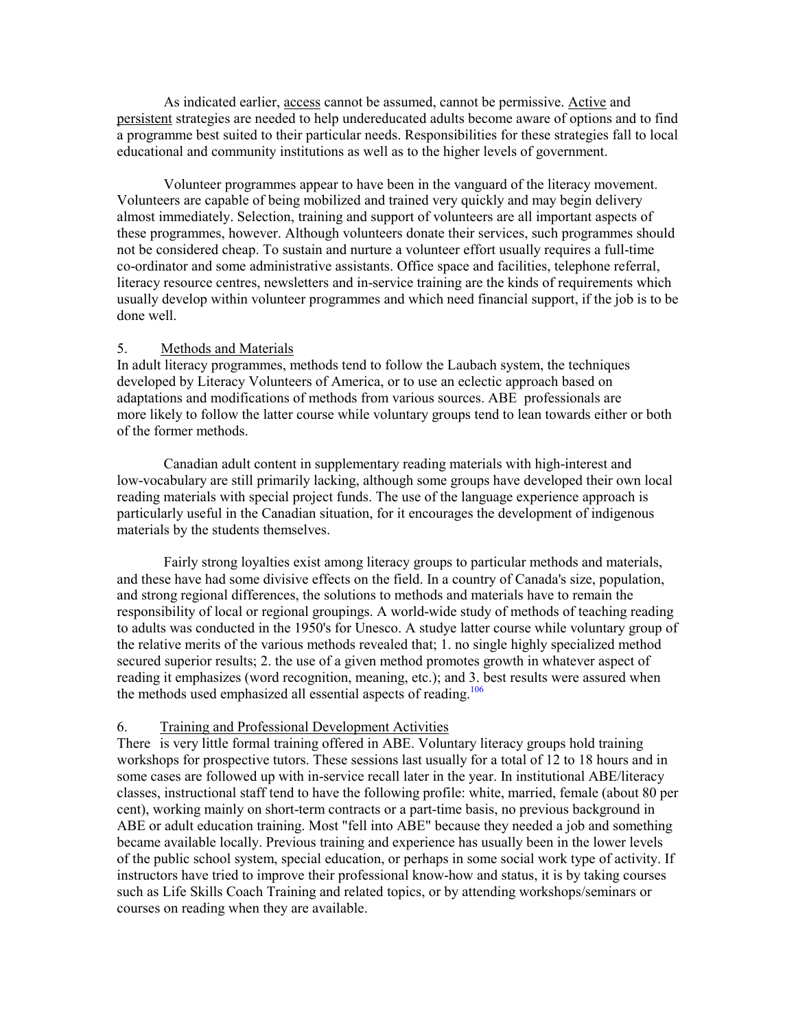As indicated earlier, <u>access</u> cannot be assumed, cannot be permissive. <u>Active</u> and <u>persistent</u> strategies are needed to help undereducated adults become aware of options and to find a programme best suited to their particular needs. Responsibilities for these strategies fall to local educational and community institutions as well as to the higher levels of government.

Volunteer programmes appear to have been in the vanguard of the literacy movement. Volunteers are capable of being mobilized and trained very quickly and may begin delivery almost immediately. Selection, training and support of volunteers are all important aspects of these programmes, however. Although volunteers donate their services, such programmes should not be considered cheap. To sustain and nurture a volunteer effort usually requires a full-time co-ordinator and some administrative assistants. Office space and facilities, telephone referral, literacy resource centres, newsletters and in-service training are the kinds of requirements which usually develop within volunteer programmes and which need financial support, if the job is to be done well.

5. <u>Methods and Materials</u>

In adult literacy programmes, methods tend to follow the Laubach system, the techniques developed by Literacy Volunteers of America, or to use an eclectic approach based on adaptations and modifications of methods from various sources. ABE professionals are more likely to follow the latter course while voluntary groups tend to lean towards either or both of the former methods.

Canadian adult content in supplementary reading materials with high-interest and low-vocabulary are still primarily lacking, although some groups have developed their own local reading materials with special project funds. The use of the language experience approach is particularly useful in the Canadian situation, for it encourages the development of indigenous materials by the students themselves.

Fairly strong loyalties exist among literacy groups to particular methods and materials, and these have had some divisive effects on the field. In a country of Canada's size, population, and strong regional differences, the solutions to methods and materials have to remain the responsibility of local or regional groupings. A world-wide study of methods of teaching reading to adults was conducted in the 1950's for Unesco. A studye latter course while voluntary group of the relative merits of the various methods revealed that; 1. no single highly specialized method secured superior results; 2. the use of a given method promotes growth in whatever aspect of reading it emphasizes (word recognition, meaning, etc.); and 3. best results were assured when the methods used emphasized all essential aspects of reading.[106]

6. <u>Training and Professional Development Activities</u>

There is very little formal training offered in ABE. Voluntary literacy groups hold training workshops for prospective tutors. These sessions last usually for a total of 12 to 18 hours and in some cases are followed up with in-service recall later in the year. In institutional ABE/literacy classes, instructional staff tend to have the following profile: white, married, female (about 80 per cent), working mainly on short-term contracts or a part-time basis, no previous background in ABE or adult education training. Most "fell into ABE" because they needed a job and something became available locally. Previous training and experience has usually been in the lower levels of the public school system, special education, or perhaps in some social work type of activity. If instructors have tried to improve their professional know-how and status, it is by taking courses such as Life Skills Coach Training and related topics, or by attending workshops/seminars or courses on reading when they are available.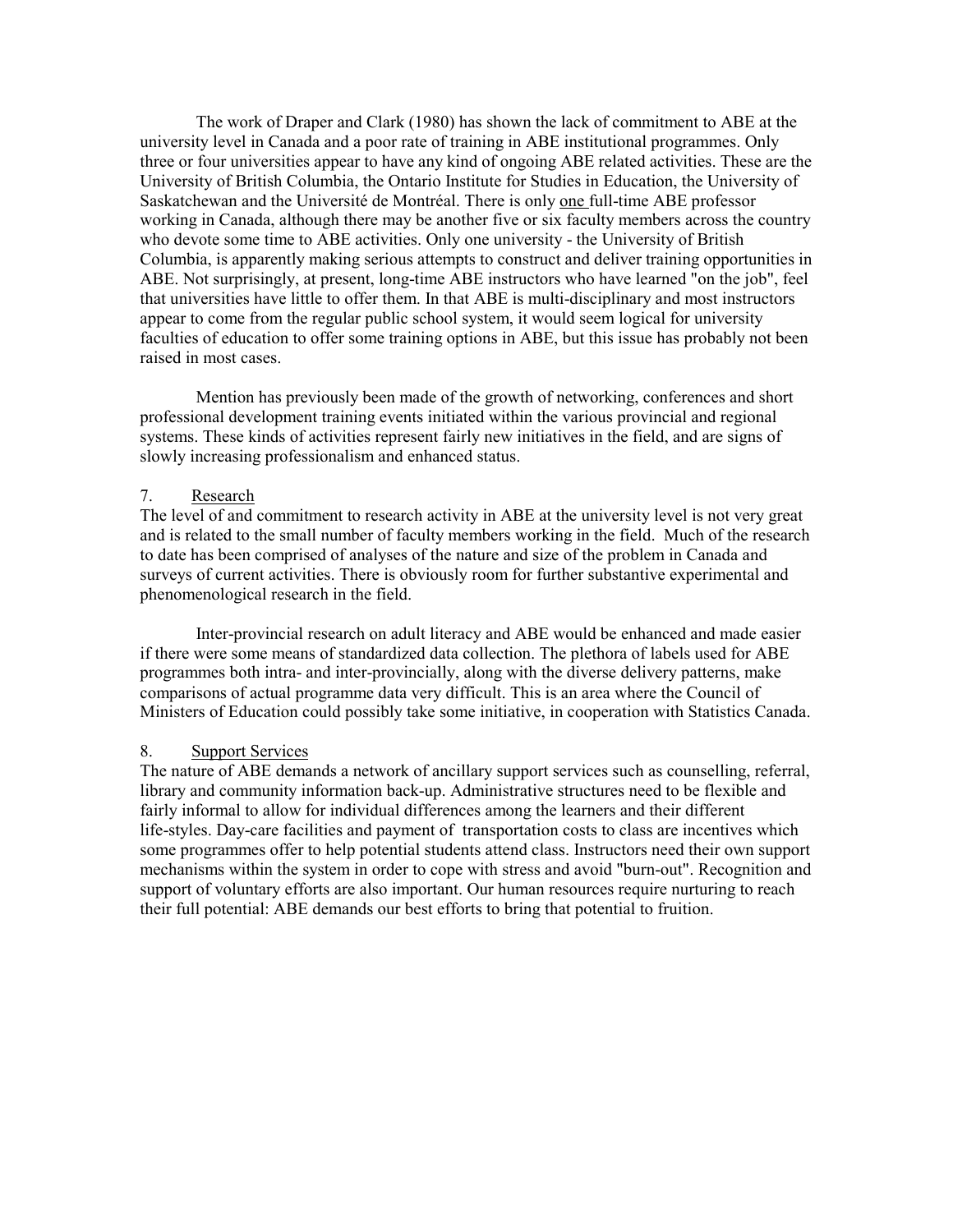The work of Draper and Clark (1980) has shown the lack of commitment to ABE at the university level in Canada and a poor rate of training in ABE institutional programmes. Only three or four universities appear to have any kind of ongoing ABE related activities. These are the University of British Columbia, the Ontario Institute for Studies in Education, the University of Saskatchewan and the Université de Montréal. There is only <u>one</u> full-time ABE professor working in Canada, although there may be another five or six faculty members across the country who devote some time to ABE activities. Only one university - the University of British Columbia, is apparently making serious attempts to construct and deliver training opportunities in ABE. Not surprisingly, at present, long-time ABE instructors who have learned "on the job", feel that universities have little to offer them. In that ABE is multi-disciplinary and most instructors appear to come from the regular public school system, it would seem logical for university faculties of education to offer some training options in ABE, but this issue has probably not been raised in most cases.

Mention has previously been made of the growth of networking, conferences and short professional development training events initiated within the various provincial and regional systems. These kinds of activities represent fairly new initiatives in the field, and are signs of slowly increasing professionalism and enhanced status.

## 7. <u>Research</u>

The level of and commitment to research activity in ABE at the university level is not very great and is related to the small number of faculty members working in the field. Much of the research to date has been comprised of analyses of the nature and size of the problem in Canada and surveys of current activities. There is obviously room for further substantive experimental and phenomenological research in the field.

Inter-provincial research on adult literacy and ABE would be enhanced and made easier if there were some means of standardized data collection. The plethora of labels used for ABE programmes both intra- and inter-provincially, along with the diverse delivery patterns, make comparisons of actual programme data very difficult. This is an area where the Council of Ministers of Education could possibly take some initiative, in cooperation with Statistics Canada.

## 8. <u>Support Services</u>

The nature of ABE demands a network of ancillary support services such as counselling, referral, library and community information back-up. Administrative structures need to be flexible and fairly informal to allow for individual differences among the learners and their different life-styles. Day-care facilities and payment of transportation costs to class are incentives which some programmes offer to help potential students attend class. Instructors need their own support mechanisms within the system in order to cope with stress and avoid "burn-out". Recognition and support of voluntary efforts are also important. Our human resources require nurturing to reach their full potential: ABE demands our best efforts to bring that potential to fruition.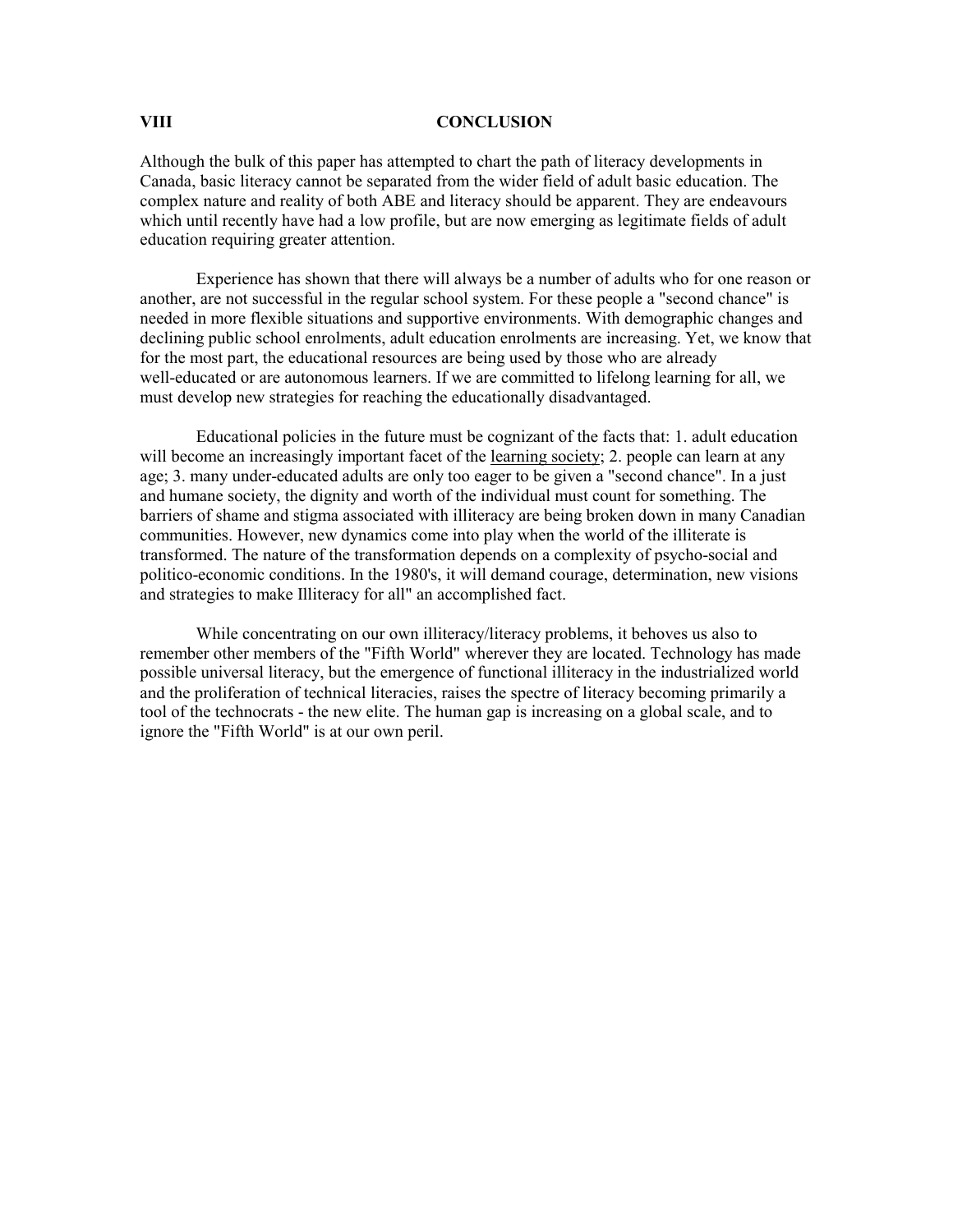## VIII CONCLUSION

Although the bulk of this paper has attempted to chart the path of literacy developments in Canada, basic literacy cannot be separated from the wider field of adult basic education. The complex nature and reality of both ABE and literacy should be apparent. They are endeavours which until recently have had a low profile, but are now emerging as legitimate fields of adult education requiring greater attention.

Experience has shown that there will always be a number of adults who for one reason or another, are not successful in the regular school system. For these people a "second chance" is needed in more flexible situations and supportive environments. With demographic changes and declining public school enrolments, adult education enrolments are increasing. Yet, we know that for the most part, the educational resources are being used by those who are already well-educated or are autonomous learners. If we are committed to lifelong learning for all, we must develop new strategies for reaching the educationally disadvantaged.

Educational policies in the future must be cognizant of the facts that: 1. adult education will become an increasingly important facet of the <u>learning society</u>; 2. people can learn at any age; 3. many under-educated adults are only too eager to be given a "second chance". In a just and humane society, the dignity and worth of the individual must count for something. The barriers of shame and stigma associated with illiteracy are being broken down in many Canadian communities. However, new dynamics come into play when the world of the illiterate is transformed. The nature of the transformation depends on a complexity of psycho-social and politico-economic conditions. In the 1980's, it will demand courage, determination, new visions and strategies to make Illiteracy for all" an accomplished fact.

While concentrating on our own illiteracy/literacy problems, it behoves us also to remember other members of the "Fifth World" wherever they are located. Technology has made possible universal literacy, but the emergence of functional illiteracy in the industrialized world and the proliferation of technical literacies, raises the spectre of literacy becoming primarily a tool of the technocrats - the new elite. The human gap is increasing on a global scale, and to ignore the "Fifth World" is at our own peril.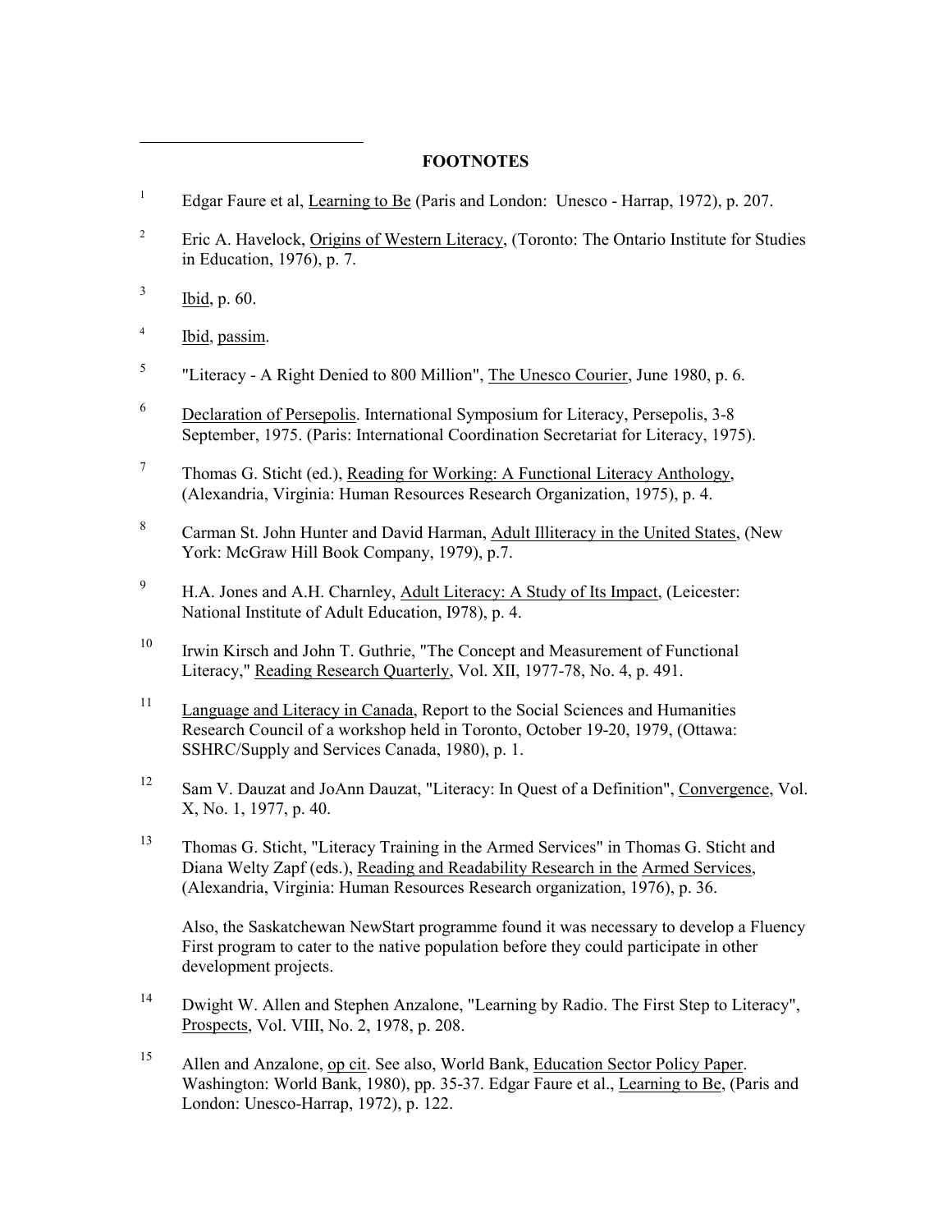## FOOTNOTES

[1] Edgar Faure et al, Learning to Be (Paris and London: Unesco - Harrap, 1972), p. 207.

[2] Eric A. Havelock, Origins of Western Literacy, (Toronto: The Ontario Institute for Studies in Education, 1976), p. 7.

[3] Ibid, p. 60.

[4] Ibid, passim.

[5] "Literacy - A Right Denied to 800 Million", The Unesco Courier, June 1980, p. 6.

[6] Declaration of Persepolis. International Symposium for Literacy, Persepolis, 3-8 September, 1975. (Paris: International Coordination Secretariat for Literacy, 1975).

[7] Thomas G. Sticht (ed.), Reading for Working: A Functional Literacy Anthology, (Alexandria, Virginia: Human Resources Research Organization, 1975), p. 4.

[8] Carman St. John Hunter and David Harman, Adult Illiteracy in the United States, (New York: McGraw Hill Book Company, 1979), p.7.

[9] H.A. Jones and A.H. Charnley, Adult Literacy: A Study of Its Impact, (Leicester: National Institute of Adult Education, I978), p. 4.

[10] Irwin Kirsch and John T. Guthrie, "The Concept and Measurement of Functional Literacy," Reading Research Quarterly, Vol. XII, 1977-78, No. 4, p. 491.

[11] Language and Literacy in Canada, Report to the Social Sciences and Humanities Research Council of a workshop held in Toronto, October 19-20, 1979, (Ottawa: SSHRC/Supply and Services Canada, 1980), p. 1.

[12] Sam V. Dauzat and JoAnn Dauzat, "Literacy: In Quest of a Definition", Convergence, Vol. X, No. 1, 1977, p. 40.

[13] Thomas G. Sticht, "Literacy Training in the Armed Services" in Thomas G. Sticht and Diana Welty Zapf (eds.), Reading and Readability Research in the Armed Services, (Alexandria, Virginia: Human Resources Research organization, 1976), p. 36.

Also, the Saskatchewan NewStart programme found it was necessary to develop a Fluency First program to cater to the native population before they could participate in other development projects.

[14] Dwight W. Allen and Stephen Anzalone, "Learning by Radio. The First Step to Literacy", Prospects, Vol. VIII, No. 2, 1978, p. 208.

[15] Allen and Anzalone, op cit. See also, World Bank, Education Sector Policy Paper. Washington: World Bank, 1980), pp. 35-37. Edgar Faure et al., Learning to Be, (Paris and London: Unesco-Harrap, 1972), p. 122.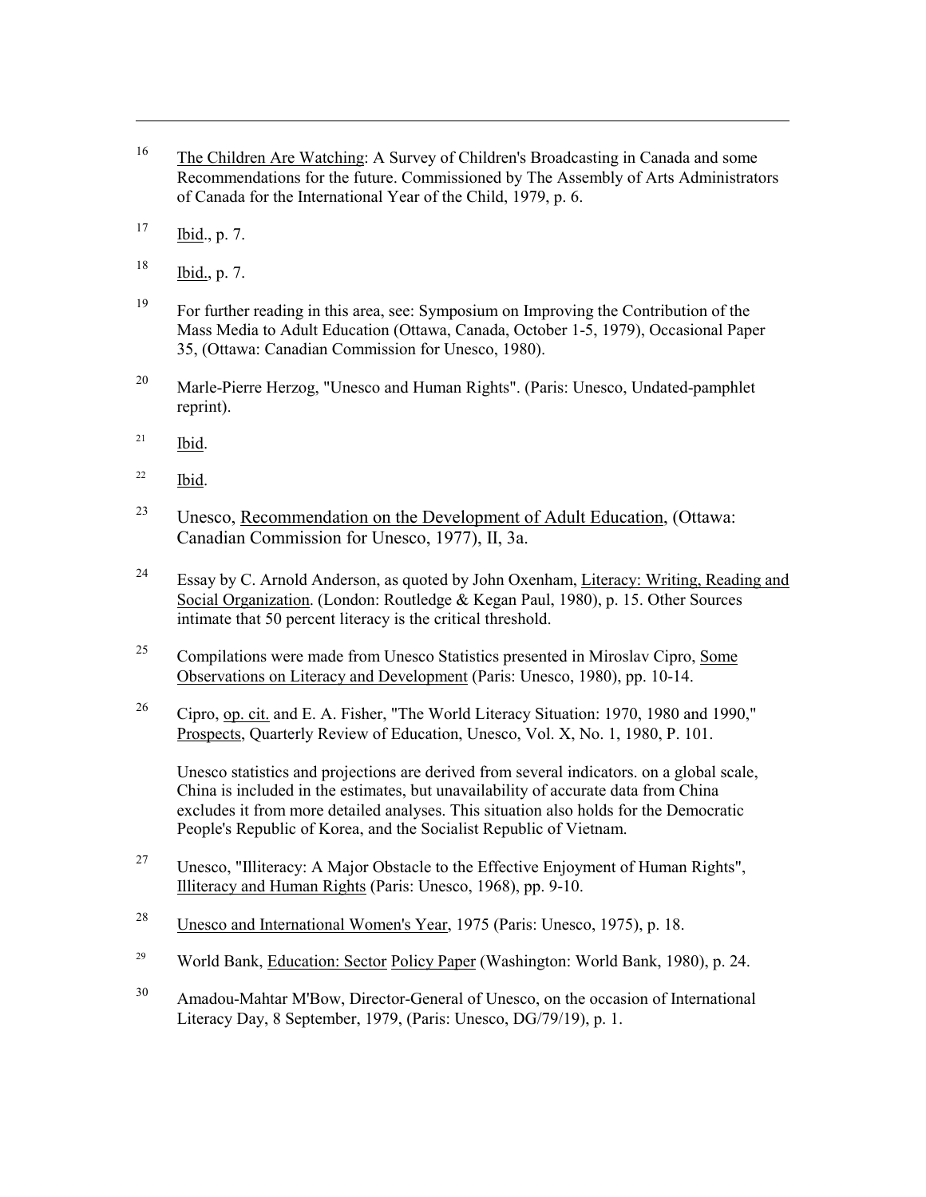[16] The Children Are Watching: A Survey of Children's Broadcasting in Canada and some Recommendations for the future. Commissioned by The Assembly of Arts Administrators of Canada for the International Year of the Child, 1979, p. 6.

[17] Ibid., p. 7.

[18] Ibid., p. 7.

[19] For further reading in this area, see: Symposium on Improving the Contribution of the Mass Media to Adult Education (Ottawa, Canada, October 1-5, 1979), Occasional Paper 35, (Ottawa: Canadian Commission for Unesco, 1980).

[20] Marle-Pierre Herzog, "Unesco and Human Rights". (Paris: Unesco, Undated-pamphlet reprint).

[21] Ibid.

[22] Ibid.

[23] Unesco, Recommendation on the Development of Adult Education, (Ottawa: Canadian Commission for Unesco, 1977), II, 3a.

[24] Essay by C. Arnold Anderson, as quoted by John Oxenham, Literacy: Writing, Reading and Social Organization. (London: Routledge & Kegan Paul, 1980), p. 15. Other Sources intimate that 50 percent literacy is the critical threshold.

[25] Compilations were made from Unesco Statistics presented in Miroslav Cipro, Some Observations on Literacy and Development (Paris: Unesco, 1980), pp. 10-14.

[26] Cipro, op. cit. and E. A. Fisher, "The World Literacy Situation: 1970, 1980 and 1990," Prospects, Quarterly Review of Education, Unesco, Vol. X, No. 1, 1980, P. 101.

Unesco statistics and projections are derived from several indicators. on a global scale, China is included in the estimates, but unavailability of accurate data from China excludes it from more detailed analyses. This situation also holds for the Democratic People's Republic of Korea, and the Socialist Republic of Vietnam.

[27] Unesco, "Illiteracy: A Major Obstacle to the Effective Enjoyment of Human Rights", Illiteracy and Human Rights (Paris: Unesco, 1968), pp. 9-10.

[28] Unesco and International Women's Year, 1975 (Paris: Unesco, 1975), p. 18.

[29] World Bank, Education: Sector Policy Paper (Washington: World Bank, 1980), p. 24.

[30] Amadou-Mahtar M'Bow, Director-General of Unesco, on the occasion of International Literacy Day, 8 September, 1979, (Paris: Unesco, DG/79/19), p. 1.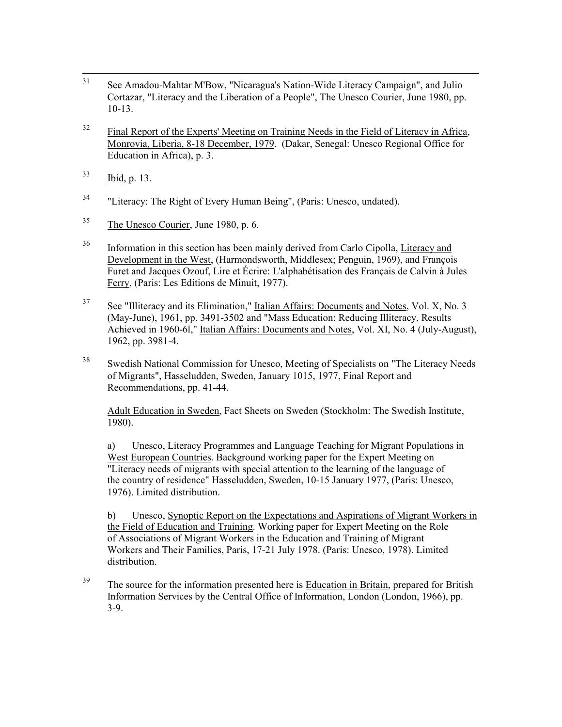31 See Amadou-Mahtar M'Bow, "Nicaragua's Nation-Wide Literacy Campaign", and Julio Cortazar, "Literacy and the Liberation of a People", The Unesco Courier, June 1980, pp. 10-13.

32 Final Report of the Experts' Meeting on Training Needs in the Field of Literacy in Africa, Monrovia, Liberia, 8-18 December, 1979. (Dakar, Senegal: Unesco Regional Office for Education in Africa), p. 3.

33 Ibid, p. 13.

34 "Literacy: The Right of Every Human Being", (Paris: Unesco, undated).

35 The Unesco Courier, June 1980, p. 6.

36 Information in this section has been mainly derived from Carlo Cipolla, Literacy and Development in the West, (Harmondsworth, Middlesex; Penguin, 1969), and François Furet and Jacques Ozouf, Lire et Écrire: L'alphabétisation des Français de Calvin à Jules Ferry, (Paris: Les Editions de Minuit, 1977).

37 See "Illiteracy and its Elimination," Italian Affairs: Documents and Notes, Vol. X, No. 3 (May-June), 1961, pp. 3491-3502 and "Mass Education: Reducing Illiteracy, Results Achieved in 1960-6l," Italian Affairs: Documents and Notes, Vol. XI, No. 4 (July-August), 1962, pp. 3981-4.

38 Swedish National Commission for Unesco, Meeting of Specialists on "The Literacy Needs of Migrants", Hasseludden, Sweden, January 1015, 1977, Final Report and Recommendations, pp. 41-44.

Adult Education in Sweden, Fact Sheets on Sweden (Stockholm: The Swedish Institute, 1980).

a) Unesco, Literacy Programmes and Language Teaching for Migrant Populations in West European Countries. Background working paper for the Expert Meeting on "Literacy needs of migrants with special attention to the learning of the language of the country of residence" Hasseludden, Sweden, 10-15 January 1977, (Paris: Unesco, 1976). Limited distribution.

b) Unesco, Synoptic Report on the Expectations and Aspirations of Migrant Workers in the Field of Education and Training. Working paper for Expert Meeting on the Role of Associations of Migrant Workers in the Education and Training of Migrant Workers and Their Families, Paris, 17-21 July 1978. (Paris: Unesco, 1978). Limited distribution.

39 The source for the information presented here is Education in Britain, prepared for British Information Services by the Central Office of Information, London (London, 1966), pp. 3-9.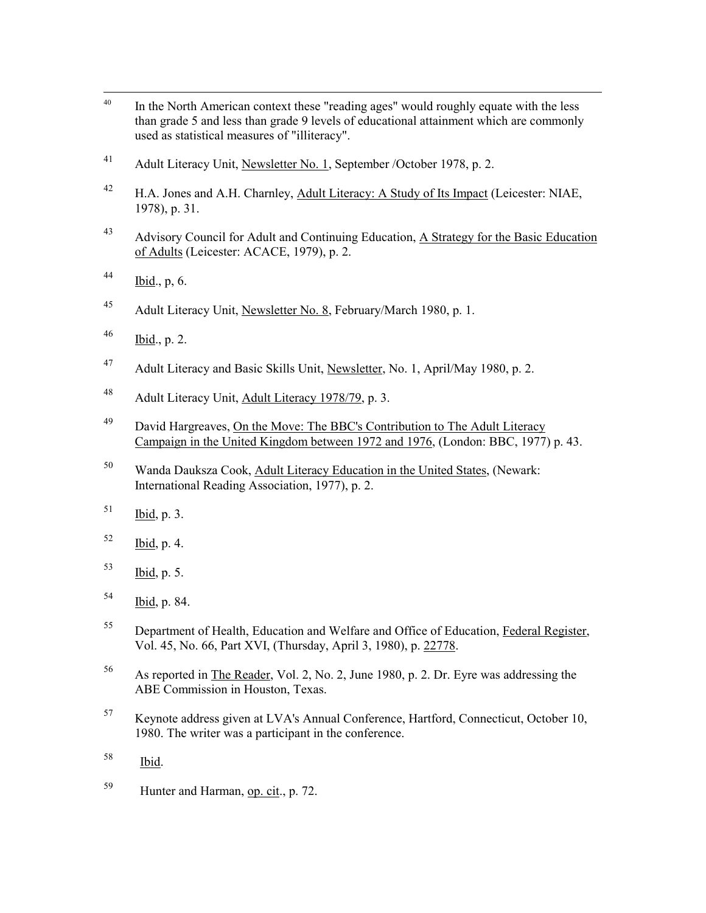[40] In the North American context these "reading ages" would roughly equate with the less than grade 5 and less than grade 9 levels of educational attainment which are commonly used as statistical measures of "illiteracy".

[41] Adult Literacy Unit, Newsletter No. 1, September /October 1978, p. 2.

[42] H.A. Jones and A.H. Charnley, Adult Literacy: A Study of Its Impact (Leicester: NIAE, 1978), p. 31.

[43] Advisory Council for Adult and Continuing Education, A Strategy for the Basic Education of Adults (Leicester: ACACE, 1979), p. 2.

[44] Ibid., p, 6.

[45] Adult Literacy Unit, Newsletter No. 8, February/March 1980, p. 1.

[46] Ibid., p. 2.

[47] Adult Literacy and Basic Skills Unit, Newsletter, No. 1, April/May 1980, p. 2.

[48] Adult Literacy Unit, Adult Literacy 1978/79, p. 3.

[49] David Hargreaves, On the Move: The BBC's Contribution to The Adult Literacy Campaign in the United Kingdom between 1972 and 1976, (London: BBC, 1977) p. 43.

[50] Wanda Dauksza Cook, Adult Literacy Education in the United States, (Newark: International Reading Association, 1977), p. 2.

[51] Ibid, p. 3.

[52] Ibid, p. 4.

[53] Ibid, p. 5.

[54] Ibid, p. 84.

[55] Department of Health, Education and Welfare and Office of Education, Federal Register, Vol. 45, No. 66, Part XVI, (Thursday, April 3, 1980), p. 22778.

[56] As reported in The Reader, Vol. 2, No. 2, June 1980, p. 2. Dr. Eyre was addressing the ABE Commission in Houston, Texas.

[57] Keynote address given at LVA's Annual Conference, Hartford, Connecticut, October 10, 1980. The writer was a participant in the conference.

[58] Ibid.

[59] Hunter and Harman, op. cit., p. 72.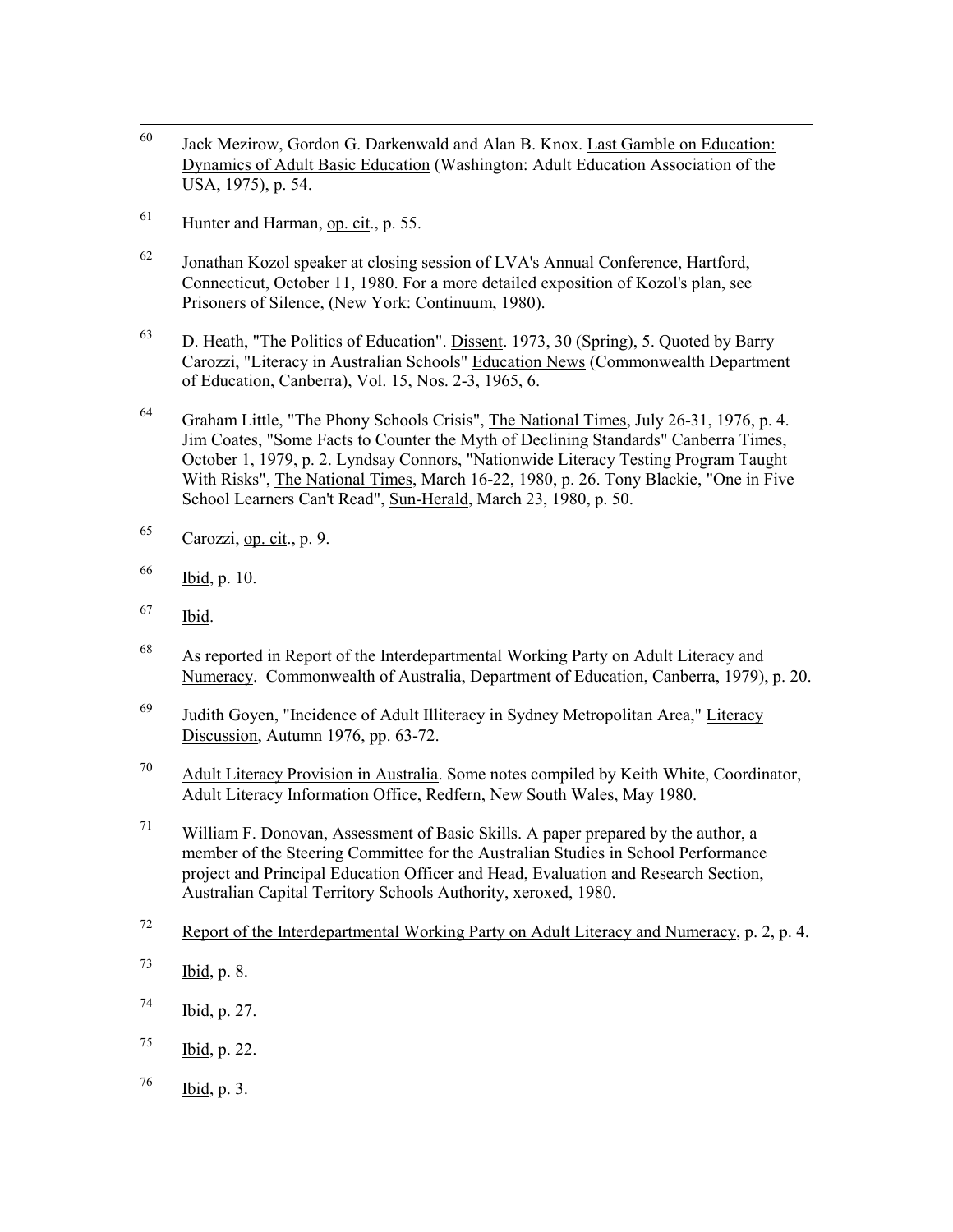[60] Jack Mezirow, Gordon G. Darkenwald and Alan B. Knox. Last Gamble on Education: Dynamics of Adult Basic Education (Washington: Adult Education Association of the USA, 1975), p. 54.

[61] Hunter and Harman, op. cit., p. 55.

[62] Jonathan Kozol speaker at closing session of LVA's Annual Conference, Hartford, Connecticut, October 11, 1980. For a more detailed exposition of Kozol's plan, see Prisoners of Silence, (New York: Continuum, 1980).

[63] D. Heath, "The Politics of Education". Dissent. 1973, 30 (Spring), 5. Quoted by Barry Carozzi, "Literacy in Australian Schools" Education News (Commonwealth Department of Education, Canberra), Vol. 15, Nos. 2-3, 1965, 6.

[64] Graham Little, "The Phony Schools Crisis", The National Times, July 26-31, 1976, p. 4. Jim Coates, "Some Facts to Counter the Myth of Declining Standards" Canberra Times, October 1, 1979, p. 2. Lyndsay Connors, "Nationwide Literacy Testing Program Taught With Risks", The National Times, March 16-22, 1980, p. 26. Tony Blackie, "One in Five School Learners Can't Read", Sun-Herald, March 23, 1980, p. 50.

[65] Carozzi, op. cit., p. 9.

[66] Ibid, p. 10.

[67] Ibid.

[68] As reported in Report of the Interdepartmental Working Party on Adult Literacy and Numeracy. Commonwealth of Australia, Department of Education, Canberra, 1979), p. 20.

[69] Judith Goyen, "Incidence of Adult Illiteracy in Sydney Metropolitan Area," Literacy Discussion, Autumn 1976, pp. 63-72.

[70] Adult Literacy Provision in Australia. Some notes compiled by Keith White, Coordinator, Adult Literacy Information Office, Redfern, New South Wales, May 1980.

[71] William F. Donovan, Assessment of Basic Skills. A paper prepared by the author, a member of the Steering Committee for the Australian Studies in School Performance project and Principal Education Officer and Head, Evaluation and Research Section, Australian Capital Territory Schools Authority, xeroxed, 1980.

[72] Report of the Interdepartmental Working Party on Adult Literacy and Numeracy, p. 2, p. 4.

[73] Ibid, p. 8.

[74] Ibid, p. 27.

[75] Ibid, p. 22.

[76] Ibid, p. 3.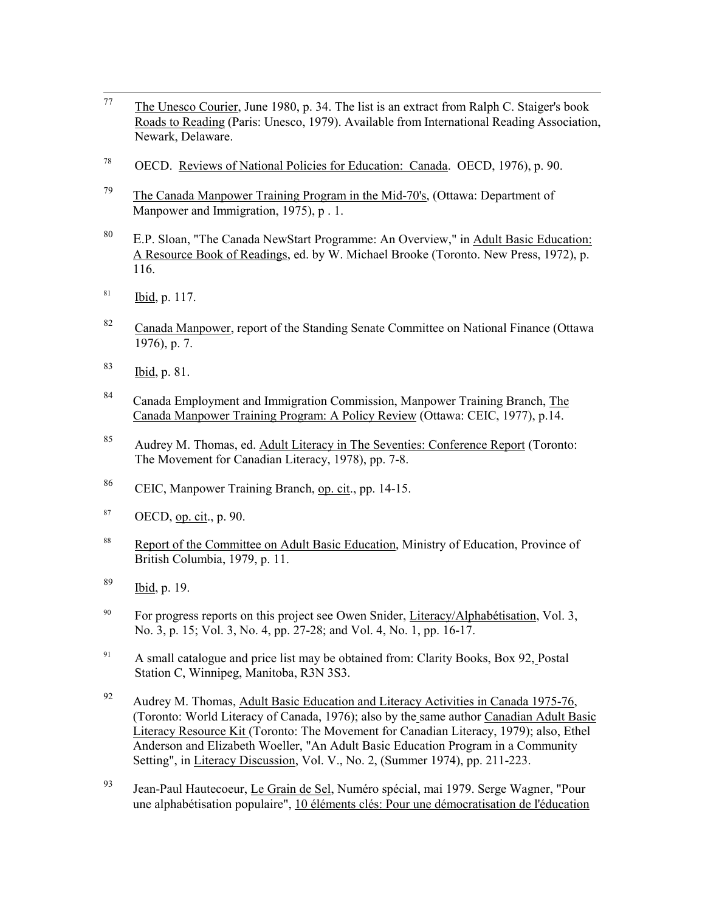[77] The Unesco Courier, June 1980, p. 34. The list is an extract from Ralph C. Staiger's book Roads to Reading (Paris: Unesco, 1979). Available from International Reading Association, Newark, Delaware.

[78] OECD. Reviews of National Policies for Education: Canada. OECD, 1976), p. 90.

[79] The Canada Manpower Training Program in the Mid-70's, (Ottawa: Department of Manpower and Immigration, 1975), p . 1.

[80] E.P. Sloan, "The Canada NewStart Programme: An Overview," in Adult Basic Education: A Resource Book of Readings, ed. by W. Michael Brooke (Toronto. New Press, 1972), p. 116.

[81] Ibid, p. 117.

[82] Canada Manpower, report of the Standing Senate Committee on National Finance (Ottawa 1976), p. 7.

[83] Ibid, p. 81.

[84] Canada Employment and Immigration Commission, Manpower Training Branch, The Canada Manpower Training Program: A Policy Review (Ottawa: CEIC, 1977), p.14.

[85] Audrey M. Thomas, ed. Adult Literacy in The Seventies: Conference Report (Toronto: The Movement for Canadian Literacy, 1978), pp. 7-8.

[86] CEIC, Manpower Training Branch, op. cit., pp. 14-15.

[87] OECD, op. cit., p. 90.

[88] Report of the Committee on Adult Basic Education, Ministry of Education, Province of British Columbia, 1979, p. 11.

[89] Ibid, p. 19.

[90] For progress reports on this project see Owen Snider, Literacy/Alphabétisation, Vol. 3, No. 3, p. 15; Vol. 3, No. 4, pp. 27-28; and Vol. 4, No. 1, pp. 16-17.

[91] A small catalogue and price list may be obtained from: Clarity Books, Box 92, Postal Station C, Winnipeg, Manitoba, R3N 3S3.

[92] Audrey M. Thomas, Adult Basic Education and Literacy Activities in Canada 1975-76, (Toronto: World Literacy of Canada, 1976); also by the same author Canadian Adult Basic Literacy Resource Kit (Toronto: The Movement for Canadian Literacy, 1979); also, Ethel Anderson and Elizabeth Woeller, "An Adult Basic Education Program in a Community Setting", in Literacy Discussion, Vol. V., No. 2, (Summer 1974), pp. 211-223.

[93] Jean-Paul Hautecoeur, Le Grain de Sel, Numéro spécial, mai 1979. Serge Wagner, "Pour une alphabétisation populaire", 10 éléments clés: Pour une démocratisation de l'éducation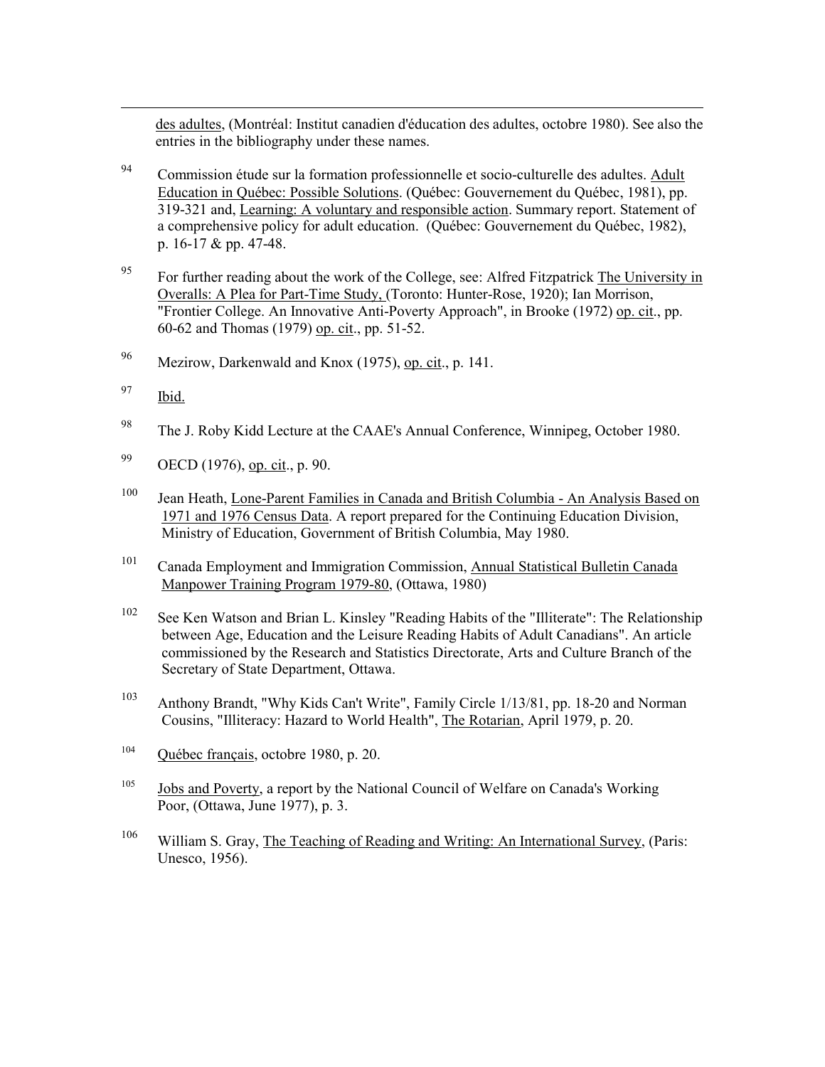des adultes, (Montréal: Institut canadien d'éducation des adultes, octobre 1980). See also the entries in the bibliography under these names.

[94] Commission étude sur la formation professionnelle et socio-culturelle des adultes. Adult Education in Québec: Possible Solutions. (Québec: Gouvernement du Québec, 1981), pp. 319-321 and, Learning: A voluntary and responsible action. Summary report. Statement of a comprehensive policy for adult education. (Québec: Gouvernement du Québec, 1982), p. 16-17 & pp. 47-48.

[95] For further reading about the work of the College, see: Alfred Fitzpatrick The University in Overalls: A Plea for Part-Time Study, (Toronto: Hunter-Rose, 1920); Ian Morrison, "Frontier College. An Innovative Anti-Poverty Approach", in Brooke (1972) op. cit., pp. 60-62 and Thomas (1979) op. cit., pp. 51-52.

[96] Mezirow, Darkenwald and Knox (1975), op. cit., p. 141.

[97] Ibid.

[98] The J. Roby Kidd Lecture at the CAAE's Annual Conference, Winnipeg, October 1980.

[99] OECD (1976), op. cit., p. 90.

[100] Jean Heath, Lone-Parent Families in Canada and British Columbia - An Analysis Based on 1971 and 1976 Census Data. A report prepared for the Continuing Education Division, Ministry of Education, Government of British Columbia, May 1980.

[101] Canada Employment and Immigration Commission, Annual Statistical Bulletin Canada Manpower Training Program 1979-80, (Ottawa, 1980)

[102] See Ken Watson and Brian L. Kinsley "Reading Habits of the "Illiterate": The Relationship between Age, Education and the Leisure Reading Habits of Adult Canadians". An article commissioned by the Research and Statistics Directorate, Arts and Culture Branch of the Secretary of State Department, Ottawa.

[103] Anthony Brandt, "Why Kids Can't Write", Family Circle 1/13/81, pp. 18-20 and Norman Cousins, "Illiteracy: Hazard to World Health", The Rotarian, April 1979, p. 20.

[104] Québec français, octobre 1980, p. 20.

[105] Jobs and Poverty, a report by the National Council of Welfare on Canada's Working Poor, (Ottawa, June 1977), p. 3.

[106] William S. Gray, The Teaching of Reading and Writing: An International Survey, (Paris: Unesco, 1956).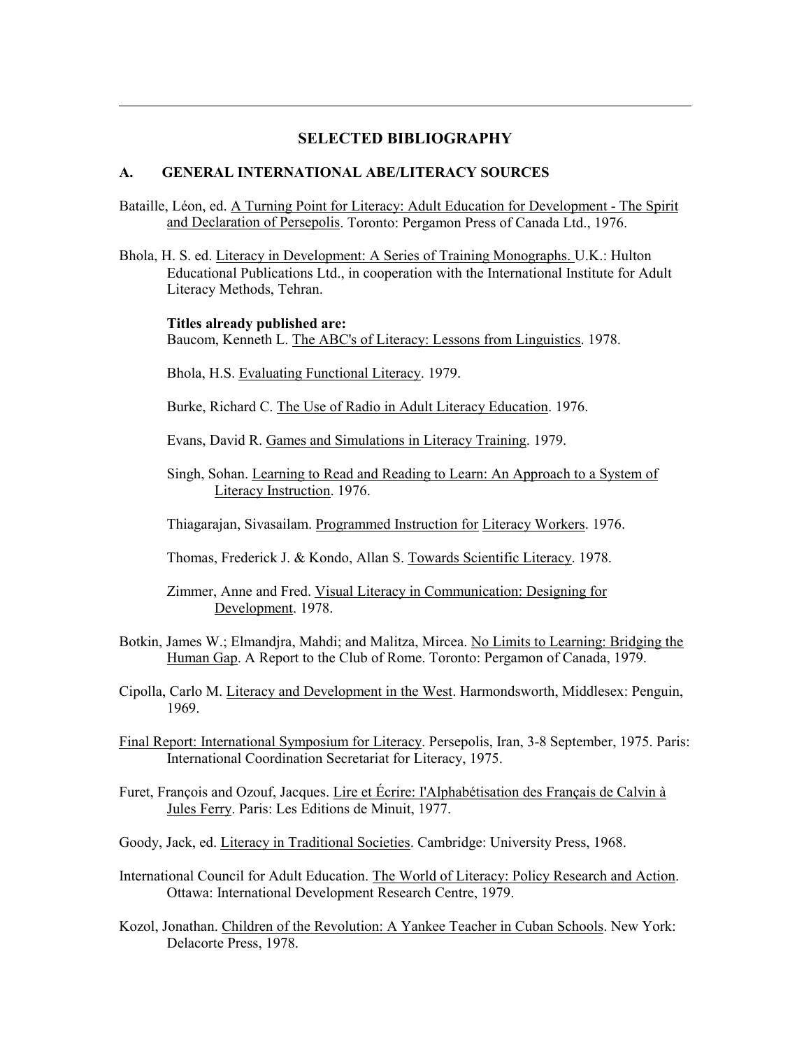## SELECTED BIBLIOGRAPHY

### A. GENERAL INTERNATIONAL ABE/LITERACY SOURCES

Bataille, Léon, ed. A Turning Point for Literacy: Adult Education for Development - The Spirit and Declaration of Persepolis. Toronto: Pergamon Press of Canada Ltd., 1976.

Bhola, H. S. ed. Literacy in Development: A Series of Training Monographs. U.K.: Hulton Educational Publications Ltd., in cooperation with the International Institute for Adult Literacy Methods, Tehran.

**Titles already published are:**

Baucom, Kenneth L. The ABC's of Literacy: Lessons from Linguistics. 1978.

Bhola, H.S. Evaluating Functional Literacy. 1979.

Burke, Richard C. The Use of Radio in Adult Literacy Education. 1976.

Evans, David R. Games and Simulations in Literacy Training. 1979.

Singh, Sohan. Learning to Read and Reading to Learn: An Approach to a System of Literacy Instruction. 1976.

Thiagarajan, Sivasailam. Programmed Instruction for Literacy Workers. 1976.

Thomas, Frederick J. & Kondo, Allan S. Towards Scientific Literacy. 1978.

Zimmer, Anne and Fred. Visual Literacy in Communication: Designing for Development. 1978.

Botkin, James W.; Elmandjra, Mahdi; and Malitza, Mircea. No Limits to Learning: Bridging the Human Gap. A Report to the Club of Rome. Toronto: Pergamon of Canada, 1979.

Cipolla, Carlo M. Literacy and Development in the West. Harmondsworth, Middlesex: Penguin, 1969.

Final Report: International Symposium for Literacy. Persepolis, Iran, 3-8 September, 1975. Paris: International Coordination Secretariat for Literacy, 1975.

Furet, François and Ozouf, Jacques. Lire et Écrire: l'Alphabétisation des Français de Calvin à Jules Ferry. Paris: Les Editions de Minuit, 1977.

Goody, Jack, ed. Literacy in Traditional Societies. Cambridge: University Press, 1968.

International Council for Adult Education. The World of Literacy: Policy Research and Action. Ottawa: International Development Research Centre, 1979.

Kozol, Jonathan. Children of the Revolution: A Yankee Teacher in Cuban Schools. New York: Delacorte Press, 1978.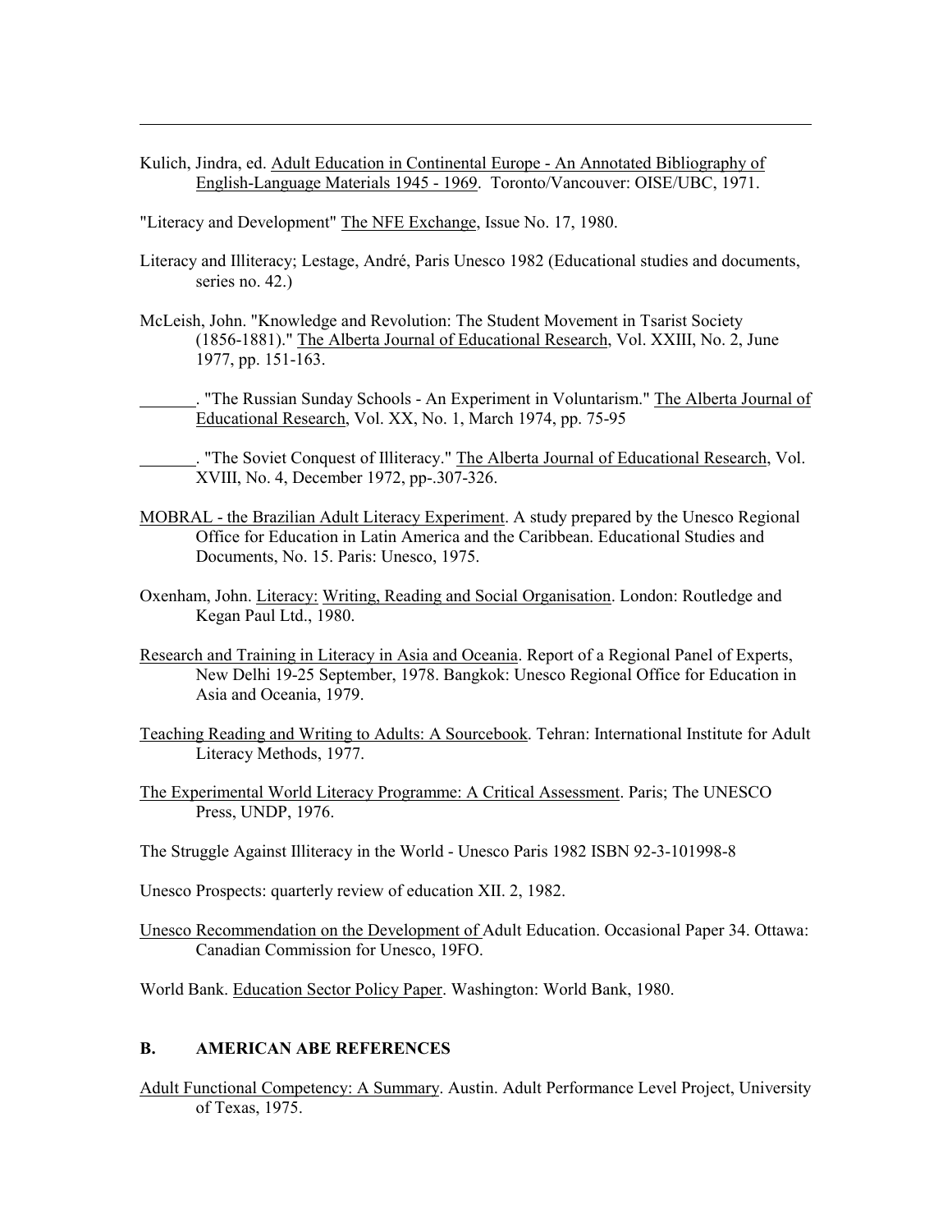Kulich, Jindra, ed. Adult Education in Continental Europe - An Annotated Bibliography of English-Language Materials 1945 - 1969. Toronto/Vancouver: OISE/UBC, 1971.

"Literacy and Development" The NFE Exchange, Issue No. 17, 1980.

Literacy and Illiteracy; Lestage, André, Paris Unesco 1982 (Educational studies and documents, series no. 42.)

McLeish, John. "Knowledge and Revolution: The Student Movement in Tsarist Society (1856-1881)." The Alberta Journal of Educational Research, Vol. XXIII, No. 2, June 1977, pp. 151-163.

_______. "The Russian Sunday Schools - An Experiment in Voluntarism." The Alberta Journal of Educational Research, Vol. XX, No. 1, March 1974, pp. 75-95

_______. "The Soviet Conquest of Illiteracy." The Alberta Journal of Educational Research, Vol. XVIII, No. 4, December 1972, pp-.307-326.

MOBRAL - the Brazilian Adult Literacy Experiment. A study prepared by the Unesco Regional Office for Education in Latin America and the Caribbean. Educational Studies and Documents, No. 15. Paris: Unesco, 1975.

Oxenham, John. Literacy: Writing, Reading and Social Organisation. London: Routledge and Kegan Paul Ltd., 1980.

Research and Training in Literacy in Asia and Oceania. Report of a Regional Panel of Experts, New Delhi 19-25 September, 1978. Bangkok: Unesco Regional Office for Education in Asia and Oceania, 1979.

Teaching Reading and Writing to Adults: A Sourcebook. Tehran: International Institute for Adult Literacy Methods, 1977.

The Experimental World Literacy Programme: A Critical Assessment. Paris; The UNESCO Press, UNDP, 1976.

The Struggle Against Illiteracy in the World - Unesco Paris 1982 ISBN 92-3-101998-8

Unesco Prospects: quarterly review of education XII. 2, 1982.

Unesco Recommendation on the Development of Adult Education. Occasional Paper 34. Ottawa: Canadian Commission for Unesco, 19FO.

World Bank. Education Sector Policy Paper. Washington: World Bank, 1980.

## B. AMERICAN ABE REFERENCES

Adult Functional Competency: A Summary. Austin. Adult Performance Level Project, University of Texas, 1975.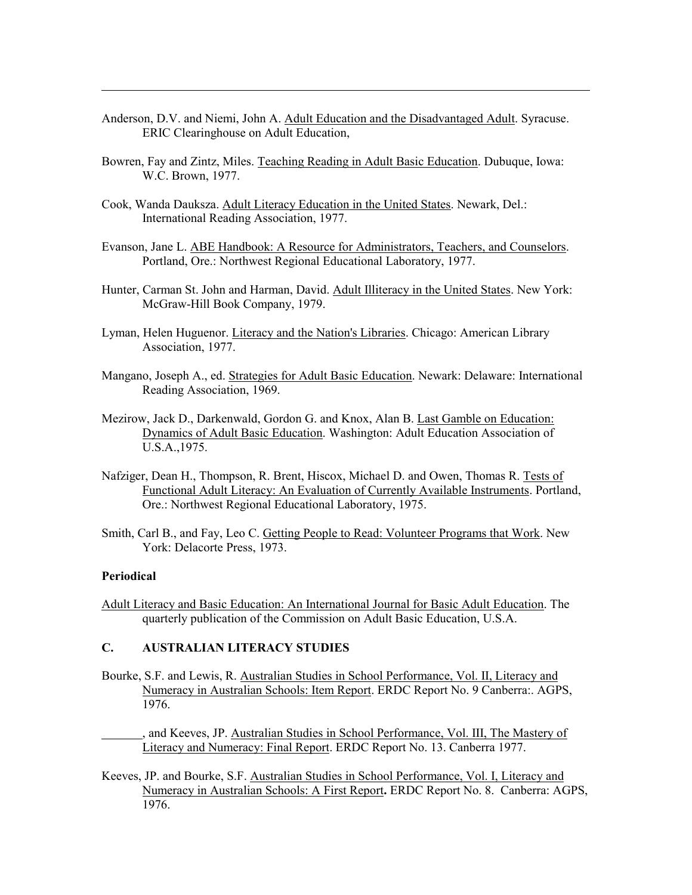---

Anderson, D.V. and Niemi, John A. Adult Education and the Disadvantaged Adult. Syracuse. ERIC Clearinghouse on Adult Education,

Bowren, Fay and Zintz, Miles. Teaching Reading in Adult Basic Education. Dubuque, Iowa: W.C. Brown, 1977.

Cook, Wanda Dauksza. Adult Literacy Education in the United States. Newark, Del.: International Reading Association, 1977.

Evanson, Jane L. ABE Handbook: A Resource for Administrators, Teachers, and Counselors. Portland, Ore.: Northwest Regional Educational Laboratory, 1977.

Hunter, Carman St. John and Harman, David. Adult Illiteracy in the United States. New York: McGraw-Hill Book Company, 1979.

Lyman, Helen Huguenor. Literacy and the Nation's Libraries. Chicago: American Library Association, 1977.

Mangano, Joseph A., ed. Strategies for Adult Basic Education. Newark: Delaware: International Reading Association, 1969.

Mezirow, Jack D., Darkenwald, Gordon G. and Knox, Alan B. Last Gamble on Education: Dynamics of Adult Basic Education. Washington: Adult Education Association of U.S.A.,1975.

Nafziger, Dean H., Thompson, R. Brent, Hiscox, Michael D. and Owen, Thomas R. Tests of Functional Adult Literacy: An Evaluation of Currently Available Instruments. Portland, Ore.: Northwest Regional Educational Laboratory, 1975.

Smith, Carl B., and Fay, Leo C. Getting People to Read: Volunteer Programs that Work. New York: Delacorte Press, 1973.

**Periodical**

Adult Literacy and Basic Education: An International Journal for Basic Adult Education. The quarterly publication of the Commission on Adult Basic Education, U.S.A.

### C. AUSTRALIAN LITERACY STUDIES

Bourke, S.F. and Lewis, R. Australian Studies in School Performance, Vol. II, Literacy and Numeracy in Australian Schools: Item Report. ERDC Report No. 9 Canberra:. AGPS, 1976.

_______, and Keeves, JP. Australian Studies in School Performance, Vol. III, The Mastery of Literacy and Numeracy: Final Report. ERDC Report No. 13. Canberra 1977.

Keeves, JP. and Bourke, S.F. Australian Studies in School Performance, Vol. I, Literacy and Numeracy in Australian Schools: A First Report**.** ERDC Report No. 8. Canberra: AGPS, 1976.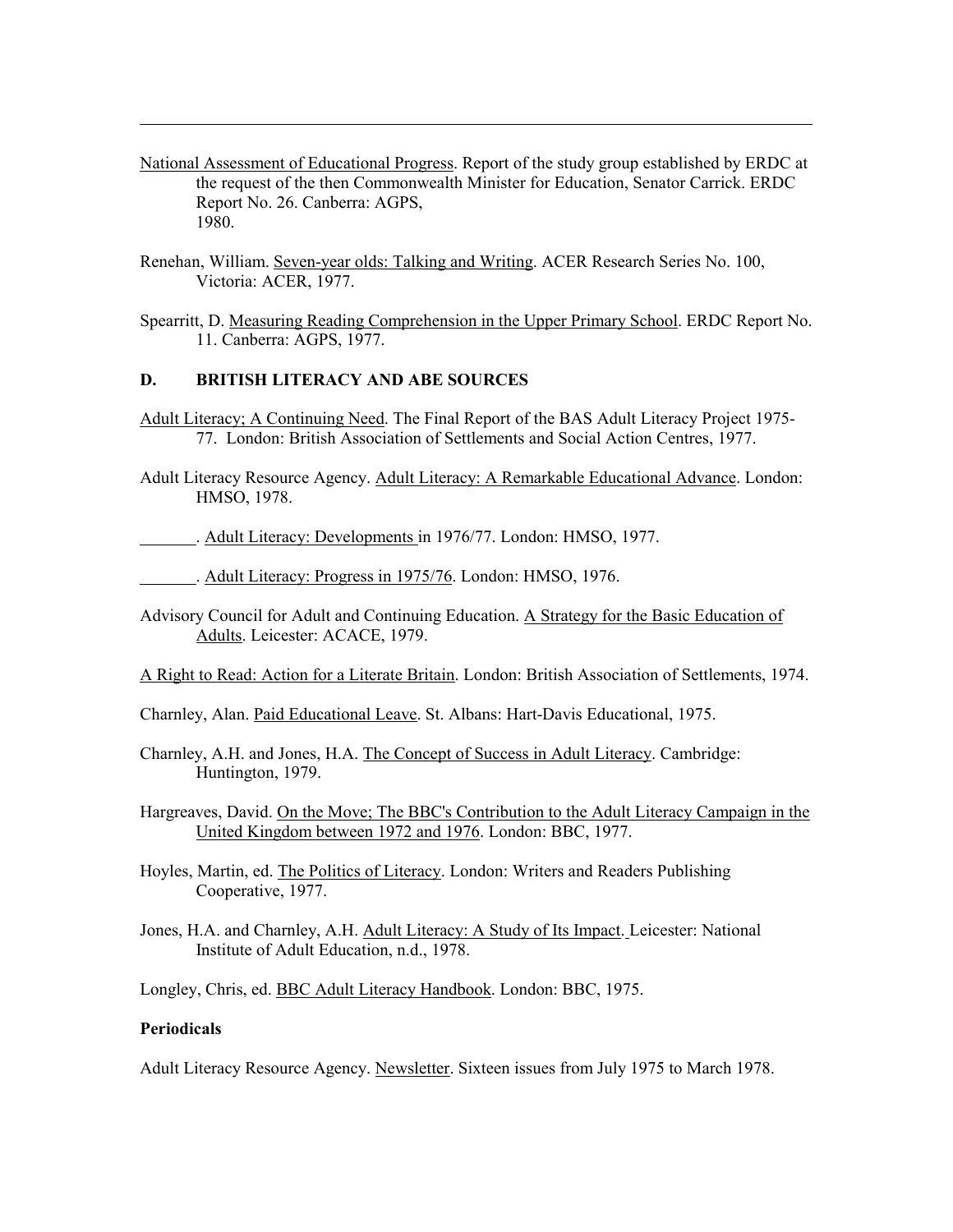National Assessment of Educational Progress. Report of the study group established by ERDC at the request of the then Commonwealth Minister for Education, Senator Carrick. ERDC Report No. 26. Canberra: AGPS, 1980.

Renehan, William. Seven-year olds: Talking and Writing. ACER Research Series No. 100, Victoria: ACER, 1977.

Spearritt, D. Measuring Reading Comprehension in the Upper Primary School. ERDC Report No. 11. Canberra: AGPS, 1977.

**D. BRITISH LITERACY AND ABE SOURCES**

Adult Literacy; A Continuing Need. The Final Report of the BAS Adult Literacy Project 1975-77. London: British Association of Settlements and Social Action Centres, 1977.

Adult Literacy Resource Agency. Adult Literacy: A Remarkable Educational Advance. London: HMSO, 1978.

_______. Adult Literacy: Developments in 1976/77. London: HMSO, 1977.

_______. Adult Literacy: Progress in 1975/76. London: HMSO, 1976.

Advisory Council for Adult and Continuing Education. A Strategy for the Basic Education of Adults. Leicester: ACACE, 1979.

A Right to Read: Action for a Literate Britain. London: British Association of Settlements, 1974.

Charnley, Alan. Paid Educational Leave. St. Albans: Hart-Davis Educational, 1975.

Charnley, A.H. and Jones, H.A. The Concept of Success in Adult Literacy. Cambridge: Huntington, 1979.

Hargreaves, David. On the Move; The BBC's Contribution to the Adult Literacy Campaign in the United Kingdom between 1972 and 1976. London: BBC, 1977.

Hoyles, Martin, ed. The Politics of Literacy. London: Writers and Readers Publishing Cooperative, 1977.

Jones, H.A. and Charnley, A.H. Adult Literacy: A Study of Its Impact. Leicester: National Institute of Adult Education, n.d., 1978.

Longley, Chris, ed. BBC Adult Literacy Handbook. London: BBC, 1975.

**Periodicals**

Adult Literacy Resource Agency. Newsletter. Sixteen issues from July 1975 to March 1978.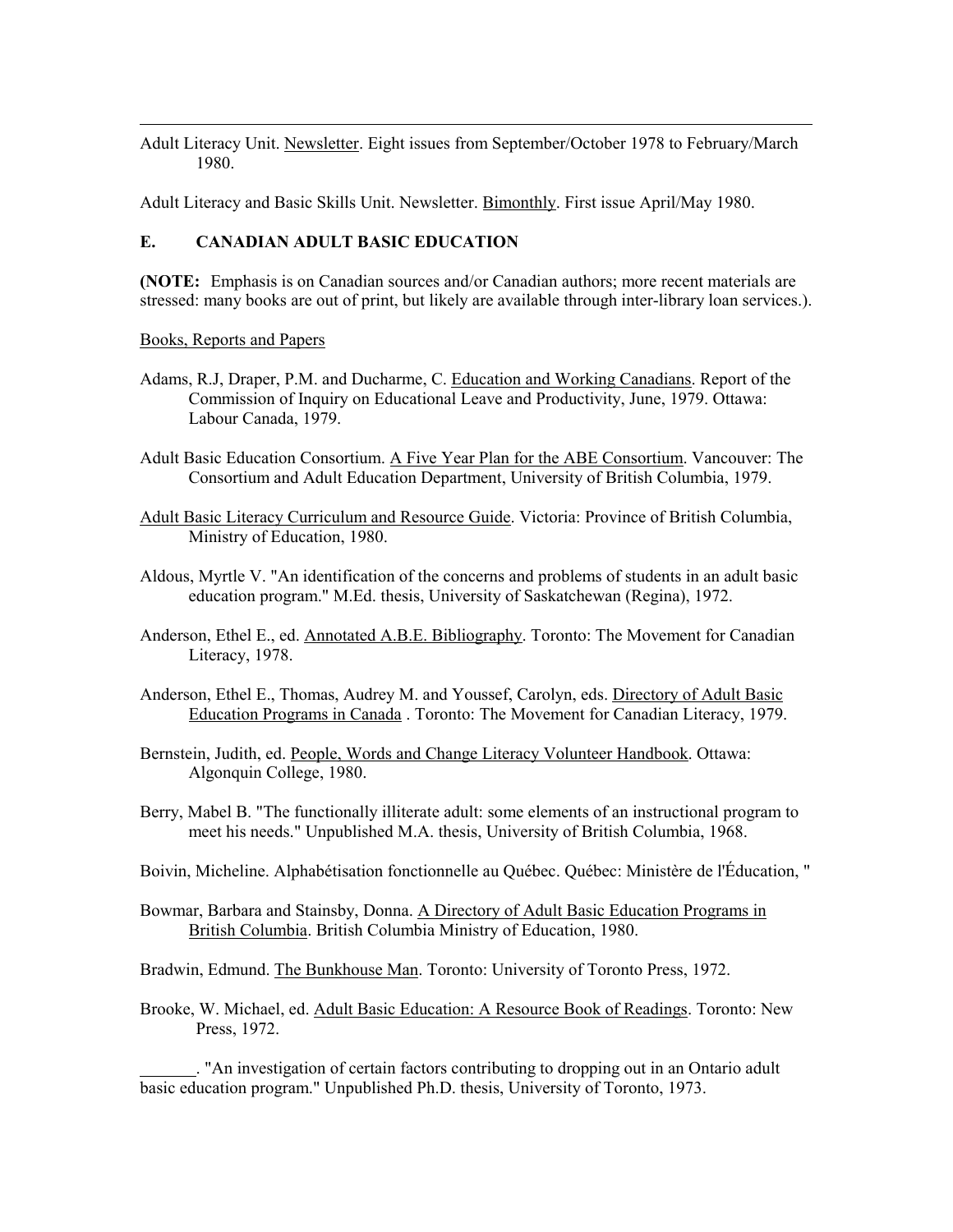Adult Literacy Unit. Newsletter. Eight issues from September/October 1978 to February/March 1980.

Adult Literacy and Basic Skills Unit. Newsletter. Bimonthly. First issue April/May 1980.

### E. CANADIAN ADULT BASIC EDUCATION

**(NOTE:** Emphasis is on Canadian sources and/or Canadian authors; more recent materials are stressed: many books are out of print, but likely are available through inter-library loan services.).

Books, Reports and Papers

Adams, R.J, Draper, P.M. and Ducharme, C. Education and Working Canadians. Report of the Commission of Inquiry on Educational Leave and Productivity, June, 1979. Ottawa: Labour Canada, 1979.

Adult Basic Education Consortium. A Five Year Plan for the ABE Consortium. Vancouver: The Consortium and Adult Education Department, University of British Columbia, 1979.

Adult Basic Literacy Curriculum and Resource Guide. Victoria: Province of British Columbia, Ministry of Education, 1980.

Aldous, Myrtle V. "An identification of the concerns and problems of students in an adult basic education program." M.Ed. thesis, University of Saskatchewan (Regina), 1972.

Anderson, Ethel E., ed. Annotated A.B.E. Bibliography. Toronto: The Movement for Canadian Literacy, 1978.

Anderson, Ethel E., Thomas, Audrey M. and Youssef, Carolyn, eds. Directory of Adult Basic Education Programs in Canada . Toronto: The Movement for Canadian Literacy, 1979.

Bernstein, Judith, ed. People, Words and Change Literacy Volunteer Handbook. Ottawa: Algonquin College, 1980.

Berry, Mabel B. "The functionally illiterate adult: some elements of an instructional program to meet his needs." Unpublished M.A. thesis, University of British Columbia, 1968.

Boivin, Micheline. Alphabétisation fonctionnelle au Québec. Québec: Ministère de l'Éducation, "

Bowmar, Barbara and Stainsby, Donna. A Directory of Adult Basic Education Programs in British Columbia. British Columbia Ministry of Education, 1980.

Bradwin, Edmund. The Bunkhouse Man. Toronto: University of Toronto Press, 1972.

Brooke, W. Michael, ed. Adult Basic Education: A Resource Book of Readings. Toronto: New Press, 1972.

_______. "An investigation of certain factors contributing to dropping out in an Ontario adult basic education program." Unpublished Ph.D. thesis, University of Toronto, 1973.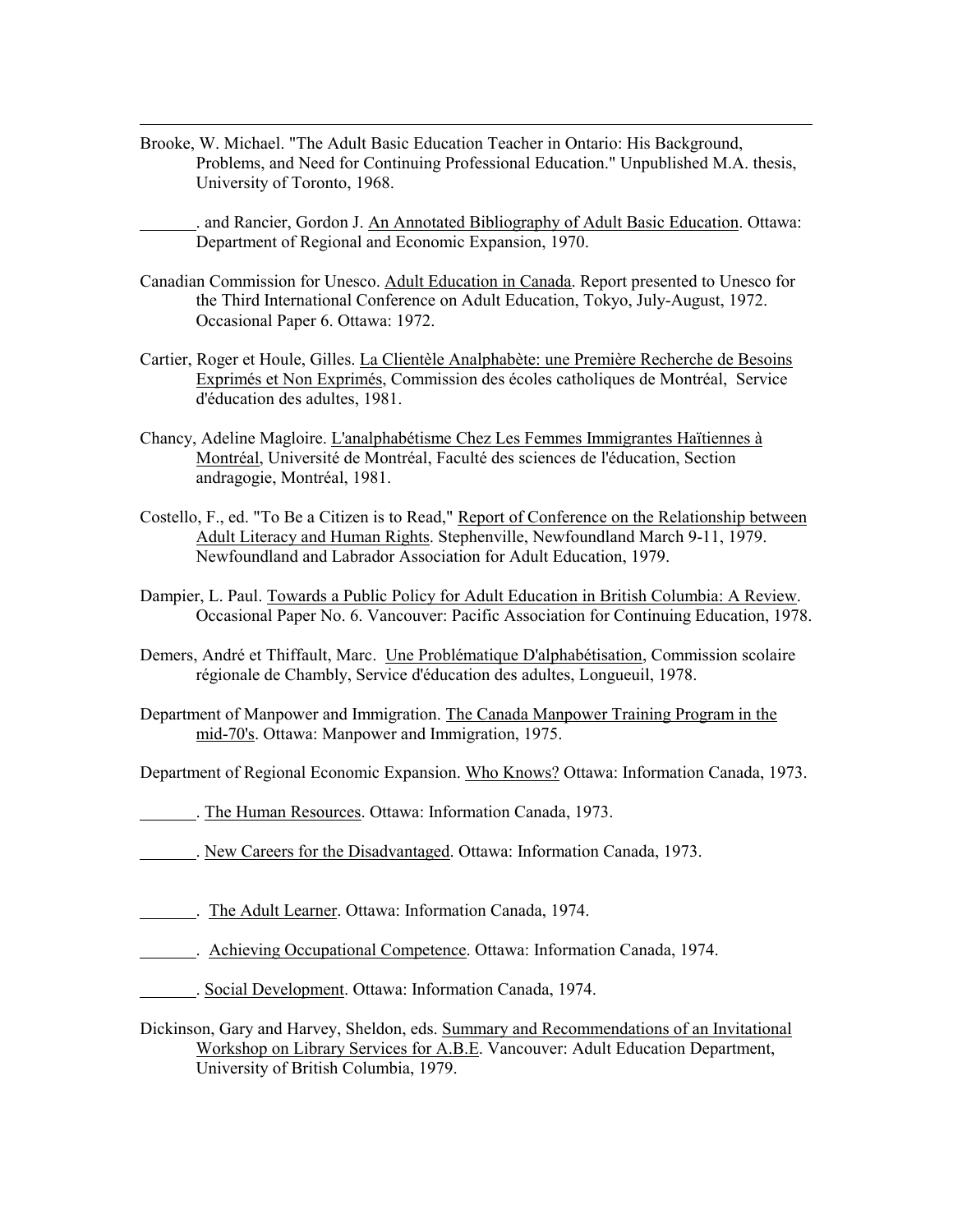Brooke, W. Michael. "The Adult Basic Education Teacher in Ontario: His Background, Problems, and Need for Continuing Professional Education." Unpublished M.A. thesis, University of Toronto, 1968.

_______. and Rancier, Gordon J. An Annotated Bibliography of Adult Basic Education. Ottawa: Department of Regional and Economic Expansion, 1970.

Canadian Commission for Unesco. Adult Education in Canada. Report presented to Unesco for the Third International Conference on Adult Education, Tokyo, July-August, 1972. Occasional Paper 6. Ottawa: 1972.

Cartier, Roger et Houle, Gilles. La Clientèle Analphabète: une Première Recherche de Besoins Exprimés et Non Exprimés, Commission des écoles catholiques de Montréal, Service d'éducation des adultes, 1981.

Chancy, Adeline Magloire. L'analphabétisme Chez Les Femmes Immigrantes Haïtiennes à Montréal, Université de Montréal, Faculté des sciences de l'éducation, Section andragogie, Montréal, 1981.

Costello, F., ed. "To Be a Citizen is to Read," Report of Conference on the Relationship between Adult Literacy and Human Rights. Stephenville, Newfoundland March 9-11, 1979. Newfoundland and Labrador Association for Adult Education, 1979.

Dampier, L. Paul. Towards a Public Policy for Adult Education in British Columbia: A Review. Occasional Paper No. 6. Vancouver: Pacific Association for Continuing Education, 1978.

Demers, André et Thiffault, Marc. Une Problématique D'alphabétisation, Commission scolaire régionale de Chambly, Service d'éducation des adultes, Longueuil, 1978.

Department of Manpower and Immigration. The Canada Manpower Training Program in the mid-70's. Ottawa: Manpower and Immigration, 1975.

Department of Regional Economic Expansion. Who Knows? Ottawa: Information Canada, 1973.

_______. The Human Resources. Ottawa: Information Canada, 1973.

_______. New Careers for the Disadvantaged. Ottawa: Information Canada, 1973.

_______. The Adult Learner. Ottawa: Information Canada, 1974.

_______. Achieving Occupational Competence. Ottawa: Information Canada, 1974.

_______. Social Development. Ottawa: Information Canada, 1974.

Dickinson, Gary and Harvey, Sheldon, eds. Summary and Recommendations of an Invitational Workshop on Library Services for A.B.E. Vancouver: Adult Education Department, University of British Columbia, 1979.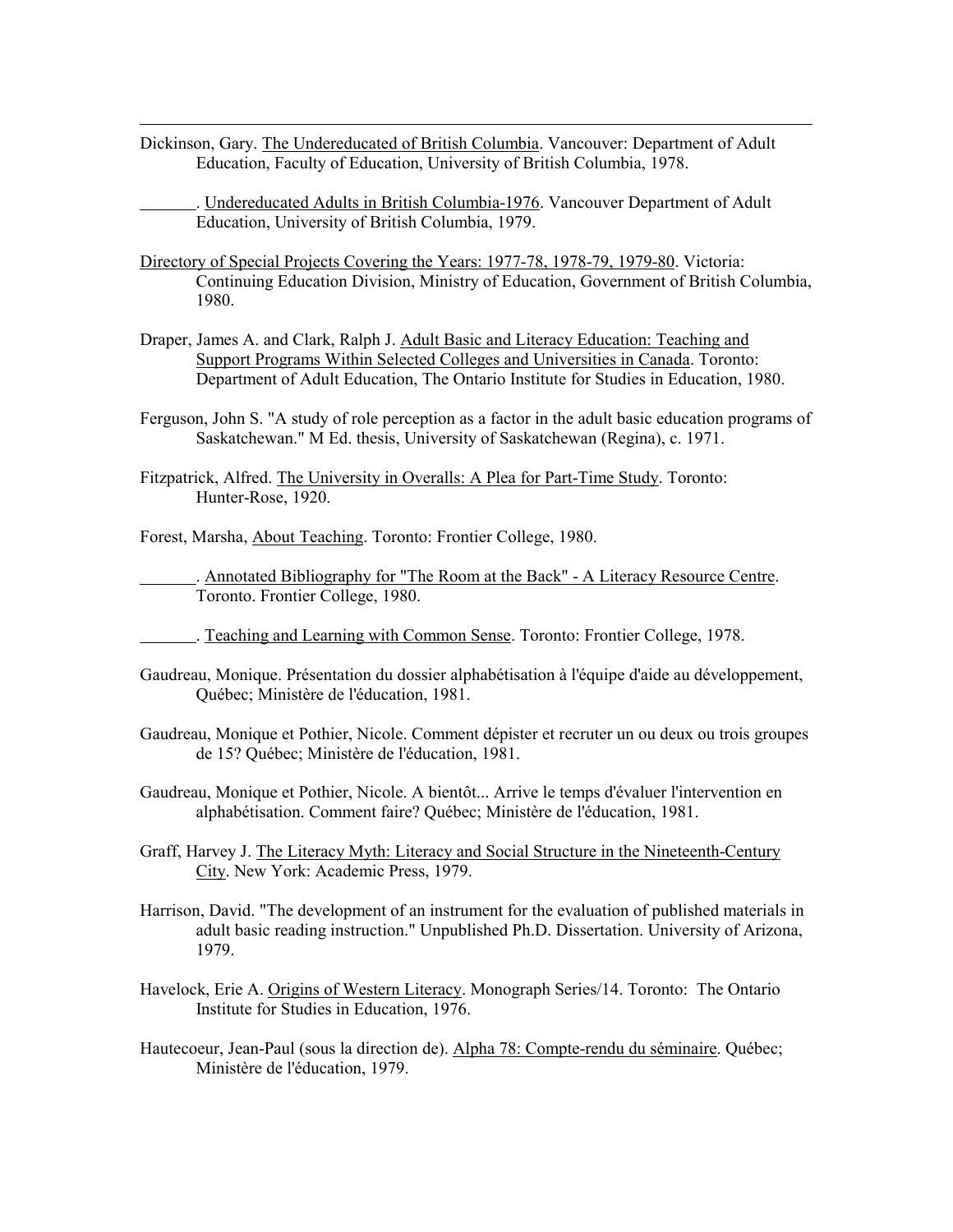Dickinson, Gary. The Undereducated of British Columbia. Vancouver: Department of Adult Education, Faculty of Education, University of British Columbia, 1978.

_______. Undereducated Adults in British Columbia-1976. Vancouver Department of Adult Education, University of British Columbia, 1979.

Directory of Special Projects Covering the Years: 1977-78, 1978-79, 1979-80. Victoria: Continuing Education Division, Ministry of Education, Government of British Columbia, 1980.

Draper, James A. and Clark, Ralph J. Adult Basic and Literacy Education: Teaching and Support Programs Within Selected Colleges and Universities in Canada. Toronto: Department of Adult Education, The Ontario Institute for Studies in Education, 1980.

Ferguson, John S. "A study of role perception as a factor in the adult basic education programs of Saskatchewan." M Ed. thesis, University of Saskatchewan (Regina), c. 1971.

Fitzpatrick, Alfred. The University in Overalls: A Plea for Part-Time Study. Toronto: Hunter-Rose, 1920.

Forest, Marsha, About Teaching. Toronto: Frontier College, 1980.

_______. Annotated Bibliography for "The Room at the Back" - A Literacy Resource Centre. Toronto. Frontier College, 1980.

_______. Teaching and Learning with Common Sense. Toronto: Frontier College, 1978.

Gaudreau, Monique. Présentation du dossier alphabétisation à l'équipe d'aide au développement, Québec; Ministère de l'éducation, 1981.

Gaudreau, Monique et Pothier, Nicole. Comment dépister et recruter un ou deux ou trois groupes de 15? Québec; Ministère de l'éducation, 1981.

Gaudreau, Monique et Pothier, Nicole. A bientôt... Arrive le temps d'évaluer l'intervention en alphabétisation. Comment faire? Québec; Ministère de l'éducation, 1981.

Graff, Harvey J. The Literacy Myth: Literacy and Social Structure in the Nineteenth-Century City. New York: Academic Press, 1979.

Harrison, David. "The development of an instrument for the evaluation of published materials in adult basic reading instruction." Unpublished Ph.D. Dissertation. University of Arizona, 1979.

Havelock, Erie A. Origins of Western Literacy. Monograph Series/14. Toronto: The Ontario Institute for Studies in Education, 1976.

Hautecoeur, Jean-Paul (sous la direction de). Alpha 78: Compte-rendu du séminaire. Québec; Ministère de l'éducation, 1979.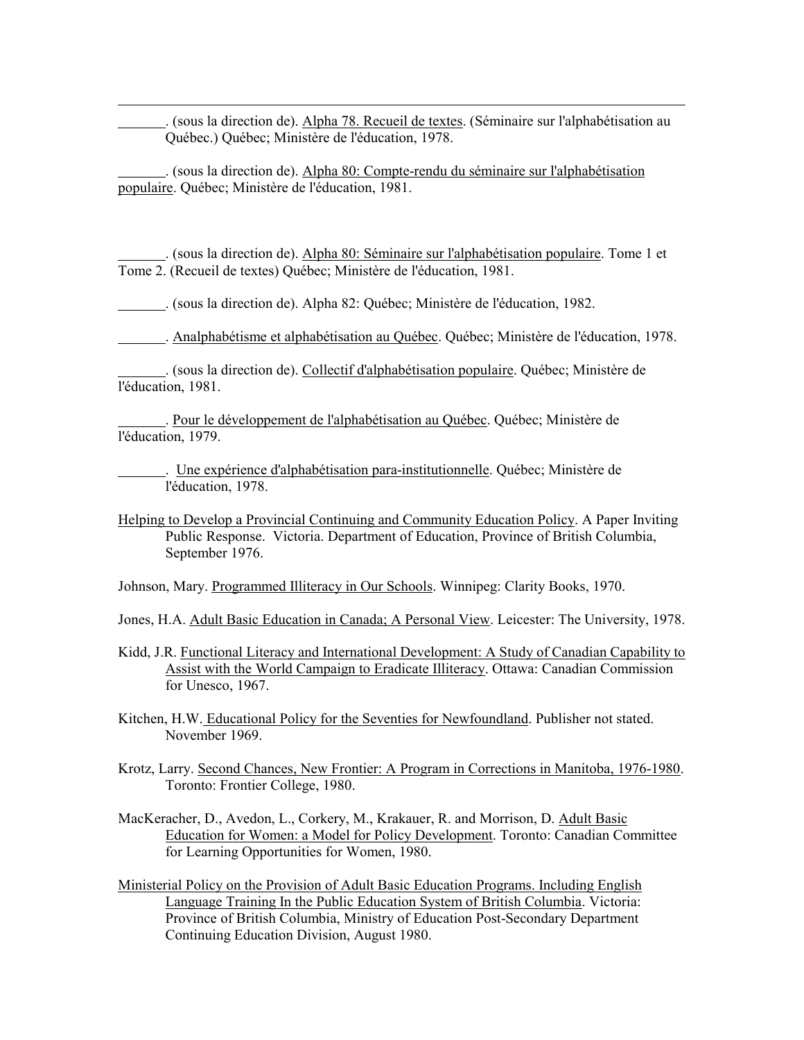\_\_\_\_\_\_\_. (sous la direction de). Alpha 78. Recueil de textes. (Séminaire sur l'alphabétisation au Québec.) Québec; Ministère de l'éducation, 1978.

\_\_\_\_\_\_\_. (sous la direction de). Alpha 80: Compte-rendu du séminaire sur l'alphabétisation populaire. Québec; Ministère de l'éducation, 1981.

\_\_\_\_\_\_\_. (sous la direction de). Alpha 80: Séminaire sur l'alphabétisation populaire. Tome 1 et Tome 2. (Recueil de textes) Québec; Ministère de l'éducation, 1981.

\_\_\_\_\_\_\_. (sous la direction de). Alpha 82: Québec; Ministère de l'éducation, 1982.

\_\_\_\_\_\_\_. Analphabétisme et alphabétisation au Québec. Québec; Ministère de l'éducation, 1978.

\_\_\_\_\_\_\_. (sous la direction de). Collectif d'alphabétisation populaire. Québec; Ministère de l'éducation, 1981.

\_\_\_\_\_\_\_. Pour le développement de l'alphabétisation au Québec. Québec; Ministère de l'éducation, 1979.

\_\_\_\_\_\_\_. Une expérience d'alphabétisation para-institutionnelle. Québec; Ministère de l'éducation, 1978.

Helping to Develop a Provincial Continuing and Community Education Policy. A Paper Inviting Public Response. Victoria. Department of Education, Province of British Columbia, September 1976.

Johnson, Mary. Programmed Illiteracy in Our Schools. Winnipeg: Clarity Books, 1970.

Jones, H.A. Adult Basic Education in Canada; A Personal View. Leicester: The University, 1978.

Kidd, J.R. Functional Literacy and International Development: A Study of Canadian Capability to Assist with the World Campaign to Eradicate Illiteracy. Ottawa: Canadian Commission for Unesco, 1967.

Kitchen, H.W. Educational Policy for the Seventies for Newfoundland. Publisher not stated. November 1969.

Krotz, Larry. Second Chances, New Frontier: A Program in Corrections in Manitoba, 1976-1980. Toronto: Frontier College, 1980.

MacKeracher, D., Avedon, L., Corkery, M., Krakauer, R. and Morrison, D. Adult Basic Education for Women: a Model for Policy Development. Toronto: Canadian Committee for Learning Opportunities for Women, 1980.

Ministerial Policy on the Provision of Adult Basic Education Programs. Including English Language Training In the Public Education System of British Columbia. Victoria: Province of British Columbia, Ministry of Education Post-Secondary Department Continuing Education Division, August 1980.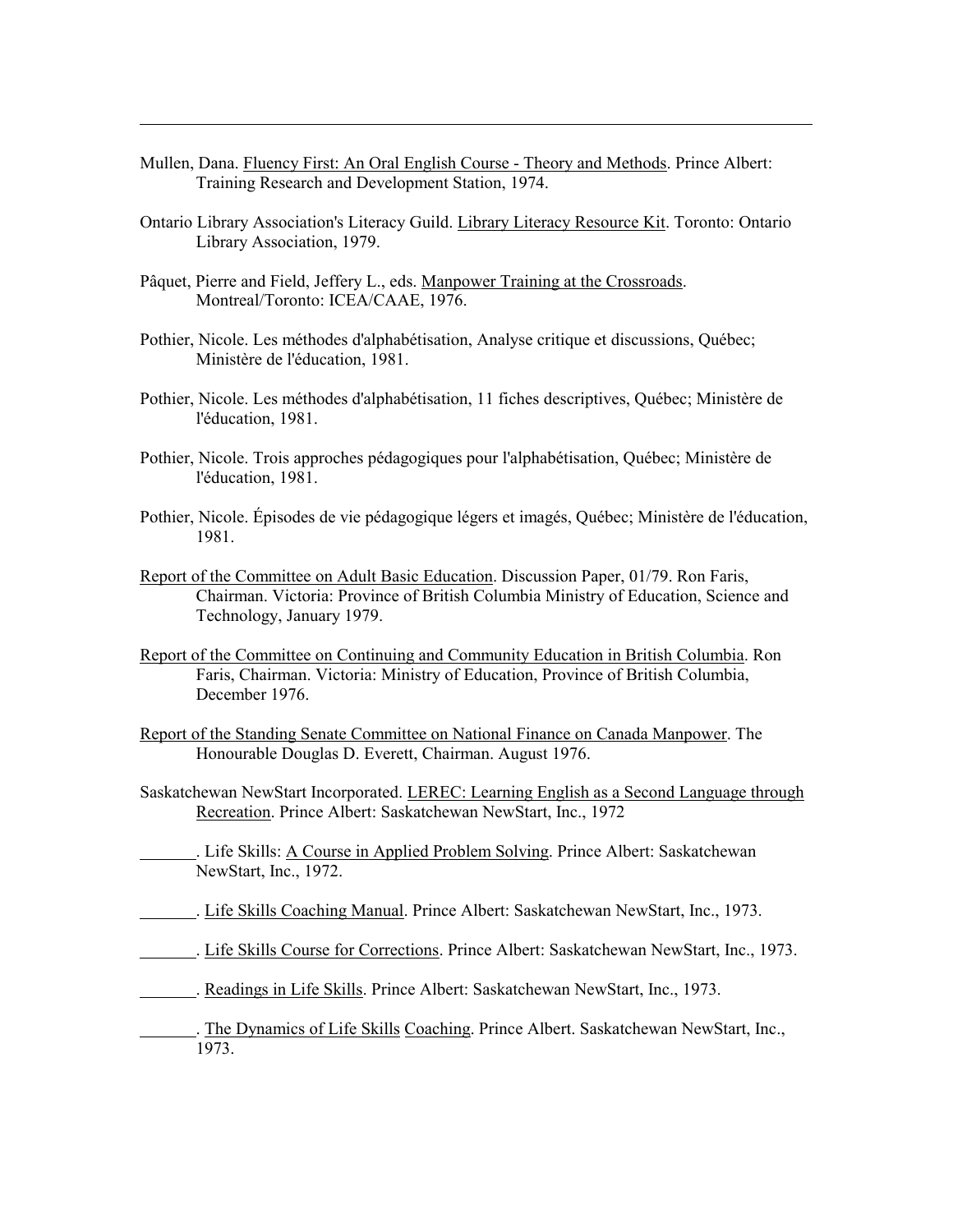Mullen, Dana. Fluency First: An Oral English Course - Theory and Methods. Prince Albert: Training Research and Development Station, 1974.

Ontario Library Association's Literacy Guild. Library Literacy Resource Kit. Toronto: Ontario Library Association, 1979.

Pâquet, Pierre and Field, Jeffery L., eds. Manpower Training at the Crossroads. Montreal/Toronto: ICEA/CAAE, 1976.

Pothier, Nicole. Les méthodes d'alphabétisation, Analyse critique et discussions, Québec; Ministère de l'éducation, 1981.

Pothier, Nicole. Les méthodes d'alphabétisation, 11 fiches descriptives, Québec; Ministère de l'éducation, 1981.

Pothier, Nicole. Trois approches pédagogiques pour l'alphabétisation, Québec; Ministère de l'éducation, 1981.

Pothier, Nicole. Épisodes de vie pédagogique légers et imagés, Québec; Ministère de l'éducation, 1981.

Report of the Committee on Adult Basic Education. Discussion Paper, 01/79. Ron Faris, Chairman. Victoria: Province of British Columbia Ministry of Education, Science and Technology, January 1979.

Report of the Committee on Continuing and Community Education in British Columbia. Ron Faris, Chairman. Victoria: Ministry of Education, Province of British Columbia, December 1976.

Report of the Standing Senate Committee on National Finance on Canada Manpower. The Honourable Douglas D. Everett, Chairman. August 1976.

Saskatchewan NewStart Incorporated. LEREC: Learning English as a Second Language through Recreation. Prince Albert: Saskatchewan NewStart, Inc., 1972

_______. Life Skills: A Course in Applied Problem Solving. Prince Albert: Saskatchewan NewStart, Inc., 1972.

_______. Life Skills Coaching Manual. Prince Albert: Saskatchewan NewStart, Inc., 1973.

_______. Life Skills Course for Corrections. Prince Albert: Saskatchewan NewStart, Inc., 1973.

_______. Readings in Life Skills. Prince Albert: Saskatchewan NewStart, Inc., 1973.

_______. The Dynamics of Life Skills Coaching. Prince Albert. Saskatchewan NewStart, Inc., 1973.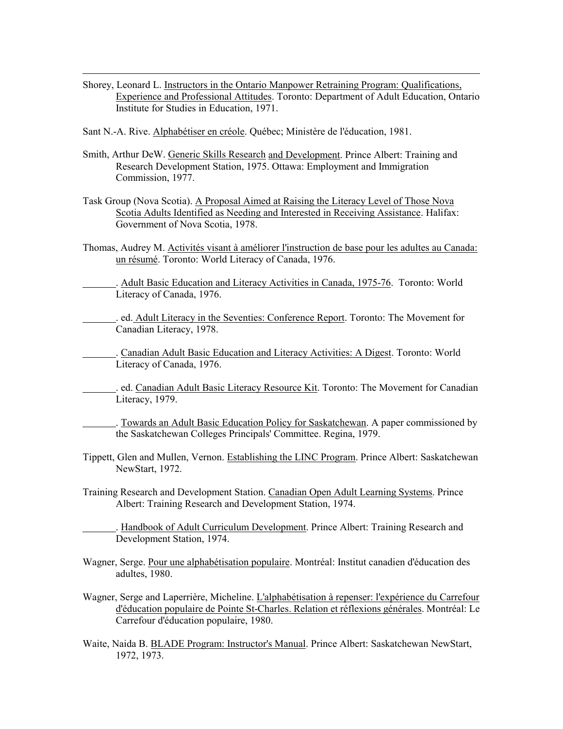Shorey, Leonard L. Instructors in the Ontario Manpower Retraining Program: Qualifications, Experience and Professional Attitudes. Toronto: Department of Adult Education, Ontario Institute for Studies in Education, 1971.

Sant N.-A. Rive. Alphabétiser en créole. Québec; Ministère de l'éducation, 1981.

Smith, Arthur DeW. Generic Skills Research and Development. Prince Albert: Training and Research Development Station, 1975. Ottawa: Employment and Immigration Commission, 1977.

Task Group (Nova Scotia). A Proposal Aimed at Raising the Literacy Level of Those Nova Scotia Adults Identified as Needing and Interested in Receiving Assistance. Halifax: Government of Nova Scotia, 1978.

Thomas, Audrey M. Activités visant à améliorer l'instruction de base pour les adultes au Canada: un résumé. Toronto: World Literacy of Canada, 1976.

_______. Adult Basic Education and Literacy Activities in Canada, 1975-76. Toronto: World Literacy of Canada, 1976.

_______. ed. Adult Literacy in the Seventies: Conference Report. Toronto: The Movement for Canadian Literacy, 1978.

_______. Canadian Adult Basic Education and Literacy Activities: A Digest. Toronto: World Literacy of Canada, 1976.

_______. ed. Canadian Adult Basic Literacy Resource Kit. Toronto: The Movement for Canadian Literacy, 1979.

_______. Towards an Adult Basic Education Policy for Saskatchewan. A paper commissioned by the Saskatchewan Colleges Principals' Committee. Regina, 1979.

Tippett, Glen and Mullen, Vernon. Establishing the LINC Program. Prince Albert: Saskatchewan NewStart, 1972.

Training Research and Development Station. Canadian Open Adult Learning Systems. Prince Albert: Training Research and Development Station, 1974.

_______. Handbook of Adult Curriculum Development. Prince Albert: Training Research and Development Station, 1974.

Wagner, Serge. Pour une alphabétisation populaire. Montréal: Institut canadien d'éducation des adultes, 1980.

Wagner, Serge and Laperrière, Micheline. L'alphabétisation à repenser: l'expérience du Carrefour d'éducation populaire de Pointe St-Charles. Relation et réflexions générales. Montréal: Le Carrefour d'éducation populaire, 1980.

Waite, Naida B. BLADE Program: Instructor's Manual. Prince Albert: Saskatchewan NewStart, 1972, 1973.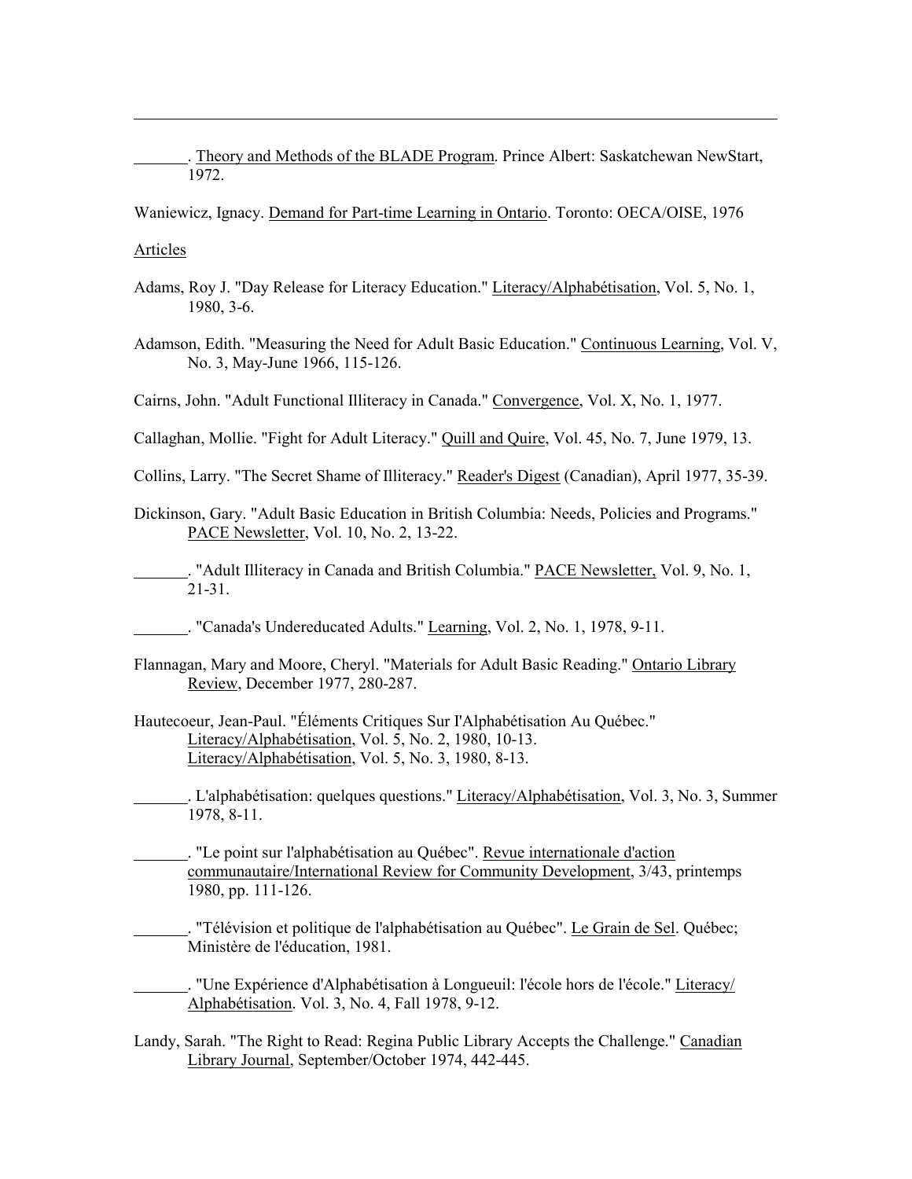_______. Theory and Methods of the BLADE Program. Prince Albert: Saskatchewan NewStart, 1972.

Waniewicz, Ignacy. Demand for Part-time Learning in Ontario. Toronto: OECA/OISE, 1976

Articles

Adams, Roy J. "Day Release for Literacy Education." Literacy/Alphabétisation, Vol. 5, No. 1, 1980, 3-6.

Adamson, Edith. "Measuring the Need for Adult Basic Education." Continuous Learning, Vol. V, No. 3, May-June 1966, 115-126.

Cairns, John. "Adult Functional Illiteracy in Canada." Convergence, Vol. X, No. 1, 1977.

Callaghan, Mollie. "Fight for Adult Literacy." Quill and Quire, Vol. 45, No. 7, June 1979, 13.

Collins, Larry. "The Secret Shame of Illiteracy." Reader's Digest (Canadian), April 1977, 35-39.

Dickinson, Gary. "Adult Basic Education in British Columbia: Needs, Policies and Programs." PACE Newsletter, Vol. 10, No. 2, 13-22.

_______. "Adult Illiteracy in Canada and British Columbia." PACE Newsletter, Vol. 9, No. 1, 21-31.

_______. "Canada's Undereducated Adults." Learning, Vol. 2, No. 1, 1978, 9-11.

Flannagan, Mary and Moore, Cheryl. "Materials for Adult Basic Reading." Ontario Library Review, December 1977, 280-287.

Hautecoeur, Jean-Paul. "Éléments Critiques Sur I'Alphabétisation Au Québec." Literacy/Alphabétisation, Vol. 5, No. 2, 1980, 10-13. Literacy/Alphabétisation, Vol. 5, No. 3, 1980, 8-13.

_______. L'alphabétisation: quelques questions." Literacy/Alphabétisation, Vol. 3, No. 3, Summer 1978, 8-11.

_______. "Le point sur l'alphabétisation au Québec". Revue internationale d'action communautaire/International Review for Community Development, 3/43, printemps 1980, pp. 111-126.

_______. "Télévision et politique de l'alphabétisation au Québec". Le Grain de Sel. Québec; Ministère de l'éducation, 1981.

_______. "Une Expérience d'Alphabétisation à Longueuil: l'école hors de l'école." Literacy/ Alphabétisation. Vol. 3, No. 4, Fall 1978, 9-12.

Landy, Sarah. "The Right to Read: Regina Public Library Accepts the Challenge." Canadian Library Journal, September/October 1974, 442-445.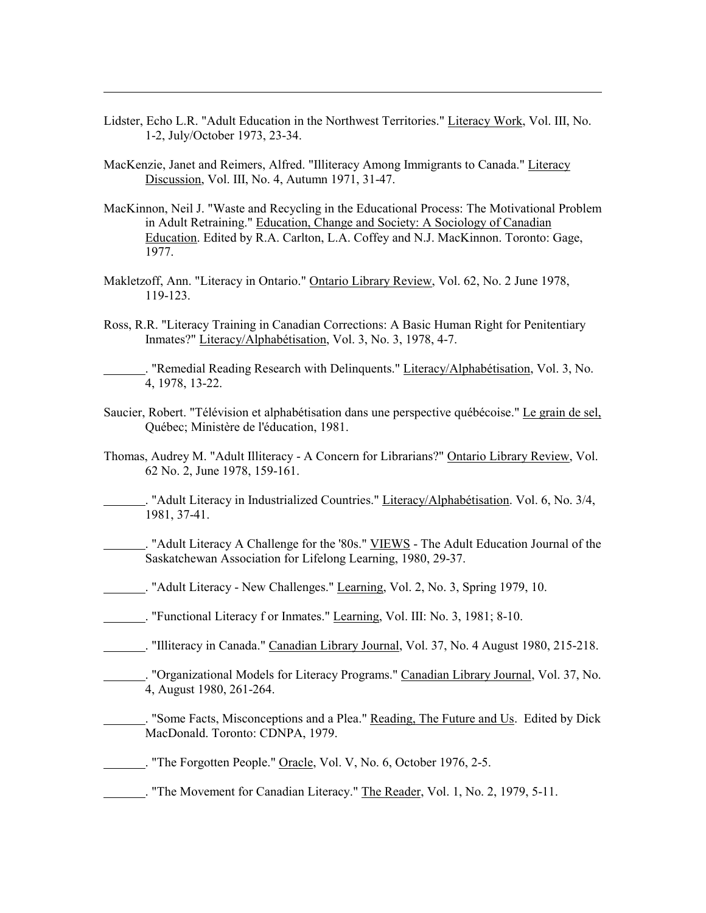Lidster, Echo L.R. "Adult Education in the Northwest Territories." Literacy Work, Vol. III, No. 1-2, July/October 1973, 23-34.

MacKenzie, Janet and Reimers, Alfred. "Illiteracy Among Immigrants to Canada." Literacy Discussion, Vol. III, No. 4, Autumn 1971, 31-47.

MacKinnon, Neil J. "Waste and Recycling in the Educational Process: The Motivational Problem in Adult Retraining." Education, Change and Society: A Sociology of Canadian Education. Edited by R.A. Carlton, L.A. Coffey and N.J. MacKinnon. Toronto: Gage, 1977.

Makletzoff, Ann. "Literacy in Ontario." Ontario Library Review, Vol. 62, No. 2 June 1978, 119-123.

Ross, R.R. "Literacy Training in Canadian Corrections: A Basic Human Right for Penitentiary Inmates?" Literacy/Alphabétisation, Vol. 3, No. 3, 1978, 4-7.

_______. "Remedial Reading Research with Delinquents." Literacy/Alphabétisation, Vol. 3, No. 4, 1978, 13-22.

Saucier, Robert. "Télévision et alphabétisation dans une perspective québécoise." Le grain de sel, Québec; Ministère de l'éducation, 1981.

Thomas, Audrey M. "Adult Illiteracy - A Concern for Librarians?" Ontario Library Review, Vol. 62 No. 2, June 1978, 159-161.

_______. "Adult Literacy in Industrialized Countries." Literacy/Alphabétisation. Vol. 6, No. 3/4, 1981, 37-41.

_______. "Adult Literacy A Challenge for the '80s." VIEWS - The Adult Education Journal of the Saskatchewan Association for Lifelong Learning, 1980, 29-37.

_______. "Adult Literacy - New Challenges." Learning, Vol. 2, No. 3, Spring 1979, 10.

_______. "Functional Literacy f or Inmates." Learning, Vol. III: No. 3, 1981; 8-10.

_______. "Illiteracy in Canada." Canadian Library Journal, Vol. 37, No. 4 August 1980, 215-218.

_______. "Organizational Models for Literacy Programs." Canadian Library Journal, Vol. 37, No. 4, August 1980, 261-264.

_______. "Some Facts, Misconceptions and a Plea." Reading, The Future and Us. Edited by Dick MacDonald. Toronto: CDNPA, 1979.

_______. "The Forgotten People." Oracle, Vol. V, No. 6, October 1976, 2-5.

_______. "The Movement for Canadian Literacy." The Reader, Vol. 1, No. 2, 1979, 5-11.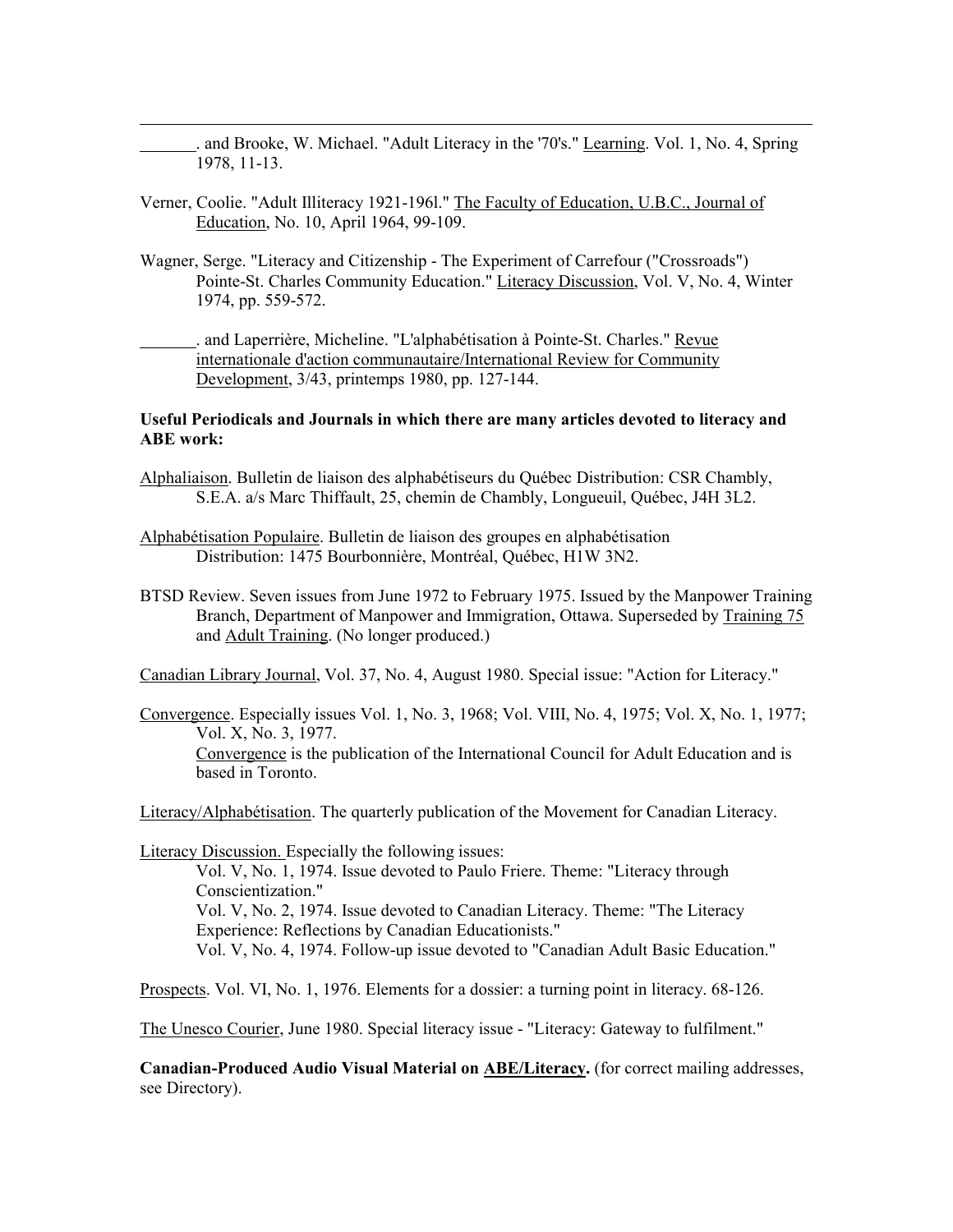\_\_\_\_\_\_\_. and Brooke, W. Michael. "Adult Literacy in the '70's." Learning. Vol. 1, No. 4, Spring 1978, 11-13.

Verner, Coolie. "Adult Illiteracy 1921-196l." The Faculty of Education, U.B.C., Journal of Education, No. 10, April 1964, 99-109.

Wagner, Serge. "Literacy and Citizenship - The Experiment of Carrefour ("Crossroads") Pointe-St. Charles Community Education." Literacy Discussion, Vol. V, No. 4, Winter 1974, pp. 559-572.

\_\_\_\_\_\_\_. and Laperrière, Micheline. "L'alphabétisation à Pointe-St. Charles." Revue internationale d'action communautaire/International Review for Community Development, 3/43, printemps 1980, pp. 127-144.

**Useful Periodicals and Journals in which there are many articles devoted to literacy and ABE work:**

Alphaliaison. Bulletin de liaison des alphabétiseurs du Québec Distribution: CSR Chambly, S.E.A. a/s Marc Thiffault, 25, chemin de Chambly, Longueuil, Québec, J4H 3L2.

Alphabétisation Populaire. Bulletin de liaison des groupes en alphabétisation Distribution: 1475 Bourbonnière, Montréal, Québec, H1W 3N2.

BTSD Review. Seven issues from June 1972 to February 1975. Issued by the Manpower Training Branch, Department of Manpower and Immigration, Ottawa. Superseded by Training 75 and Adult Training. (No longer produced.)

Canadian Library Journal, Vol. 37, No. 4, August 1980. Special issue: "Action for Literacy."

Convergence. Especially issues Vol. 1, No. 3, 1968; Vol. VIII, No. 4, 1975; Vol. X, No. 1, 1977; Vol. X, No. 3, 1977.
Convergence is the publication of the International Council for Adult Education and is based in Toronto.

Literacy/Alphabétisation. The quarterly publication of the Movement for Canadian Literacy.

Literacy Discussion. Especially the following issues:
Vol. V, No. 1, 1974. Issue devoted to Paulo Friere. Theme: "Literacy through Conscientization."
Vol. V, No. 2, 1974. Issue devoted to Canadian Literacy. Theme: "The Literacy Experience: Reflections by Canadian Educationists."
Vol. V, No. 4, 1974. Follow-up issue devoted to "Canadian Adult Basic Education."

Prospects. Vol. VI, No. 1, 1976. Elements for a dossier: a turning point in literacy. 68-126.

The Unesco Courier, June 1980. Special literacy issue - "Literacy: Gateway to fulfilment."

**Canadian-Produced Audio Visual Material on ABE/Literacy.** (for correct mailing addresses, see Directory).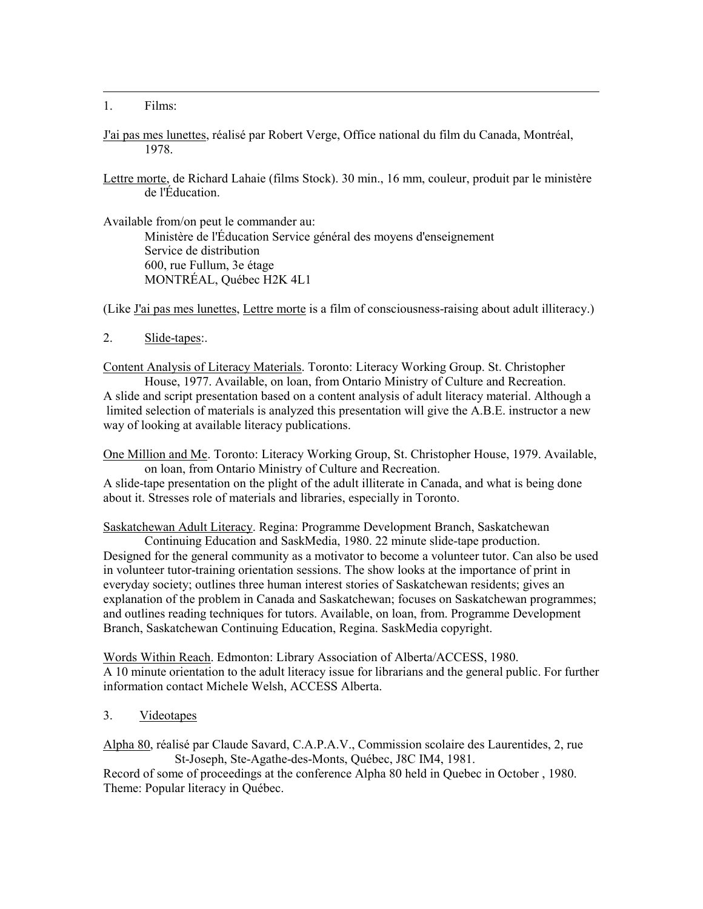1. Films:

J'ai pas mes lunettes, réalisé par Robert Verge, Office national du film du Canada, Montréal, 1978.

Lettre morte, de Richard Lahaie (films Stock). 30 min., 16 mm, couleur, produit par le ministère de l'Éducation.

Available from/on peut le commander au:

Ministère de l'Éducation Service général des moyens d'enseignement
Service de distribution
600, rue Fullum, 3e étage
MONTRÉAL, Québec H2K 4L1

(Like J'ai pas mes lunettes, Lettre morte is a film of consciousness-raising about adult illiteracy.)

2. Slide-tapes:.

Content Analysis of Literacy Materials. Toronto: Literacy Working Group. St. Christopher House, 1977. Available, on loan, from Ontario Ministry of Culture and Recreation.
A slide and script presentation based on a content analysis of adult literacy material. Although a limited selection of materials is analyzed this presentation will give the A.B.E. instructor a new way of looking at available literacy publications.

One Million and Me. Toronto: Literacy Working Group, St. Christopher House, 1979. Available, on loan, from Ontario Ministry of Culture and Recreation.
A slide-tape presentation on the plight of the adult illiterate in Canada, and what is being done about it. Stresses role of materials and libraries, especially in Toronto.

Saskatchewan Adult Literacy. Regina: Programme Development Branch, Saskatchewan Continuing Education and SaskMedia, 1980. 22 minute slide-tape production.
Designed for the general community as a motivator to become a volunteer tutor. Can also be used in volunteer tutor-training orientation sessions. The show looks at the importance of print in everyday society; outlines three human interest stories of Saskatchewan residents; gives an explanation of the problem in Canada and Saskatchewan; focuses on Saskatchewan programmes; and outlines reading techniques for tutors. Available, on loan, from. Programme Development Branch, Saskatchewan Continuing Education, Regina. SaskMedia copyright.

Words Within Reach. Edmonton: Library Association of Alberta/ACCESS, 1980.
A 10 minute orientation to the adult literacy issue for librarians and the general public. For further information contact Michele Welsh, ACCESS Alberta.

3. Videotapes

Alpha 80, réalisé par Claude Savard, C.A.P.A.V., Commission scolaire des Laurentides, 2, rue St-Joseph, Ste-Agathe-des-Monts, Québec, J8C IM4, 1981.
Record of some of proceedings at the conference Alpha 80 held in Quebec in October , 1980. Theme: Popular literacy in Québec.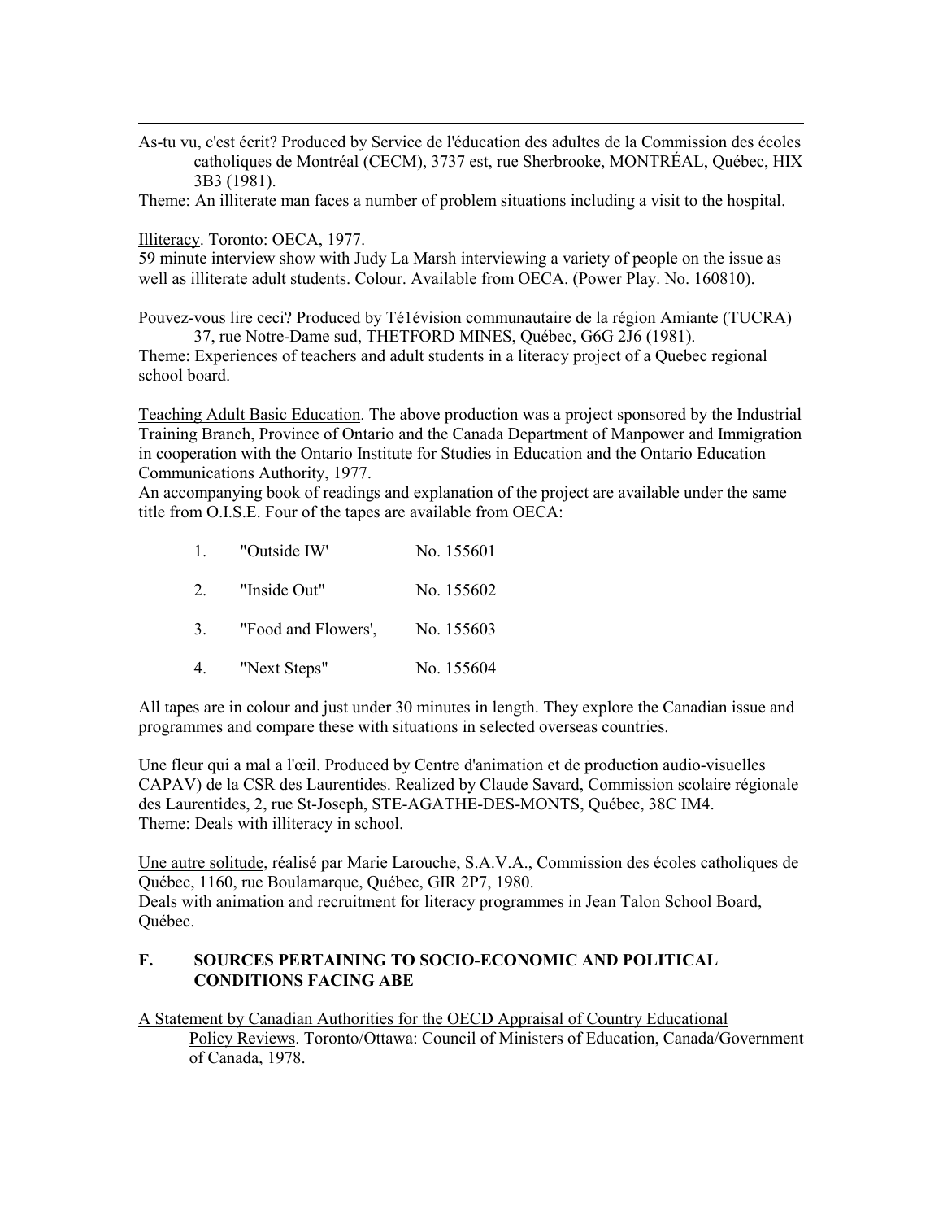As-tu vu, c'est écrit? Produced by Service de l'éducation des adultes de la Commission des écoles catholiques de Montréal (CECM), 3737 est, rue Sherbrooke, MONTRÉAL, Québec, HIX 3B3 (1981).
Theme: An illiterate man faces a number of problem situations including a visit to the hospital.

Illiteracy. Toronto: OECA, 1977.
59 minute interview show with Judy La Marsh interviewing a variety of people on the issue as well as illiterate adult students. Colour. Available from OECA. (Power Play. No. 160810).

Pouvez-vous lire ceci? Produced by Té1évision communautaire de la région Amiante (TUCRA) 37, rue Notre-Dame sud, THETFORD MINES, Québec, G6G 2J6 (1981).
Theme: Experiences of teachers and adult students in a literacy project of a Quebec regional school board.

Teaching Adult Basic Education. The above production was a project sponsored by the Industrial Training Branch, Province of Ontario and the Canada Department of Manpower and Immigration in cooperation with the Ontario Institute for Studies in Education and the Ontario Education Communications Authority, 1977.
An accompanying book of readings and explanation of the project are available under the same title from O.I.S.E. Four of the tapes are available from OECA:

1. "Outside IW' No. 155601
2. "Inside Out" No. 155602
3. "Food and Flowers', No. 155603
4. "Next Steps" No. 155604

All tapes are in colour and just under 30 minutes in length. They explore the Canadian issue and programmes and compare these with situations in selected overseas countries.

Une fleur qui a mal a l'œil. Produced by Centre d'animation et de production audio-visuelles CAPAV) de la CSR des Laurentides. Realized by Claude Savard, Commission scolaire régionale des Laurentides, 2, rue St-Joseph, STE-AGATHE-DES-MONTS, Québec, 38C IM4.
Theme: Deals with illiteracy in school.

Une autre solitude, réalisé par Marie Larouche, S.A.V.A., Commission des écoles catholiques de Québec, 1160, rue Boulamarque, Québec, GIR 2P7, 1980.
Deals with animation and recruitment for literacy programmes in Jean Talon School Board, Québec.

## F. SOURCES PERTAINING TO SOCIO-ECONOMIC AND POLITICAL CONDITIONS FACING ABE

A Statement by Canadian Authorities for the OECD Appraisal of Country Educational Policy Reviews. Toronto/Ottawa: Council of Ministers of Education, Canada/Government of Canada, 1978.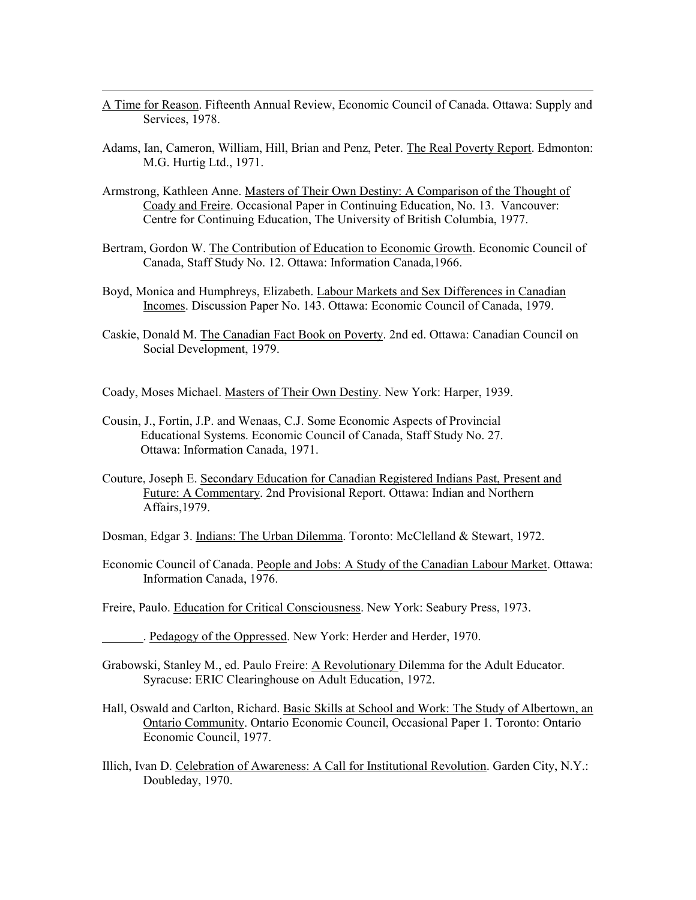A Time for Reason. Fifteenth Annual Review, Economic Council of Canada. Ottawa: Supply and Services, 1978.

Adams, Ian, Cameron, William, Hill, Brian and Penz, Peter. The Real Poverty Report. Edmonton: M.G. Hurtig Ltd., 1971.

Armstrong, Kathleen Anne. Masters of Their Own Destiny: A Comparison of the Thought of Coady and Freire. Occasional Paper in Continuing Education, No. 13. Vancouver: Centre for Continuing Education, The University of British Columbia, 1977.

Bertram, Gordon W. The Contribution of Education to Economic Growth. Economic Council of Canada, Staff Study No. 12. Ottawa: Information Canada,1966.

Boyd, Monica and Humphreys, Elizabeth. Labour Markets and Sex Differences in Canadian Incomes. Discussion Paper No. 143. Ottawa: Economic Council of Canada, 1979.

Caskie, Donald M. The Canadian Fact Book on Poverty. 2nd ed. Ottawa: Canadian Council on Social Development, 1979.

Coady, Moses Michael. Masters of Their Own Destiny. New York: Harper, 1939.

Cousin, J., Fortin, J.P. and Wenaas, C.J. Some Economic Aspects of Provincial Educational Systems. Economic Council of Canada, Staff Study No. 27. Ottawa: Information Canada, 1971.

Couture, Joseph E. Secondary Education for Canadian Registered Indians Past, Present and Future: A Commentary. 2nd Provisional Report. Ottawa: Indian and Northern Affairs,1979.

Dosman, Edgar 3. Indians: The Urban Dilemma. Toronto: McClelland & Stewart, 1972.

Economic Council of Canada. People and Jobs: A Study of the Canadian Labour Market. Ottawa: Information Canada, 1976.

Freire, Paulo. Education for Critical Consciousness. New York: Seabury Press, 1973.

_______. Pedagogy of the Oppressed. New York: Herder and Herder, 1970.

Grabowski, Stanley M., ed. Paulo Freire: A Revolutionary Dilemma for the Adult Educator. Syracuse: ERIC Clearinghouse on Adult Education, 1972.

Hall, Oswald and Carlton, Richard. Basic Skills at School and Work: The Study of Albertown, an Ontario Community. Ontario Economic Council, Occasional Paper 1. Toronto: Ontario Economic Council, 1977.

Illich, Ivan D. Celebration of Awareness: A Call for Institutional Revolution. Garden City, N.Y.: Doubleday, 1970.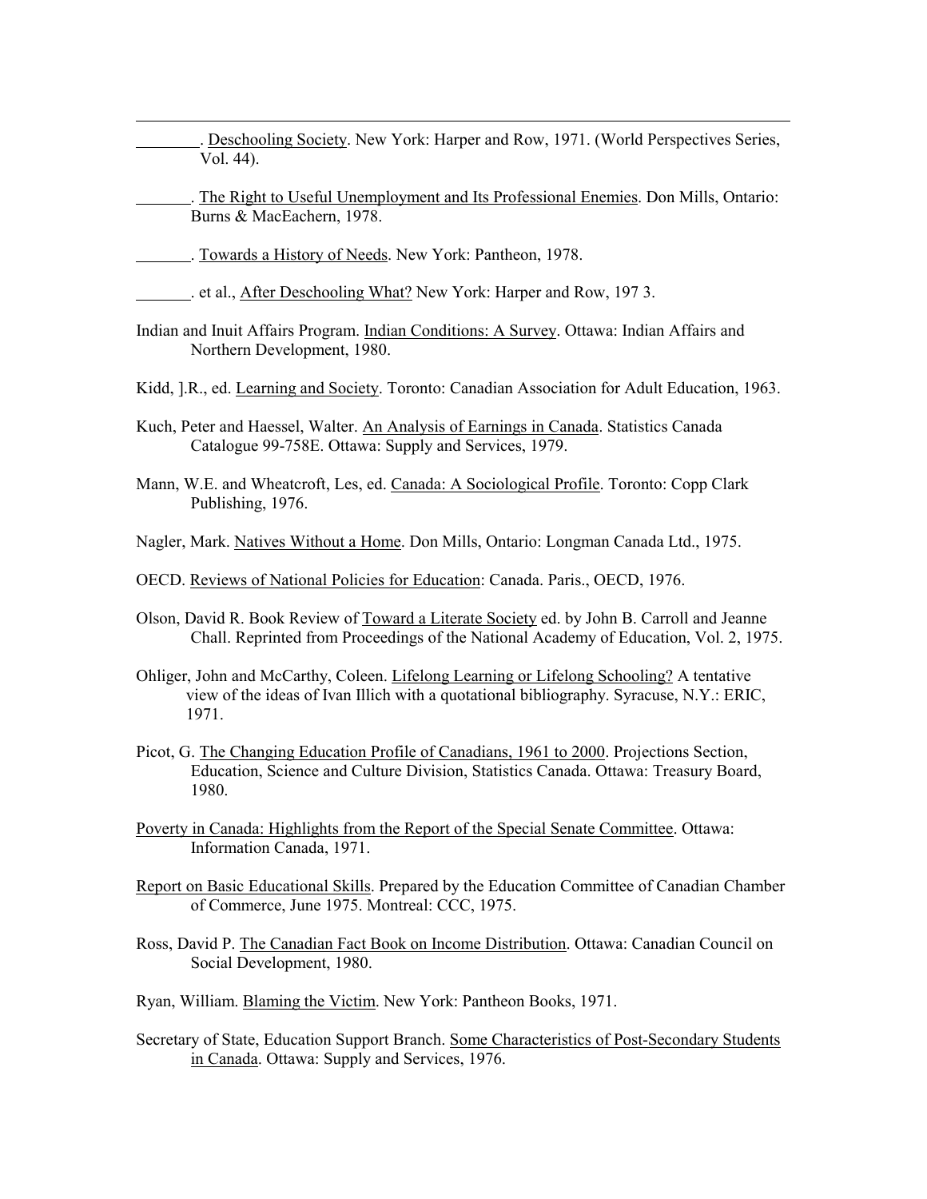________. Deschooling Society. New York: Harper and Row, 1971. (World Perspectives Series, Vol. 44).

_______. The Right to Useful Unemployment and Its Professional Enemies. Don Mills, Ontario: Burns & MacEachern, 1978.

_______. Towards a History of Needs. New York: Pantheon, 1978.

_______. et al., After Deschooling What? New York: Harper and Row, 197 3.

Indian and Inuit Affairs Program. Indian Conditions: A Survey. Ottawa: Indian Affairs and Northern Development, 1980.

Kidd, ].R., ed. Learning and Society. Toronto: Canadian Association for Adult Education, 1963.

Kuch, Peter and Haessel, Walter. An Analysis of Earnings in Canada. Statistics Canada Catalogue 99-758E. Ottawa: Supply and Services, 1979.

Mann, W.E. and Wheatcroft, Les, ed. Canada: A Sociological Profile. Toronto: Copp Clark Publishing, 1976.

Nagler, Mark. Natives Without a Home. Don Mills, Ontario: Longman Canada Ltd., 1975.

OECD. Reviews of National Policies for Education: Canada. Paris., OECD, 1976.

Olson, David R. Book Review of Toward a Literate Society ed. by John B. Carroll and Jeanne Chall. Reprinted from Proceedings of the National Academy of Education, Vol. 2, 1975.

Ohliger, John and McCarthy, Coleen. Lifelong Learning or Lifelong Schooling? A tentative view of the ideas of Ivan Illich with a quotational bibliography. Syracuse, N.Y.: ERIC, 1971.

Picot, G. The Changing Education Profile of Canadians, 1961 to 2000. Projections Section, Education, Science and Culture Division, Statistics Canada. Ottawa: Treasury Board, 1980.

Poverty in Canada: Highlights from the Report of the Special Senate Committee. Ottawa: Information Canada, 1971.

Report on Basic Educational Skills. Prepared by the Education Committee of Canadian Chamber of Commerce, June 1975. Montreal: CCC, 1975.

Ross, David P. The Canadian Fact Book on Income Distribution. Ottawa: Canadian Council on Social Development, 1980.

Ryan, William. Blaming the Victim. New York: Pantheon Books, 1971.

Secretary of State, Education Support Branch. Some Characteristics of Post-Secondary Students in Canada. Ottawa: Supply and Services, 1976.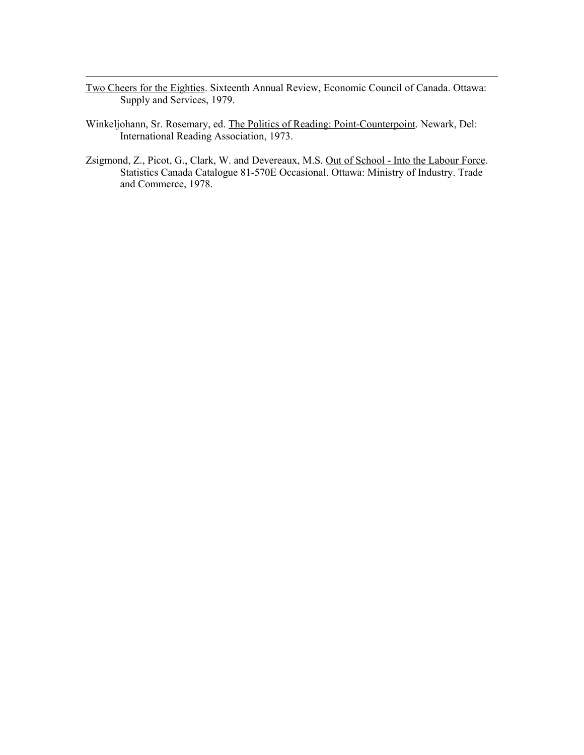Two Cheers for the Eighties. Sixteenth Annual Review, Economic Council of Canada. Ottawa: Supply and Services, 1979.

Winkeljohann, Sr. Rosemary, ed. The Politics of Reading: Point-Counterpoint. Newark, Del: International Reading Association, 1973.

Zsigmond, Z., Picot, G., Clark, W. and Devereaux, M.S. Out of School - Into the Labour Force. Statistics Canada Catalogue 81-570E Occasional. Ottawa: Ministry of Industry. Trade and Commerce, 1978.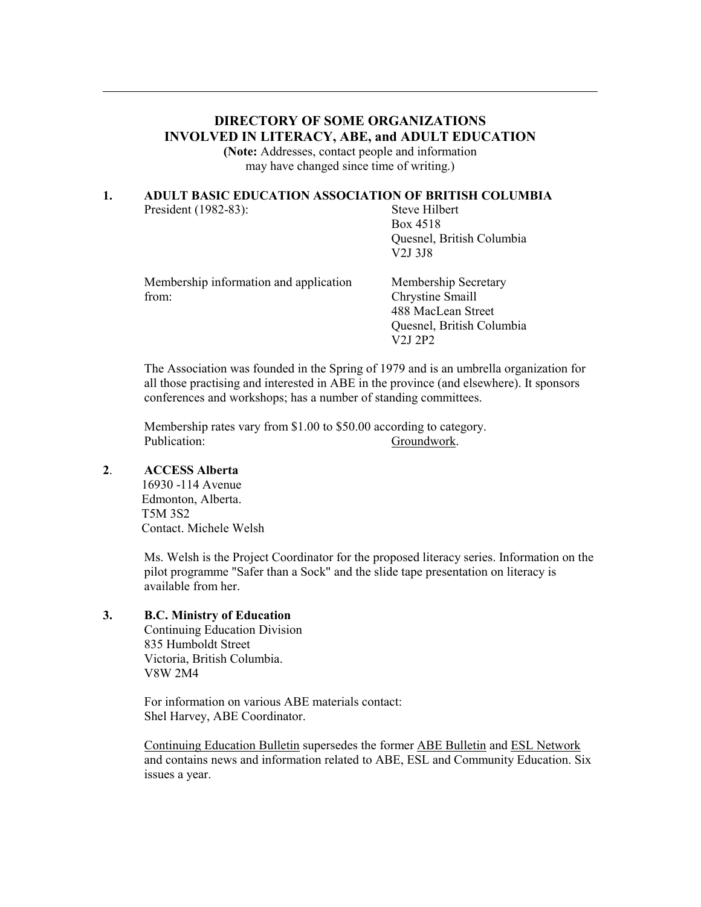---

## DIRECTORY OF SOME ORGANIZATIONS INVOLVED IN LITERACY, ABE, and ADULT EDUCATION

**(Note:** Addresses, contact people and information may have changed since time of writing.)

### 1. ADULT BASIC EDUCATION ASSOCIATION OF BRITISH COLUMBIA

President (1982-83):
Steve Hilbert
Box 4518
Quesnel, British Columbia
V2J 3J8

Membership information and application from:
Membership Secretary
Chrystine Smaill
488 MacLean Street
Quesnel, British Columbia
V2J 2P2

The Association was founded in the Spring of 1979 and is an umbrella organization for all those practising and interested in ABE in the province (and elsewhere). It sponsors conferences and workshops; has a number of standing committees.

Membership rates vary from $1.00 to $50.00 according to category.
Publication: Groundwork.

### 2. ACCESS Alberta

16930 -114 Avenue
Edmonton, Alberta.
T5M 3S2
Contact. Michele Welsh

Ms. Welsh is the Project Coordinator for the proposed literacy series. Information on the pilot programme "Safer than a Sock" and the slide tape presentation on literacy is available from her.

### 3. B.C. Ministry of Education

Continuing Education Division
835 Humboldt Street
Victoria, British Columbia.
V8W 2M4

For information on various ABE materials contact:
Shel Harvey, ABE Coordinator.

Continuing Education Bulletin supersedes the former ABE Bulletin and ESL Network and contains news and information related to ABE, ESL and Community Education. Six issues a year.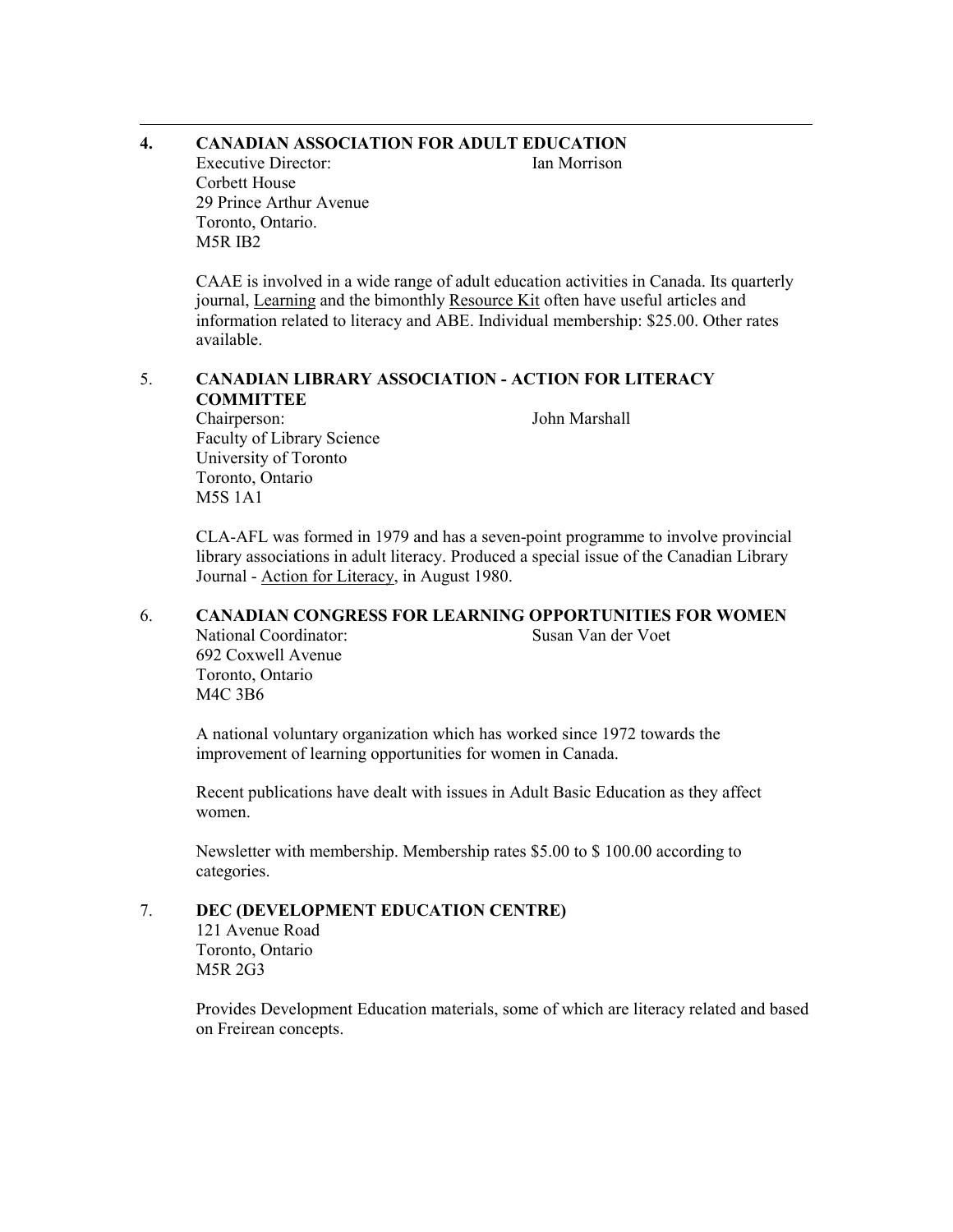**4. CANADIAN ASSOCIATION FOR ADULT EDUCATION**

Executive Director: Ian Morrison
Corbett House
29 Prince Arthur Avenue
Toronto, Ontario.
M5R IB2

CAAE is involved in a wide range of adult education activities in Canada. Its quarterly journal, Learning and the bimonthly Resource Kit often have useful articles and information related to literacy and ABE. Individual membership: $25.00. Other rates available.

5. **CANADIAN LIBRARY ASSOCIATION - ACTION FOR LITERACY COMMITTEE**

Chairperson: John Marshall
Faculty of Library Science
University of Toronto
Toronto, Ontario
M5S 1A1

CLA-AFL was formed in 1979 and has a seven-point programme to involve provincial library associations in adult literacy. Produced a special issue of the Canadian Library Journal - Action for Literacy, in August 1980.

6. **CANADIAN CONGRESS FOR LEARNING OPPORTUNITIES FOR WOMEN**

National Coordinator: Susan Van der Voet
692 Coxwell Avenue
Toronto, Ontario
M4C 3B6

A national voluntary organization which has worked since 1972 towards the improvement of learning opportunities for women in Canada.

Recent publications have dealt with issues in Adult Basic Education as they affect women.

Newsletter with membership. Membership rates $5.00 to $ 100.00 according to categories.

7. **DEC (DEVELOPMENT EDUCATION CENTRE)**

121 Avenue Road
Toronto, Ontario
M5R 2G3

Provides Development Education materials, some of which are literacy related and based on Freirean concepts.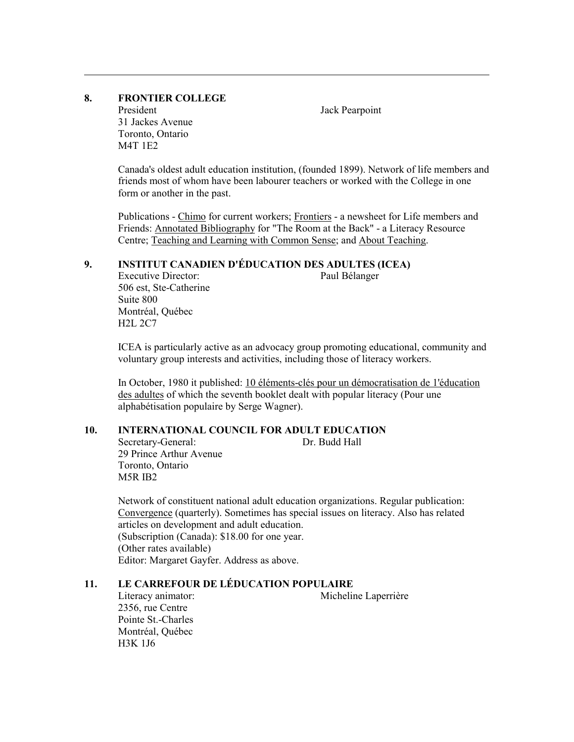## 8. FRONTIER COLLEGE

President — Jack Pearpoint

31 Jackes Avenue
Toronto, Ontario
M4T 1E2

Canada's oldest adult education institution, (founded 1899). Network of life members and friends most of whom have been labourer teachers or worked with the College in one form or another in the past.

Publications - Chimo for current workers; Frontiers - a newsheet for Life members and Friends: Annotated Bibliography for "The Room at the Back" - a Literacy Resource Centre; Teaching and Learning with Common Sense; and About Teaching.

## 9. INSTITUT CANADIEN D'ÉDUCATION DES ADULTES (ICEA)

Executive Director: — Paul Bélanger

506 est, Ste-Catherine
Suite 800
Montréal, Québec
H2L 2C7

ICEA is particularly active as an advocacy group promoting educational, community and voluntary group interests and activities, including those of literacy workers.

In October, 1980 it published: 10 éléments-clés pour un démocratisation de 1'éducation des adultes of which the seventh booklet dealt with popular literacy (Pour une alphabétisation populaire by Serge Wagner).

## 10. INTERNATIONAL COUNCIL FOR ADULT EDUCATION

Secretary-General: — Dr. Budd Hall

29 Prince Arthur Avenue
Toronto, Ontario
M5R IB2

Network of constituent national adult education organizations. Regular publication: Convergence (quarterly). Sometimes has special issues on literacy. Also has related articles on development and adult education.
(Subscription (Canada): $18.00 for one year.
(Other rates available)
Editor: Margaret Gayfer. Address as above.

## 11. LE CARREFOUR DE LÉDUCATION POPULAIRE

Literacy animator: — Micheline Laperrière

2356, rue Centre
Pointe St.-Charles
Montréal, Québec
H3K 1J6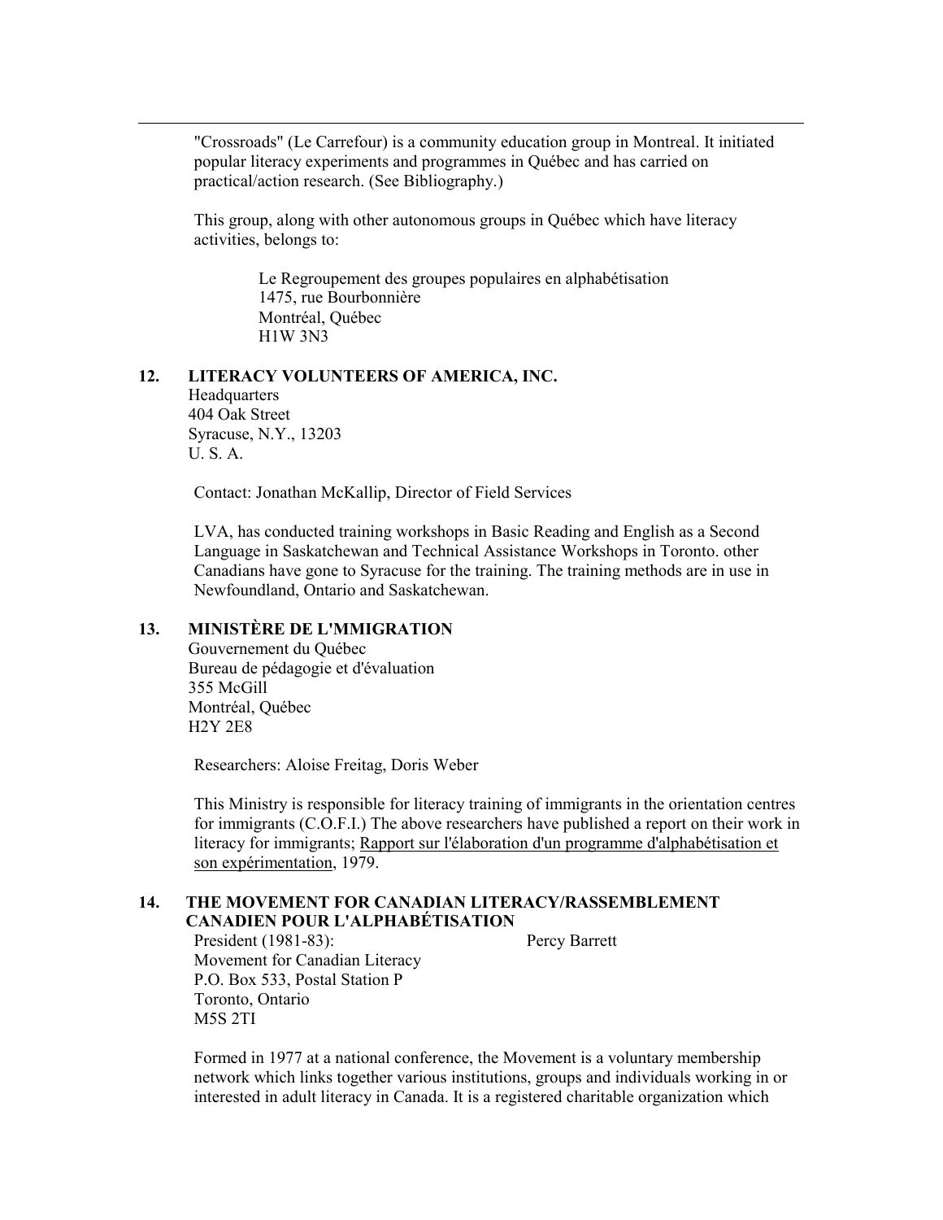"Crossroads" (Le Carrefour) is a community education group in Montreal. It initiated popular literacy experiments and programmes in Québec and has carried on practical/action research. (See Bibliography.)

This group, along with other autonomous groups in Québec which have literacy activities, belongs to:

> Le Regroupement des groupes populaires en alphabétisation
> 1475, rue Bourbonnière
> Montréal, Québec
> H1W 3N3

**12. LITERACY VOLUNTEERS OF AMERICA, INC.**

Headquarters
404 Oak Street
Syracuse, N.Y., 13203
U. S. A.

Contact: Jonathan McKallip, Director of Field Services

LVA, has conducted training workshops in Basic Reading and English as a Second Language in Saskatchewan and Technical Assistance Workshops in Toronto. other Canadians have gone to Syracuse for the training. The training methods are in use in Newfoundland, Ontario and Saskatchewan.

**13. MINISTÈRE DE L'MMIGRATION**

Gouvernement du Québec
Bureau de pédagogie et d'évaluation
355 McGill
Montréal, Québec
H2Y 2E8

Researchers: Aloise Freitag, Doris Weber

This Ministry is responsible for literacy training of immigrants in the orientation centres for immigrants (C.O.F.I.) The above researchers have published a report on their work in literacy for immigrants; Rapport sur l'élaboration d'un programme d'alphabétisation et son expérimentation, 1979.

**14. THE MOVEMENT FOR CANADIAN LITERACY/RASSEMBLEMENT CANADIEN POUR L'ALPHABÉTISATION**

President (1981-83): Percy Barrett
Movement for Canadian Literacy
P.O. Box 533, Postal Station P
Toronto, Ontario
M5S 2TI

Formed in 1977 at a national conference, the Movement is a voluntary membership network which links together various institutions, groups and individuals working in or interested in adult literacy in Canada. It is a registered charitable organization which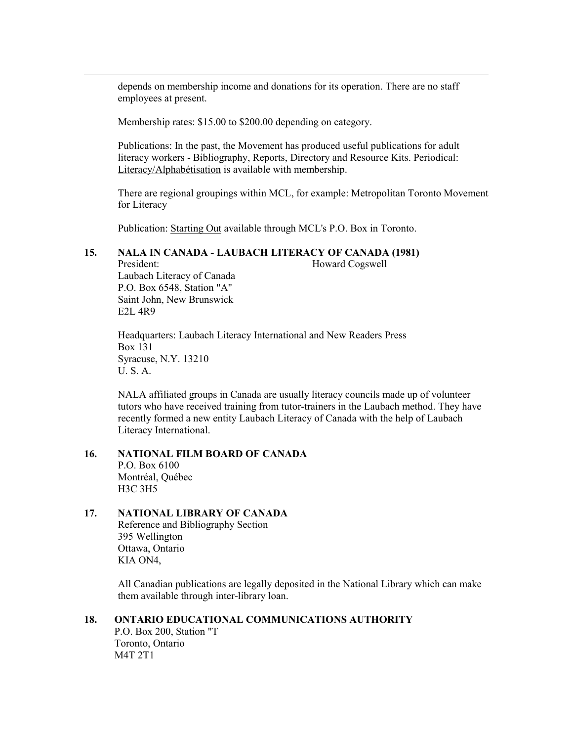depends on membership income and donations for its operation. There are no staff employees at present.

Membership rates: $15.00 to $200.00 depending on category.

Publications: In the past, the Movement has produced useful publications for adult literacy workers - Bibliography, Reports, Directory and Resource Kits. Periodical: Literacy/Alphabétisation is available with membership.

There are regional groupings within MCL, for example: Metropolitan Toronto Movement for Literacy

Publication: Starting Out available through MCL's P.O. Box in Toronto.

**15. NALA IN CANADA - LAUBACH LITERACY OF CANADA (1981)**

President: Howard Cogswell
Laubach Literacy of Canada
P.O. Box 6548, Station "A"
Saint John, New Brunswick
E2L 4R9

Headquarters: Laubach Literacy International and New Readers Press
Box 131
Syracuse, N.Y. 13210
U. S. A.

NALA affiliated groups in Canada are usually literacy councils made up of volunteer tutors who have received training from tutor-trainers in the Laubach method. They have recently formed a new entity Laubach Literacy of Canada with the help of Laubach Literacy International.

**16. NATIONAL FILM BOARD OF CANADA**

P.O. Box 6100
Montréal, Québec
H3C 3H5

**17. NATIONAL LIBRARY OF CANADA**

Reference and Bibliography Section
395 Wellington
Ottawa, Ontario
KIA ON4,

All Canadian publications are legally deposited in the National Library which can make them available through inter-library loan.

**18. ONTARIO EDUCATIONAL COMMUNICATIONS AUTHORITY**

P.O. Box 200, Station "T
Toronto, Ontario
M4T 2T1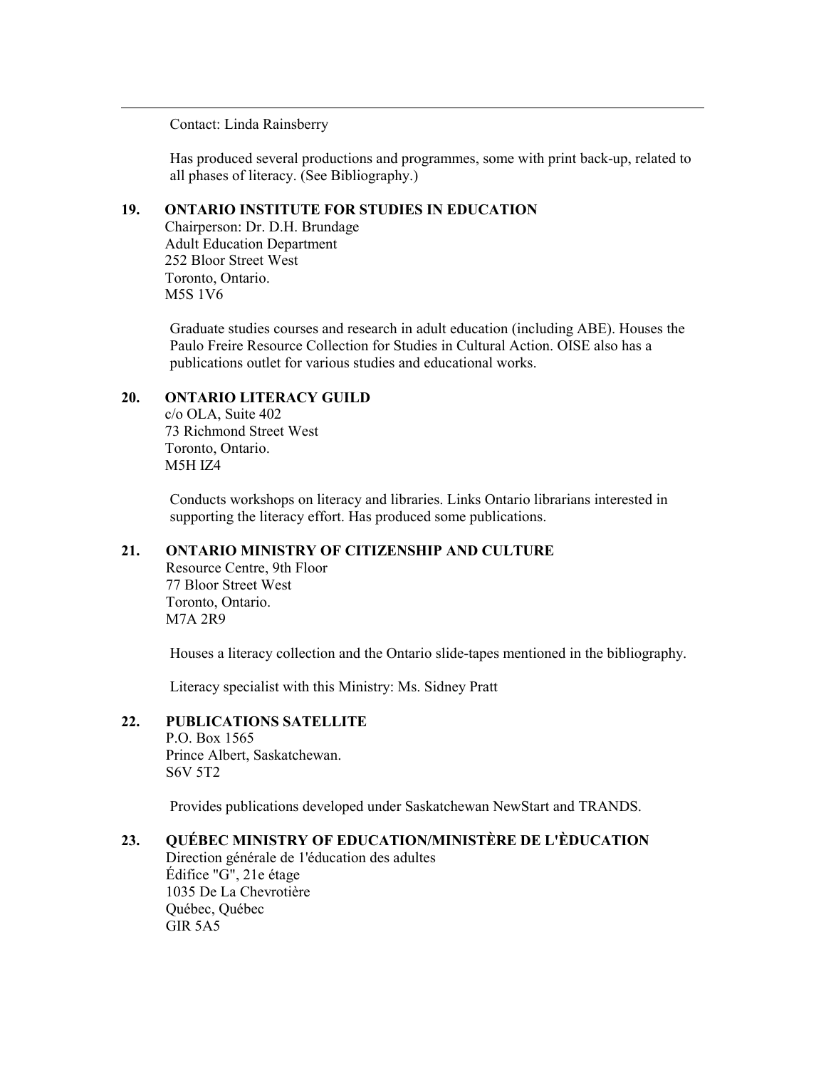Contact: Linda Rainsberry

Has produced several productions and programmes, some with print back-up, related to all phases of literacy. (See Bibliography.)

**19. ONTARIO INSTITUTE FOR STUDIES IN EDUCATION**
Chairperson: Dr. D.H. Brundage
Adult Education Department
252 Bloor Street West
Toronto, Ontario.
M5S 1V6

Graduate studies courses and research in adult education (including ABE). Houses the Paulo Freire Resource Collection for Studies in Cultural Action. OISE also has a publications outlet for various studies and educational works.

**20. ONTARIO LITERACY GUILD**
c/o OLA, Suite 402
73 Richmond Street West
Toronto, Ontario.
M5H IZ4

Conducts workshops on literacy and libraries. Links Ontario librarians interested in supporting the literacy effort. Has produced some publications.

**21. ONTARIO MINISTRY OF CITIZENSHIP AND CULTURE**
Resource Centre, 9th Floor
77 Bloor Street West
Toronto, Ontario.
M7A 2R9

Houses a literacy collection and the Ontario slide-tapes mentioned in the bibliography.

Literacy specialist with this Ministry: Ms. Sidney Pratt

**22. PUBLICATIONS SATELLITE**
P.O. Box 1565
Prince Albert, Saskatchewan.
S6V 5T2

Provides publications developed under Saskatchewan NewStart and TRANDS.

**23. QUÉBEC MINISTRY OF EDUCATION/MINISTÈRE DE L'ÈDUCATION**
Direction générale de 1'éducation des adultes
Édifice "G", 21e étage
1035 De La Chevrotière
Québec, Québec
GIR 5A5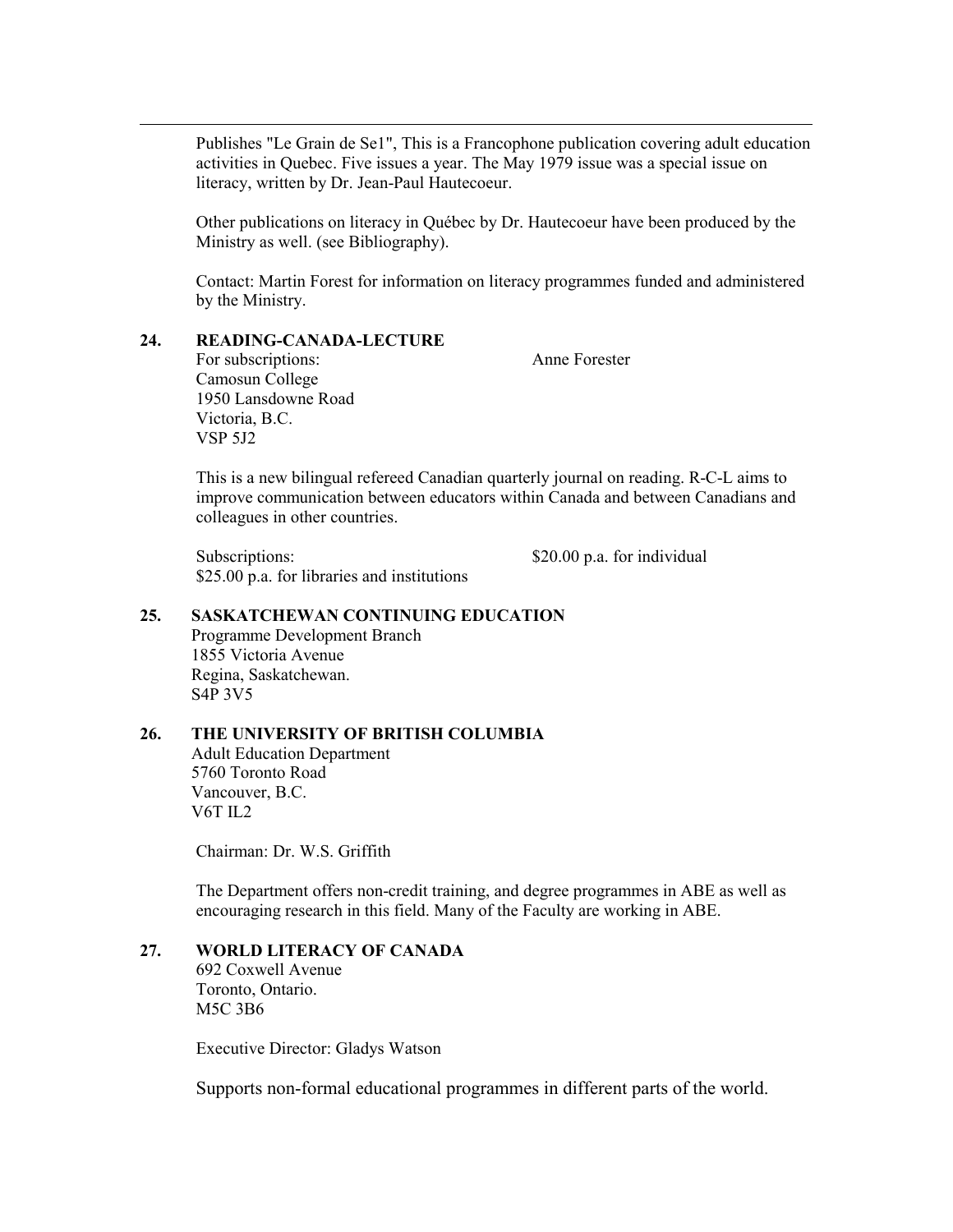Publishes "Le Grain de Se1", This is a Francophone publication covering adult education activities in Quebec. Five issues a year. The May 1979 issue was a special issue on literacy, written by Dr. Jean-Paul Hautecoeur.

Other publications on literacy in Québec by Dr. Hautecoeur have been produced by the Ministry as well. (see Bibliography).

Contact: Martin Forest for information on literacy programmes funded and administered by the Ministry.

**24. READING-CANADA-LECTURE**

For subscriptions: Anne Forester
Camosun College
1950 Lansdowne Road
Victoria, B.C.
VSP 5J2

This is a new bilingual refereed Canadian quarterly journal on reading. R-C-L aims to improve communication between educators within Canada and between Canadians and colleagues in other countries.

Subscriptions: $20.00 p.a. for individual
$25.00 p.a. for libraries and institutions

**25. SASKATCHEWAN CONTINUING EDUCATION**

Programme Development Branch
1855 Victoria Avenue
Regina, Saskatchewan.
S4P 3V5

**26. THE UNIVERSITY OF BRITISH COLUMBIA**

Adult Education Department
5760 Toronto Road
Vancouver, B.C.
V6T IL2

Chairman: Dr. W.S. Griffith

The Department offers non-credit training, and degree programmes in ABE as well as encouraging research in this field. Many of the Faculty are working in ABE.

**27. WORLD LITERACY OF CANADA**

692 Coxwell Avenue
Toronto, Ontario.
M5C 3B6

Executive Director: Gladys Watson

Supports non-formal educational programmes in different parts of the world.